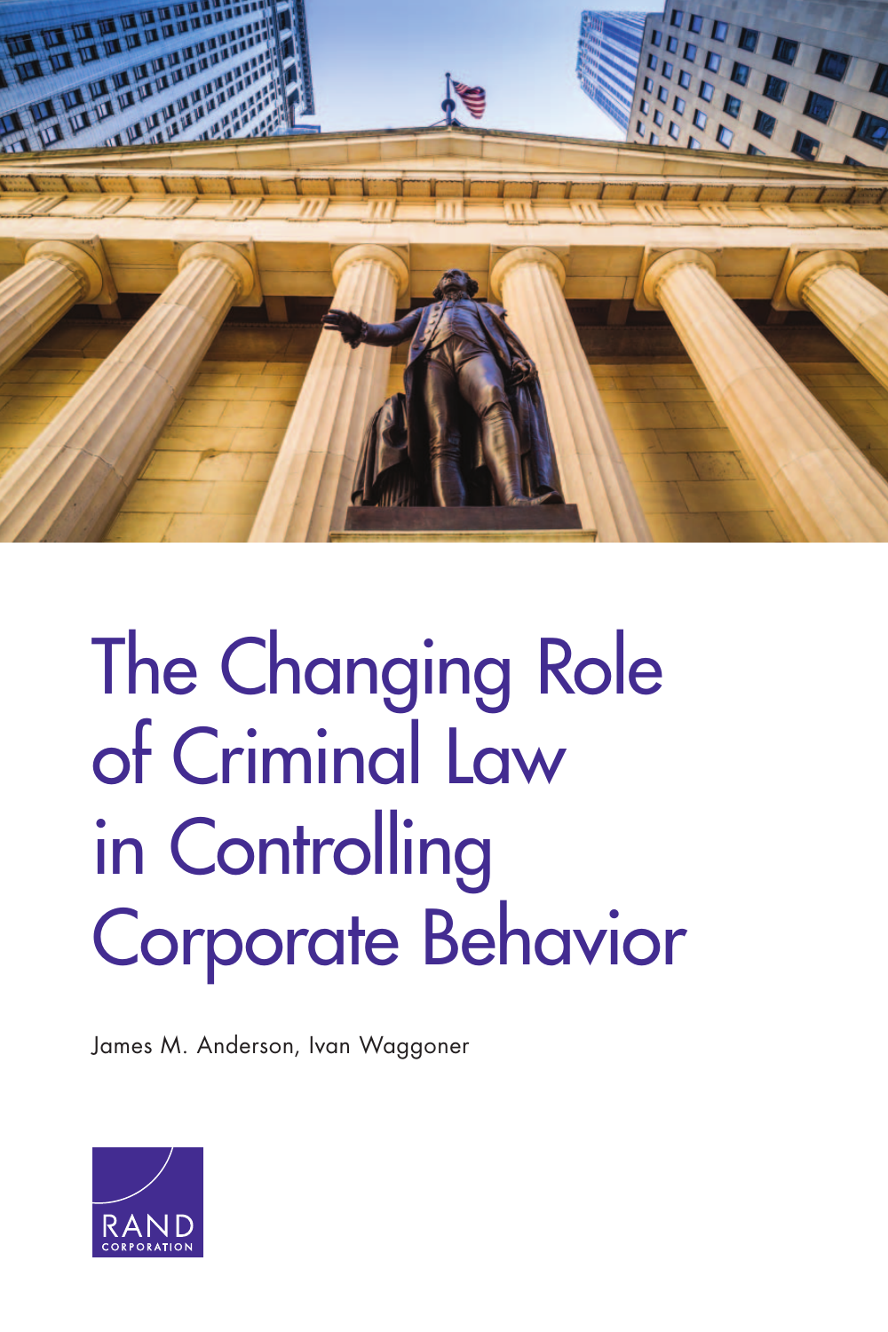# The Changing Role of Criminal Law in Controlling Corporate Behavior

James M. Anderson, Ivan Waggoner

RAND CORPORATION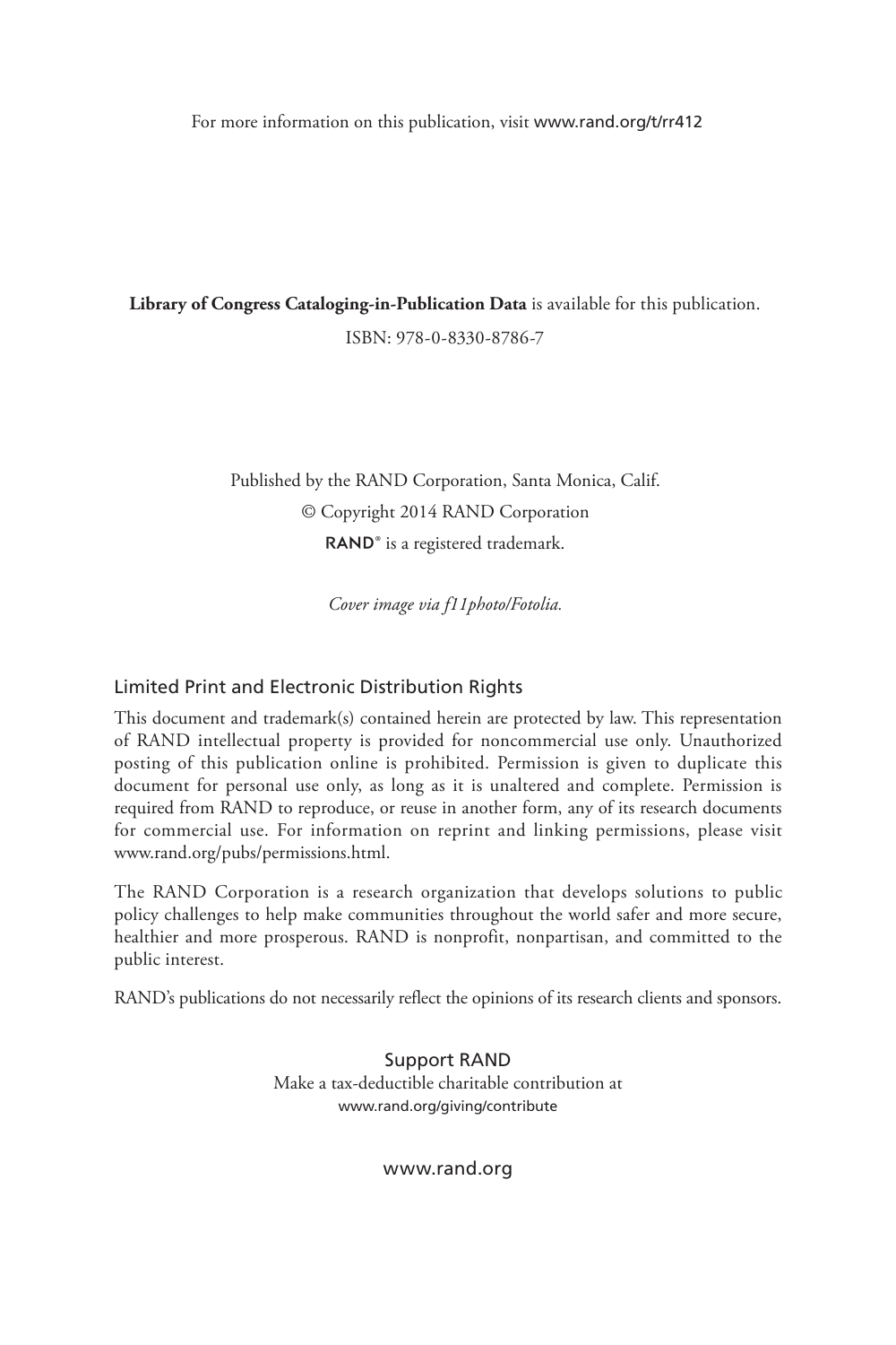For more information on this publication, visit www.rand.org/t/rr412

**Library of Congress Cataloging-in-Publication Data** is available for this publication.

ISBN: 978-0-8330-8786-7

Published by the RAND Corporation, Santa Monica, Calif.

© Copyright 2014 RAND Corporation

RAND® is a registered trademark.

*Cover image via f11photo/Fotolia.*

## Limited Print and Electronic Distribution Rights

This document and trademark(s) contained herein are protected by law. This representation of RAND intellectual property is provided for noncommercial use only. Unauthorized posting of this publication online is prohibited. Permission is given to duplicate this document for personal use only, as long as it is unaltered and complete. Permission is required from RAND to reproduce, or reuse in another form, any of its research documents for commercial use. For information on reprint and linking permissions, please visit www.rand.org/pubs/permissions.html.

The RAND Corporation is a research organization that develops solutions to public policy challenges to help make communities throughout the world safer and more secure, healthier and more prosperous. RAND is nonprofit, nonpartisan, and committed to the public interest.

RAND's publications do not necessarily reflect the opinions of its research clients and sponsors.

Support RAND

Make a tax-deductible charitable contribution at

www.rand.org/giving/contribute

www.rand.org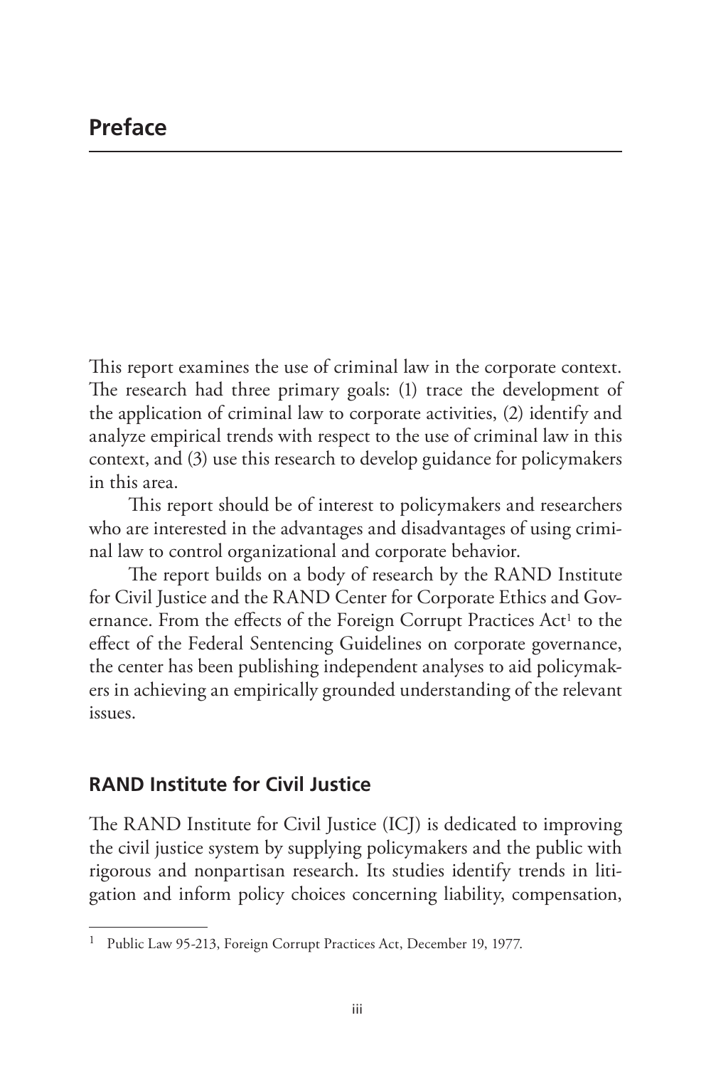# Preface

This report examines the use of criminal law in the corporate context. The research had three primary goals: (1) trace the development of the application of criminal law to corporate activities, (2) identify and analyze empirical trends with respect to the use of criminal law in this context, and (3) use this research to develop guidance for policymakers in this area.

This report should be of interest to policymakers and researchers who are interested in the advantages and disadvantages of using criminal law to control organizational and corporate behavior.

The report builds on a body of research by the RAND Institute for Civil Justice and the RAND Center for Corporate Ethics and Governance. From the effects of the Foreign Corrupt Practices Act[1] to the effect of the Federal Sentencing Guidelines on corporate governance, the center has been publishing independent analyses to aid policymakers in achieving an empirically grounded understanding of the relevant issues.

## RAND Institute for Civil Justice

The RAND Institute for Civil Justice (ICJ) is dedicated to improving the civil justice system by supplying policymakers and the public with rigorous and nonpartisan research. Its studies identify trends in litigation and inform policy choices concerning liability, compensation,

---

[1] Public Law 95-213, Foreign Corrupt Practices Act, December 19, 1977.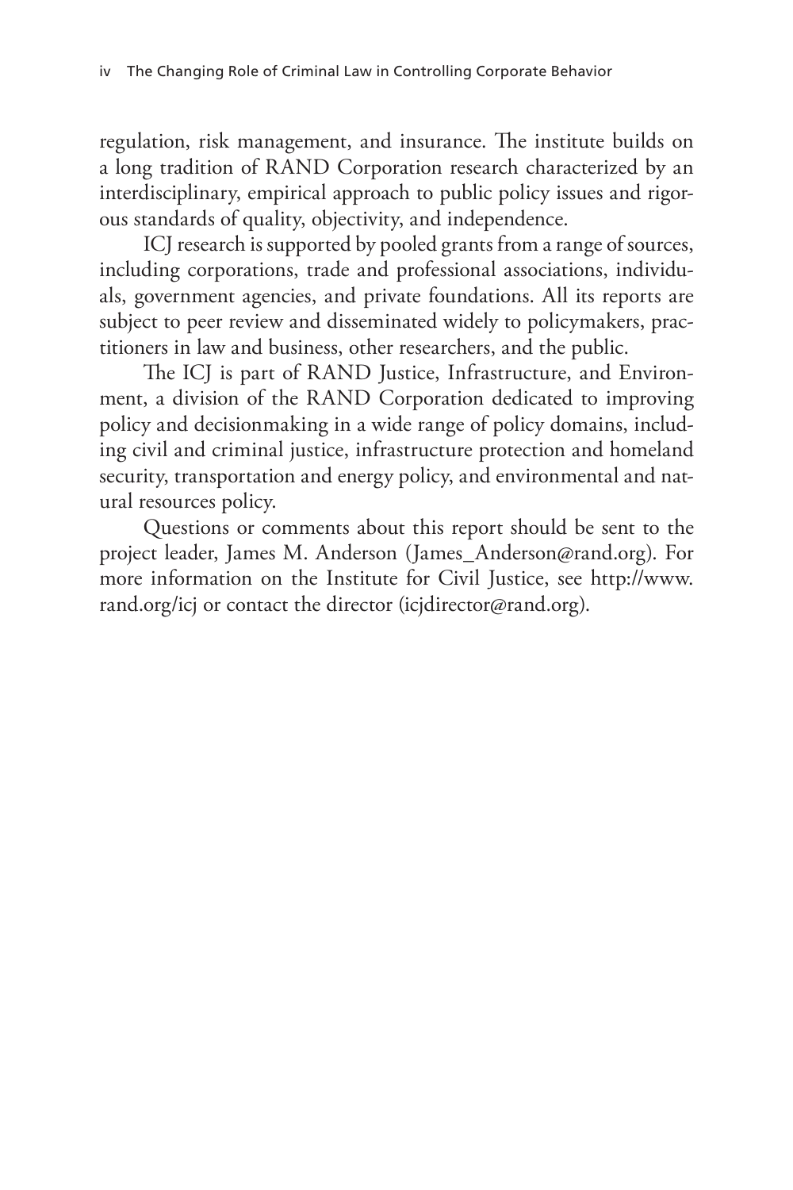regulation, risk management, and insurance. The institute builds on a long tradition of RAND Corporation research characterized by an interdisciplinary, empirical approach to public policy issues and rigorous standards of quality, objectivity, and independence.

ICJ research is supported by pooled grants from a range of sources, including corporations, trade and professional associations, individuals, government agencies, and private foundations. All its reports are subject to peer review and disseminated widely to policymakers, practitioners in law and business, other researchers, and the public.

The ICJ is part of RAND Justice, Infrastructure, and Environment, a division of the RAND Corporation dedicated to improving policy and decisionmaking in a wide range of policy domains, including civil and criminal justice, infrastructure protection and homeland security, transportation and energy policy, and environmental and natural resources policy.

Questions or comments about this report should be sent to the project leader, James M. Anderson (James_Anderson@rand.org). For more information on the Institute for Civil Justice, see http://www.rand.org/icj or contact the director (icjdirector@rand.org).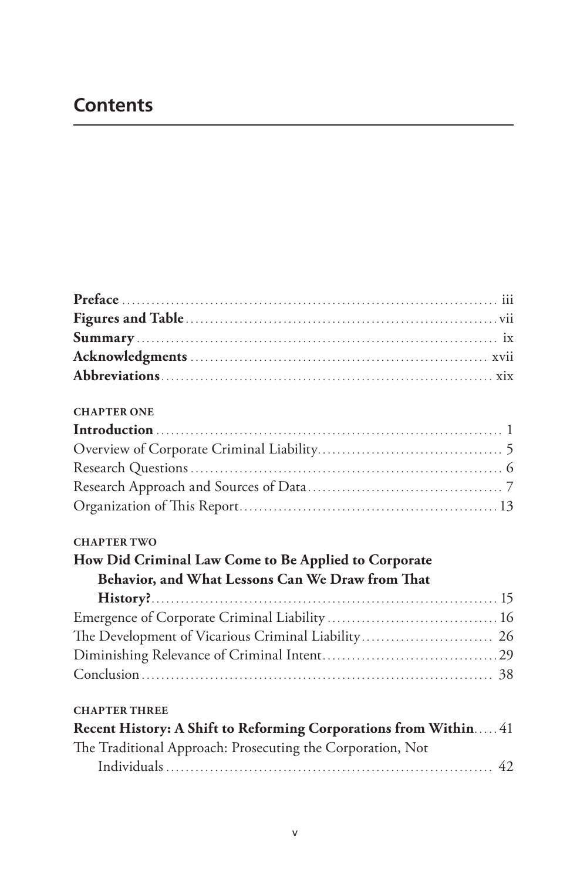# Contents

**Preface** ... iii
**Figures and Table** ... vii
**Summary** ... ix
**Acknowledgments** ... xvii
**Abbreviations** ... xix

**CHAPTER ONE**
**Introduction** ... 1
Overview of Corporate Criminal Liability ... 5
Research Questions ... 6
Research Approach and Sources of Data ... 7
Organization of This Report ... 13

**CHAPTER TWO**
**How Did Criminal Law Come to Be Applied to Corporate Behavior, and What Lessons Can We Draw from That History?** ... 15
Emergence of Corporate Criminal Liability ... 16
The Development of Vicarious Criminal Liability ... 26
Diminishing Relevance of Criminal Intent ... 29
Conclusion ... 38

**CHAPTER THREE**
**Recent History: A Shift to Reforming Corporations from Within** ... 41
The Traditional Approach: Prosecuting the Corporation, Not Individuals ... 42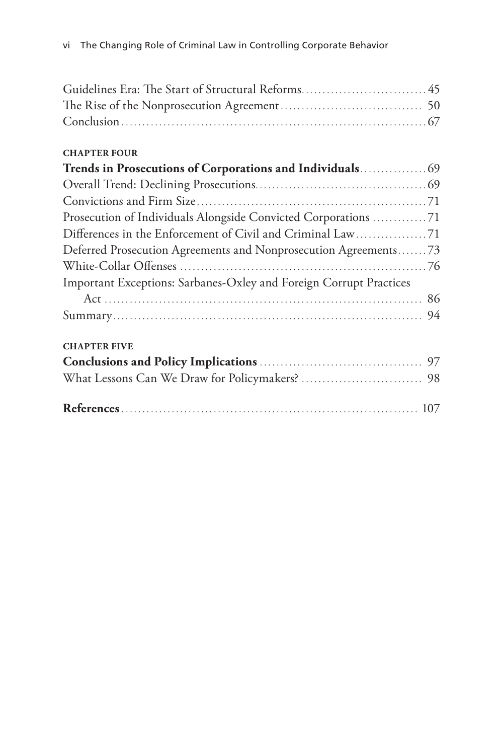Guidelines Era: The Start of Structural Reforms.............................. 45
The Rise of the Nonprosecution Agreement.................................. 50
Conclusion........................................................................ 67

**CHAPTER FOUR**

**Trends in Prosecutions of Corporations and Individuals**................ 69
Overall Trend: Declining Prosecutions........................................ 69
Convictions and Firm Size...................................................... 71
Prosecution of Individuals Alongside Convicted Corporations ............. 71
Differences in the Enforcement of Civil and Criminal Law................. 71
Deferred Prosecution Agreements and Nonprosecution Agreements....... 73
White-Collar Offenses .......................................................... 76
Important Exceptions: Sarbanes-Oxley and Foreign Corrupt Practices Act ........................................................................ 86
Summary.......................................................................... 94

**CHAPTER FIVE**

**Conclusions and Policy Implications** ...................................... 97
What Lessons Can We Draw for Policymakers? ............................ 98

**References**...................................................................... 107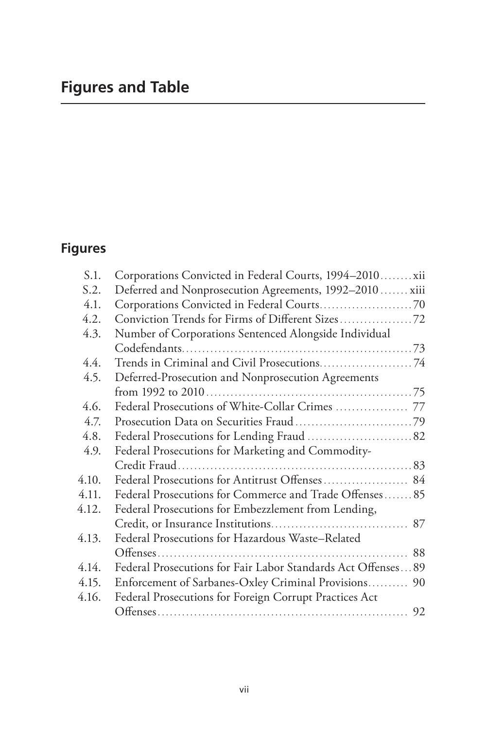# Figures and Table

## Figures

S.1. Corporations Convicted in Federal Courts, 1994–2010 ........ xii
S.2. Deferred and Nonprosecution Agreements, 1992–2010 ....... xiii
4.1. Corporations Convicted in Federal Courts ........ 70
4.2. Conviction Trends for Firms of Different Sizes ........ 72
4.3. Number of Corporations Sentenced Alongside Individual Codefendants ........ 73
4.4. Trends in Criminal and Civil Prosecutions ........ 74
4.5. Deferred-Prosecution and Nonprosecution Agreements from 1992 to 2010 ........ 75
4.6. Federal Prosecutions of White-Collar Crimes ........ 77
4.7. Prosecution Data on Securities Fraud ........ 79
4.8. Federal Prosecutions for Lending Fraud ........ 82
4.9. Federal Prosecutions for Marketing and Commodity-Credit Fraud ........ 83
4.10. Federal Prosecutions for Antitrust Offenses ........ 84
4.11. Federal Prosecutions for Commerce and Trade Offenses ........ 85
4.12. Federal Prosecutions for Embezzlement from Lending, Credit, or Insurance Institutions ........ 87
4.13. Federal Prosecutions for Hazardous Waste–Related Offenses ........ 88
4.14. Federal Prosecutions for Fair Labor Standards Act Offenses ... 89
4.15. Enforcement of Sarbanes-Oxley Criminal Provisions ........ 90
4.16. Federal Prosecutions for Foreign Corrupt Practices Act Offenses ........ 92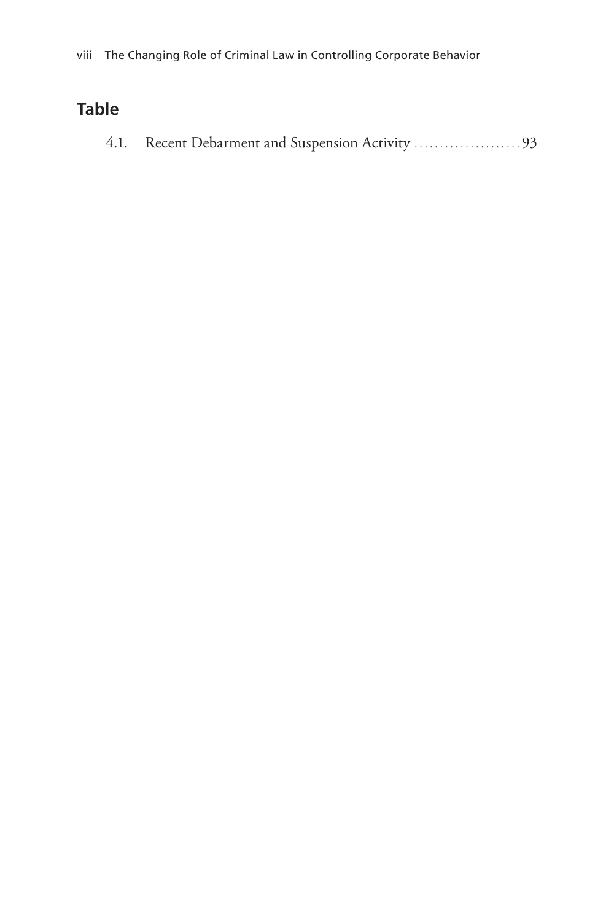## Table

4.1. Recent Debarment and Suspension Activity ..................... 93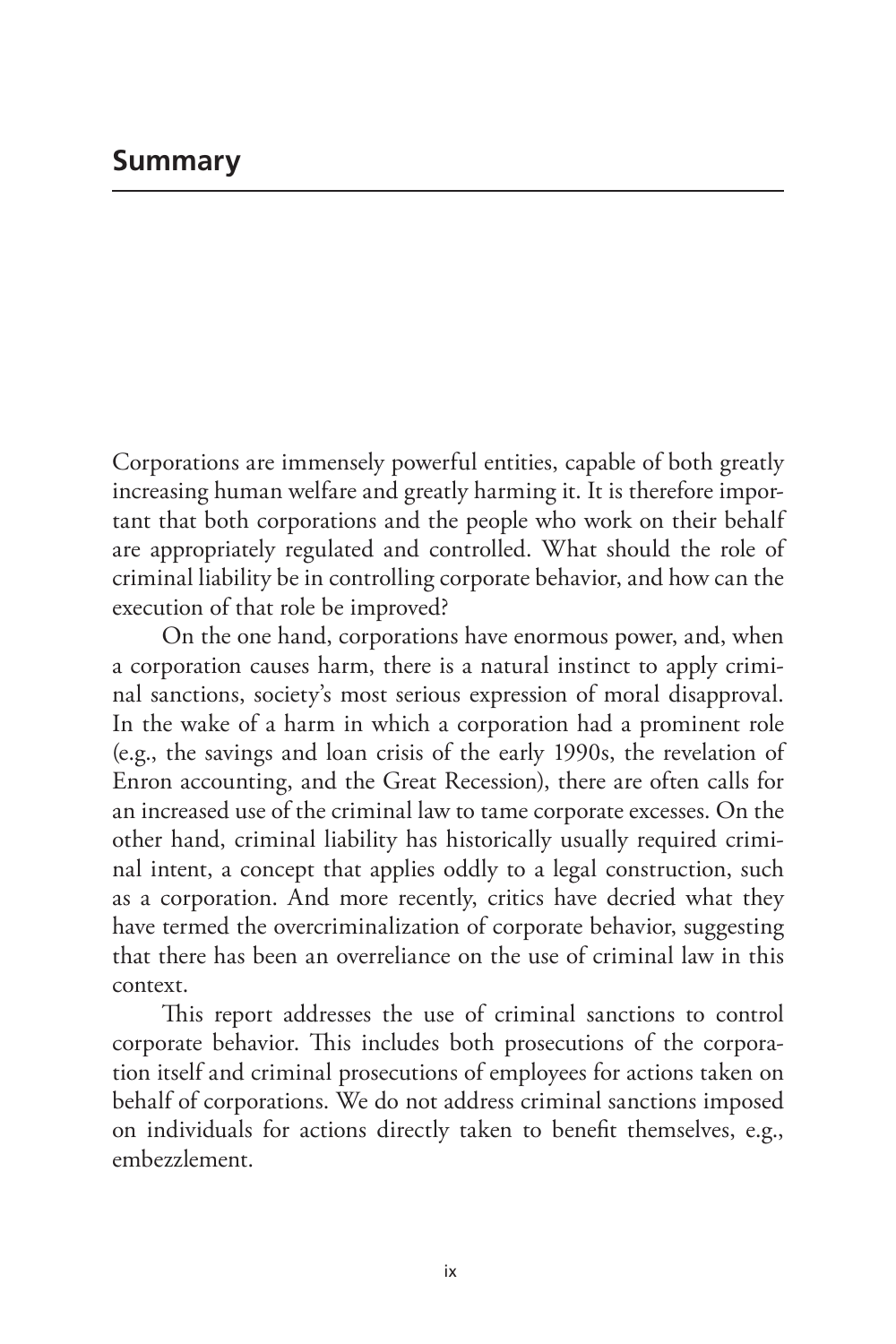## Summary

Corporations are immensely powerful entities, capable of both greatly increasing human welfare and greatly harming it. It is therefore important that both corporations and the people who work on their behalf are appropriately regulated and controlled. What should the role of criminal liability be in controlling corporate behavior, and how can the execution of that role be improved?

On the one hand, corporations have enormous power, and, when a corporation causes harm, there is a natural instinct to apply criminal sanctions, society's most serious expression of moral disapproval. In the wake of a harm in which a corporation had a prominent role (e.g., the savings and loan crisis of the early 1990s, the revelation of Enron accounting, and the Great Recession), there are often calls for an increased use of the criminal law to tame corporate excesses. On the other hand, criminal liability has historically usually required criminal intent, a concept that applies oddly to a legal construction, such as a corporation. And more recently, critics have decried what they have termed the overcriminalization of corporate behavior, suggesting that there has been an overreliance on the use of criminal law in this context.

This report addresses the use of criminal sanctions to control corporate behavior. This includes both prosecutions of the corporation itself and criminal prosecutions of employees for actions taken on behalf of corporations. We do not address criminal sanctions imposed on individuals for actions directly taken to benefit themselves, e.g., embezzlement.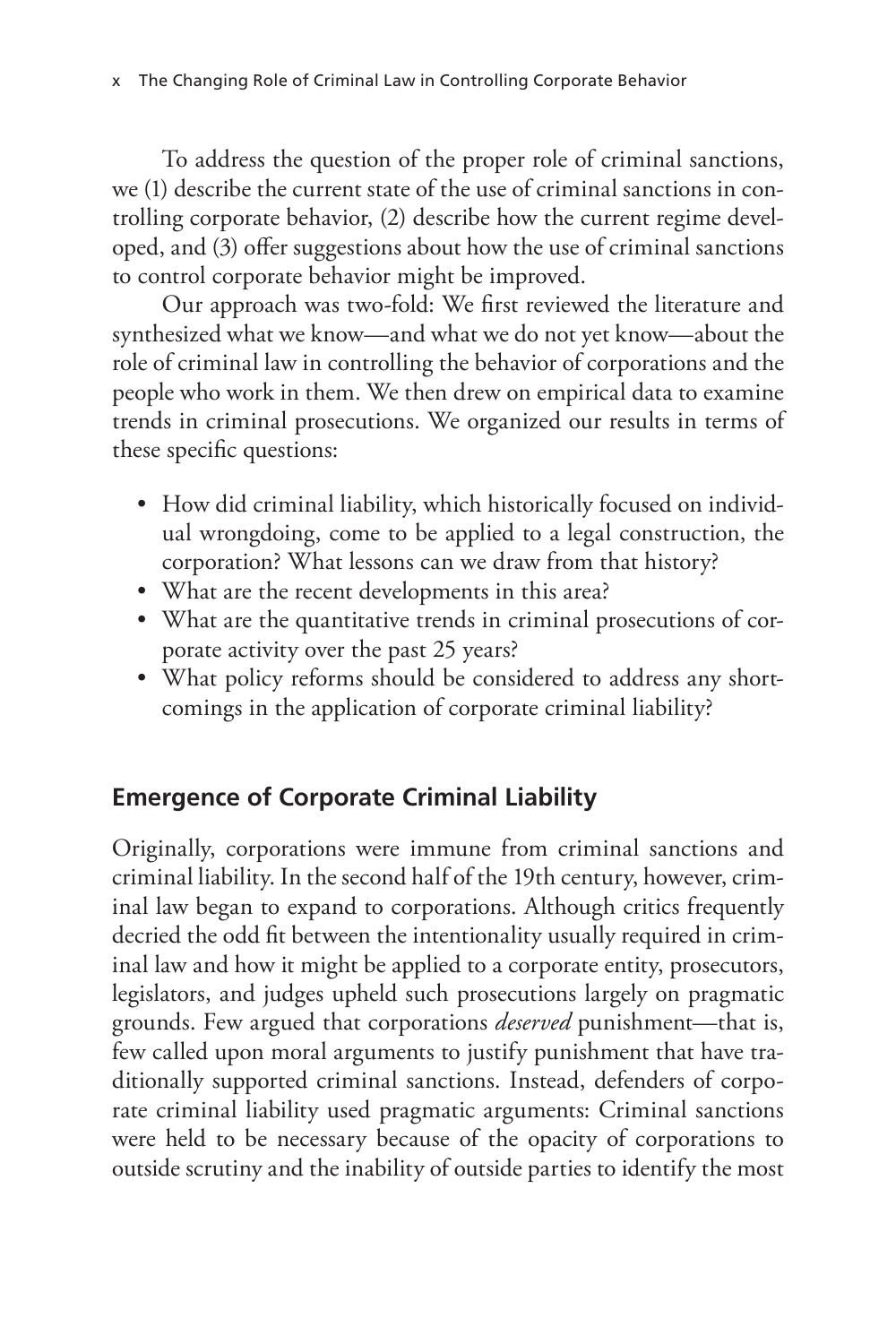To address the question of the proper role of criminal sanctions, we (1) describe the current state of the use of criminal sanctions in controlling corporate behavior, (2) describe how the current regime developed, and (3) offer suggestions about how the use of criminal sanctions to control corporate behavior might be improved.

Our approach was two-fold: We first reviewed the literature and synthesized what we know—and what we do not yet know—about the role of criminal law in controlling the behavior of corporations and the people who work in them. We then drew on empirical data to examine trends in criminal prosecutions. We organized our results in terms of these specific questions:

- How did criminal liability, which historically focused on individual wrongdoing, come to be applied to a legal construction, the corporation? What lessons can we draw from that history?
- What are the recent developments in this area?
- What are the quantitative trends in criminal prosecutions of corporate activity over the past 25 years?
- What policy reforms should be considered to address any shortcomings in the application of corporate criminal liability?

## Emergence of Corporate Criminal Liability

Originally, corporations were immune from criminal sanctions and criminal liability. In the second half of the 19th century, however, criminal law began to expand to corporations. Although critics frequently decried the odd fit between the intentionality usually required in criminal law and how it might be applied to a corporate entity, prosecutors, legislators, and judges upheld such prosecutions largely on pragmatic grounds. Few argued that corporations *deserved* punishment—that is, few called upon moral arguments to justify punishment that have traditionally supported criminal sanctions. Instead, defenders of corporate criminal liability used pragmatic arguments: Criminal sanctions were held to be necessary because of the opacity of corporations to outside scrutiny and the inability of outside parties to identify the most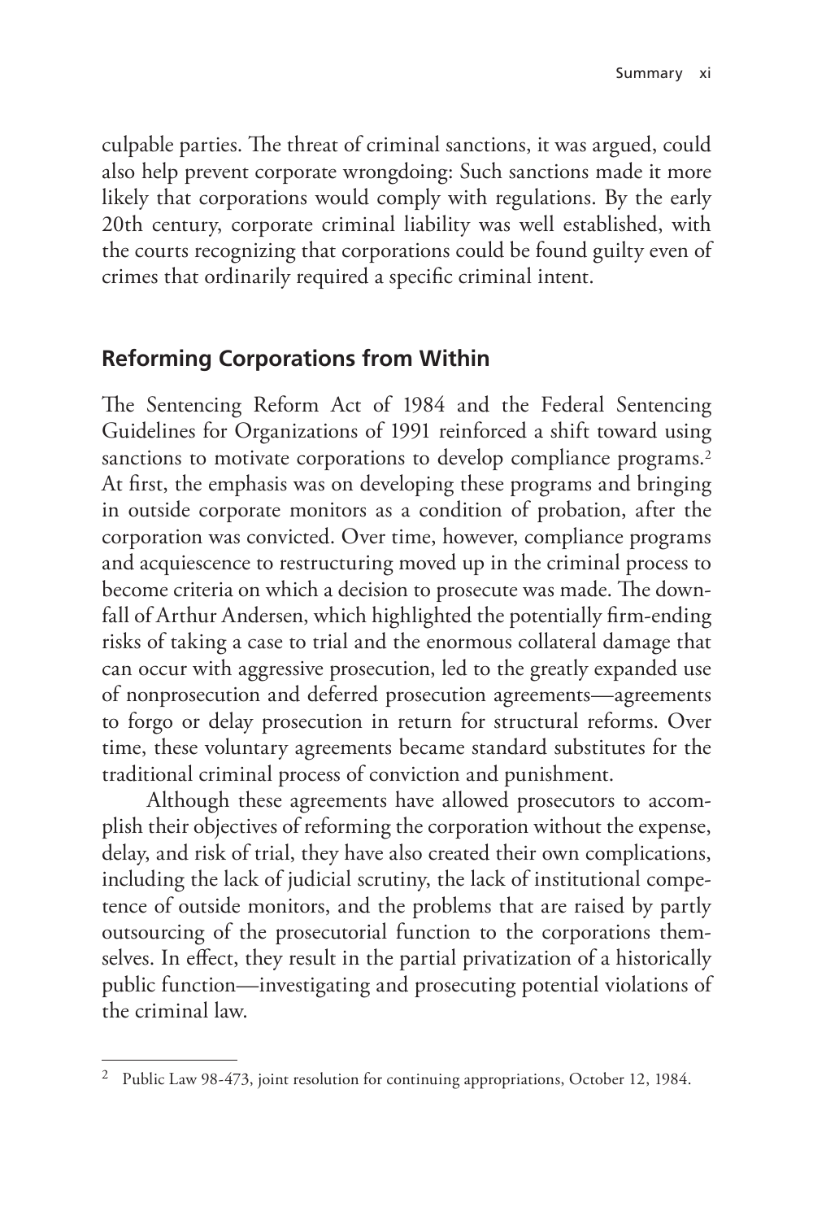culpable parties. The threat of criminal sanctions, it was argued, could also help prevent corporate wrongdoing: Such sanctions made it more likely that corporations would comply with regulations. By the early 20th century, corporate criminal liability was well established, with the courts recognizing that corporations could be found guilty even of crimes that ordinarily required a specific criminal intent.

## Reforming Corporations from Within

The Sentencing Reform Act of 1984 and the Federal Sentencing Guidelines for Organizations of 1991 reinforced a shift toward using sanctions to motivate corporations to develop compliance programs.[2] At first, the emphasis was on developing these programs and bringing in outside corporate monitors as a condition of probation, after the corporation was convicted. Over time, however, compliance programs and acquiescence to restructuring moved up in the criminal process to become criteria on which a decision to prosecute was made. The downfall of Arthur Andersen, which highlighted the potentially firm-ending risks of taking a case to trial and the enormous collateral damage that can occur with aggressive prosecution, led to the greatly expanded use of nonprosecution and deferred prosecution agreements—agreements to forgo or delay prosecution in return for structural reforms. Over time, these voluntary agreements became standard substitutes for the traditional criminal process of conviction and punishment.

Although these agreements have allowed prosecutors to accomplish their objectives of reforming the corporation without the expense, delay, and risk of trial, they have also created their own complications, including the lack of judicial scrutiny, the lack of institutional competence of outside monitors, and the problems that are raised by partly outsourcing of the prosecutorial function to the corporations themselves. In effect, they result in the partial privatization of a historically public function—investigating and prosecuting potential violations of the criminal law.

---

[2] Public Law 98-473, joint resolution for continuing appropriations, October 12, 1984.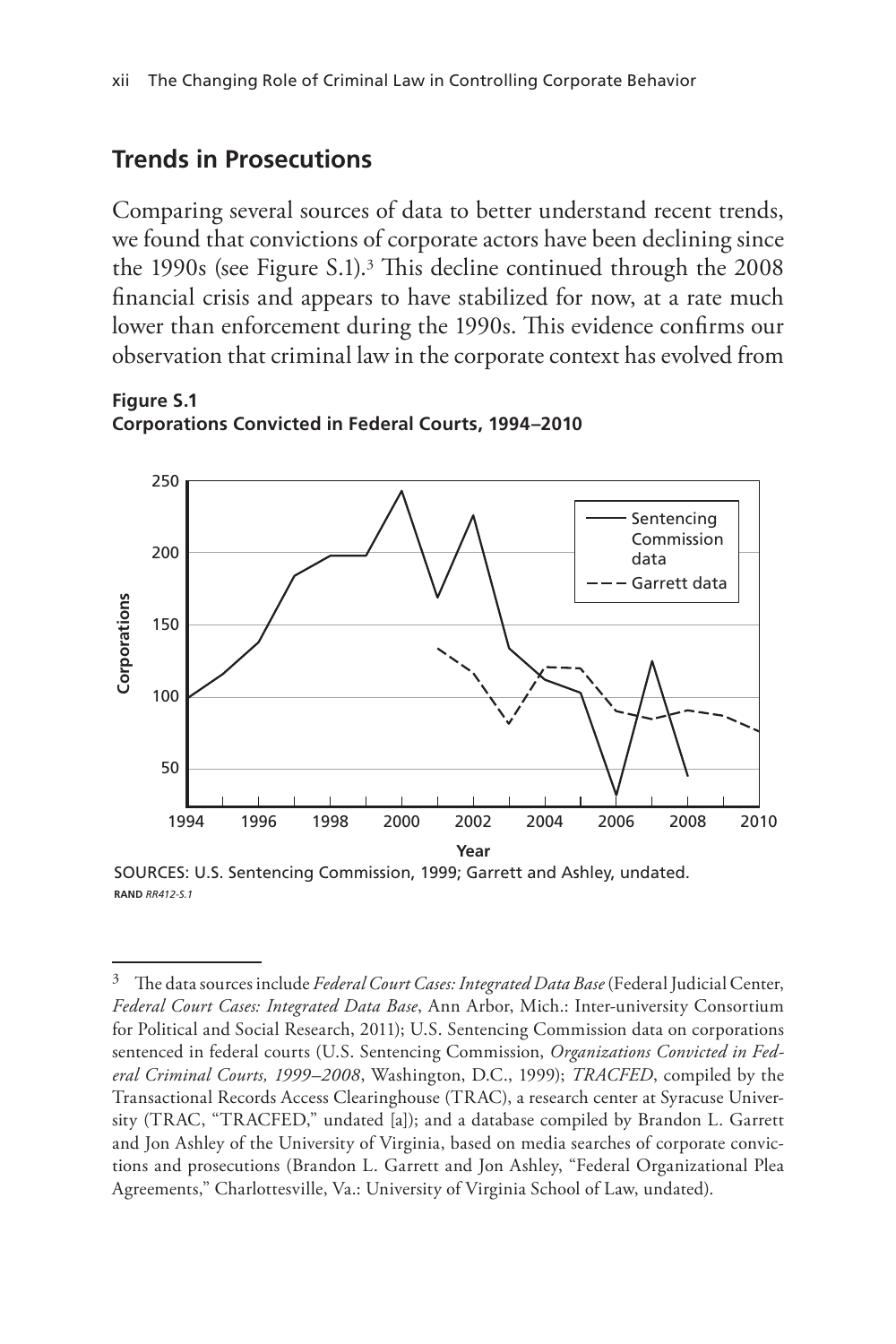## Trends in Prosecutions

Comparing several sources of data to better understand recent trends, we found that convictions of corporate actors have been declining since the 1990s (see Figure S.1).[3] This decline continued through the 2008 financial crisis and appears to have stabilized for now, at a rate much lower than enforcement during the 1990s. This evidence confirms our observation that criminal law in the corporate context has evolved from

**Figure S.1**
**Corporations Convicted in Federal Courts, 1994–2010**

SOURCES: U.S. Sentencing Commission, 1999; Garrett and Ashley, undated.
RAND *RR412-S.1*

---

[3] The data sources include *Federal Court Cases: Integrated Data Base* (Federal Judicial Center, *Federal Court Cases: Integrated Data Base*, Ann Arbor, Mich.: Inter-university Consortium for Political and Social Research, 2011); U.S. Sentencing Commission data on corporations sentenced in federal courts (U.S. Sentencing Commission, *Organizations Convicted in Federal Criminal Courts, 1999–2008*, Washington, D.C., 1999); *TRACFED*, compiled by the Transactional Records Access Clearinghouse (TRAC), a research center at Syracuse University (TRAC, "TRACFED," undated [a]); and a database compiled by Brandon L. Garrett and Jon Ashley of the University of Virginia, based on media searches of corporate convictions and prosecutions (Brandon L. Garrett and Jon Ashley, "Federal Organizational Plea Agreements," Charlottesville, Va.: University of Virginia School of Law, undated).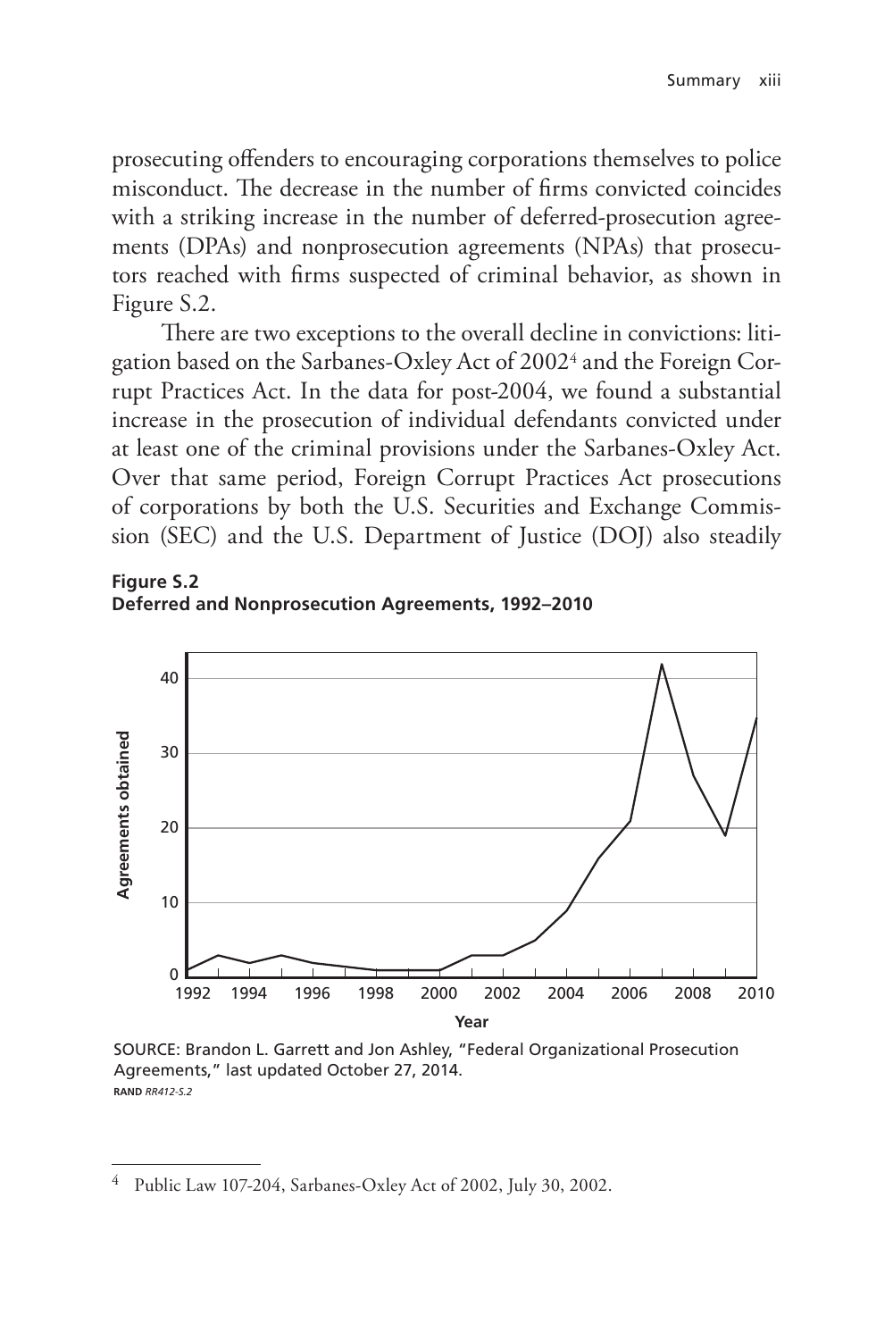prosecuting offenders to encouraging corporations themselves to police misconduct. The decrease in the number of firms convicted coincides with a striking increase in the number of deferred-prosecution agreements (DPAs) and nonprosecution agreements (NPAs) that prosecutors reached with firms suspected of criminal behavior, as shown in Figure S.2.

There are two exceptions to the overall decline in convictions: litigation based on the Sarbanes-Oxley Act of 2002[4] and the Foreign Corrupt Practices Act. In the data for post-2004, we found a substantial increase in the prosecution of individual defendants convicted under at least one of the criminal provisions under the Sarbanes-Oxley Act. Over that same period, Foreign Corrupt Practices Act prosecutions of corporations by both the U.S. Securities and Exchange Commission (SEC) and the U.S. Department of Justice (DOJ) also steadily

**Figure S.2**
**Deferred and Nonprosecution Agreements, 1992–2010**

SOURCE: Brandon L. Garrett and Jon Ashley, "Federal Organizational Prosecution Agreements," last updated October 27, 2014.
RAND *RR412-S.2*

---

[4] Public Law 107-204, Sarbanes-Oxley Act of 2002, July 30, 2002.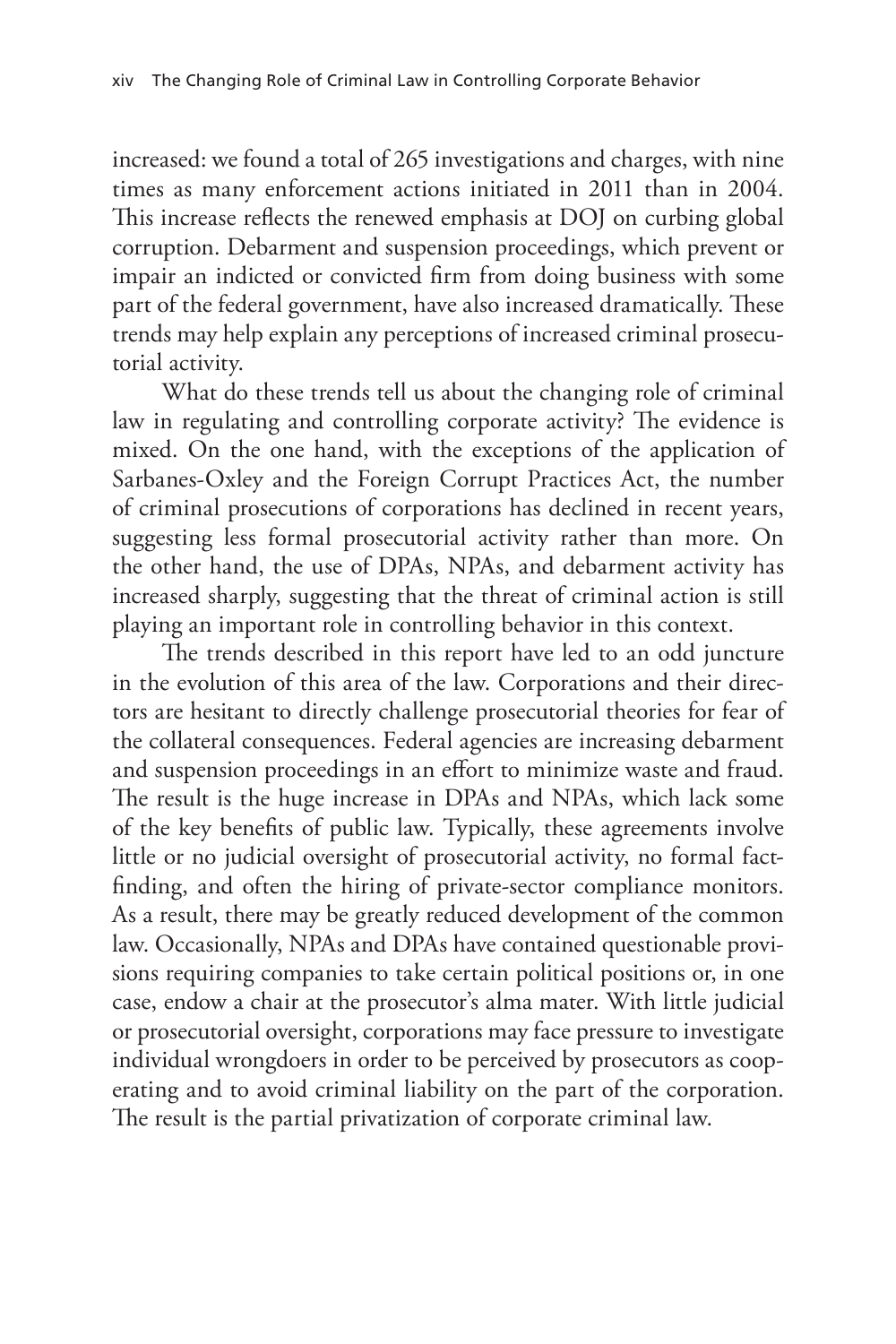increased: we found a total of 265 investigations and charges, with nine times as many enforcement actions initiated in 2011 than in 2004. This increase reflects the renewed emphasis at DOJ on curbing global corruption. Debarment and suspension proceedings, which prevent or impair an indicted or convicted firm from doing business with some part of the federal government, have also increased dramatically. These trends may help explain any perceptions of increased criminal prosecutorial activity.

What do these trends tell us about the changing role of criminal law in regulating and controlling corporate activity? The evidence is mixed. On the one hand, with the exceptions of the application of Sarbanes-Oxley and the Foreign Corrupt Practices Act, the number of criminal prosecutions of corporations has declined in recent years, suggesting less formal prosecutorial activity rather than more. On the other hand, the use of DPAs, NPAs, and debarment activity has increased sharply, suggesting that the threat of criminal action is still playing an important role in controlling behavior in this context.

The trends described in this report have led to an odd juncture in the evolution of this area of the law. Corporations and their directors are hesitant to directly challenge prosecutorial theories for fear of the collateral consequences. Federal agencies are increasing debarment and suspension proceedings in an effort to minimize waste and fraud. The result is the huge increase in DPAs and NPAs, which lack some of the key benefits of public law. Typically, these agreements involve little or no judicial oversight of prosecutorial activity, no formal fact-finding, and often the hiring of private-sector compliance monitors. As a result, there may be greatly reduced development of the common law. Occasionally, NPAs and DPAs have contained questionable provisions requiring companies to take certain political positions or, in one case, endow a chair at the prosecutor's alma mater. With little judicial or prosecutorial oversight, corporations may face pressure to investigate individual wrongdoers in order to be perceived by prosecutors as cooperating and to avoid criminal liability on the part of the corporation. The result is the partial privatization of corporate criminal law.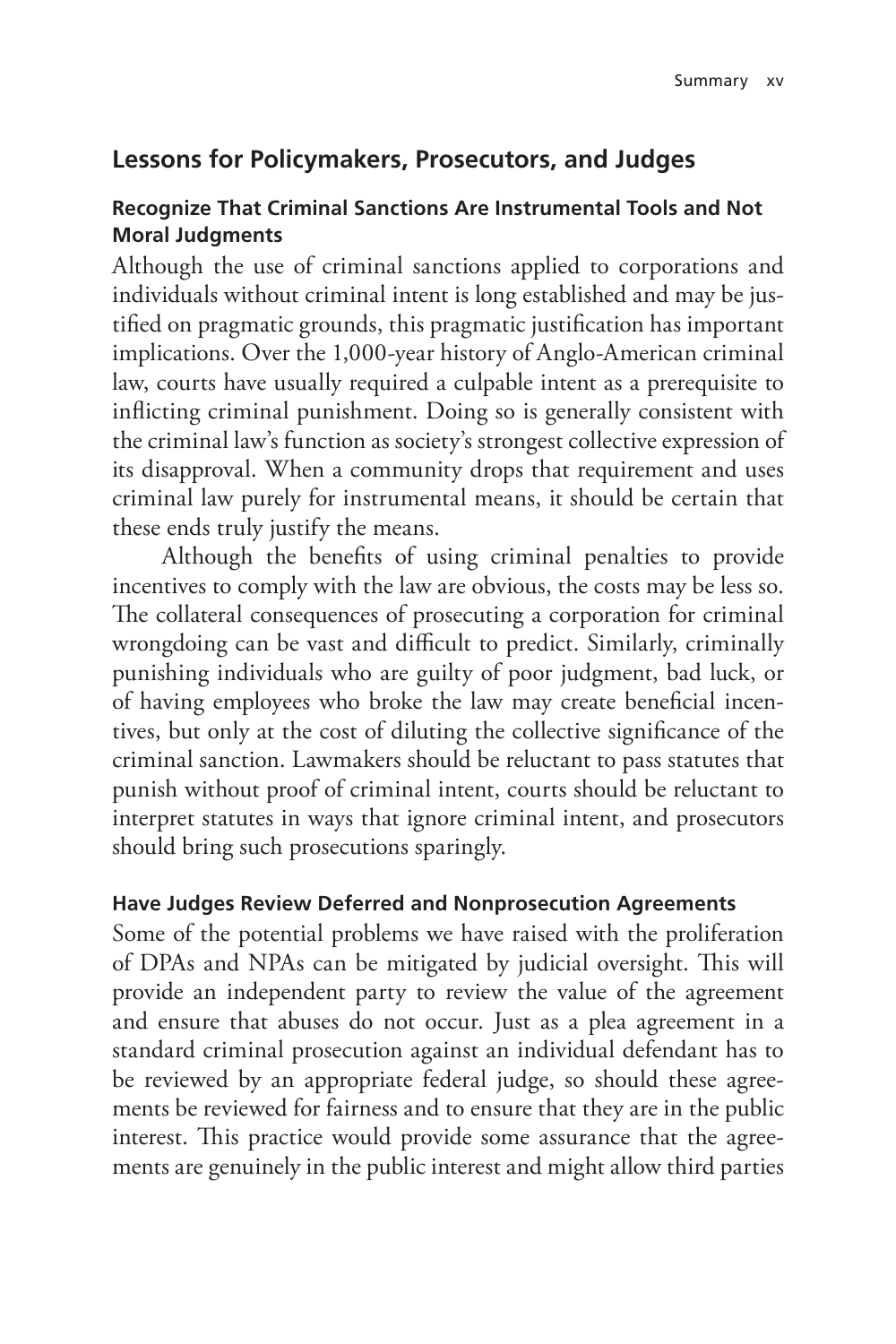## Lessons for Policymakers, Prosecutors, and Judges

### Recognize That Criminal Sanctions Are Instrumental Tools and Not Moral Judgments

Although the use of criminal sanctions applied to corporations and individuals without criminal intent is long established and may be justified on pragmatic grounds, this pragmatic justification has important implications. Over the 1,000-year history of Anglo-American criminal law, courts have usually required a culpable intent as a prerequisite to inflicting criminal punishment. Doing so is generally consistent with the criminal law's function as society's strongest collective expression of its disapproval. When a community drops that requirement and uses criminal law purely for instrumental means, it should be certain that these ends truly justify the means.

Although the benefits of using criminal penalties to provide incentives to comply with the law are obvious, the costs may be less so. The collateral consequences of prosecuting a corporation for criminal wrongdoing can be vast and difficult to predict. Similarly, criminally punishing individuals who are guilty of poor judgment, bad luck, or of having employees who broke the law may create beneficial incentives, but only at the cost of diluting the collective significance of the criminal sanction. Lawmakers should be reluctant to pass statutes that punish without proof of criminal intent, courts should be reluctant to interpret statutes in ways that ignore criminal intent, and prosecutors should bring such prosecutions sparingly.

### Have Judges Review Deferred and Nonprosecution Agreements

Some of the potential problems we have raised with the proliferation of DPAs and NPAs can be mitigated by judicial oversight. This will provide an independent party to review the value of the agreement and ensure that abuses do not occur. Just as a plea agreement in a standard criminal prosecution against an individual defendant has to be reviewed by an appropriate federal judge, so should these agreements be reviewed for fairness and to ensure that they are in the public interest. This practice would provide some assurance that the agreements are genuinely in the public interest and might allow third parties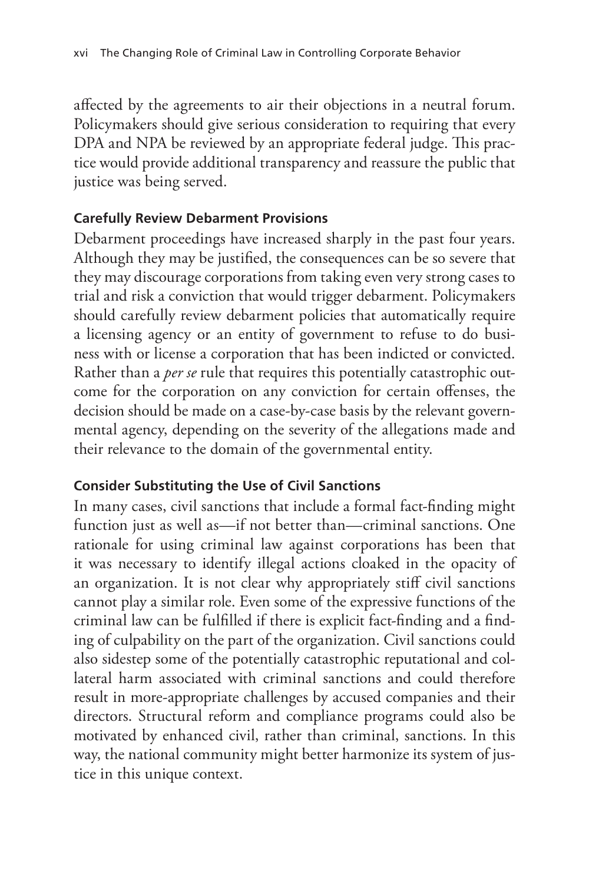affected by the agreements to air their objections in a neutral forum. Policymakers should give serious consideration to requiring that every DPA and NPA be reviewed by an appropriate federal judge. This practice would provide additional transparency and reassure the public that justice was being served.

### Carefully Review Debarment Provisions

Debarment proceedings have increased sharply in the past four years. Although they may be justified, the consequences can be so severe that they may discourage corporations from taking even very strong cases to trial and risk a conviction that would trigger debarment. Policymakers should carefully review debarment policies that automatically require a licensing agency or an entity of government to refuse to do business with or license a corporation that has been indicted or convicted. Rather than a *per se* rule that requires this potentially catastrophic outcome for the corporation on any conviction for certain offenses, the decision should be made on a case-by-case basis by the relevant governmental agency, depending on the severity of the allegations made and their relevance to the domain of the governmental entity.

### Consider Substituting the Use of Civil Sanctions

In many cases, civil sanctions that include a formal fact-finding might function just as well as—if not better than—criminal sanctions. One rationale for using criminal law against corporations has been that it was necessary to identify illegal actions cloaked in the opacity of an organization. It is not clear why appropriately stiff civil sanctions cannot play a similar role. Even some of the expressive functions of the criminal law can be fulfilled if there is explicit fact-finding and a finding of culpability on the part of the organization. Civil sanctions could also sidestep some of the potentially catastrophic reputational and collateral harm associated with criminal sanctions and could therefore result in more-appropriate challenges by accused companies and their directors. Structural reform and compliance programs could also be motivated by enhanced civil, rather than criminal, sanctions. In this way, the national community might better harmonize its system of justice in this unique context.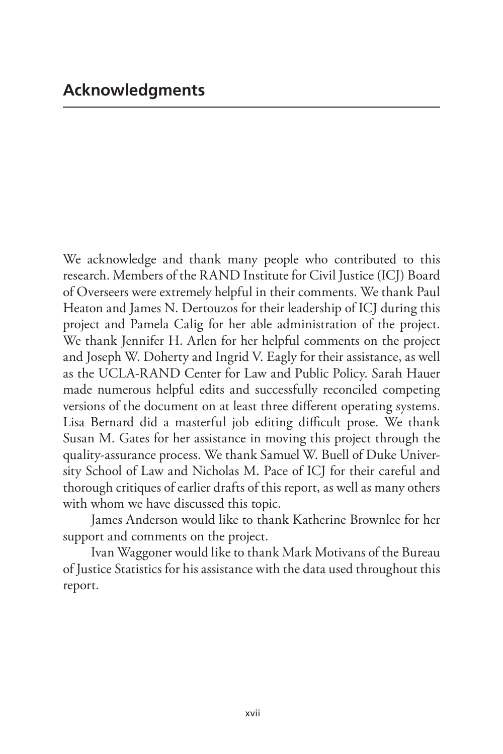# Acknowledgments

We acknowledge and thank many people who contributed to this research. Members of the RAND Institute for Civil Justice (ICJ) Board of Overseers were extremely helpful in their comments. We thank Paul Heaton and James N. Dertouzos for their leadership of ICJ during this project and Pamela Calig for her able administration of the project. We thank Jennifer H. Arlen for her helpful comments on the project and Joseph W. Doherty and Ingrid V. Eagly for their assistance, as well as the UCLA-RAND Center for Law and Public Policy. Sarah Hauer made numerous helpful edits and successfully reconciled competing versions of the document on at least three different operating systems. Lisa Bernard did a masterful job editing difficult prose. We thank Susan M. Gates for her assistance in moving this project through the quality-assurance process. We thank Samuel W. Buell of Duke University School of Law and Nicholas M. Pace of ICJ for their careful and thorough critiques of earlier drafts of this report, as well as many others with whom we have discussed this topic.

James Anderson would like to thank Katherine Brownlee for her support and comments on the project.

Ivan Waggoner would like to thank Mark Motivans of the Bureau of Justice Statistics for his assistance with the data used throughout this report.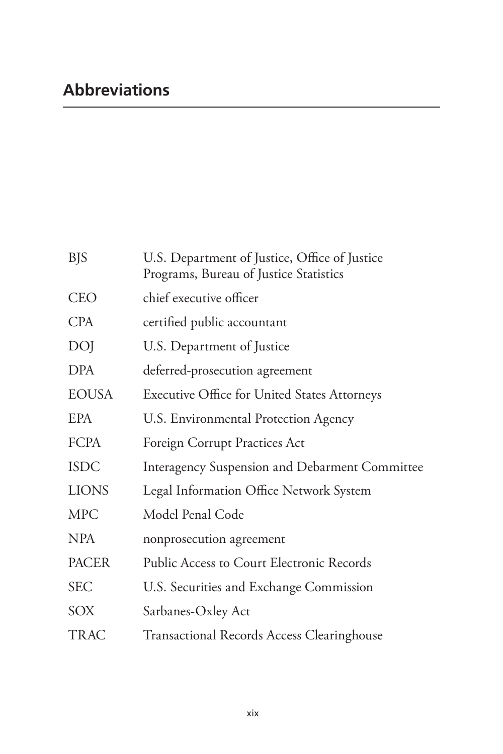## Abbreviations

| | |
|---|---|
| BJS | U.S. Department of Justice, Office of Justice Programs, Bureau of Justice Statistics |
| CEO | chief executive officer |
| CPA | certified public accountant |
| DOJ | U.S. Department of Justice |
| DPA | deferred-prosecution agreement |
| EOUSA | Executive Office for United States Attorneys |
| EPA | U.S. Environmental Protection Agency |
| FCPA | Foreign Corrupt Practices Act |
| ISDC | Interagency Suspension and Debarment Committee |
| LIONS | Legal Information Office Network System |
| MPC | Model Penal Code |
| NPA | nonprosecution agreement |
| PACER | Public Access to Court Electronic Records |
| SEC | U.S. Securities and Exchange Commission |
| SOX | Sarbanes-Oxley Act |
| TRAC | Transactional Records Access Clearinghouse |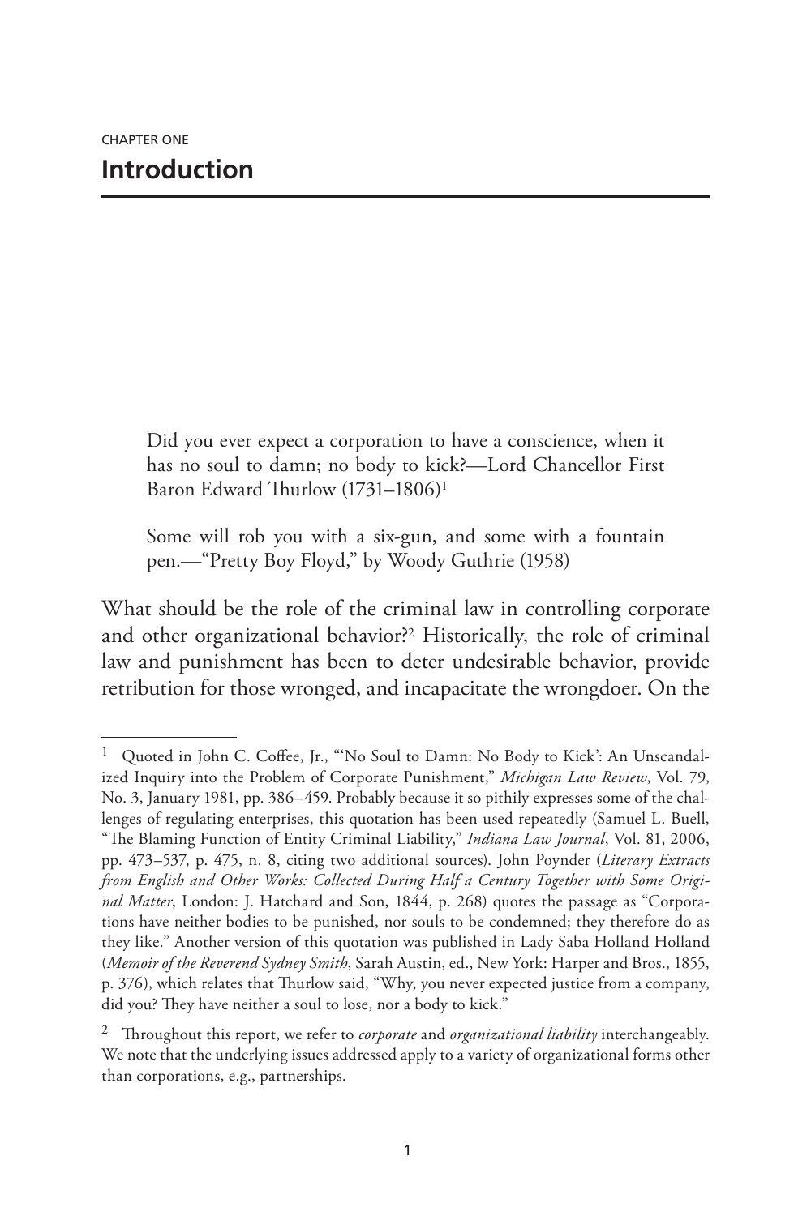CHAPTER ONE

# Introduction

> Did you ever expect a corporation to have a conscience, when it has no soul to damn; no body to kick?—Lord Chancellor First Baron Edward Thurlow (1731–1806)[1]

> Some will rob you with a six-gun, and some with a fountain pen.—"Pretty Boy Floyd," by Woody Guthrie (1958)

What should be the role of the criminal law in controlling corporate and other organizational behavior?[2] Historically, the role of criminal law and punishment has been to deter undesirable behavior, provide retribution for those wronged, and incapacitate the wrongdoer. On the

---

[1] Quoted in John C. Coffee, Jr., "'No Soul to Damn: No Body to Kick': An Unscandalized Inquiry into the Problem of Corporate Punishment," *Michigan Law Review*, Vol. 79, No. 3, January 1981, pp. 386–459. Probably because it so pithily expresses some of the challenges of regulating enterprises, this quotation has been used repeatedly (Samuel L. Buell, "The Blaming Function of Entity Criminal Liability," *Indiana Law Journal*, Vol. 81, 2006, pp. 473–537, p. 475, n. 8, citing two additional sources). John Poynder (*Literary Extracts from English and Other Works: Collected During Half a Century Together with Some Original Matter*, London: J. Hatchard and Son, 1844, p. 268) quotes the passage as "Corporations have neither bodies to be punished, nor souls to be condemned; they therefore do as they like." Another version of this quotation was published in Lady Saba Holland Holland (*Memoir of the Reverend Sydney Smith*, Sarah Austin, ed., New York: Harper and Bros., 1855, p. 376), which relates that Thurlow said, "Why, you never expected justice from a company, did you? They have neither a soul to lose, nor a body to kick."

[2] Throughout this report, we refer to *corporate* and *organizational liability* interchangeably. We note that the underlying issues addressed apply to a variety of organizational forms other than corporations, e.g., partnerships.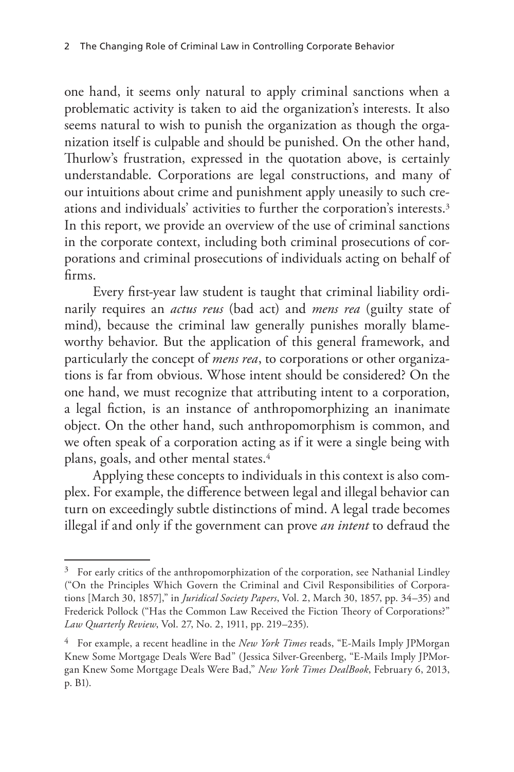one hand, it seems only natural to apply criminal sanctions when a problematic activity is taken to aid the organization's interests. It also seems natural to wish to punish the organization as though the organization itself is culpable and should be punished. On the other hand, Thurlow's frustration, expressed in the quotation above, is certainly understandable. Corporations are legal constructions, and many of our intuitions about crime and punishment apply uneasily to such creations and individuals' activities to further the corporation's interests.[3] In this report, we provide an overview of the use of criminal sanctions in the corporate context, including both criminal prosecutions of corporations and criminal prosecutions of individuals acting on behalf of firms.

Every first-year law student is taught that criminal liability ordinarily requires an *actus reus* (bad act) and *mens rea* (guilty state of mind), because the criminal law generally punishes morally blameworthy behavior. But the application of this general framework, and particularly the concept of *mens rea*, to corporations or other organizations is far from obvious. Whose intent should be considered? On the one hand, we must recognize that attributing intent to a corporation, a legal fiction, is an instance of anthropomorphizing an inanimate object. On the other hand, such anthropomorphism is common, and we often speak of a corporation acting as if it were a single being with plans, goals, and other mental states.[4]

Applying these concepts to individuals in this context is also complex. For example, the difference between legal and illegal behavior can turn on exceedingly subtle distinctions of mind. A legal trade becomes illegal if and only if the government can prove *an intent* to defraud the

---

[3] For early critics of the anthropomorphization of the corporation, see Nathanial Lindley ("On the Principles Which Govern the Criminal and Civil Responsibilities of Corporations [March 30, 1857]," in *Juridical Society Papers*, Vol. 2, March 30, 1857, pp. 34–35) and Frederick Pollock ("Has the Common Law Received the Fiction Theory of Corporations?" *Law Quarterly Review*, Vol. 27, No. 2, 1911, pp. 219–235).

[4] For example, a recent headline in the *New York Times* reads, "E-Mails Imply JPMorgan Knew Some Mortgage Deals Were Bad" (Jessica Silver-Greenberg, "E-Mails Imply JPMorgan Knew Some Mortgage Deals Were Bad," *New York Times DealBook*, February 6, 2013, p. B1).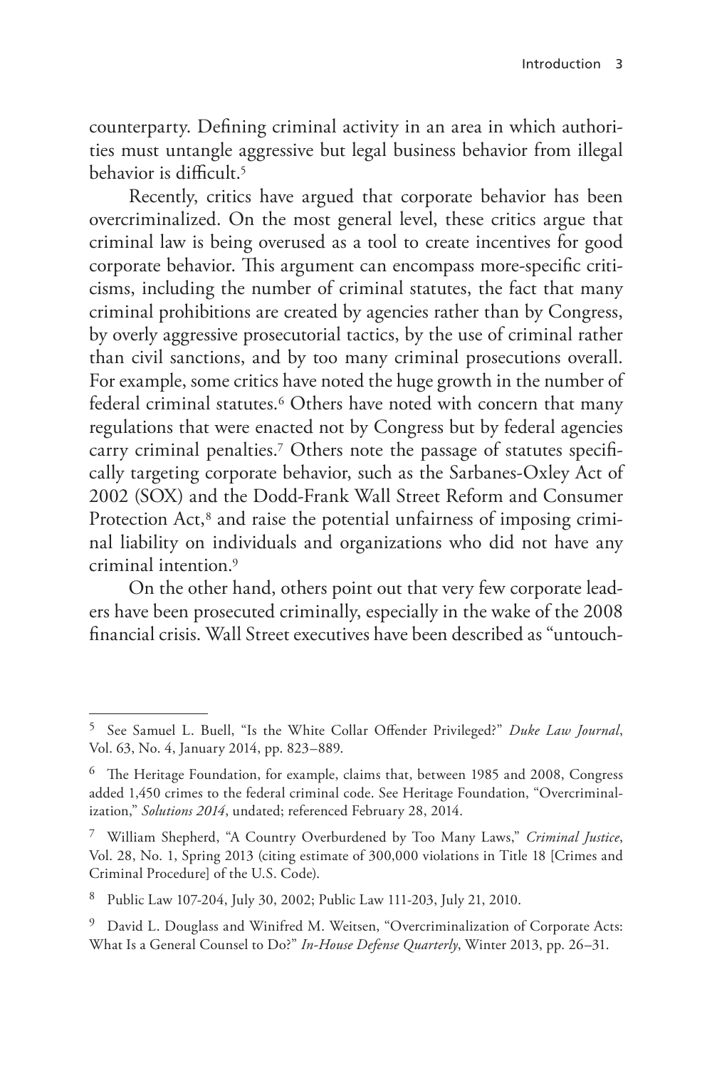counterparty. Defining criminal activity in an area in which authorities must untangle aggressive but legal business behavior from illegal behavior is difficult.[5]

Recently, critics have argued that corporate behavior has been overcriminalized. On the most general level, these critics argue that criminal law is being overused as a tool to create incentives for good corporate behavior. This argument can encompass more-specific criticisms, including the number of criminal statutes, the fact that many criminal prohibitions are created by agencies rather than by Congress, by overly aggressive prosecutorial tactics, by the use of criminal rather than civil sanctions, and by too many criminal prosecutions overall. For example, some critics have noted the huge growth in the number of federal criminal statutes.[6] Others have noted with concern that many regulations that were enacted not by Congress but by federal agencies carry criminal penalties.[7] Others note the passage of statutes specifically targeting corporate behavior, such as the Sarbanes-Oxley Act of 2002 (SOX) and the Dodd-Frank Wall Street Reform and Consumer Protection Act,[8] and raise the potential unfairness of imposing criminal liability on individuals and organizations who did not have any criminal intention.[9]

On the other hand, others point out that very few corporate leaders have been prosecuted criminally, especially in the wake of the 2008 financial crisis. Wall Street executives have been described as "untouch-

---

[5] See Samuel L. Buell, "Is the White Collar Offender Privileged?" *Duke Law Journal*, Vol. 63, No. 4, January 2014, pp. 823–889.

[6] The Heritage Foundation, for example, claims that, between 1985 and 2008, Congress added 1,450 crimes to the federal criminal code. See Heritage Foundation, "Overcriminalization," *Solutions 2014*, undated; referenced February 28, 2014.

[7] William Shepherd, "A Country Overburdened by Too Many Laws," *Criminal Justice*, Vol. 28, No. 1, Spring 2013 (citing estimate of 300,000 violations in Title 18 [Crimes and Criminal Procedure] of the U.S. Code).

[8] Public Law 107-204, July 30, 2002; Public Law 111-203, July 21, 2010.

[9] David L. Douglass and Winifred M. Weitsen, "Overcriminalization of Corporate Acts: What Is a General Counsel to Do?" *In-House Defense Quarterly*, Winter 2013, pp. 26–31.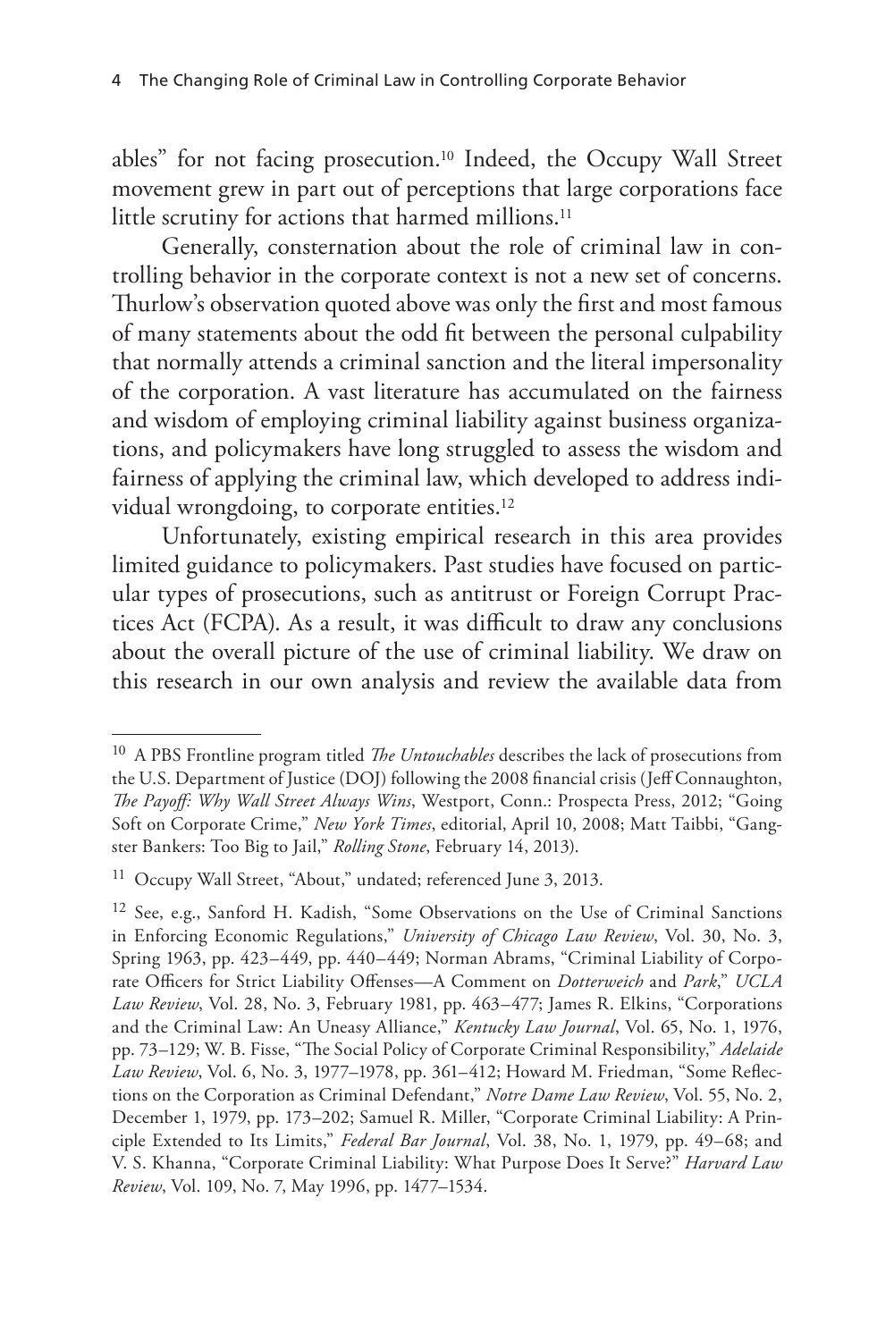ables" for not facing prosecution.[10] Indeed, the Occupy Wall Street movement grew in part out of perceptions that large corporations face little scrutiny for actions that harmed millions.[11]

Generally, consternation about the role of criminal law in controlling behavior in the corporate context is not a new set of concerns. Thurlow's observation quoted above was only the first and most famous of many statements about the odd fit between the personal culpability that normally attends a criminal sanction and the literal impersonality of the corporation. A vast literature has accumulated on the fairness and wisdom of employing criminal liability against business organizations, and policymakers have long struggled to assess the wisdom and fairness of applying the criminal law, which developed to address individual wrongdoing, to corporate entities.[12]

Unfortunately, existing empirical research in this area provides limited guidance to policymakers. Past studies have focused on particular types of prosecutions, such as antitrust or Foreign Corrupt Practices Act (FCPA). As a result, it was difficult to draw any conclusions about the overall picture of the use of criminal liability. We draw on this research in our own analysis and review the available data from

---

[10] A PBS Frontline program titled *The Untouchables* describes the lack of prosecutions from the U.S. Department of Justice (DOJ) following the 2008 financial crisis (Jeff Connaughton, *The Payoff: Why Wall Street Always Wins*, Westport, Conn.: Prospecta Press, 2012; "Going Soft on Corporate Crime," *New York Times*, editorial, April 10, 2008; Matt Taibbi, "Gangster Bankers: Too Big to Jail," *Rolling Stone*, February 14, 2013).

[11] Occupy Wall Street, "About," undated; referenced June 3, 2013.

[12] See, e.g., Sanford H. Kadish, "Some Observations on the Use of Criminal Sanctions in Enforcing Economic Regulations," *University of Chicago Law Review*, Vol. 30, No. 3, Spring 1963, pp. 423–449, pp. 440–449; Norman Abrams, "Criminal Liability of Corporate Officers for Strict Liability Offenses—A Comment on *Dotterweich* and *Park*," *UCLA Law Review*, Vol. 28, No. 3, February 1981, pp. 463–477; James R. Elkins, "Corporations and the Criminal Law: An Uneasy Alliance," *Kentucky Law Journal*, Vol. 65, No. 1, 1976, pp. 73–129; W. B. Fisse, "The Social Policy of Corporate Criminal Responsibility," *Adelaide Law Review*, Vol. 6, No. 3, 1977–1978, pp. 361–412; Howard M. Friedman, "Some Reflections on the Corporation as Criminal Defendant," *Notre Dame Law Review*, Vol. 55, No. 2, December 1, 1979, pp. 173–202; Samuel R. Miller, "Corporate Criminal Liability: A Principle Extended to Its Limits," *Federal Bar Journal*, Vol. 38, No. 1, 1979, pp. 49–68; and V. S. Khanna, "Corporate Criminal Liability: What Purpose Does It Serve?" *Harvard Law Review*, Vol. 109, No. 7, May 1996, pp. 1477–1534.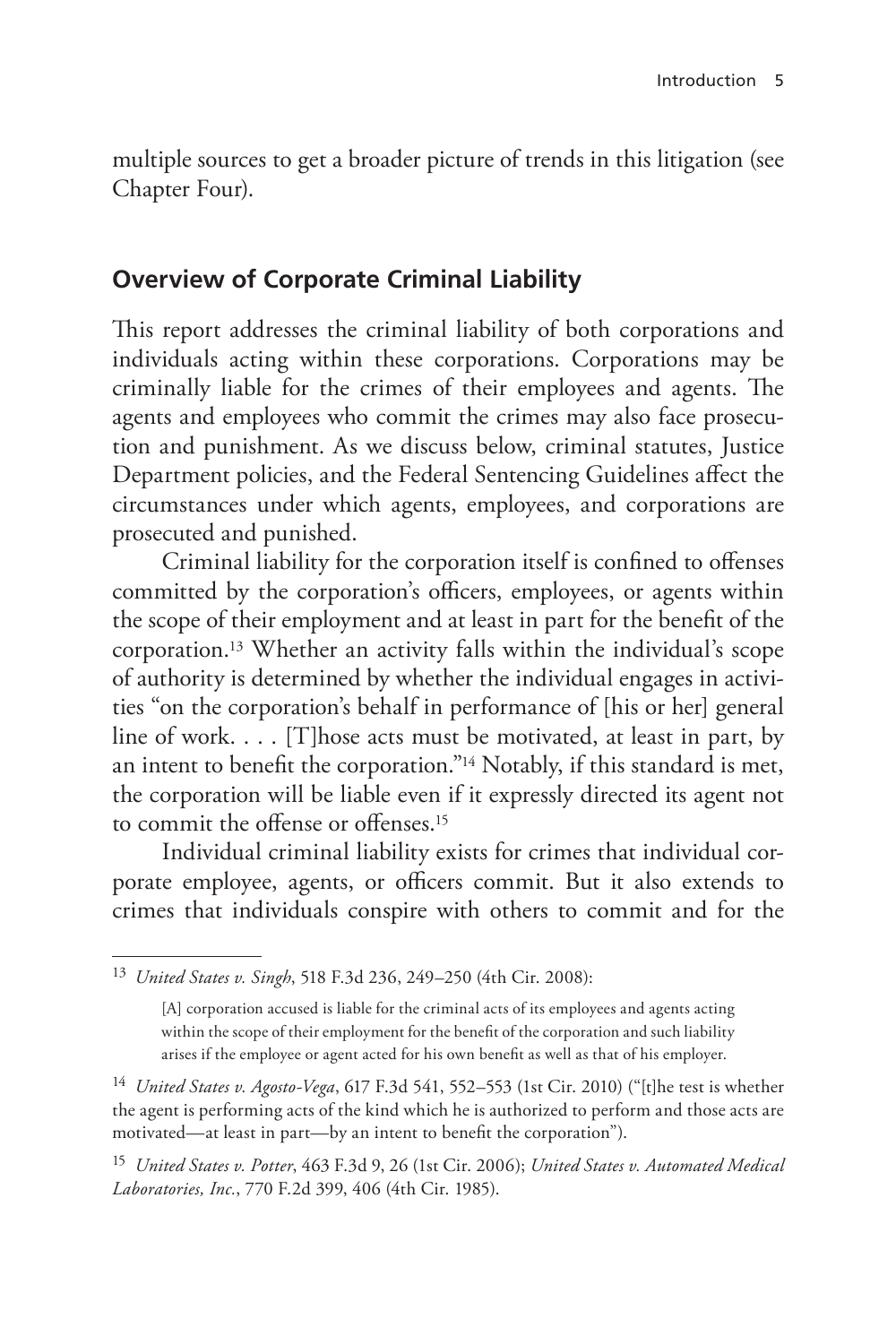multiple sources to get a broader picture of trends in this litigation (see Chapter Four).

## Overview of Corporate Criminal Liability

This report addresses the criminal liability of both corporations and individuals acting within these corporations. Corporations may be criminally liable for the crimes of their employees and agents. The agents and employees who commit the crimes may also face prosecution and punishment. As we discuss below, criminal statutes, Justice Department policies, and the Federal Sentencing Guidelines affect the circumstances under which agents, employees, and corporations are prosecuted and punished.

Criminal liability for the corporation itself is confined to offenses committed by the corporation's officers, employees, or agents within the scope of their employment and at least in part for the benefit of the corporation.[13] Whether an activity falls within the individual's scope of authority is determined by whether the individual engages in activities "on the corporation's behalf in performance of [his or her] general line of work. . . . [T]hose acts must be motivated, at least in part, by an intent to benefit the corporation."[14] Notably, if this standard is met, the corporation will be liable even if it expressly directed its agent not to commit the offense or offenses.[15]

Individual criminal liability exists for crimes that individual corporate employee, agents, or officers commit. But it also extends to crimes that individuals conspire with others to commit and for the

---

[13] *United States v. Singh*, 518 F.3d 236, 249–250 (4th Cir. 2008):

> [A] corporation accused is liable for the criminal acts of its employees and agents acting within the scope of their employment for the benefit of the corporation and such liability arises if the employee or agent acted for his own benefit as well as that of his employer.

[14] *United States v. Agosto-Vega*, 617 F.3d 541, 552–553 (1st Cir. 2010) ("[t]he test is whether the agent is performing acts of the kind which he is authorized to perform and those acts are motivated—at least in part—by an intent to benefit the corporation").

[15] *United States v. Potter*, 463 F.3d 9, 26 (1st Cir. 2006); *United States v. Automated Medical Laboratories, Inc.*, 770 F.2d 399, 406 (4th Cir. 1985).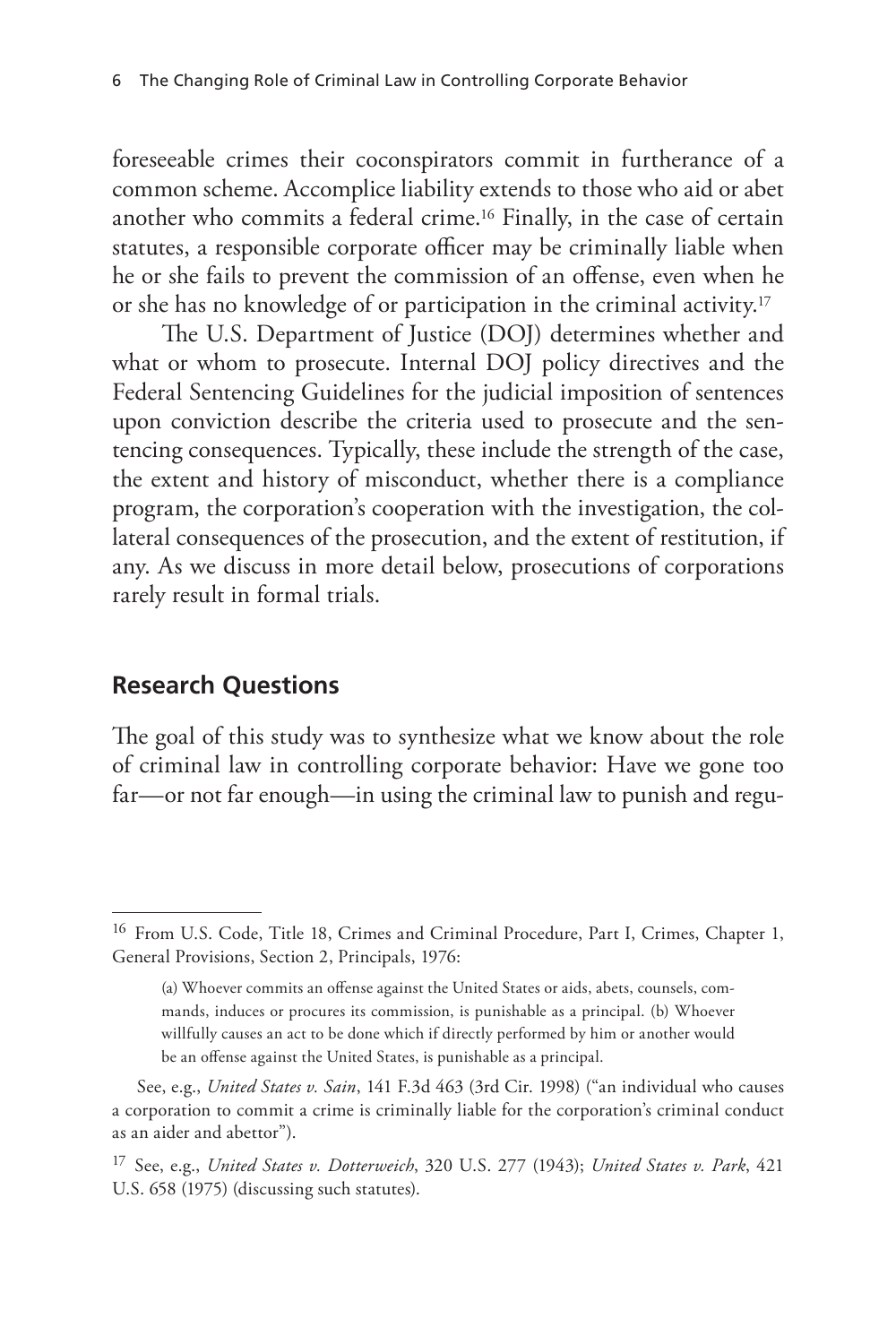foreseeable crimes their coconspirators commit in furtherance of a common scheme. Accomplice liability extends to those who aid or abet another who commits a federal crime.[16] Finally, in the case of certain statutes, a responsible corporate officer may be criminally liable when he or she fails to prevent the commission of an offense, even when he or she has no knowledge of or participation in the criminal activity.[17]

The U.S. Department of Justice (DOJ) determines whether and what or whom to prosecute. Internal DOJ policy directives and the Federal Sentencing Guidelines for the judicial imposition of sentences upon conviction describe the criteria used to prosecute and the sentencing consequences. Typically, these include the strength of the case, the extent and history of misconduct, whether there is a compliance program, the corporation's cooperation with the investigation, the collateral consequences of the prosecution, and the extent of restitution, if any. As we discuss in more detail below, prosecutions of corporations rarely result in formal trials.

## Research Questions

The goal of this study was to synthesize what we know about the role of criminal law in controlling corporate behavior: Have we gone too far—or not far enough—in using the criminal law to punish and regu-

---

[16] From U.S. Code, Title 18, Crimes and Criminal Procedure, Part I, Crimes, Chapter 1, General Provisions, Section 2, Principals, 1976:

> (a) Whoever commits an offense against the United States or aids, abets, counsels, commands, induces or procures its commission, is punishable as a principal. (b) Whoever willfully causes an act to be done which if directly performed by him or another would be an offense against the United States, is punishable as a principal.

See, e.g., *United States v. Sain*, 141 F.3d 463 (3rd Cir. 1998) ("an individual who causes a corporation to commit a crime is criminally liable for the corporation's criminal conduct as an aider and abettor").

[17] See, e.g., *United States v. Dotterweich*, 320 U.S. 277 (1943); *United States v. Park*, 421 U.S. 658 (1975) (discussing such statutes).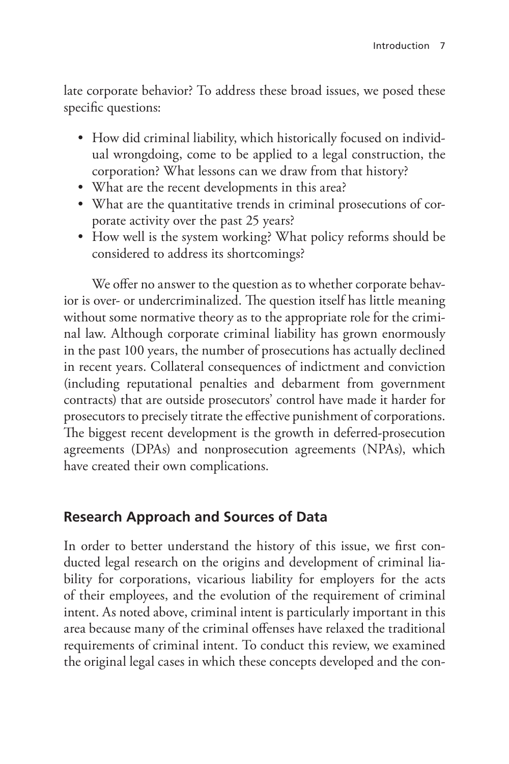late corporate behavior? To address these broad issues, we posed these specific questions:

- How did criminal liability, which historically focused on individual wrongdoing, come to be applied to a legal construction, the corporation? What lessons can we draw from that history?
- What are the recent developments in this area?
- What are the quantitative trends in criminal prosecutions of corporate activity over the past 25 years?
- How well is the system working? What policy reforms should be considered to address its shortcomings?

We offer no answer to the question as to whether corporate behavior is over- or undercriminalized. The question itself has little meaning without some normative theory as to the appropriate role for the criminal law. Although corporate criminal liability has grown enormously in the past 100 years, the number of prosecutions has actually declined in recent years. Collateral consequences of indictment and conviction (including reputational penalties and debarment from government contracts) that are outside prosecutors' control have made it harder for prosecutors to precisely titrate the effective punishment of corporations. The biggest recent development is the growth in deferred-prosecution agreements (DPAs) and nonprosecution agreements (NPAs), which have created their own complications.

## Research Approach and Sources of Data

In order to better understand the history of this issue, we first conducted legal research on the origins and development of criminal liability for corporations, vicarious liability for employers for the acts of their employees, and the evolution of the requirement of criminal intent. As noted above, criminal intent is particularly important in this area because many of the criminal offenses have relaxed the traditional requirements of criminal intent. To conduct this review, we examined the original legal cases in which these concepts developed and the con-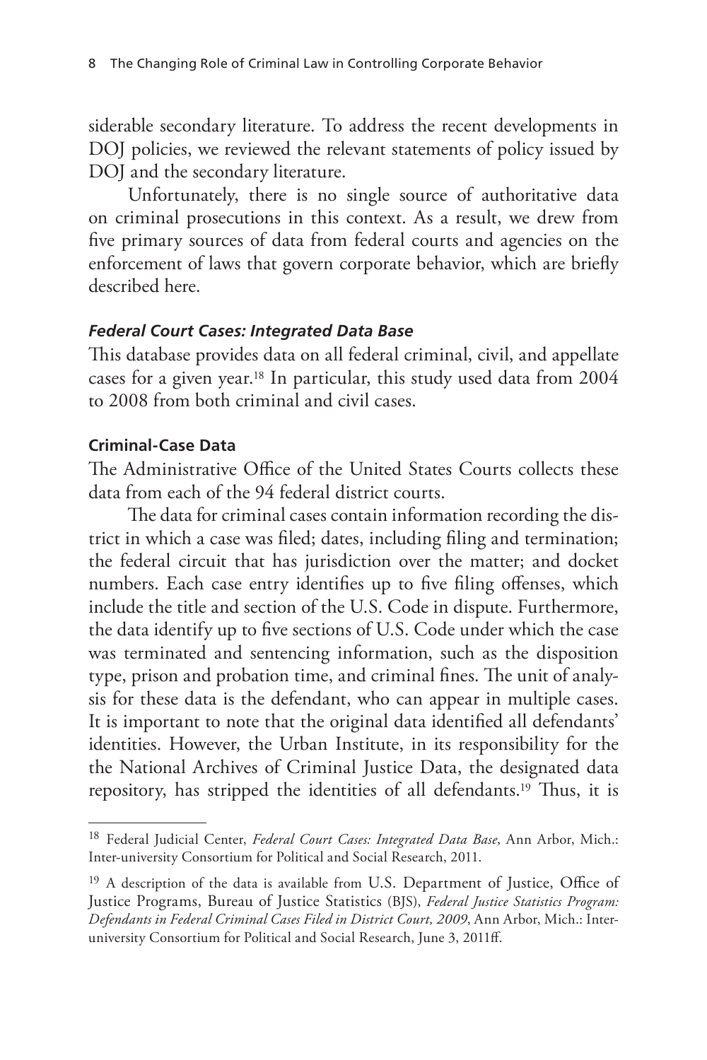siderable secondary literature. To address the recent developments in DOJ policies, we reviewed the relevant statements of policy issued by DOJ and the secondary literature.

Unfortunately, there is no single source of authoritative data on criminal prosecutions in this context. As a result, we drew from five primary sources of data from federal courts and agencies on the enforcement of laws that govern corporate behavior, which are briefly described here.

### *Federal Court Cases: Integrated Data Base*

This database provides data on all federal criminal, civil, and appellate cases for a given year.[18] In particular, this study used data from 2004 to 2008 from both criminal and civil cases.

#### Criminal-Case Data

The Administrative Office of the United States Courts collects these data from each of the 94 federal district courts.

The data for criminal cases contain information recording the district in which a case was filed; dates, including filing and termination; the federal circuit that has jurisdiction over the matter; and docket numbers. Each case entry identifies up to five filing offenses, which include the title and section of the U.S. Code in dispute. Furthermore, the data identify up to five sections of U.S. Code under which the case was terminated and sentencing information, such as the disposition type, prison and probation time, and criminal fines. The unit of analysis for these data is the defendant, who can appear in multiple cases. It is important to note that the original data identified all defendants' identities. However, the Urban Institute, in its responsibility for the the National Archives of Criminal Justice Data, the designated data repository, has stripped the identities of all defendants.[19] Thus, it is

---

[18] Federal Judicial Center, *Federal Court Cases: Integrated Data Base*, Ann Arbor, Mich.: Inter-university Consortium for Political and Social Research, 2011.

[19] A description of the data is available from U.S. Department of Justice, Office of Justice Programs, Bureau of Justice Statistics (BJS), *Federal Justice Statistics Program: Defendants in Federal Criminal Cases Filed in District Court, 2009*, Ann Arbor, Mich.: Inter-university Consortium for Political and Social Research, June 3, 2011ff.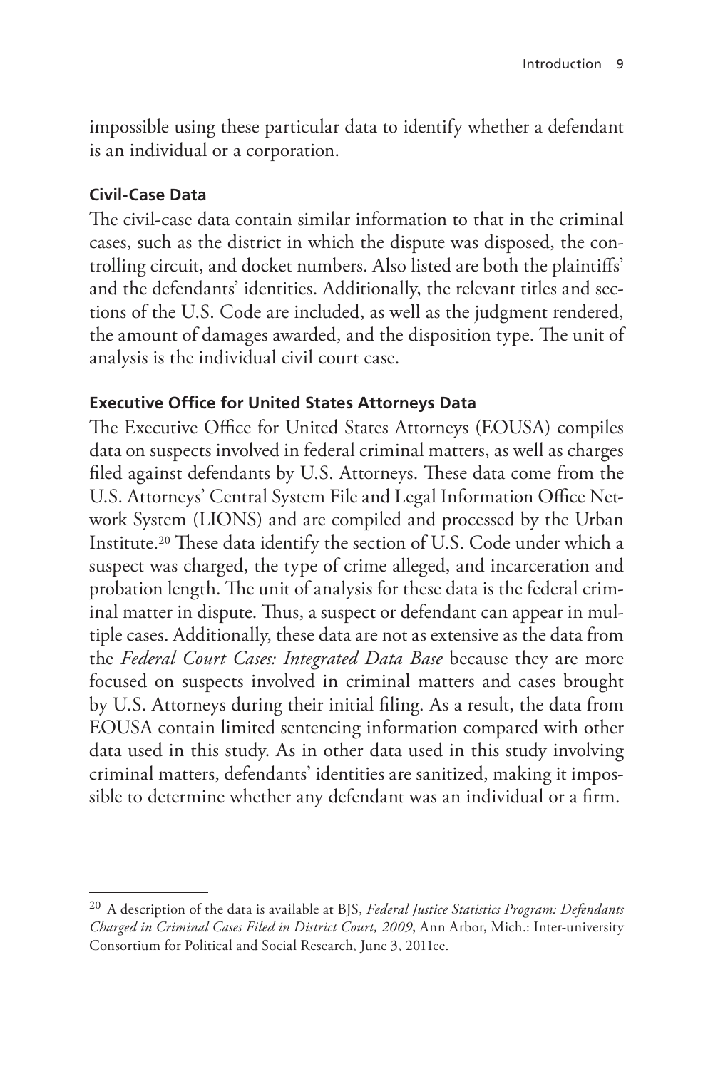impossible using these particular data to identify whether a defendant is an individual or a corporation.

### Civil-Case Data

The civil-case data contain similar information to that in the criminal cases, such as the district in which the dispute was disposed, the controlling circuit, and docket numbers. Also listed are both the plaintiffs' and the defendants' identities. Additionally, the relevant titles and sections of the U.S. Code are included, as well as the judgment rendered, the amount of damages awarded, and the disposition type. The unit of analysis is the individual civil court case.

### Executive Office for United States Attorneys Data

The Executive Office for United States Attorneys (EOUSA) compiles data on suspects involved in federal criminal matters, as well as charges filed against defendants by U.S. Attorneys. These data come from the U.S. Attorneys' Central System File and Legal Information Office Network System (LIONS) and are compiled and processed by the Urban Institute.[20] These data identify the section of U.S. Code under which a suspect was charged, the type of crime alleged, and incarceration and probation length. The unit of analysis for these data is the federal criminal matter in dispute. Thus, a suspect or defendant can appear in multiple cases. Additionally, these data are not as extensive as the data from the *Federal Court Cases: Integrated Data Base* because they are more focused on suspects involved in criminal matters and cases brought by U.S. Attorneys during their initial filing. As a result, the data from EOUSA contain limited sentencing information compared with other data used in this study. As in other data used in this study involving criminal matters, defendants' identities are sanitized, making it impossible to determine whether any defendant was an individual or a firm.

[20] A description of the data is available at BJS, *Federal Justice Statistics Program: Defendants Charged in Criminal Cases Filed in District Court, 2009*, Ann Arbor, Mich.: Inter-university Consortium for Political and Social Research, June 3, 2011ee.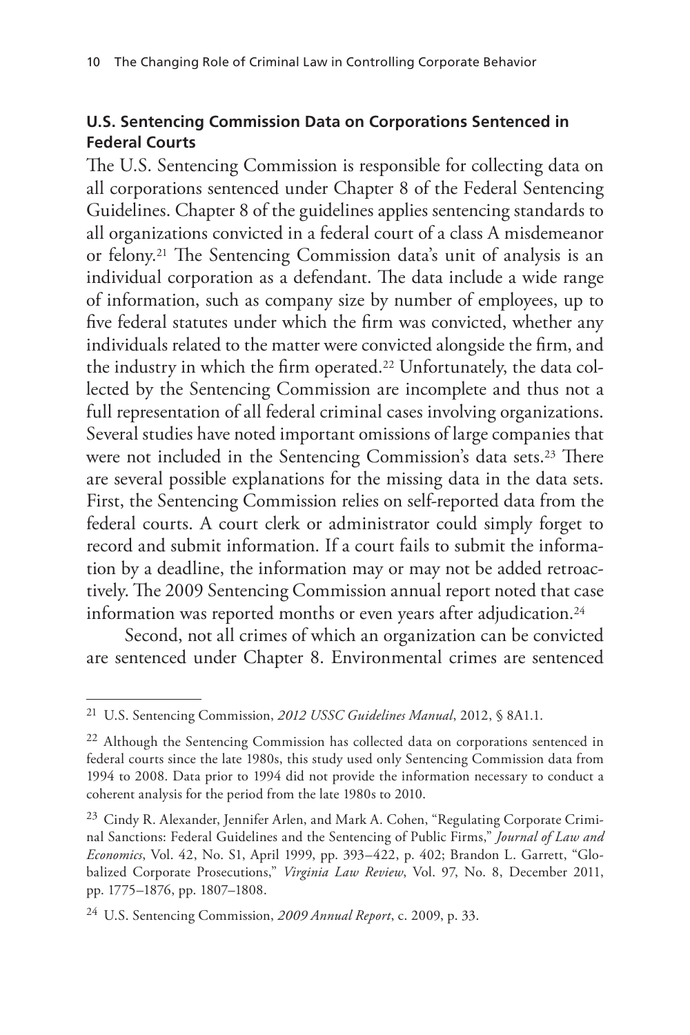## U.S. Sentencing Commission Data on Corporations Sentenced in Federal Courts

The U.S. Sentencing Commission is responsible for collecting data on all corporations sentenced under Chapter 8 of the Federal Sentencing Guidelines. Chapter 8 of the guidelines applies sentencing standards to all organizations convicted in a federal court of a class A misdemeanor or felony.[21] The Sentencing Commission data's unit of analysis is an individual corporation as a defendant. The data include a wide range of information, such as company size by number of employees, up to five federal statutes under which the firm was convicted, whether any individuals related to the matter were convicted alongside the firm, and the industry in which the firm operated.[22] Unfortunately, the data collected by the Sentencing Commission are incomplete and thus not a full representation of all federal criminal cases involving organizations. Several studies have noted important omissions of large companies that were not included in the Sentencing Commission's data sets.[23] There are several possible explanations for the missing data in the data sets. First, the Sentencing Commission relies on self-reported data from the federal courts. A court clerk or administrator could simply forget to record and submit information. If a court fails to submit the information by a deadline, the information may or may not be added retroactively. The 2009 Sentencing Commission annual report noted that case information was reported months or even years after adjudication.[24]

Second, not all crimes of which an organization can be convicted are sentenced under Chapter 8. Environmental crimes are sentenced

---

[21] U.S. Sentencing Commission, *2012 USSC Guidelines Manual*, 2012, § 8A1.1.

[22] Although the Sentencing Commission has collected data on corporations sentenced in federal courts since the late 1980s, this study used only Sentencing Commission data from 1994 to 2008. Data prior to 1994 did not provide the information necessary to conduct a coherent analysis for the period from the late 1980s to 2010.

[23] Cindy R. Alexander, Jennifer Arlen, and Mark A. Cohen, "Regulating Corporate Criminal Sanctions: Federal Guidelines and the Sentencing of Public Firms," *Journal of Law and Economics*, Vol. 42, No. S1, April 1999, pp. 393–422, p. 402; Brandon L. Garrett, "Globalized Corporate Prosecutions," *Virginia Law Review*, Vol. 97, No. 8, December 2011, pp. 1775–1876, pp. 1807–1808.

[24] U.S. Sentencing Commission, *2009 Annual Report*, c. 2009, p. 33.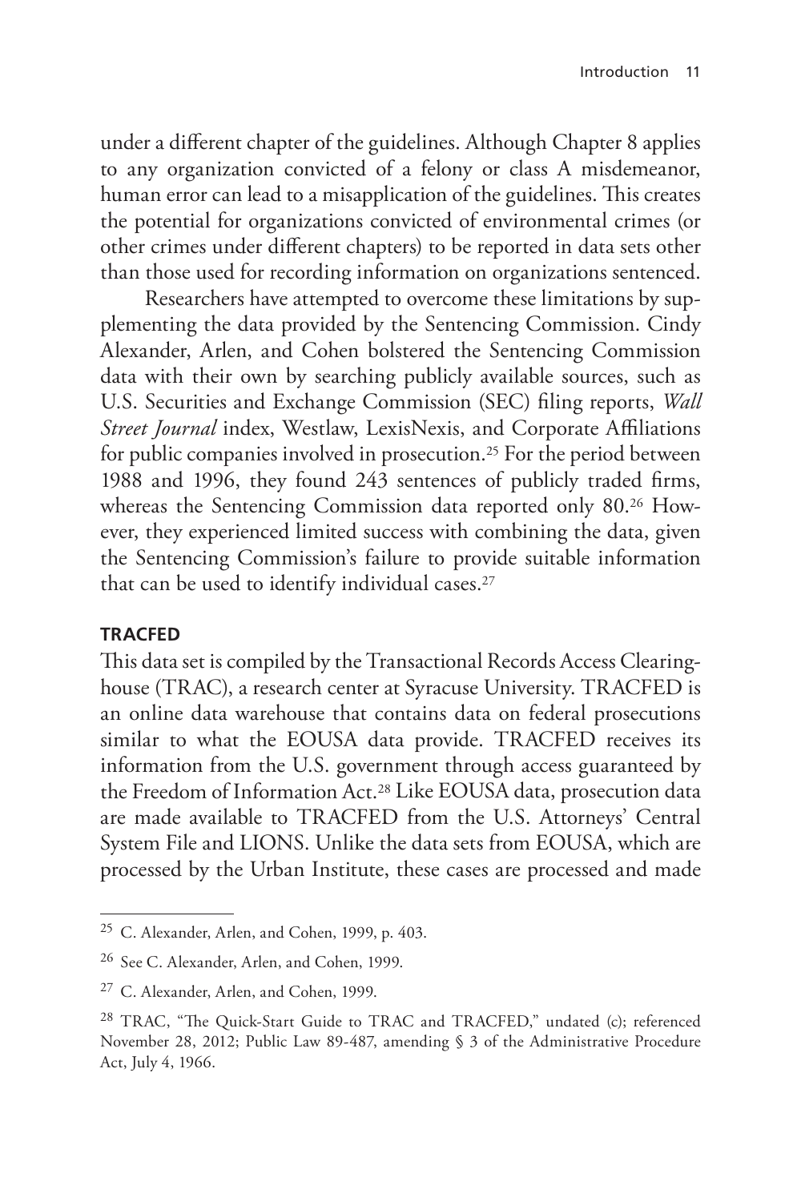under a different chapter of the guidelines. Although Chapter 8 applies to any organization convicted of a felony or class A misdemeanor, human error can lead to a misapplication of the guidelines. This creates the potential for organizations convicted of environmental crimes (or other crimes under different chapters) to be reported in data sets other than those used for recording information on organizations sentenced.

Researchers have attempted to overcome these limitations by supplementing the data provided by the Sentencing Commission. Cindy Alexander, Arlen, and Cohen bolstered the Sentencing Commission data with their own by searching publicly available sources, such as U.S. Securities and Exchange Commission (SEC) filing reports, *Wall Street Journal* index, Westlaw, LexisNexis, and Corporate Affiliations for public companies involved in prosecution.[25] For the period between 1988 and 1996, they found 243 sentences of publicly traded firms, whereas the Sentencing Commission data reported only 80.[26] However, they experienced limited success with combining the data, given the Sentencing Commission's failure to provide suitable information that can be used to identify individual cases.[27]

### TRACFED

This data set is compiled by the Transactional Records Access Clearinghouse (TRAC), a research center at Syracuse University. TRACFED is an online data warehouse that contains data on federal prosecutions similar to what the EOUSA data provide. TRACFED receives its information from the U.S. government through access guaranteed by the Freedom of Information Act.[28] Like EOUSA data, prosecution data are made available to TRACFED from the U.S. Attorneys' Central System File and LIONS. Unlike the data sets from EOUSA, which are processed by the Urban Institute, these cases are processed and made

---

[25] C. Alexander, Arlen, and Cohen, 1999, p. 403.

[26] See C. Alexander, Arlen, and Cohen, 1999.

[27] C. Alexander, Arlen, and Cohen, 1999.

[28] TRAC, "The Quick-Start Guide to TRAC and TRACFED," undated (c); referenced November 28, 2012; Public Law 89-487, amending § 3 of the Administrative Procedure Act, July 4, 1966.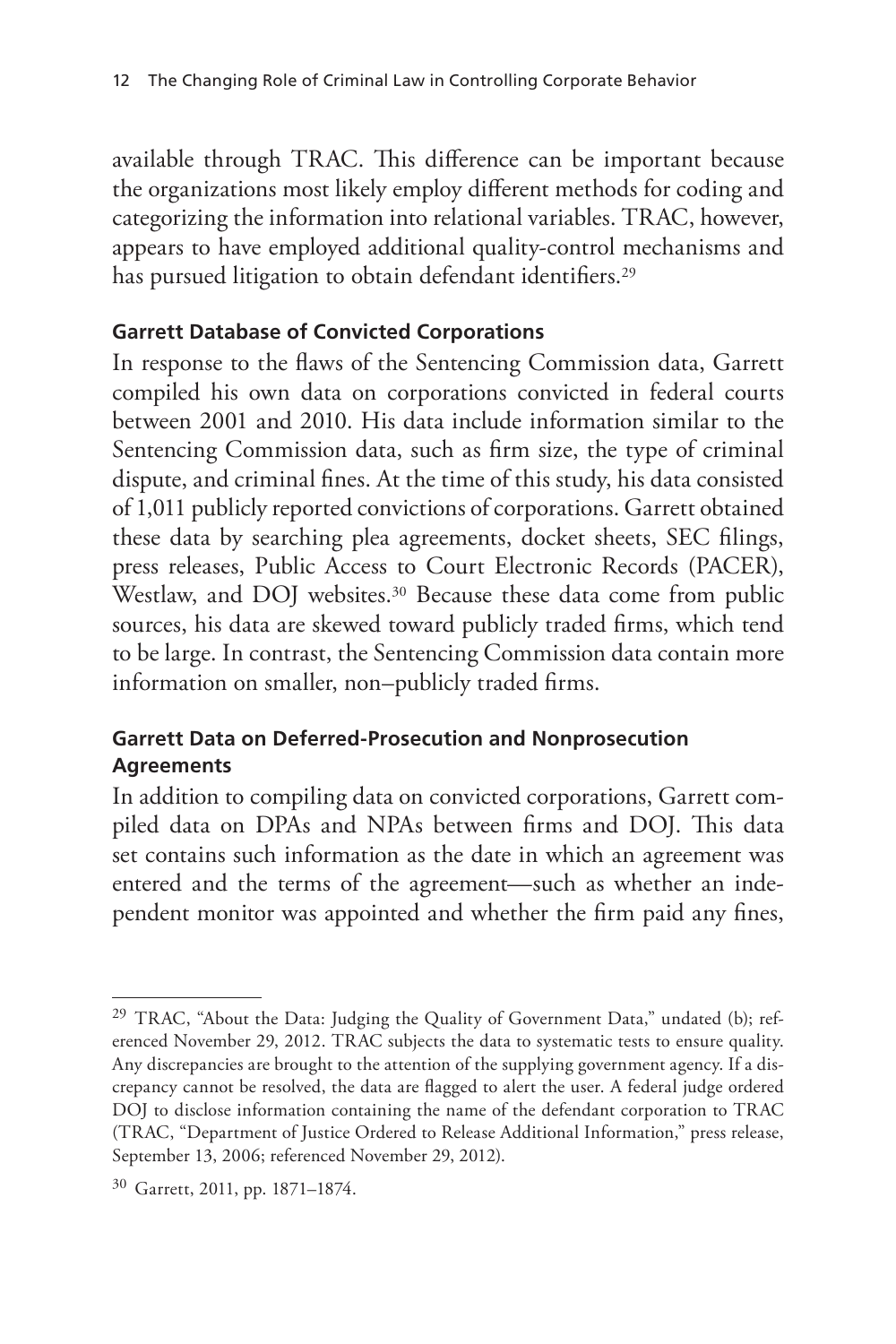available through TRAC. This difference can be important because the organizations most likely employ different methods for coding and categorizing the information into relational variables. TRAC, however, appears to have employed additional quality-control mechanisms and has pursued litigation to obtain defendant identifiers.[29]

### Garrett Database of Convicted Corporations

In response to the flaws of the Sentencing Commission data, Garrett compiled his own data on corporations convicted in federal courts between 2001 and 2010. His data include information similar to the Sentencing Commission data, such as firm size, the type of criminal dispute, and criminal fines. At the time of this study, his data consisted of 1,011 publicly reported convictions of corporations. Garrett obtained these data by searching plea agreements, docket sheets, SEC filings, press releases, Public Access to Court Electronic Records (PACER), Westlaw, and DOJ websites.[30] Because these data come from public sources, his data are skewed toward publicly traded firms, which tend to be large. In contrast, the Sentencing Commission data contain more information on smaller, non–publicly traded firms.

### Garrett Data on Deferred-Prosecution and Nonprosecution Agreements

In addition to compiling data on convicted corporations, Garrett compiled data on DPAs and NPAs between firms and DOJ. This data set contains such information as the date in which an agreement was entered and the terms of the agreement—such as whether an independent monitor was appointed and whether the firm paid any fines,

---

[29] TRAC, "About the Data: Judging the Quality of Government Data," undated (b); referenced November 29, 2012. TRAC subjects the data to systematic tests to ensure quality. Any discrepancies are brought to the attention of the supplying government agency. If a discrepancy cannot be resolved, the data are flagged to alert the user. A federal judge ordered DOJ to disclose information containing the name of the defendant corporation to TRAC (TRAC, "Department of Justice Ordered to Release Additional Information," press release, September 13, 2006; referenced November 29, 2012).

[30] Garrett, 2011, pp. 1871–1874.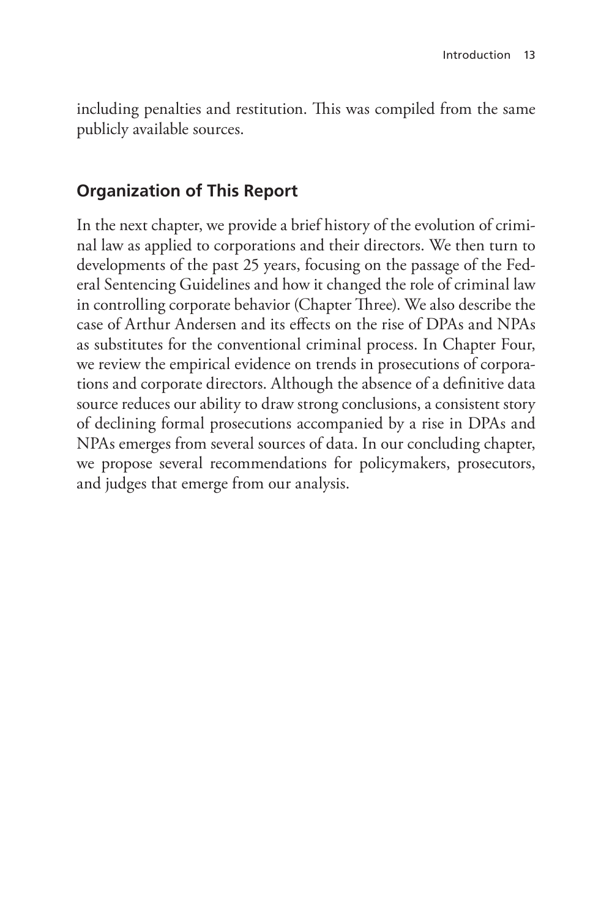including penalties and restitution. This was compiled from the same publicly available sources.

## Organization of This Report

In the next chapter, we provide a brief history of the evolution of criminal law as applied to corporations and their directors. We then turn to developments of the past 25 years, focusing on the passage of the Federal Sentencing Guidelines and how it changed the role of criminal law in controlling corporate behavior (Chapter Three). We also describe the case of Arthur Andersen and its effects on the rise of DPAs and NPAs as substitutes for the conventional criminal process. In Chapter Four, we review the empirical evidence on trends in prosecutions of corporations and corporate directors. Although the absence of a definitive data source reduces our ability to draw strong conclusions, a consistent story of declining formal prosecutions accompanied by a rise in DPAs and NPAs emerges from several sources of data. In our concluding chapter, we propose several recommendations for policymakers, prosecutors, and judges that emerge from our analysis.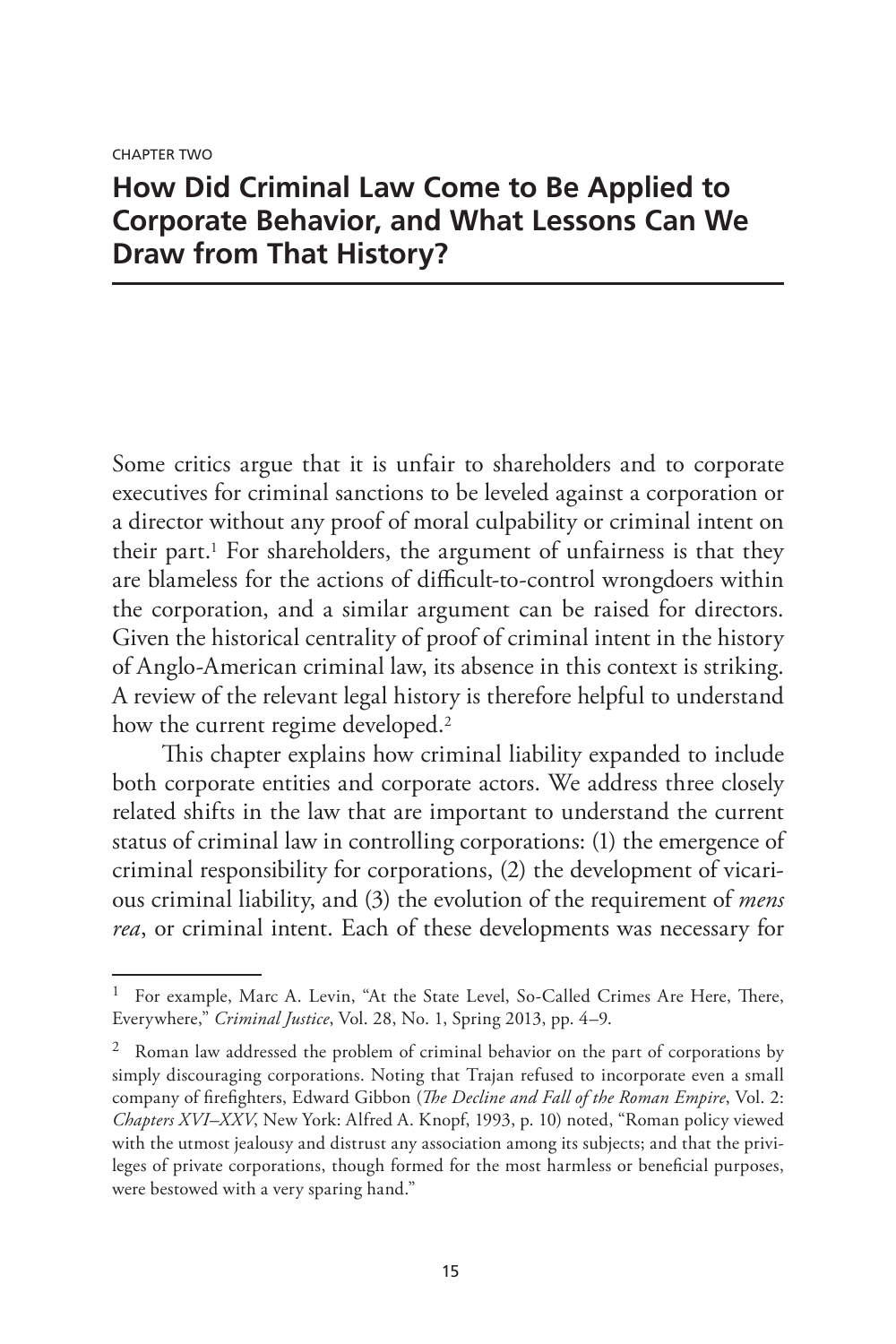CHAPTER TWO

# How Did Criminal Law Come to Be Applied to Corporate Behavior, and What Lessons Can We Draw from That History?

Some critics argue that it is unfair to shareholders and to corporate executives for criminal sanctions to be leveled against a corporation or a director without any proof of moral culpability or criminal intent on their part.[1] For shareholders, the argument of unfairness is that they are blameless for the actions of difficult-to-control wrongdoers within the corporation, and a similar argument can be raised for directors. Given the historical centrality of proof of criminal intent in the history of Anglo-American criminal law, its absence in this context is striking. A review of the relevant legal history is therefore helpful to understand how the current regime developed.[2]

This chapter explains how criminal liability expanded to include both corporate entities and corporate actors. We address three closely related shifts in the law that are important to understand the current status of criminal law in controlling corporations: (1) the emergence of criminal responsibility for corporations, (2) the development of vicarious criminal liability, and (3) the evolution of the requirement of *mens rea*, or criminal intent. Each of these developments was necessary for

---

[1] For example, Marc A. Levin, "At the State Level, So-Called Crimes Are Here, There, Everywhere," *Criminal Justice*, Vol. 28, No. 1, Spring 2013, pp. 4–9.

[2] Roman law addressed the problem of criminal behavior on the part of corporations by simply discouraging corporations. Noting that Trajan refused to incorporate even a small company of firefighters, Edward Gibbon (*The Decline and Fall of the Roman Empire*, Vol. 2: *Chapters XVI–XXV*, New York: Alfred A. Knopf, 1993, p. 10) noted, "Roman policy viewed with the utmost jealousy and distrust any association among its subjects; and that the privileges of private corporations, though formed for the most harmless or beneficial purposes, were bestowed with a very sparing hand."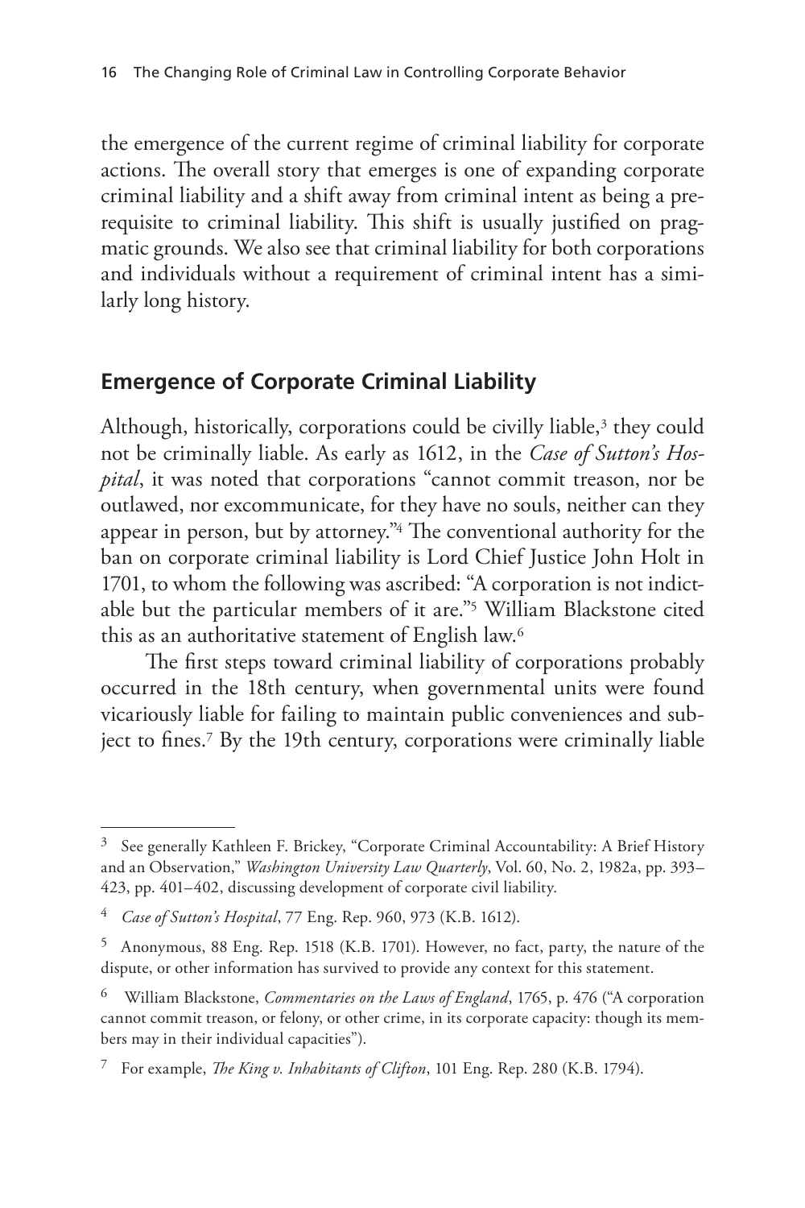the emergence of the current regime of criminal liability for corporate actions. The overall story that emerges is one of expanding corporate criminal liability and a shift away from criminal intent as being a prerequisite to criminal liability. This shift is usually justified on pragmatic grounds. We also see that criminal liability for both corporations and individuals without a requirement of criminal intent has a similarly long history.

## Emergence of Corporate Criminal Liability

Although, historically, corporations could be civilly liable,[3] they could not be criminally liable. As early as 1612, in the *Case of Sutton's Hospital*, it was noted that corporations "cannot commit treason, nor be outlawed, nor excommunicate, for they have no souls, neither can they appear in person, but by attorney."[4] The conventional authority for the ban on corporate criminal liability is Lord Chief Justice John Holt in 1701, to whom the following was ascribed: "A corporation is not indictable but the particular members of it are."[5] William Blackstone cited this as an authoritative statement of English law.[6]

The first steps toward criminal liability of corporations probably occurred in the 18th century, when governmental units were found vicariously liable for failing to maintain public conveniences and subject to fines.[7] By the 19th century, corporations were criminally liable

---

[3] See generally Kathleen F. Brickey, "Corporate Criminal Accountability: A Brief History and an Observation," *Washington University Law Quarterly*, Vol. 60, No. 2, 1982a, pp. 393–423, pp. 401–402, discussing development of corporate civil liability.

[4] *Case of Sutton's Hospital*, 77 Eng. Rep. 960, 973 (K.B. 1612).

[5] Anonymous, 88 Eng. Rep. 1518 (K.B. 1701). However, no fact, party, the nature of the dispute, or other information has survived to provide any context for this statement.

[6] William Blackstone, *Commentaries on the Laws of England*, 1765, p. 476 ("A corporation cannot commit treason, or felony, or other crime, in its corporate capacity: though its members may in their individual capacities").

[7] For example, *The King v. Inhabitants of Clifton*, 101 Eng. Rep. 280 (K.B. 1794).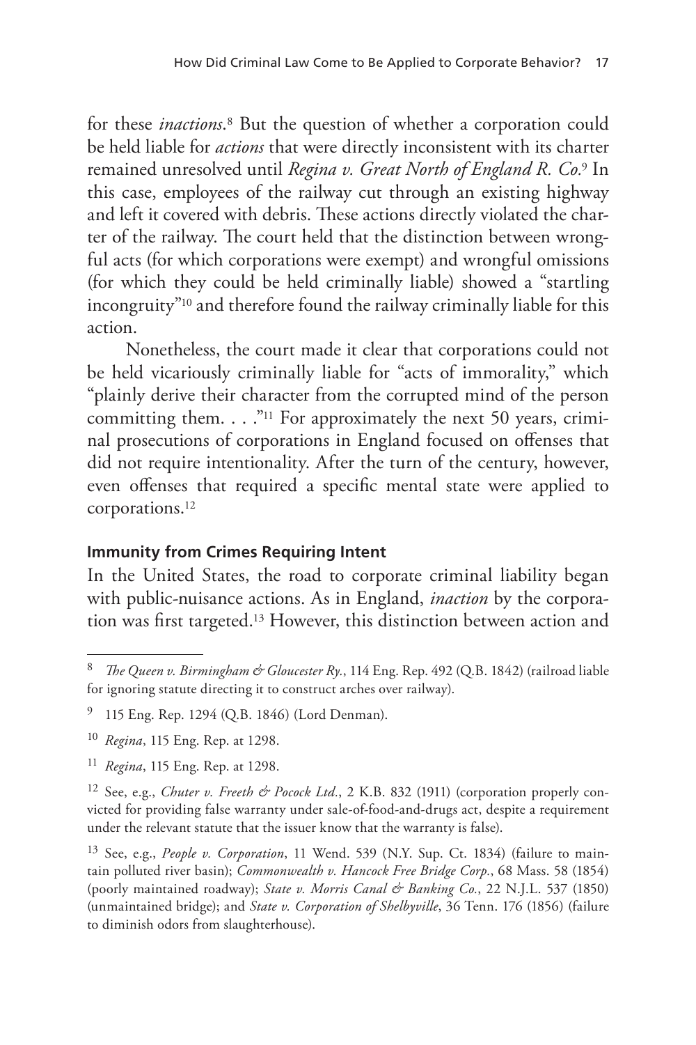for these *inactions*.[8] But the question of whether a corporation could be held liable for *actions* that were directly inconsistent with its charter remained unresolved until *Regina v. Great North of England R. Co.*[9] In this case, employees of the railway cut through an existing highway and left it covered with debris. These actions directly violated the charter of the railway. The court held that the distinction between wrongful acts (for which corporations were exempt) and wrongful omissions (for which they could be held criminally liable) showed a "startling incongruity"[10] and therefore found the railway criminally liable for this action.

Nonetheless, the court made it clear that corporations could not be held vicariously criminally liable for "acts of immorality," which "plainly derive their character from the corrupted mind of the person committing them. . . ."[11] For approximately the next 50 years, criminal prosecutions of corporations in England focused on offenses that did not require intentionality. After the turn of the century, however, even offenses that required a specific mental state were applied to corporations.[12]

### Immunity from Crimes Requiring Intent

In the United States, the road to corporate criminal liability began with public-nuisance actions. As in England, *inaction* by the corporation was first targeted.[13] However, this distinction between action and

---

[8] *The Queen v. Birmingham & Gloucester Ry.*, 114 Eng. Rep. 492 (Q.B. 1842) (railroad liable for ignoring statute directing it to construct arches over railway).

[9] 115 Eng. Rep. 1294 (Q.B. 1846) (Lord Denman).

[10] *Regina*, 115 Eng. Rep. at 1298.

[11] *Regina*, 115 Eng. Rep. at 1298.

[12] See, e.g., *Chuter v. Freeth & Pocock Ltd.*, 2 K.B. 832 (1911) (corporation properly convicted for providing false warranty under sale-of-food-and-drugs act, despite a requirement under the relevant statute that the issuer know that the warranty is false).

[13] See, e.g., *People v. Corporation*, 11 Wend. 539 (N.Y. Sup. Ct. 1834) (failure to maintain polluted river basin); *Commonwealth v. Hancock Free Bridge Corp.*, 68 Mass. 58 (1854) (poorly maintained roadway); *State v. Morris Canal & Banking Co.*, 22 N.J.L. 537 (1850) (unmaintained bridge); and *State v. Corporation of Shelbyville*, 36 Tenn. 176 (1856) (failure to diminish odors from slaughterhouse).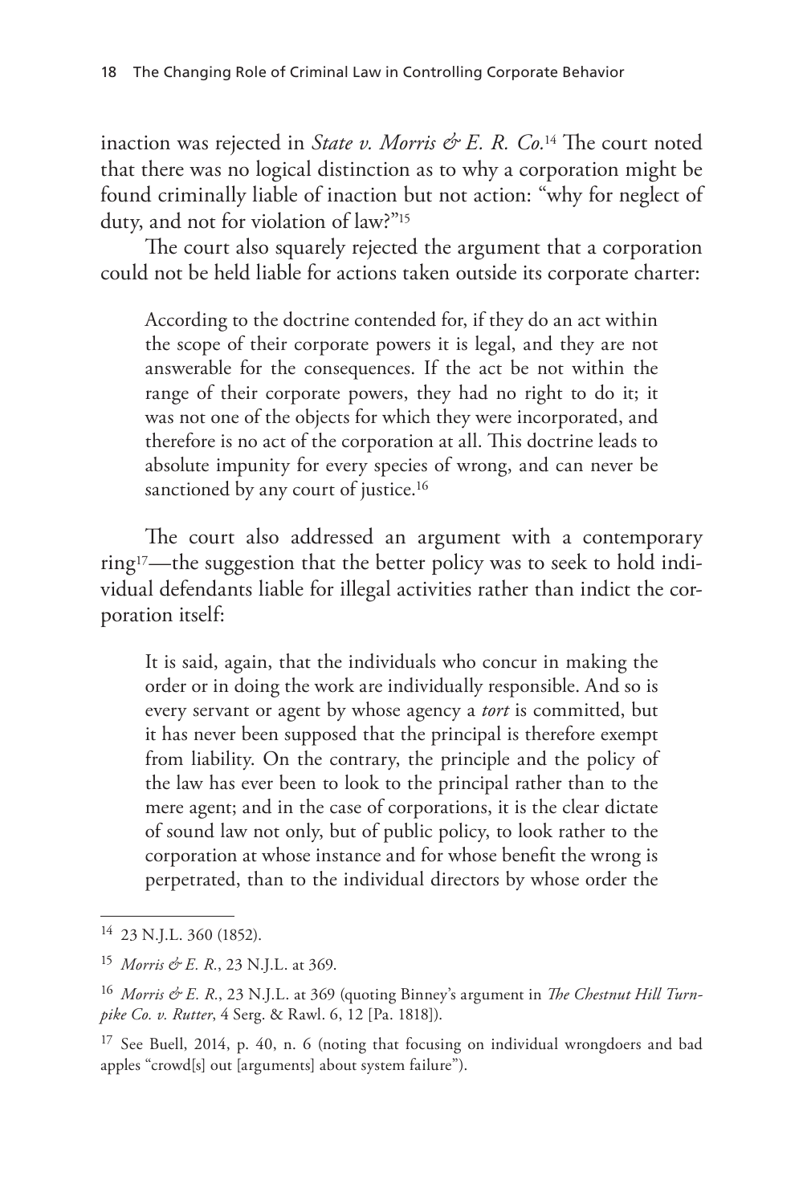inaction was rejected in *State v. Morris & E. R. Co.*[14] The court noted that there was no logical distinction as to why a corporation might be found criminally liable of inaction but not action: "why for neglect of duty, and not for violation of law?"[15]

The court also squarely rejected the argument that a corporation could not be held liable for actions taken outside its corporate charter:

> According to the doctrine contended for, if they do an act within the scope of their corporate powers it is legal, and they are not answerable for the consequences. If the act be not within the range of their corporate powers, they had no right to do it; it was not one of the objects for which they were incorporated, and therefore is no act of the corporation at all. This doctrine leads to absolute impunity for every species of wrong, and can never be sanctioned by any court of justice.[16]

The court also addressed an argument with a contemporary ring[17]—the suggestion that the better policy was to seek to hold individual defendants liable for illegal activities rather than indict the corporation itself:

> It is said, again, that the individuals who concur in making the order or in doing the work are individually responsible. And so is every servant or agent by whose agency a *tort* is committed, but it has never been supposed that the principal is therefore exempt from liability. On the contrary, the principle and the policy of the law has ever been to look to the principal rather than to the mere agent; and in the case of corporations, it is the clear dictate of sound law not only, but of public policy, to look rather to the corporation at whose instance and for whose benefit the wrong is perpetrated, than to the individual directors by whose order the

---

[14] 23 N.J.L. 360 (1852).

[15] *Morris & E. R.*, 23 N.J.L. at 369.

[16] *Morris & E. R.*, 23 N.J.L. at 369 (quoting Binney's argument in *The Chestnut Hill Turnpike Co. v. Rutter*, 4 Serg. & Rawl. 6, 12 [Pa. 1818]).

[17] See Buell, 2014, p. 40, n. 6 (noting that focusing on individual wrongdoers and bad apples "crowd[s] out [arguments] about system failure").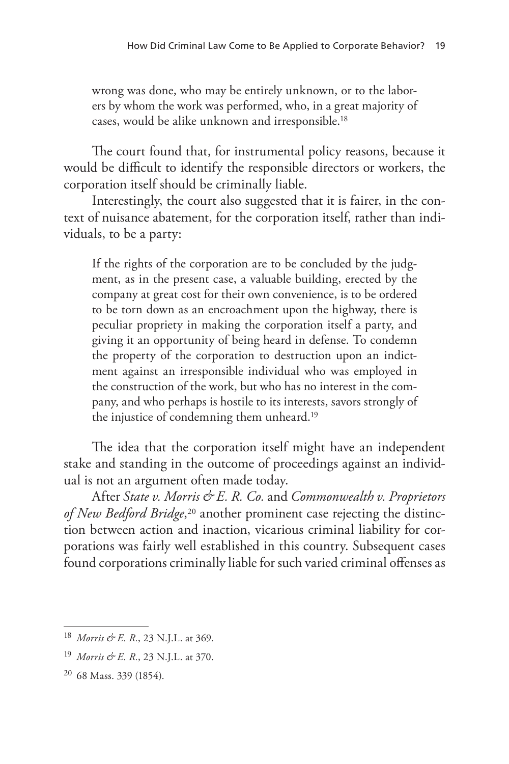> wrong was done, who may be entirely unknown, or to the laborers by whom the work was performed, who, in a great majority of cases, would be alike unknown and irresponsible.[18]

The court found that, for instrumental policy reasons, because it would be difficult to identify the responsible directors or workers, the corporation itself should be criminally liable.

Interestingly, the court also suggested that it is fairer, in the context of nuisance abatement, for the corporation itself, rather than individuals, to be a party:

> If the rights of the corporation are to be concluded by the judgment, as in the present case, a valuable building, erected by the company at great cost for their own convenience, is to be ordered to be torn down as an encroachment upon the highway, there is peculiar propriety in making the corporation itself a party, and giving it an opportunity of being heard in defense. To condemn the property of the corporation to destruction upon an indictment against an irresponsible individual who was employed in the construction of the work, but who has no interest in the company, and who perhaps is hostile to its interests, savors strongly of the injustice of condemning them unheard.[19]

The idea that the corporation itself might have an independent stake and standing in the outcome of proceedings against an individual is not an argument often made today.

After *State v. Morris & E. R. Co.* and *Commonwealth v. Proprietors of New Bedford Bridge*,[20] another prominent case rejecting the distinction between action and inaction, vicarious criminal liability for corporations was fairly well established in this country. Subsequent cases found corporations criminally liable for such varied criminal offenses as

---

[18] *Morris & E. R.*, 23 N.J.L. at 369.

[19] *Morris & E. R.*, 23 N.J.L. at 370.

[20] 68 Mass. 339 (1854).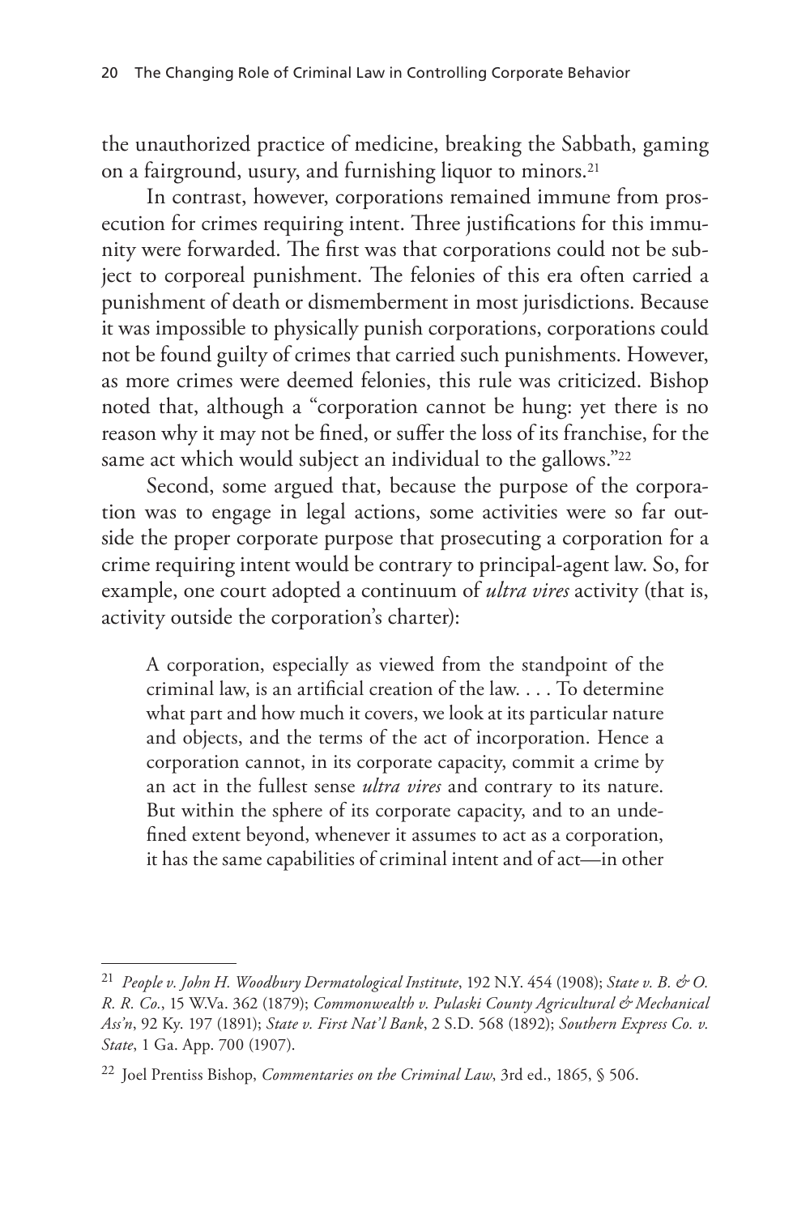the unauthorized practice of medicine, breaking the Sabbath, gaming on a fairground, usury, and furnishing liquor to minors.[21]

In contrast, however, corporations remained immune from prosecution for crimes requiring intent. Three justifications for this immunity were forwarded. The first was that corporations could not be subject to corporeal punishment. The felonies of this era often carried a punishment of death or dismemberment in most jurisdictions. Because it was impossible to physically punish corporations, corporations could not be found guilty of crimes that carried such punishments. However, as more crimes were deemed felonies, this rule was criticized. Bishop noted that, although a "corporation cannot be hung: yet there is no reason why it may not be fined, or suffer the loss of its franchise, for the same act which would subject an individual to the gallows."[22]

Second, some argued that, because the purpose of the corporation was to engage in legal actions, some activities were so far outside the proper corporate purpose that prosecuting a corporation for a crime requiring intent would be contrary to principal-agent law. So, for example, one court adopted a continuum of *ultra vires* activity (that is, activity outside the corporation's charter):

> A corporation, especially as viewed from the standpoint of the criminal law, is an artificial creation of the law. . . . To determine what part and how much it covers, we look at its particular nature and objects, and the terms of the act of incorporation. Hence a corporation cannot, in its corporate capacity, commit a crime by an act in the fullest sense *ultra vires* and contrary to its nature. But within the sphere of its corporate capacity, and to an undefined extent beyond, whenever it assumes to act as a corporation, it has the same capabilities of criminal intent and of act—in other

---

[21] *People v. John H. Woodbury Dermatological Institute*, 192 N.Y. 454 (1908); *State v. B. & O. R. R. Co.*, 15 W.Va. 362 (1879); *Commonwealth v. Pulaski County Agricultural & Mechanical Ass'n*, 92 Ky. 197 (1891); *State v. First Nat'l Bank*, 2 S.D. 568 (1892); *Southern Express Co. v. State*, 1 Ga. App. 700 (1907).

[22] Joel Prentiss Bishop, *Commentaries on the Criminal Law*, 3rd ed., 1865, § 506.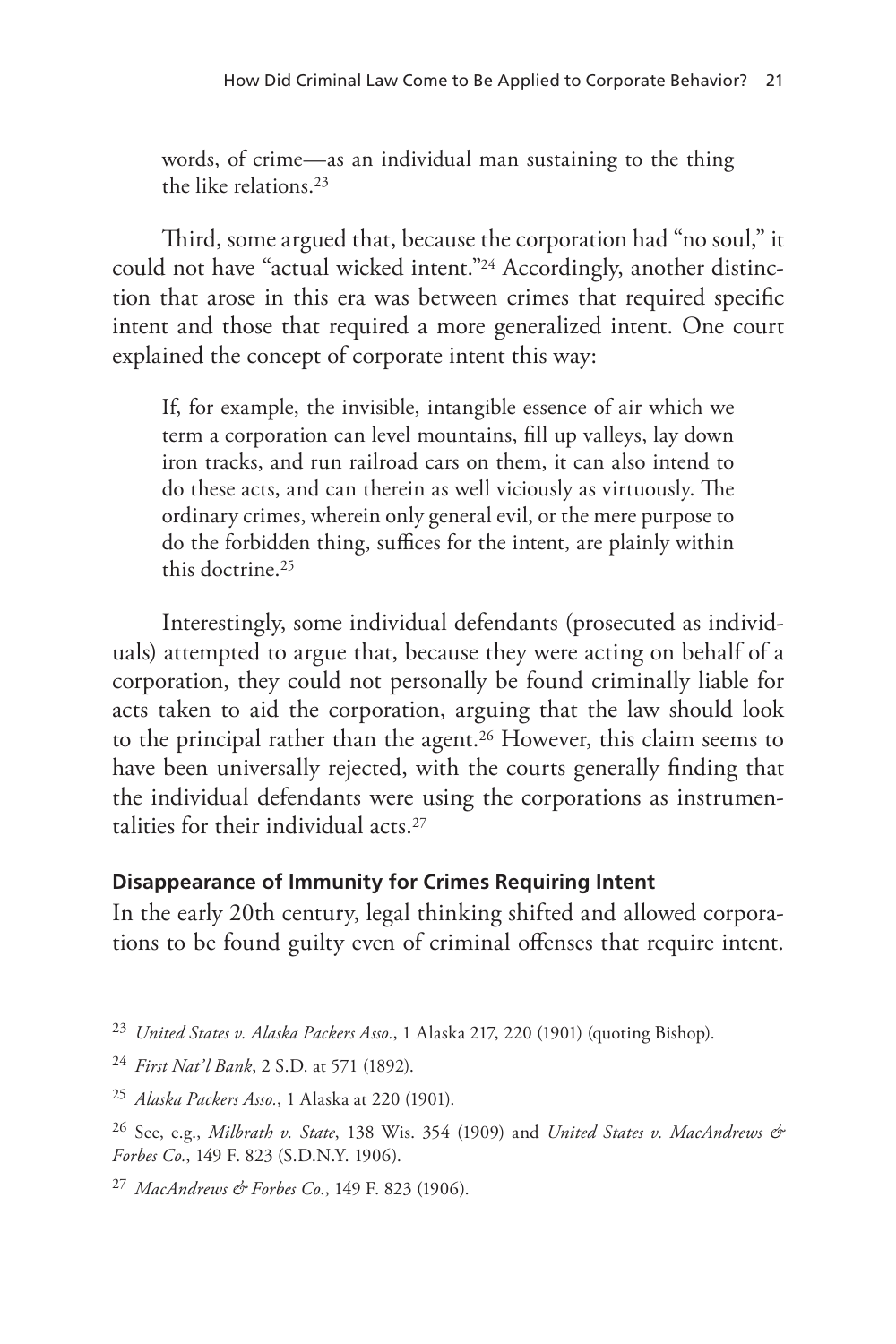words, of crime—as an individual man sustaining to the thing the like relations.[23]

Third, some argued that, because the corporation had "no soul," it could not have "actual wicked intent."[24] Accordingly, another distinction that arose in this era was between crimes that required specific intent and those that required a more generalized intent. One court explained the concept of corporate intent this way:

> If, for example, the invisible, intangible essence of air which we term a corporation can level mountains, fill up valleys, lay down iron tracks, and run railroad cars on them, it can also intend to do these acts, and can therein as well viciously as virtuously. The ordinary crimes, wherein only general evil, or the mere purpose to do the forbidden thing, suffices for the intent, are plainly within this doctrine.[25]

Interestingly, some individual defendants (prosecuted as individuals) attempted to argue that, because they were acting on behalf of a corporation, they could not personally be found criminally liable for acts taken to aid the corporation, arguing that the law should look to the principal rather than the agent.[26] However, this claim seems to have been universally rejected, with the courts generally finding that the individual defendants were using the corporations as instrumentalities for their individual acts.[27]

### Disappearance of Immunity for Crimes Requiring Intent

In the early 20th century, legal thinking shifted and allowed corporations to be found guilty even of criminal offenses that require intent.

---

[23] *United States v. Alaska Packers Asso.*, 1 Alaska 217, 220 (1901) (quoting Bishop).

[24] *First Nat'l Bank*, 2 S.D. at 571 (1892).

[25] *Alaska Packers Asso.*, 1 Alaska at 220 (1901).

[26] See, e.g., *Milbrath v. State*, 138 Wis. 354 (1909) and *United States v. MacAndrews & Forbes Co.*, 149 F. 823 (S.D.N.Y. 1906).

[27] *MacAndrews & Forbes Co.*, 149 F. 823 (1906).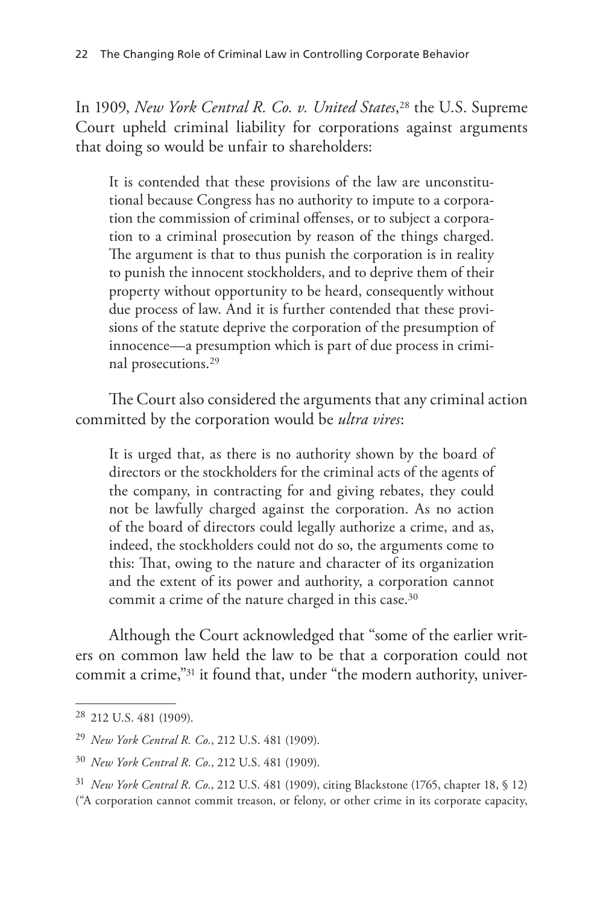In 1909, *New York Central R. Co. v. United States*,[28] the U.S. Supreme Court upheld criminal liability for corporations against arguments that doing so would be unfair to shareholders:

> It is contended that these provisions of the law are unconstitutional because Congress has no authority to impute to a corporation the commission of criminal offenses, or to subject a corporation to a criminal prosecution by reason of the things charged. The argument is that to thus punish the corporation is in reality to punish the innocent stockholders, and to deprive them of their property without opportunity to be heard, consequently without due process of law. And it is further contended that these provisions of the statute deprive the corporation of the presumption of innocence—a presumption which is part of due process in criminal prosecutions.[29]

The Court also considered the arguments that any criminal action committed by the corporation would be *ultra vires*:

> It is urged that, as there is no authority shown by the board of directors or the stockholders for the criminal acts of the agents of the company, in contracting for and giving rebates, they could not be lawfully charged against the corporation. As no action of the board of directors could legally authorize a crime, and as, indeed, the stockholders could not do so, the arguments come to this: That, owing to the nature and character of its organization and the extent of its power and authority, a corporation cannot commit a crime of the nature charged in this case.[30]

Although the Court acknowledged that "some of the earlier writers on common law held the law to be that a corporation could not commit a crime,"[31] it found that, under "the modern authority, univer-

---

[28] 212 U.S. 481 (1909).

[29] *New York Central R. Co.*, 212 U.S. 481 (1909).

[30] *New York Central R. Co.*, 212 U.S. 481 (1909).

[31] *New York Central R. Co.*, 212 U.S. 481 (1909), citing Blackstone (1765, chapter 18, § 12) ("A corporation cannot commit treason, or felony, or other crime in its corporate capacity,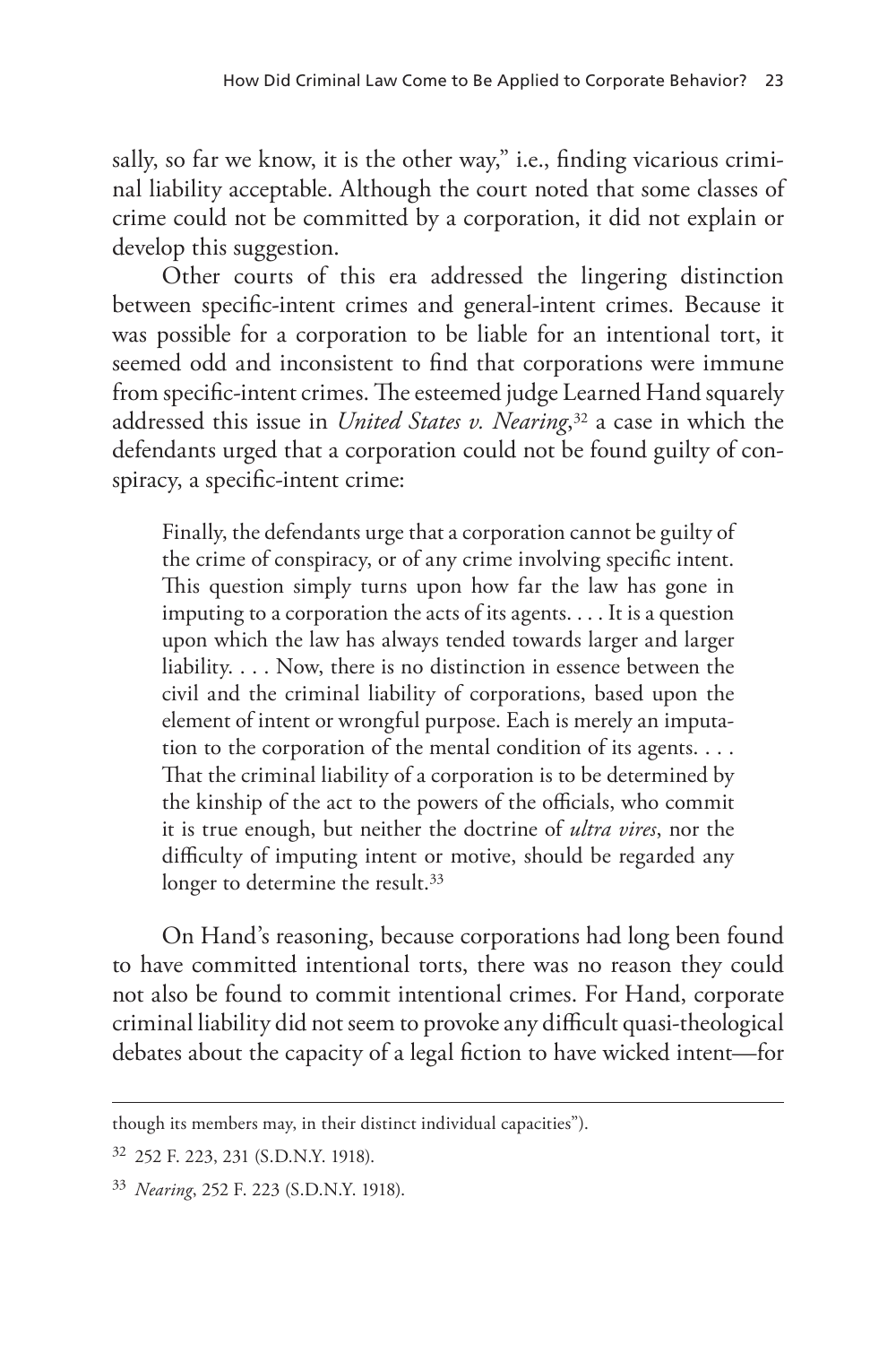sally, so far we know, it is the other way," i.e., finding vicarious criminal liability acceptable. Although the court noted that some classes of crime could not be committed by a corporation, it did not explain or develop this suggestion.

Other courts of this era addressed the lingering distinction between specific-intent crimes and general-intent crimes. Because it was possible for a corporation to be liable for an intentional tort, it seemed odd and inconsistent to find that corporations were immune from specific-intent crimes. The esteemed judge Learned Hand squarely addressed this issue in *United States v. Nearing*,[32] a case in which the defendants urged that a corporation could not be found guilty of conspiracy, a specific-intent crime:

> Finally, the defendants urge that a corporation cannot be guilty of the crime of conspiracy, or of any crime involving specific intent. This question simply turns upon how far the law has gone in imputing to a corporation the acts of its agents. . . . It is a question upon which the law has always tended towards larger and larger liability. . . . Now, there is no distinction in essence between the civil and the criminal liability of corporations, based upon the element of intent or wrongful purpose. Each is merely an imputation to the corporation of the mental condition of its agents. . . . That the criminal liability of a corporation is to be determined by the kinship of the act to the powers of the officials, who commit it is true enough, but neither the doctrine of *ultra vires*, nor the difficulty of imputing intent or motive, should be regarded any longer to determine the result.[33]

On Hand's reasoning, because corporations had long been found to have committed intentional torts, there was no reason they could not also be found to commit intentional crimes. For Hand, corporate criminal liability did not seem to provoke any difficult quasi-theological debates about the capacity of a legal fiction to have wicked intent—for

---

though its members may, in their distinct individual capacities").

[32] 252 F. 223, 231 (S.D.N.Y. 1918).

[33] *Nearing*, 252 F. 223 (S.D.N.Y. 1918).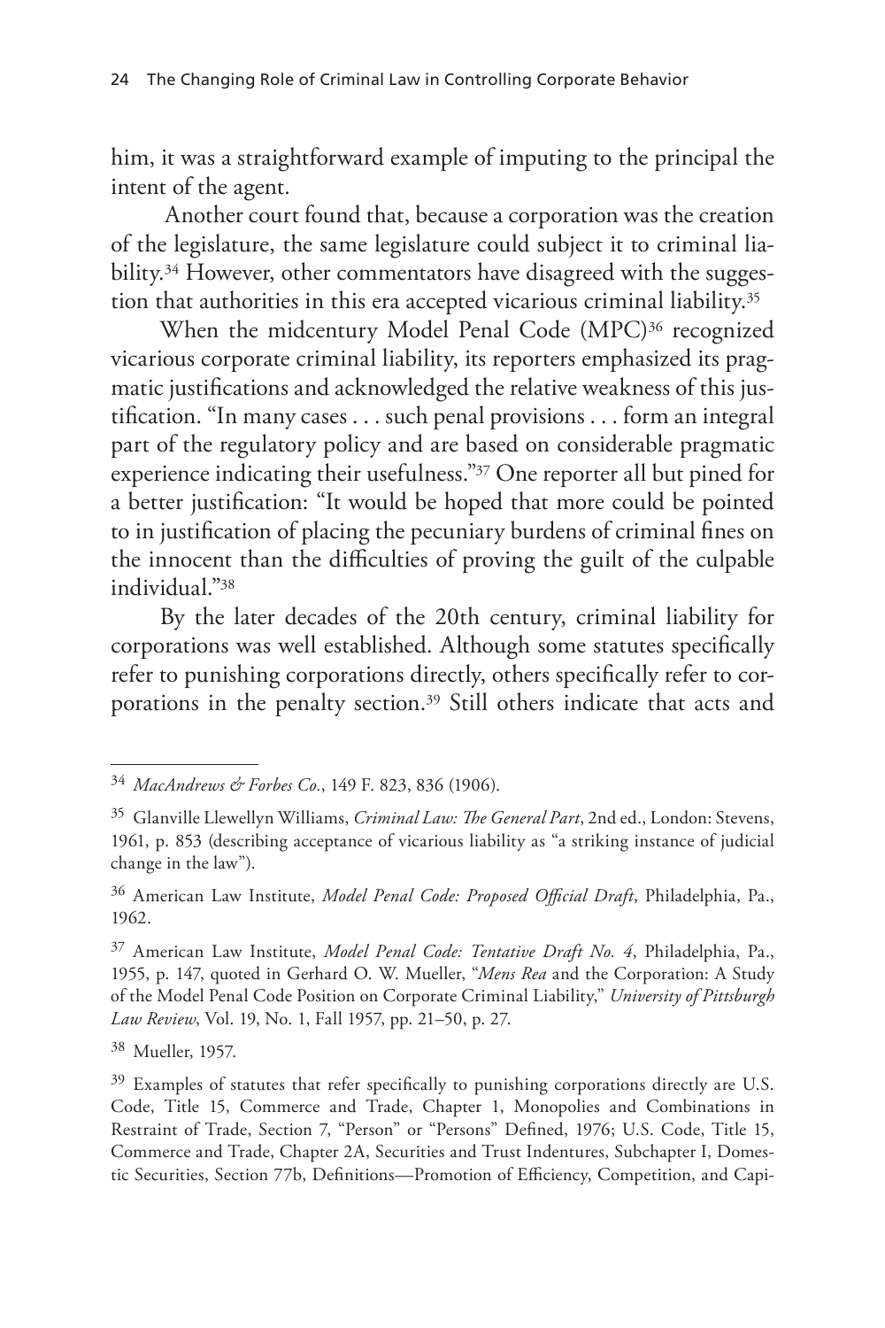him, it was a straightforward example of imputing to the principal the intent of the agent.

Another court found that, because a corporation was the creation of the legislature, the same legislature could subject it to criminal liability.[34] However, other commentators have disagreed with the suggestion that authorities in this era accepted vicarious criminal liability.[35]

When the midcentury Model Penal Code (MPC)[36] recognized vicarious corporate criminal liability, its reporters emphasized its pragmatic justifications and acknowledged the relative weakness of this justification. "In many cases . . . such penal provisions . . . form an integral part of the regulatory policy and are based on considerable pragmatic experience indicating their usefulness."[37] One reporter all but pined for a better justification: "It would be hoped that more could be pointed to in justification of placing the pecuniary burdens of criminal fines on the innocent than the difficulties of proving the guilt of the culpable individual."[38]

By the later decades of the 20th century, criminal liability for corporations was well established. Although some statutes specifically refer to punishing corporations directly, others specifically refer to corporations in the penalty section.[39] Still others indicate that acts and

---

[34] *MacAndrews & Forbes Co.*, 149 F. 823, 836 (1906).

[35] Glanville Llewellyn Williams, *Criminal Law: The General Part*, 2nd ed., London: Stevens, 1961, p. 853 (describing acceptance of vicarious liability as "a striking instance of judicial change in the law").

[36] American Law Institute, *Model Penal Code: Proposed Official Draft*, Philadelphia, Pa., 1962.

[37] American Law Institute, *Model Penal Code: Tentative Draft No. 4*, Philadelphia, Pa., 1955, p. 147, quoted in Gerhard O. W. Mueller, "*Mens Rea* and the Corporation: A Study of the Model Penal Code Position on Corporate Criminal Liability," *University of Pittsburgh Law Review*, Vol. 19, No. 1, Fall 1957, pp. 21–50, p. 27.

[38] Mueller, 1957.

[39] Examples of statutes that refer specifically to punishing corporations directly are U.S. Code, Title 15, Commerce and Trade, Chapter 1, Monopolies and Combinations in Restraint of Trade, Section 7, "Person" or "Persons" Defined, 1976; U.S. Code, Title 15, Commerce and Trade, Chapter 2A, Securities and Trust Indentures, Subchapter I, Domestic Securities, Section 77b, Definitions—Promotion of Efficiency, Competition, and Capi-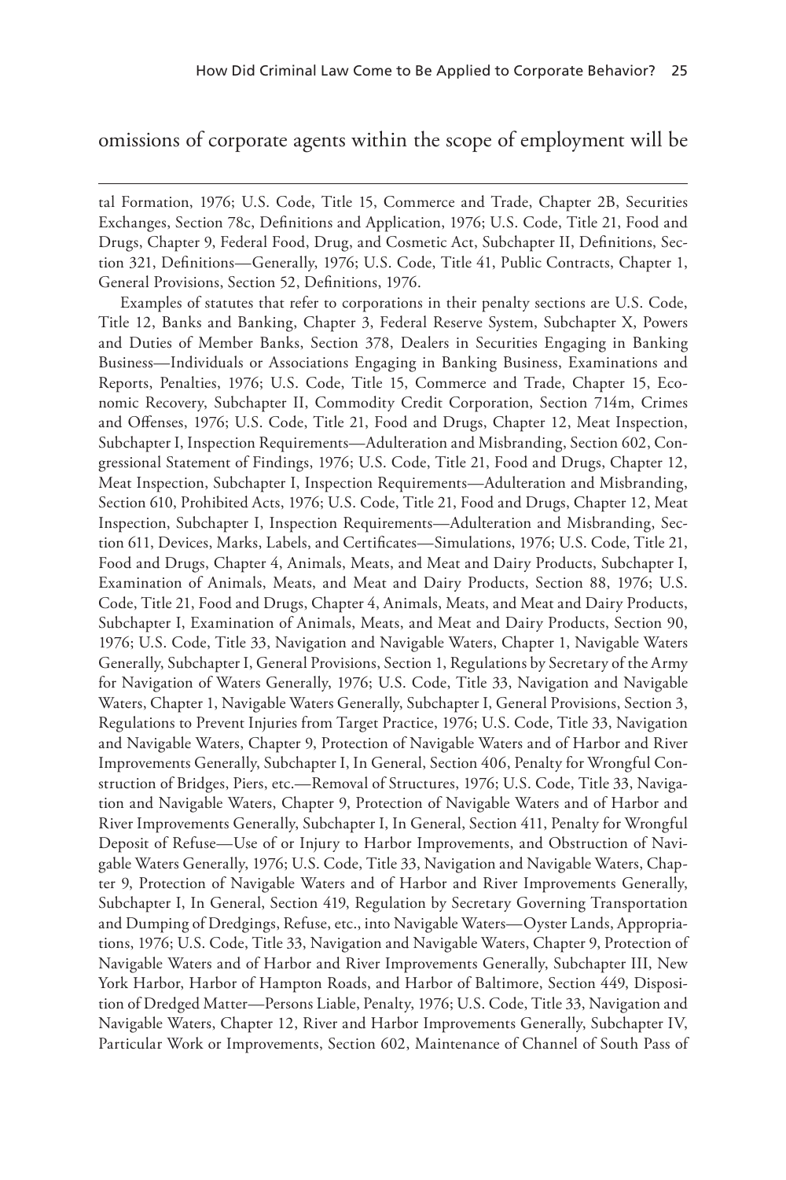omissions of corporate agents within the scope of employment will be

---

tal Formation, 1976; U.S. Code, Title 15, Commerce and Trade, Chapter 2B, Securities Exchanges, Section 78c, Definitions and Application, 1976; U.S. Code, Title 21, Food and Drugs, Chapter 9, Federal Food, Drug, and Cosmetic Act, Subchapter II, Definitions, Section 321, Definitions—Generally, 1976; U.S. Code, Title 41, Public Contracts, Chapter 1, General Provisions, Section 52, Definitions, 1976.

Examples of statutes that refer to corporations in their penalty sections are U.S. Code, Title 12, Banks and Banking, Chapter 3, Federal Reserve System, Subchapter X, Powers and Duties of Member Banks, Section 378, Dealers in Securities Engaging in Banking Business—Individuals or Associations Engaging in Banking Business, Examinations and Reports, Penalties, 1976; U.S. Code, Title 15, Commerce and Trade, Chapter 15, Economic Recovery, Subchapter II, Commodity Credit Corporation, Section 714m, Crimes and Offenses, 1976; U.S. Code, Title 21, Food and Drugs, Chapter 12, Meat Inspection, Subchapter I, Inspection Requirements—Adulteration and Misbranding, Section 602, Congressional Statement of Findings, 1976; U.S. Code, Title 21, Food and Drugs, Chapter 12, Meat Inspection, Subchapter I, Inspection Requirements—Adulteration and Misbranding, Section 610, Prohibited Acts, 1976; U.S. Code, Title 21, Food and Drugs, Chapter 12, Meat Inspection, Subchapter I, Inspection Requirements—Adulteration and Misbranding, Section 611, Devices, Marks, Labels, and Certificates—Simulations, 1976; U.S. Code, Title 21, Food and Drugs, Chapter 4, Animals, Meats, and Meat and Dairy Products, Subchapter I, Examination of Animals, Meats, and Meat and Dairy Products, Section 88, 1976; U.S. Code, Title 21, Food and Drugs, Chapter 4, Animals, Meats, and Meat and Dairy Products, Subchapter I, Examination of Animals, Meats, and Meat and Dairy Products, Section 90, 1976; U.S. Code, Title 33, Navigation and Navigable Waters, Chapter 1, Navigable Waters Generally, Subchapter I, General Provisions, Section 1, Regulations by Secretary of the Army for Navigation of Waters Generally, 1976; U.S. Code, Title 33, Navigation and Navigable Waters, Chapter 1, Navigable Waters Generally, Subchapter I, General Provisions, Section 3, Regulations to Prevent Injuries from Target Practice, 1976; U.S. Code, Title 33, Navigation and Navigable Waters, Chapter 9, Protection of Navigable Waters and of Harbor and River Improvements Generally, Subchapter I, In General, Section 406, Penalty for Wrongful Construction of Bridges, Piers, etc.—Removal of Structures, 1976; U.S. Code, Title 33, Navigation and Navigable Waters, Chapter 9, Protection of Navigable Waters and of Harbor and River Improvements Generally, Subchapter I, In General, Section 411, Penalty for Wrongful Deposit of Refuse—Use of or Injury to Harbor Improvements, and Obstruction of Navigable Waters Generally, 1976; U.S. Code, Title 33, Navigation and Navigable Waters, Chapter 9, Protection of Navigable Waters and of Harbor and River Improvements Generally, Subchapter I, In General, Section 419, Regulation by Secretary Governing Transportation and Dumping of Dredgings, Refuse, etc., into Navigable Waters—Oyster Lands, Appropriations, 1976; U.S. Code, Title 33, Navigation and Navigable Waters, Chapter 9, Protection of Navigable Waters and of Harbor and River Improvements Generally, Subchapter III, New York Harbor, Harbor of Hampton Roads, and Harbor of Baltimore, Section 449, Disposition of Dredged Matter—Persons Liable, Penalty, 1976; U.S. Code, Title 33, Navigation and Navigable Waters, Chapter 12, River and Harbor Improvements Generally, Subchapter IV, Particular Work or Improvements, Section 602, Maintenance of Channel of South Pass of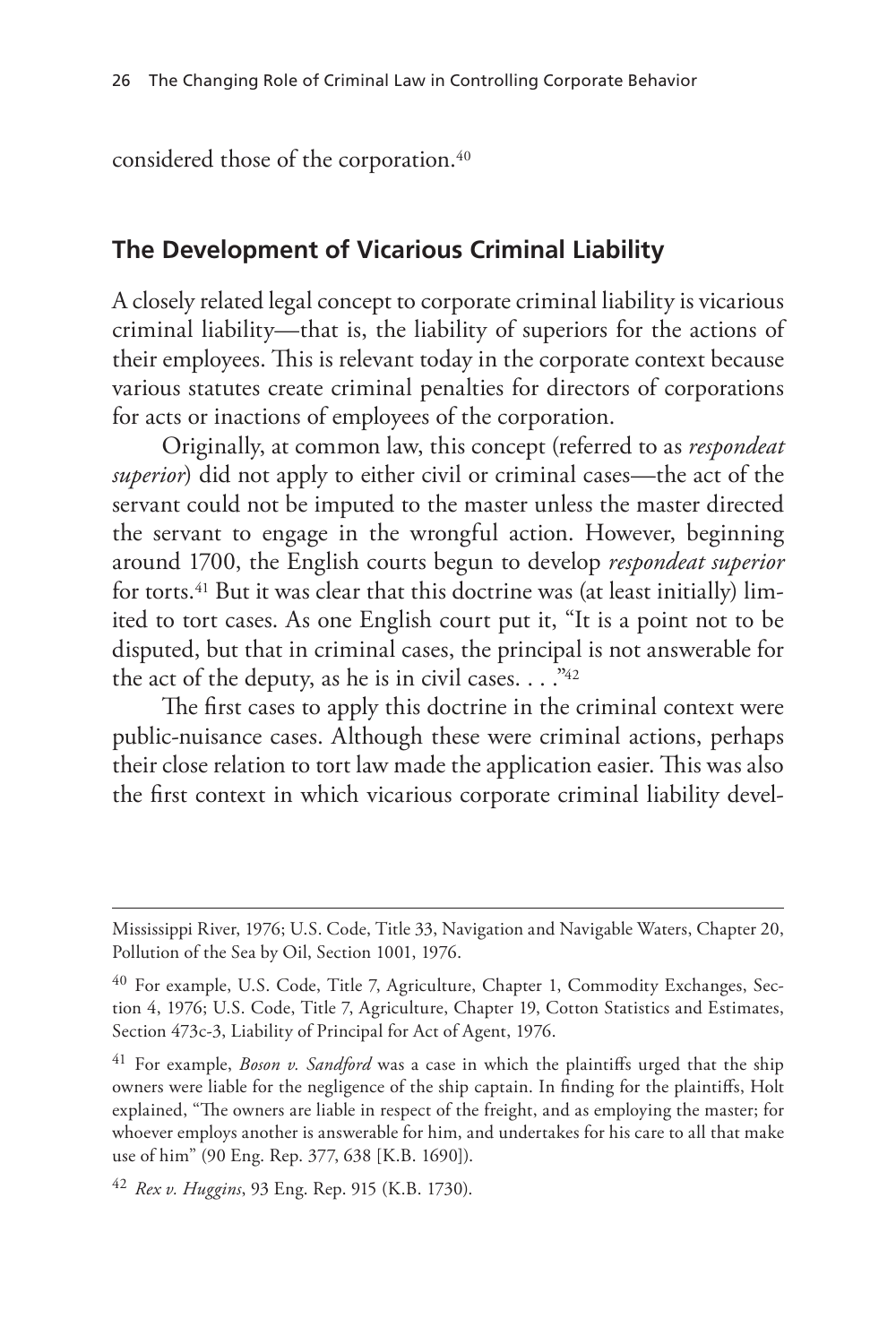considered those of the corporation.[40]

## The Development of Vicarious Criminal Liability

A closely related legal concept to corporate criminal liability is vicarious criminal liability—that is, the liability of superiors for the actions of their employees. This is relevant today in the corporate context because various statutes create criminal penalties for directors of corporations for acts or inactions of employees of the corporation.

Originally, at common law, this concept (referred to as *respondeat superior*) did not apply to either civil or criminal cases—the act of the servant could not be imputed to the master unless the master directed the servant to engage in the wrongful action. However, beginning around 1700, the English courts begun to develop *respondeat superior* for torts.[41] But it was clear that this doctrine was (at least initially) limited to tort cases. As one English court put it, "It is a point not to be disputed, but that in criminal cases, the principal is not answerable for the act of the deputy, as he is in civil cases. . . ."[42]

The first cases to apply this doctrine in the criminal context were public-nuisance cases. Although these were criminal actions, perhaps their close relation to tort law made the application easier. This was also the first context in which vicarious corporate criminal liability devel-

---

Mississippi River, 1976; U.S. Code, Title 33, Navigation and Navigable Waters, Chapter 20, Pollution of the Sea by Oil, Section 1001, 1976.

[40] For example, U.S. Code, Title 7, Agriculture, Chapter 1, Commodity Exchanges, Section 4, 1976; U.S. Code, Title 7, Agriculture, Chapter 19, Cotton Statistics and Estimates, Section 473c-3, Liability of Principal for Act of Agent, 1976.

[41] For example, *Boson v. Sandford* was a case in which the plaintiffs urged that the ship owners were liable for the negligence of the ship captain. In finding for the plaintiffs, Holt explained, "The owners are liable in respect of the freight, and as employing the master; for whoever employs another is answerable for him, and undertakes for his care to all that make use of him" (90 Eng. Rep. 377, 638 [K.B. 1690]).

[42] *Rex v. Huggins*, 93 Eng. Rep. 915 (K.B. 1730).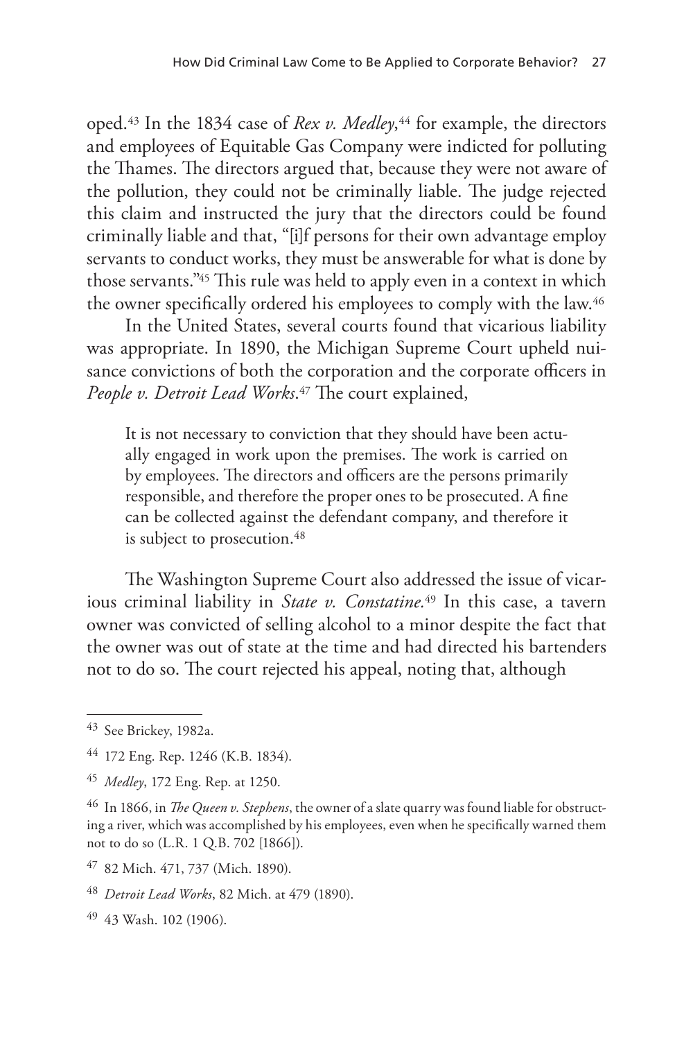oped.[43] In the 1834 case of *Rex v. Medley*,[44] for example, the directors and employees of Equitable Gas Company were indicted for polluting the Thames. The directors argued that, because they were not aware of the pollution, they could not be criminally liable. The judge rejected this claim and instructed the jury that the directors could be found criminally liable and that, "[i]f persons for their own advantage employ servants to conduct works, they must be answerable for what is done by those servants."[45] This rule was held to apply even in a context in which the owner specifically ordered his employees to comply with the law.[46]

In the United States, several courts found that vicarious liability was appropriate. In 1890, the Michigan Supreme Court upheld nuisance convictions of both the corporation and the corporate officers in *People v. Detroit Lead Works*.[47] The court explained,

> It is not necessary to conviction that they should have been actually engaged in work upon the premises. The work is carried on by employees. The directors and officers are the persons primarily responsible, and therefore the proper ones to be prosecuted. A fine can be collected against the defendant company, and therefore it is subject to prosecution.[48]

The Washington Supreme Court also addressed the issue of vicarious criminal liability in *State v. Constatine.*[49] In this case, a tavern owner was convicted of selling alcohol to a minor despite the fact that the owner was out of state at the time and had directed his bartenders not to do so. The court rejected his appeal, noting that, although

---

[43] See Brickey, 1982a.

[44] 172 Eng. Rep. 1246 (K.B. 1834).

[45] *Medley*, 172 Eng. Rep. at 1250.

[46] In 1866, in *The Queen v. Stephens*, the owner of a slate quarry was found liable for obstructing a river, which was accomplished by his employees, even when he specifically warned them not to do so (L.R. 1 Q.B. 702 [1866]).

[47] 82 Mich. 471, 737 (Mich. 1890).

[48] *Detroit Lead Works*, 82 Mich. at 479 (1890).

[49] 43 Wash. 102 (1906).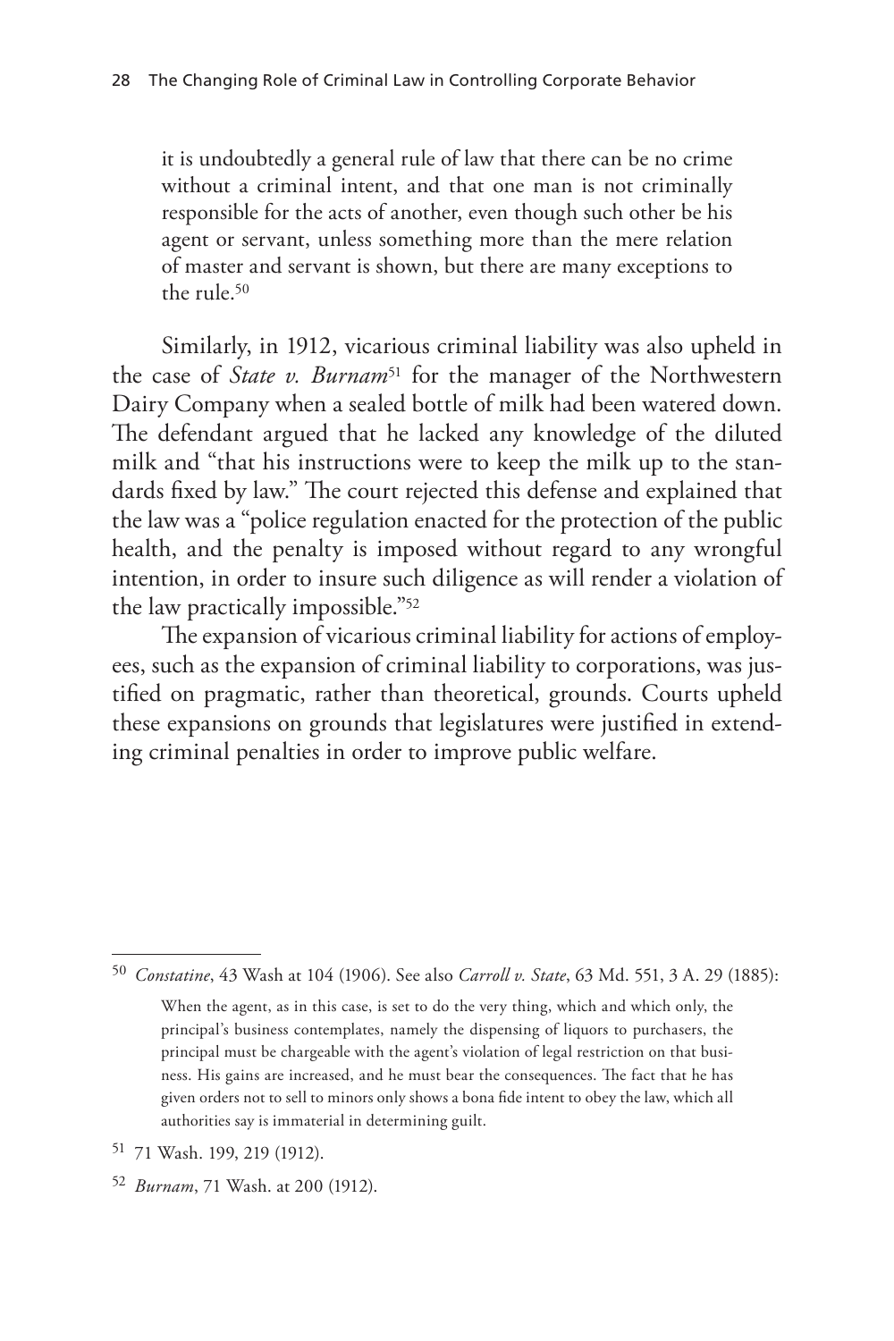> it is undoubtedly a general rule of law that there can be no crime without a criminal intent, and that one man is not criminally responsible for the acts of another, even though such other be his agent or servant, unless something more than the mere relation of master and servant is shown, but there are many exceptions to the rule.[50]

Similarly, in 1912, vicarious criminal liability was also upheld in the case of *State v. Burnam*[51] for the manager of the Northwestern Dairy Company when a sealed bottle of milk had been watered down. The defendant argued that he lacked any knowledge of the diluted milk and "that his instructions were to keep the milk up to the standards fixed by law." The court rejected this defense and explained that the law was a "police regulation enacted for the protection of the public health, and the penalty is imposed without regard to any wrongful intention, in order to insure such diligence as will render a violation of the law practically impossible."[52]

The expansion of vicarious criminal liability for actions of employees, such as the expansion of criminal liability to corporations, was justified on pragmatic, rather than theoretical, grounds. Courts upheld these expansions on grounds that legislatures were justified in extending criminal penalties in order to improve public welfare.

---

[50] *Constatine*, 43 Wash at 104 (1906). See also *Carroll v. State*, 63 Md. 551, 3 A. 29 (1885):

> When the agent, as in this case, is set to do the very thing, which and which only, the principal's business contemplates, namely the dispensing of liquors to purchasers, the principal must be chargeable with the agent's violation of legal restriction on that business. His gains are increased, and he must bear the consequences. The fact that he has given orders not to sell to minors only shows a bona fide intent to obey the law, which all authorities say is immaterial in determining guilt.

[51] 71 Wash. 199, 219 (1912).

[52] *Burnam*, 71 Wash. at 200 (1912).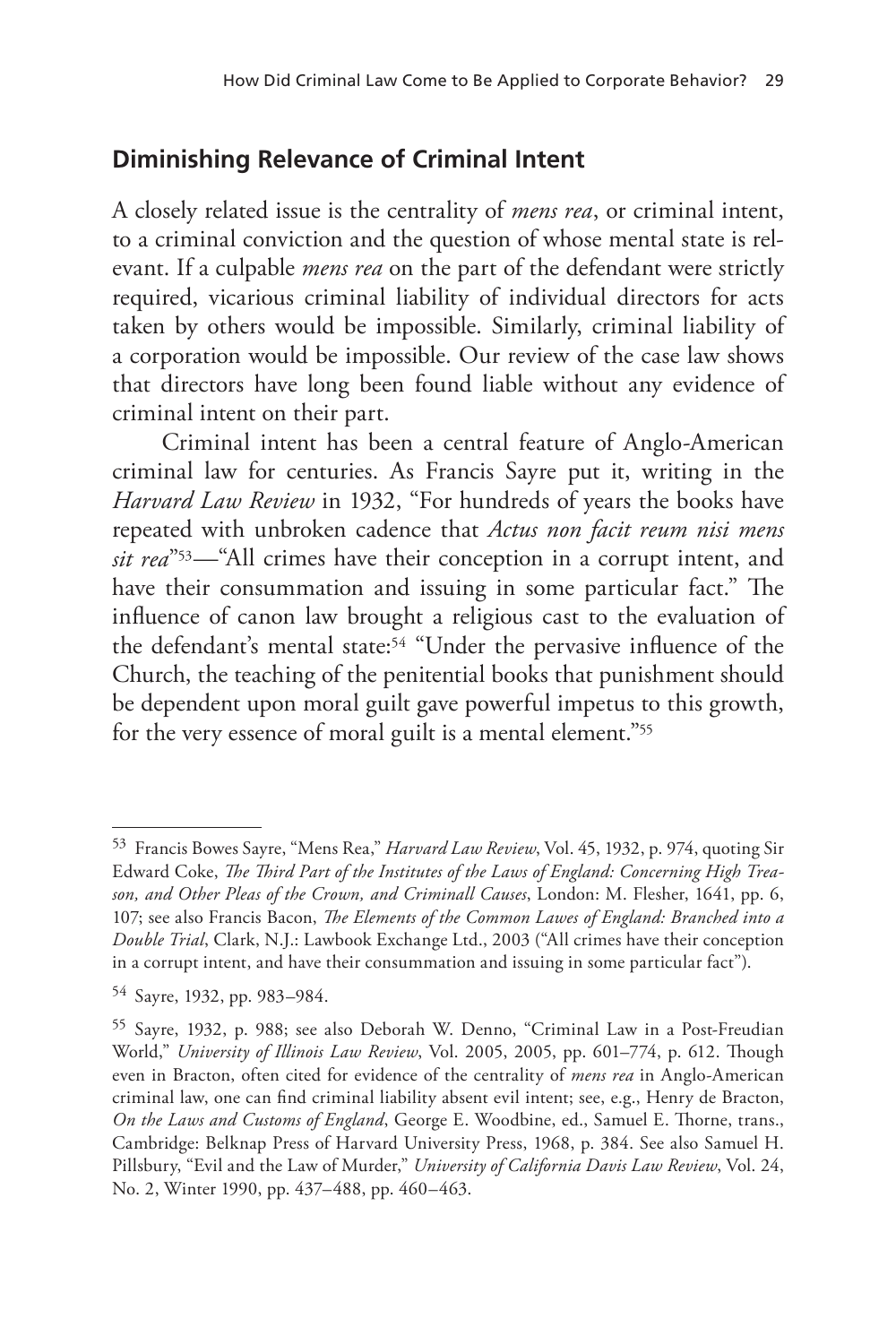## Diminishing Relevance of Criminal Intent

A closely related issue is the centrality of *mens rea*, or criminal intent, to a criminal conviction and the question of whose mental state is relevant. If a culpable *mens rea* on the part of the defendant were strictly required, vicarious criminal liability of individual directors for acts taken by others would be impossible. Similarly, criminal liability of a corporation would be impossible. Our review of the case law shows that directors have long been found liable without any evidence of criminal intent on their part.

Criminal intent has been a central feature of Anglo-American criminal law for centuries. As Francis Sayre put it, writing in the *Harvard Law Review* in 1932, "For hundreds of years the books have repeated with unbroken cadence that *Actus non facit reum nisi mens sit rea*"[53]—"All crimes have their conception in a corrupt intent, and have their consummation and issuing in some particular fact." The influence of canon law brought a religious cast to the evaluation of the defendant's mental state:[54] "Under the pervasive influence of the Church, the teaching of the penitential books that punishment should be dependent upon moral guilt gave powerful impetus to this growth, for the very essence of moral guilt is a mental element."[55]

---

[53] Francis Bowes Sayre, "Mens Rea," *Harvard Law Review*, Vol. 45, 1932, p. 974, quoting Sir Edward Coke, *The Third Part of the Institutes of the Laws of England: Concerning High Treason, and Other Pleas of the Crown, and Criminall Causes*, London: M. Flesher, 1641, pp. 6, 107; see also Francis Bacon, *The Elements of the Common Lawes of England: Branched into a Double Trial*, Clark, N.J.: Lawbook Exchange Ltd., 2003 ("All crimes have their conception in a corrupt intent, and have their consummation and issuing in some particular fact").

[54] Sayre, 1932, pp. 983–984.

[55] Sayre, 1932, p. 988; see also Deborah W. Denno, "Criminal Law in a Post-Freudian World," *University of Illinois Law Review*, Vol. 2005, 2005, pp. 601–774, p. 612. Though even in Bracton, often cited for evidence of the centrality of *mens rea* in Anglo-American criminal law, one can find criminal liability absent evil intent; see, e.g., Henry de Bracton, *On the Laws and Customs of England*, George E. Woodbine, ed., Samuel E. Thorne, trans., Cambridge: Belknap Press of Harvard University Press, 1968, p. 384. See also Samuel H. Pillsbury, "Evil and the Law of Murder," *University of California Davis Law Review*, Vol. 24, No. 2, Winter 1990, pp. 437–488, pp. 460–463.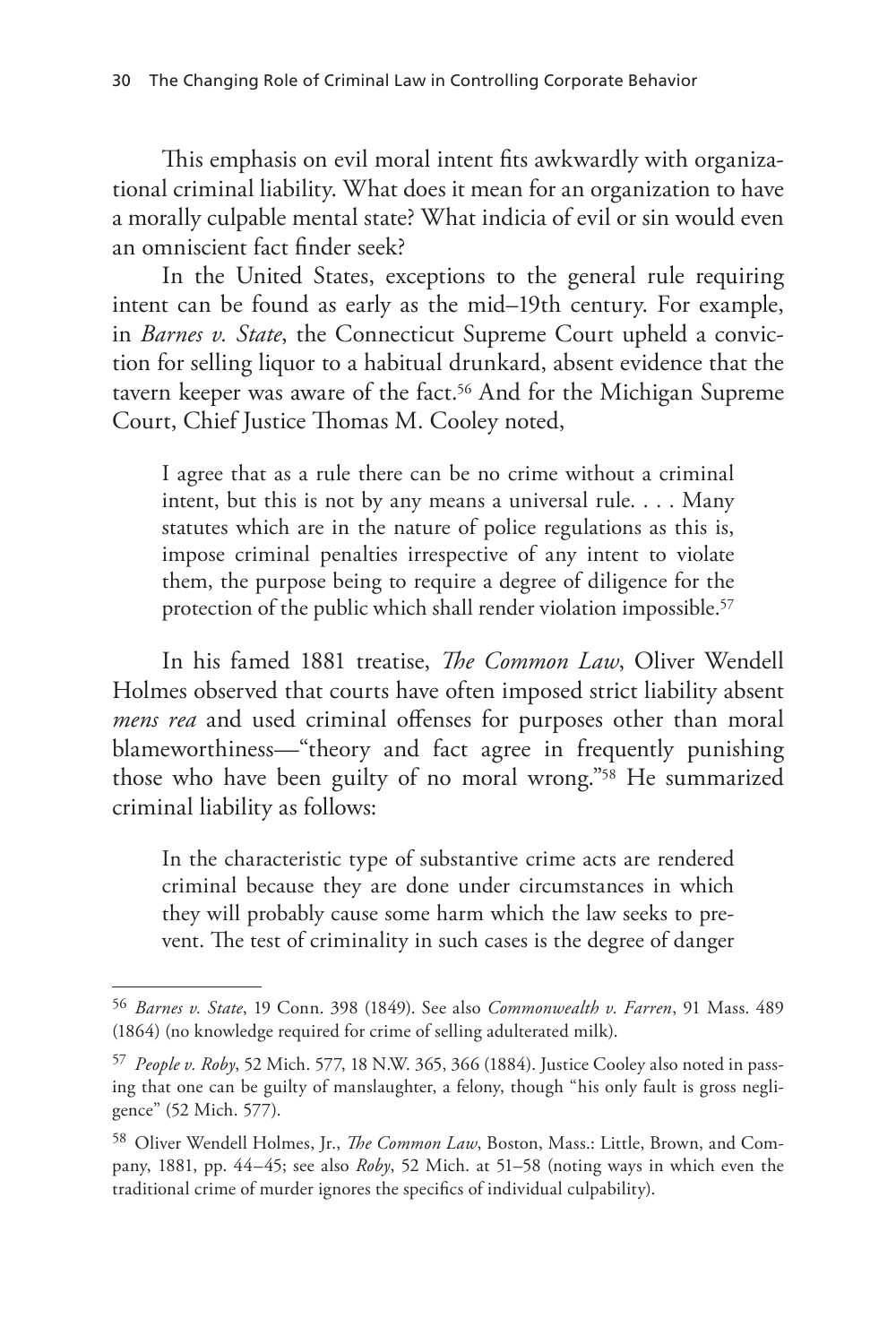This emphasis on evil moral intent fits awkwardly with organizational criminal liability. What does it mean for an organization to have a morally culpable mental state? What indicia of evil or sin would even an omniscient fact finder seek?

In the United States, exceptions to the general rule requiring intent can be found as early as the mid–19th century. For example, in *Barnes v. State*, the Connecticut Supreme Court upheld a conviction for selling liquor to a habitual drunkard, absent evidence that the tavern keeper was aware of the fact.[56] And for the Michigan Supreme Court, Chief Justice Thomas M. Cooley noted,

> I agree that as a rule there can be no crime without a criminal intent, but this is not by any means a universal rule. . . . Many statutes which are in the nature of police regulations as this is, impose criminal penalties irrespective of any intent to violate them, the purpose being to require a degree of diligence for the protection of the public which shall render violation impossible.[57]

In his famed 1881 treatise, *The Common Law*, Oliver Wendell Holmes observed that courts have often imposed strict liability absent *mens rea* and used criminal offenses for purposes other than moral blameworthiness—"theory and fact agree in frequently punishing those who have been guilty of no moral wrong."[58] He summarized criminal liability as follows:

> In the characteristic type of substantive crime acts are rendered criminal because they are done under circumstances in which they will probably cause some harm which the law seeks to prevent. The test of criminality in such cases is the degree of danger

---

[56] *Barnes v. State*, 19 Conn. 398 (1849). See also *Commonwealth v. Farren*, 91 Mass. 489 (1864) (no knowledge required for crime of selling adulterated milk).

[57] *People v. Roby*, 52 Mich. 577, 18 N.W. 365, 366 (1884). Justice Cooley also noted in passing that one can be guilty of manslaughter, a felony, though "his only fault is gross negligence" (52 Mich. 577).

[58] Oliver Wendell Holmes, Jr., *The Common Law*, Boston, Mass.: Little, Brown, and Company, 1881, pp. 44–45; see also *Roby*, 52 Mich. at 51–58 (noting ways in which even the traditional crime of murder ignores the specifics of individual culpability).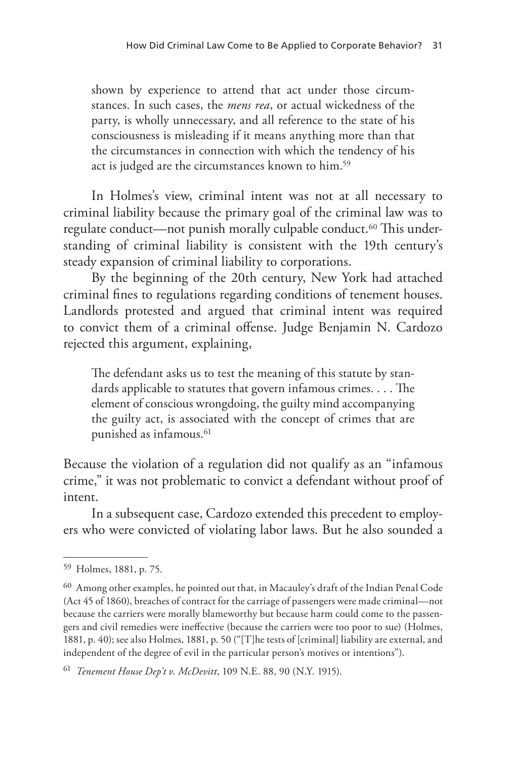> shown by experience to attend that act under those circumstances. In such cases, the *mens rea*, or actual wickedness of the party, is wholly unnecessary, and all reference to the state of his consciousness is misleading if it means anything more than that the circumstances in connection with which the tendency of his act is judged are the circumstances known to him.[59]

In Holmes's view, criminal intent was not at all necessary to criminal liability because the primary goal of the criminal law was to regulate conduct—not punish morally culpable conduct.[60] This understanding of criminal liability is consistent with the 19th century's steady expansion of criminal liability to corporations.

By the beginning of the 20th century, New York had attached criminal fines to regulations regarding conditions of tenement houses. Landlords protested and argued that criminal intent was required to convict them of a criminal offense. Judge Benjamin N. Cardozo rejected this argument, explaining,

> The defendant asks us to test the meaning of this statute by standards applicable to statutes that govern infamous crimes. . . . The element of conscious wrongdoing, the guilty mind accompanying the guilty act, is associated with the concept of crimes that are punished as infamous.[61]

Because the violation of a regulation did not qualify as an "infamous crime," it was not problematic to convict a defendant without proof of intent.

In a subsequent case, Cardozo extended this precedent to employers who were convicted of violating labor laws. But he also sounded a

---

[59] Holmes, 1881, p. 75.

[60] Among other examples, he pointed out that, in Macauley's draft of the Indian Penal Code (Act 45 of 1860), breaches of contract for the carriage of passengers were made criminal—not because the carriers were morally blameworthy but because harm could come to the passengers and civil remedies were ineffective (because the carriers were too poor to sue) (Holmes, 1881, p. 40); see also Holmes, 1881, p. 50 ("[T]he tests of [criminal] liability are external, and independent of the degree of evil in the particular person's motives or intentions").

[61] *Tenement House Dep't v. McDevitt*, 109 N.E. 88, 90 (N.Y. 1915).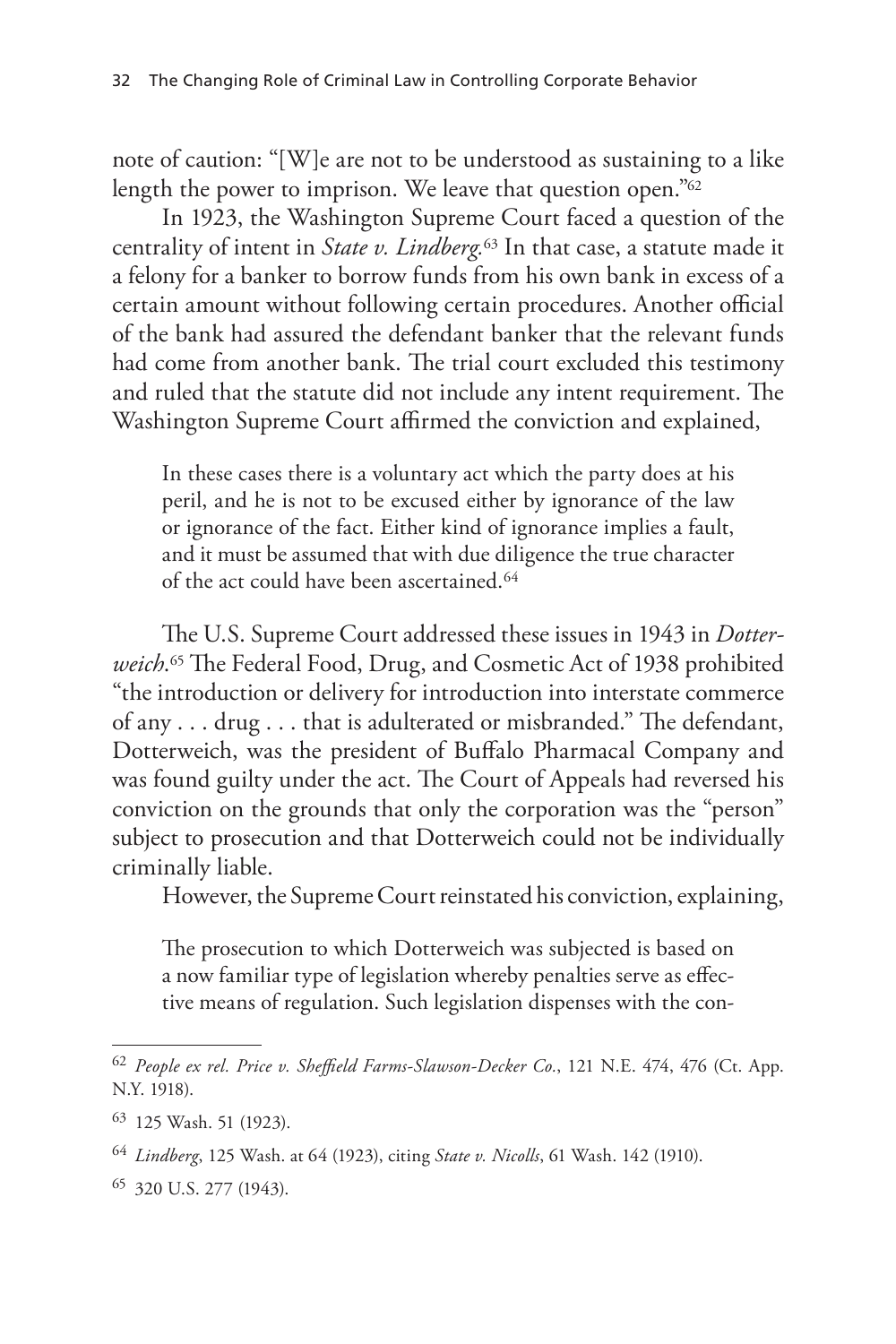note of caution: "[W]e are not to be understood as sustaining to a like length the power to imprison. We leave that question open."[62]

In 1923, the Washington Supreme Court faced a question of the centrality of intent in *State v. Lindberg*.[63] In that case, a statute made it a felony for a banker to borrow funds from his own bank in excess of a certain amount without following certain procedures. Another official of the bank had assured the defendant banker that the relevant funds had come from another bank. The trial court excluded this testimony and ruled that the statute did not include any intent requirement. The Washington Supreme Court affirmed the conviction and explained,

> In these cases there is a voluntary act which the party does at his peril, and he is not to be excused either by ignorance of the law or ignorance of the fact. Either kind of ignorance implies a fault, and it must be assumed that with due diligence the true character of the act could have been ascertained.[64]

The U.S. Supreme Court addressed these issues in 1943 in *Dotterweich*.[65] The Federal Food, Drug, and Cosmetic Act of 1938 prohibited "the introduction or delivery for introduction into interstate commerce of any . . . drug . . . that is adulterated or misbranded." The defendant, Dotterweich, was the president of Buffalo Pharmacal Company and was found guilty under the act. The Court of Appeals had reversed his conviction on the grounds that only the corporation was the "person" subject to prosecution and that Dotterweich could not be individually criminally liable.

However, the Supreme Court reinstated his conviction, explaining,

> The prosecution to which Dotterweich was subjected is based on a now familiar type of legislation whereby penalties serve as effective means of regulation. Such legislation dispenses with the con-

---

[62] *People ex rel. Price v. Sheffield Farms-Slawson-Decker Co.*, 121 N.E. 474, 476 (Ct. App. N.Y. 1918).

[63] 125 Wash. 51 (1923).

[64] *Lindberg*, 125 Wash. at 64 (1923), citing *State v. Nicolls*, 61 Wash. 142 (1910).

[65] 320 U.S. 277 (1943).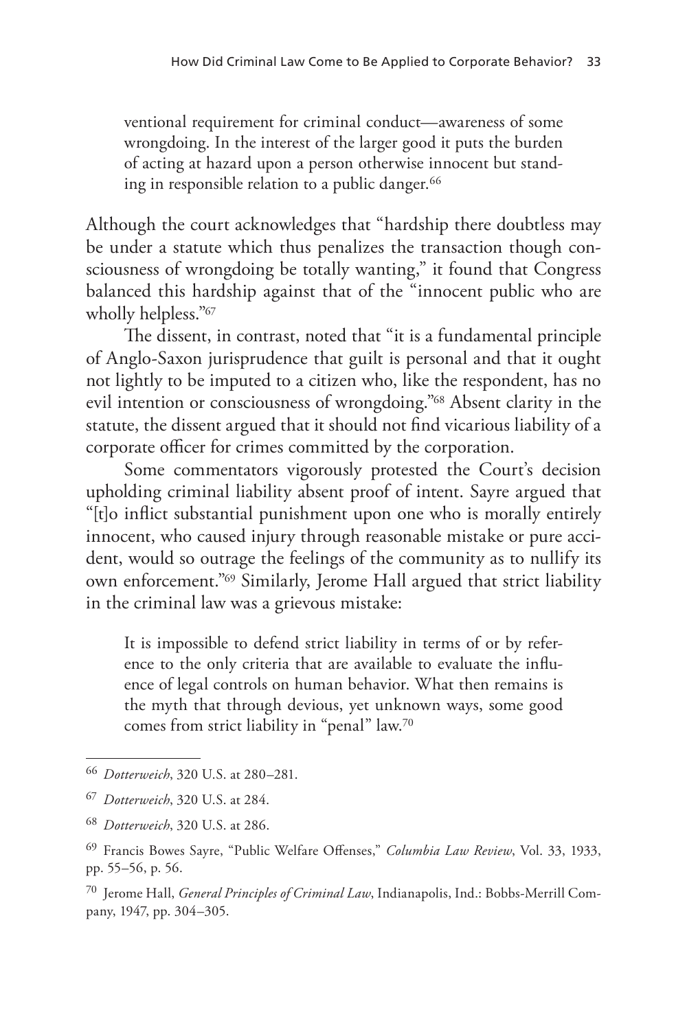ventional requirement for criminal conduct—awareness of some wrongdoing. In the interest of the larger good it puts the burden of acting at hazard upon a person otherwise innocent but standing in responsible relation to a public danger.[66]

Although the court acknowledges that "hardship there doubtless may be under a statute which thus penalizes the transaction though consciousness of wrongdoing be totally wanting," it found that Congress balanced this hardship against that of the "innocent public who are wholly helpless."[67]

The dissent, in contrast, noted that "it is a fundamental principle of Anglo-Saxon jurisprudence that guilt is personal and that it ought not lightly to be imputed to a citizen who, like the respondent, has no evil intention or consciousness of wrongdoing."[68] Absent clarity in the statute, the dissent argued that it should not find vicarious liability of a corporate officer for crimes committed by the corporation.

Some commentators vigorously protested the Court's decision upholding criminal liability absent proof of intent. Sayre argued that "[t]o inflict substantial punishment upon one who is morally entirely innocent, who caused injury through reasonable mistake or pure accident, would so outrage the feelings of the community as to nullify its own enforcement."[69] Similarly, Jerome Hall argued that strict liability in the criminal law was a grievous mistake:

> It is impossible to defend strict liability in terms of or by reference to the only criteria that are available to evaluate the influence of legal controls on human behavior. What then remains is the myth that through devious, yet unknown ways, some good comes from strict liability in "penal" law.[70]

---

[66] *Dotterweich*, 320 U.S. at 280–281.

[67] *Dotterweich*, 320 U.S. at 284.

[68] *Dotterweich*, 320 U.S. at 286.

[69] Francis Bowes Sayre, "Public Welfare Offenses," *Columbia Law Review*, Vol. 33, 1933, pp. 55–56, p. 56.

[70] Jerome Hall, *General Principles of Criminal Law*, Indianapolis, Ind.: Bobbs-Merrill Company, 1947, pp. 304–305.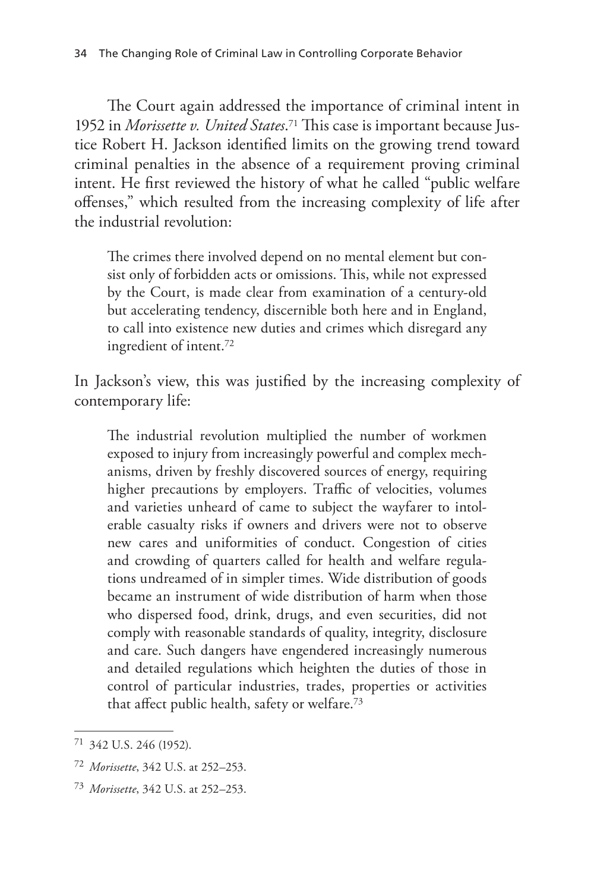The Court again addressed the importance of criminal intent in 1952 in *Morissette v. United States*.[71] This case is important because Justice Robert H. Jackson identified limits on the growing trend toward criminal penalties in the absence of a requirement proving criminal intent. He first reviewed the history of what he called "public welfare offenses," which resulted from the increasing complexity of life after the industrial revolution:

> The crimes there involved depend on no mental element but consist only of forbidden acts or omissions. This, while not expressed by the Court, is made clear from examination of a century-old but accelerating tendency, discernible both here and in England, to call into existence new duties and crimes which disregard any ingredient of intent.[72]

In Jackson's view, this was justified by the increasing complexity of contemporary life:

> The industrial revolution multiplied the number of workmen exposed to injury from increasingly powerful and complex mechanisms, driven by freshly discovered sources of energy, requiring higher precautions by employers. Traffic of velocities, volumes and varieties unheard of came to subject the wayfarer to intolerable casualty risks if owners and drivers were not to observe new cares and uniformities of conduct. Congestion of cities and crowding of quarters called for health and welfare regulations undreamed of in simpler times. Wide distribution of goods became an instrument of wide distribution of harm when those who dispersed food, drink, drugs, and even securities, did not comply with reasonable standards of quality, integrity, disclosure and care. Such dangers have engendered increasingly numerous and detailed regulations which heighten the duties of those in control of particular industries, trades, properties or activities that affect public health, safety or welfare.[73]

---

[71] 342 U.S. 246 (1952).

[72] *Morissette*, 342 U.S. at 252–253.

[73] *Morissette*, 342 U.S. at 252–253.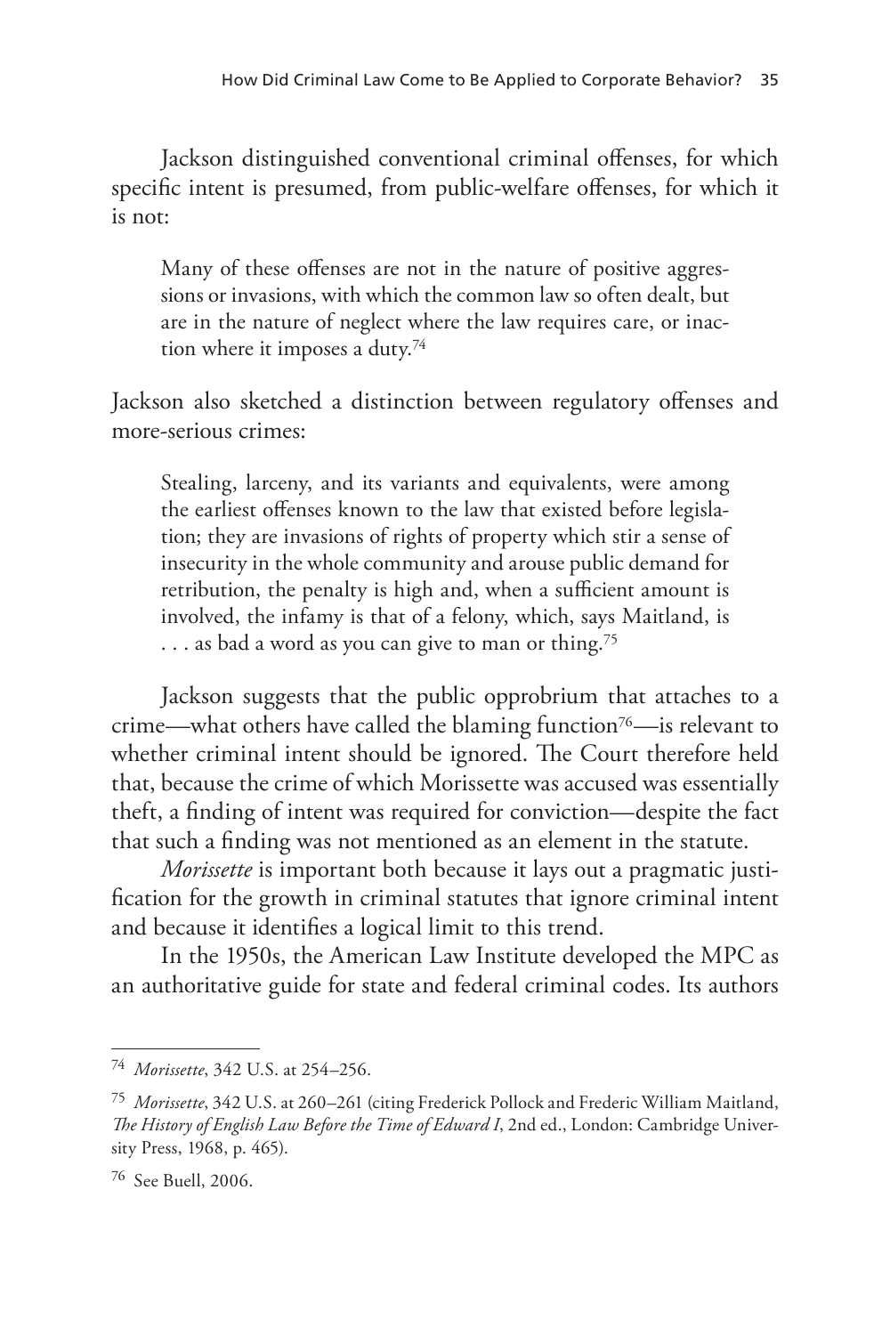Jackson distinguished conventional criminal offenses, for which specific intent is presumed, from public-welfare offenses, for which it is not:

> Many of these offenses are not in the nature of positive aggressions or invasions, with which the common law so often dealt, but are in the nature of neglect where the law requires care, or inaction where it imposes a duty.[74]

Jackson also sketched a distinction between regulatory offenses and more-serious crimes:

> Stealing, larceny, and its variants and equivalents, were among the earliest offenses known to the law that existed before legislation; they are invasions of rights of property which stir a sense of insecurity in the whole community and arouse public demand for retribution, the penalty is high and, when a sufficient amount is involved, the infamy is that of a felony, which, says Maitland, is . . . as bad a word as you can give to man or thing.[75]

Jackson suggests that the public opprobrium that attaches to a crime—what others have called the blaming function[76]—is relevant to whether criminal intent should be ignored. The Court therefore held that, because the crime of which Morissette was accused was essentially theft, a finding of intent was required for conviction—despite the fact that such a finding was not mentioned as an element in the statute.

*Morissette* is important both because it lays out a pragmatic justification for the growth in criminal statutes that ignore criminal intent and because it identifies a logical limit to this trend.

In the 1950s, the American Law Institute developed the MPC as an authoritative guide for state and federal criminal codes. Its authors

---

[74] *Morissette*, 342 U.S. at 254–256.

[75] *Morissette*, 342 U.S. at 260–261 (citing Frederick Pollock and Frederic William Maitland, *The History of English Law Before the Time of Edward I*, 2nd ed., London: Cambridge University Press, 1968, p. 465).

[76] See Buell, 2006.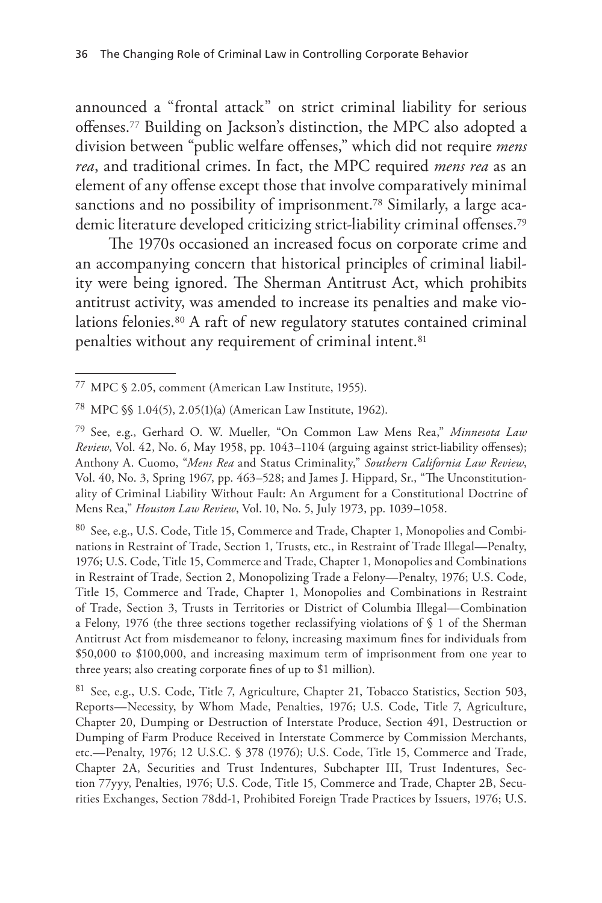announced a "frontal attack" on strict criminal liability for serious offenses.[77] Building on Jackson's distinction, the MPC also adopted a division between "public welfare offenses," which did not require *mens rea*, and traditional crimes. In fact, the MPC required *mens rea* as an element of any offense except those that involve comparatively minimal sanctions and no possibility of imprisonment.[78] Similarly, a large academic literature developed criticizing strict-liability criminal offenses.[79]

The 1970s occasioned an increased focus on corporate crime and an accompanying concern that historical principles of criminal liability were being ignored. The Sherman Antitrust Act, which prohibits antitrust activity, was amended to increase its penalties and make violations felonies.[80] A raft of new regulatory statutes contained criminal penalties without any requirement of criminal intent.[81]

---

[77] MPC § 2.05, comment (American Law Institute, 1955).

[78] MPC §§ 1.04(5), 2.05(1)(a) (American Law Institute, 1962).

[79] See, e.g., Gerhard O. W. Mueller, "On Common Law Mens Rea," *Minnesota Law Review*, Vol. 42, No. 6, May 1958, pp. 1043–1104 (arguing against strict-liability offenses); Anthony A. Cuomo, "*Mens Rea* and Status Criminality," *Southern California Law Review*, Vol. 40, No. 3, Spring 1967, pp. 463–528; and James J. Hippard, Sr., "The Unconstitutionality of Criminal Liability Without Fault: An Argument for a Constitutional Doctrine of Mens Rea," *Houston Law Review*, Vol. 10, No. 5, July 1973, pp. 1039–1058.

[80] See, e.g., U.S. Code, Title 15, Commerce and Trade, Chapter 1, Monopolies and Combinations in Restraint of Trade, Section 1, Trusts, etc., in Restraint of Trade Illegal—Penalty, 1976; U.S. Code, Title 15, Commerce and Trade, Chapter 1, Monopolies and Combinations in Restraint of Trade, Section 2, Monopolizing Trade a Felony—Penalty, 1976; U.S. Code, Title 15, Commerce and Trade, Chapter 1, Monopolies and Combinations in Restraint of Trade, Section 3, Trusts in Territories or District of Columbia Illegal—Combination a Felony, 1976 (the three sections together reclassifying violations of § 1 of the Sherman Antitrust Act from misdemeanor to felony, increasing maximum fines for individuals from $50,000 to $100,000, and increasing maximum term of imprisonment from one year to three years; also creating corporate fines of up to $1 million).

[81] See, e.g., U.S. Code, Title 7, Agriculture, Chapter 21, Tobacco Statistics, Section 503, Reports—Necessity, by Whom Made, Penalties, 1976; U.S. Code, Title 7, Agriculture, Chapter 20, Dumping or Destruction of Interstate Produce, Section 491, Destruction or Dumping of Farm Produce Received in Interstate Commerce by Commission Merchants, etc.—Penalty, 1976; 12 U.S.C. § 378 (1976); U.S. Code, Title 15, Commerce and Trade, Chapter 2A, Securities and Trust Indentures, Subchapter III, Trust Indentures, Section 77yyy, Penalties, 1976; U.S. Code, Title 15, Commerce and Trade, Chapter 2B, Securities Exchanges, Section 78dd-1, Prohibited Foreign Trade Practices by Issuers, 1976; U.S.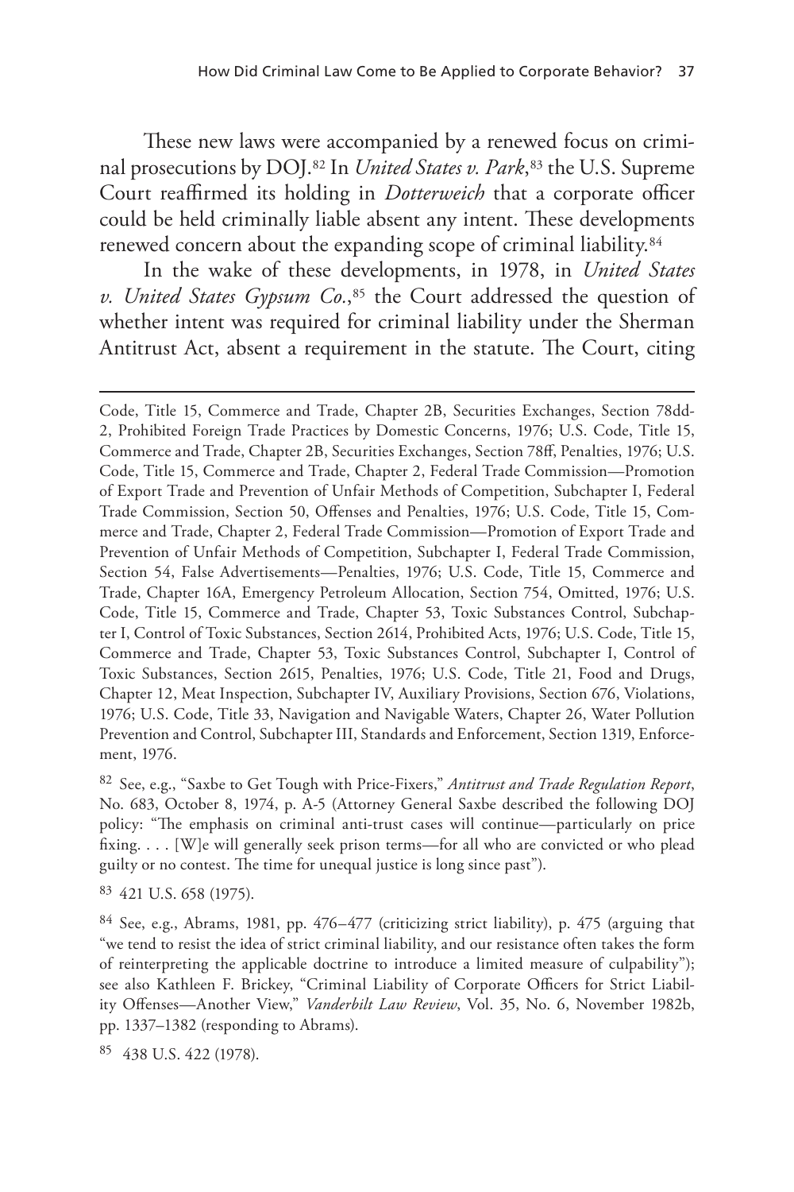These new laws were accompanied by a renewed focus on criminal prosecutions by DOJ.[82] In *United States v. Park*,[83] the U.S. Supreme Court reaffirmed its holding in *Dotterweich* that a corporate officer could be held criminally liable absent any intent. These developments renewed concern about the expanding scope of criminal liability.[84]

In the wake of these developments, in 1978, in *United States v. United States Gypsum Co.*,[85] the Court addressed the question of whether intent was required for criminal liability under the Sherman Antitrust Act, absent a requirement in the statute. The Court, citing

---

Code, Title 15, Commerce and Trade, Chapter 2B, Securities Exchanges, Section 78dd-2, Prohibited Foreign Trade Practices by Domestic Concerns, 1976; U.S. Code, Title 15, Commerce and Trade, Chapter 2B, Securities Exchanges, Section 78ff, Penalties, 1976; U.S. Code, Title 15, Commerce and Trade, Chapter 2, Federal Trade Commission—Promotion of Export Trade and Prevention of Unfair Methods of Competition, Subchapter I, Federal Trade Commission, Section 50, Offenses and Penalties, 1976; U.S. Code, Title 15, Commerce and Trade, Chapter 2, Federal Trade Commission—Promotion of Export Trade and Prevention of Unfair Methods of Competition, Subchapter I, Federal Trade Commission, Section 54, False Advertisements—Penalties, 1976; U.S. Code, Title 15, Commerce and Trade, Chapter 16A, Emergency Petroleum Allocation, Section 754, Omitted, 1976; U.S. Code, Title 15, Commerce and Trade, Chapter 53, Toxic Substances Control, Subchapter I, Control of Toxic Substances, Section 2614, Prohibited Acts, 1976; U.S. Code, Title 15, Commerce and Trade, Chapter 53, Toxic Substances Control, Subchapter I, Control of Toxic Substances, Section 2615, Penalties, 1976; U.S. Code, Title 21, Food and Drugs, Chapter 12, Meat Inspection, Subchapter IV, Auxiliary Provisions, Section 676, Violations, 1976; U.S. Code, Title 33, Navigation and Navigable Waters, Chapter 26, Water Pollution Prevention and Control, Subchapter III, Standards and Enforcement, Section 1319, Enforcement, 1976.

[82] See, e.g., "Saxbe to Get Tough with Price-Fixers," *Antitrust and Trade Regulation Report*, No. 683, October 8, 1974, p. A-5 (Attorney General Saxbe described the following DOJ policy: "The emphasis on criminal anti-trust cases will continue—particularly on price fixing. . . . [W]e will generally seek prison terms—for all who are convicted or who plead guilty or no contest. The time for unequal justice is long since past").

[83] 421 U.S. 658 (1975).

[84] See, e.g., Abrams, 1981, pp. 476–477 (criticizing strict liability), p. 475 (arguing that "we tend to resist the idea of strict criminal liability, and our resistance often takes the form of reinterpreting the applicable doctrine to introduce a limited measure of culpability"); see also Kathleen F. Brickey, "Criminal Liability of Corporate Officers for Strict Liability Offenses—Another View," *Vanderbilt Law Review*, Vol. 35, No. 6, November 1982b, pp. 1337–1382 (responding to Abrams).

[85] 438 U.S. 422 (1978).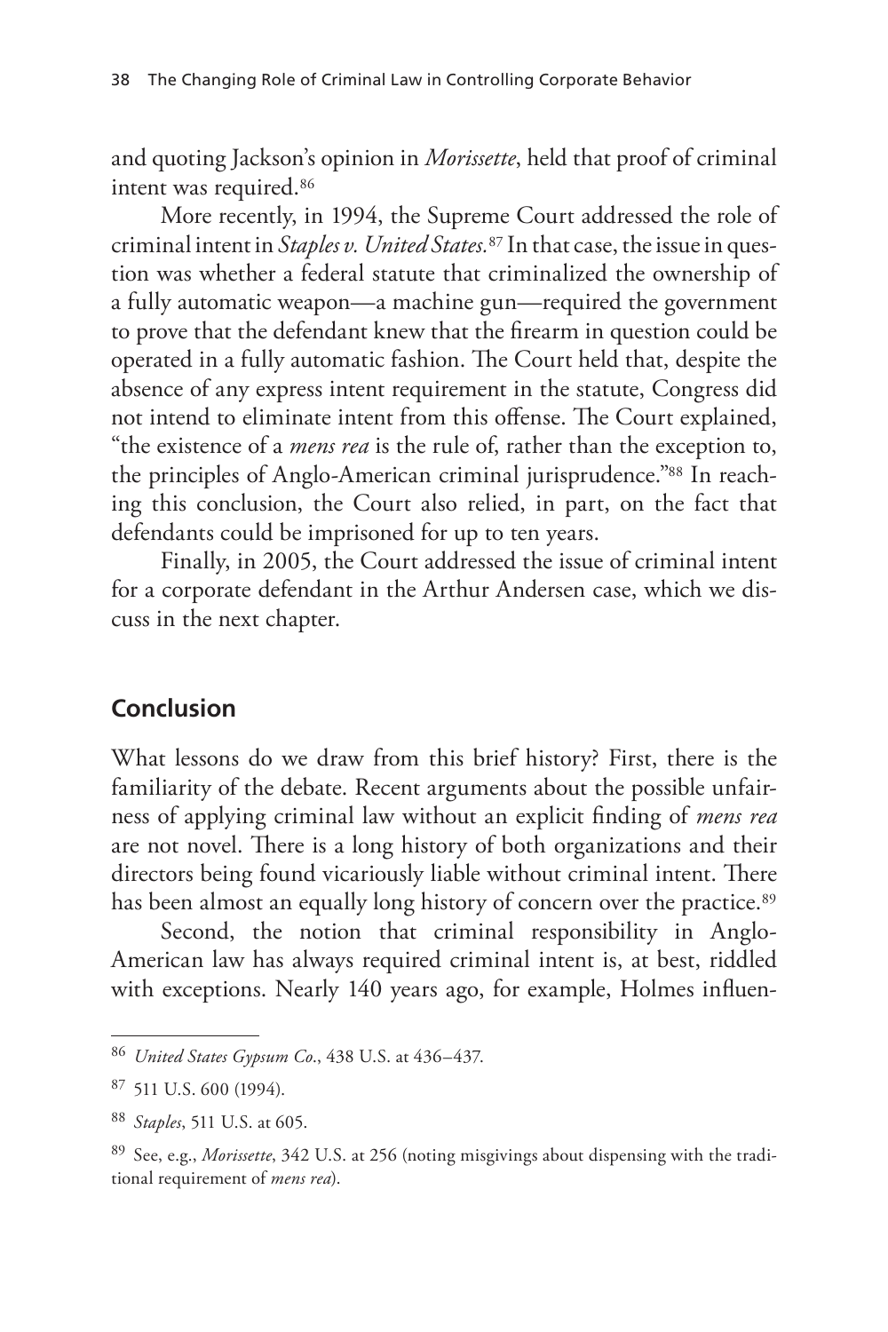and quoting Jackson's opinion in *Morissette*, held that proof of criminal intent was required.[86]

More recently, in 1994, the Supreme Court addressed the role of criminal intent in *Staples v. United States.*[87] In that case, the issue in question was whether a federal statute that criminalized the ownership of a fully automatic weapon—a machine gun—required the government to prove that the defendant knew that the firearm in question could be operated in a fully automatic fashion. The Court held that, despite the absence of any express intent requirement in the statute, Congress did not intend to eliminate intent from this offense. The Court explained, "the existence of a *mens rea* is the rule of, rather than the exception to, the principles of Anglo-American criminal jurisprudence."[88] In reaching this conclusion, the Court also relied, in part, on the fact that defendants could be imprisoned for up to ten years.

Finally, in 2005, the Court addressed the issue of criminal intent for a corporate defendant in the Arthur Andersen case, which we discuss in the next chapter.

## Conclusion

What lessons do we draw from this brief history? First, there is the familiarity of the debate. Recent arguments about the possible unfairness of applying criminal law without an explicit finding of *mens rea* are not novel. There is a long history of both organizations and their directors being found vicariously liable without criminal intent. There has been almost an equally long history of concern over the practice.[89]

Second, the notion that criminal responsibility in Anglo-American law has always required criminal intent is, at best, riddled with exceptions. Nearly 140 years ago, for example, Holmes influen-

---

[86] *United States Gypsum Co*., 438 U.S. at 436–437.

[87] 511 U.S. 600 (1994).

[88] *Staples*, 511 U.S. at 605.

[89] See, e.g., *Morissette*, 342 U.S. at 256 (noting misgivings about dispensing with the traditional requirement of *mens rea*).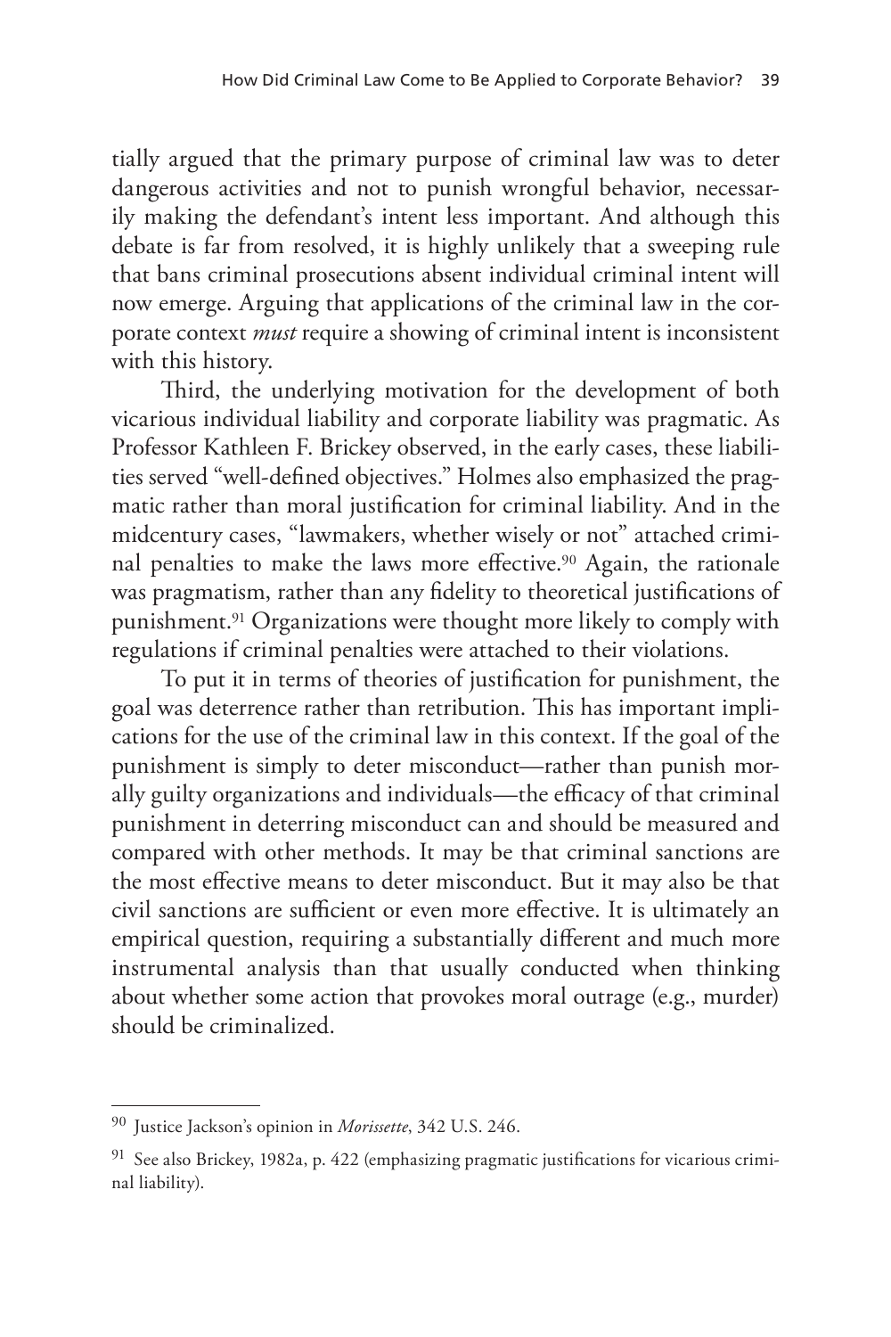tially argued that the primary purpose of criminal law was to deter dangerous activities and not to punish wrongful behavior, necessarily making the defendant's intent less important. And although this debate is far from resolved, it is highly unlikely that a sweeping rule that bans criminal prosecutions absent individual criminal intent will now emerge. Arguing that applications of the criminal law in the corporate context *must* require a showing of criminal intent is inconsistent with this history.

Third, the underlying motivation for the development of both vicarious individual liability and corporate liability was pragmatic. As Professor Kathleen F. Brickey observed, in the early cases, these liabilities served "well-defined objectives." Holmes also emphasized the pragmatic rather than moral justification for criminal liability. And in the midcentury cases, "lawmakers, whether wisely or not" attached criminal penalties to make the laws more effective.[90] Again, the rationale was pragmatism, rather than any fidelity to theoretical justifications of punishment.[91] Organizations were thought more likely to comply with regulations if criminal penalties were attached to their violations.

To put it in terms of theories of justification for punishment, the goal was deterrence rather than retribution. This has important implications for the use of the criminal law in this context. If the goal of the punishment is simply to deter misconduct—rather than punish morally guilty organizations and individuals—the efficacy of that criminal punishment in deterring misconduct can and should be measured and compared with other methods. It may be that criminal sanctions are the most effective means to deter misconduct. But it may also be that civil sanctions are sufficient or even more effective. It is ultimately an empirical question, requiring a substantially different and much more instrumental analysis than that usually conducted when thinking about whether some action that provokes moral outrage (e.g., murder) should be criminalized.

---

[90] Justice Jackson's opinion in *Morissette*, 342 U.S. 246.

[91] See also Brickey, 1982a, p. 422 (emphasizing pragmatic justifications for vicarious criminal liability).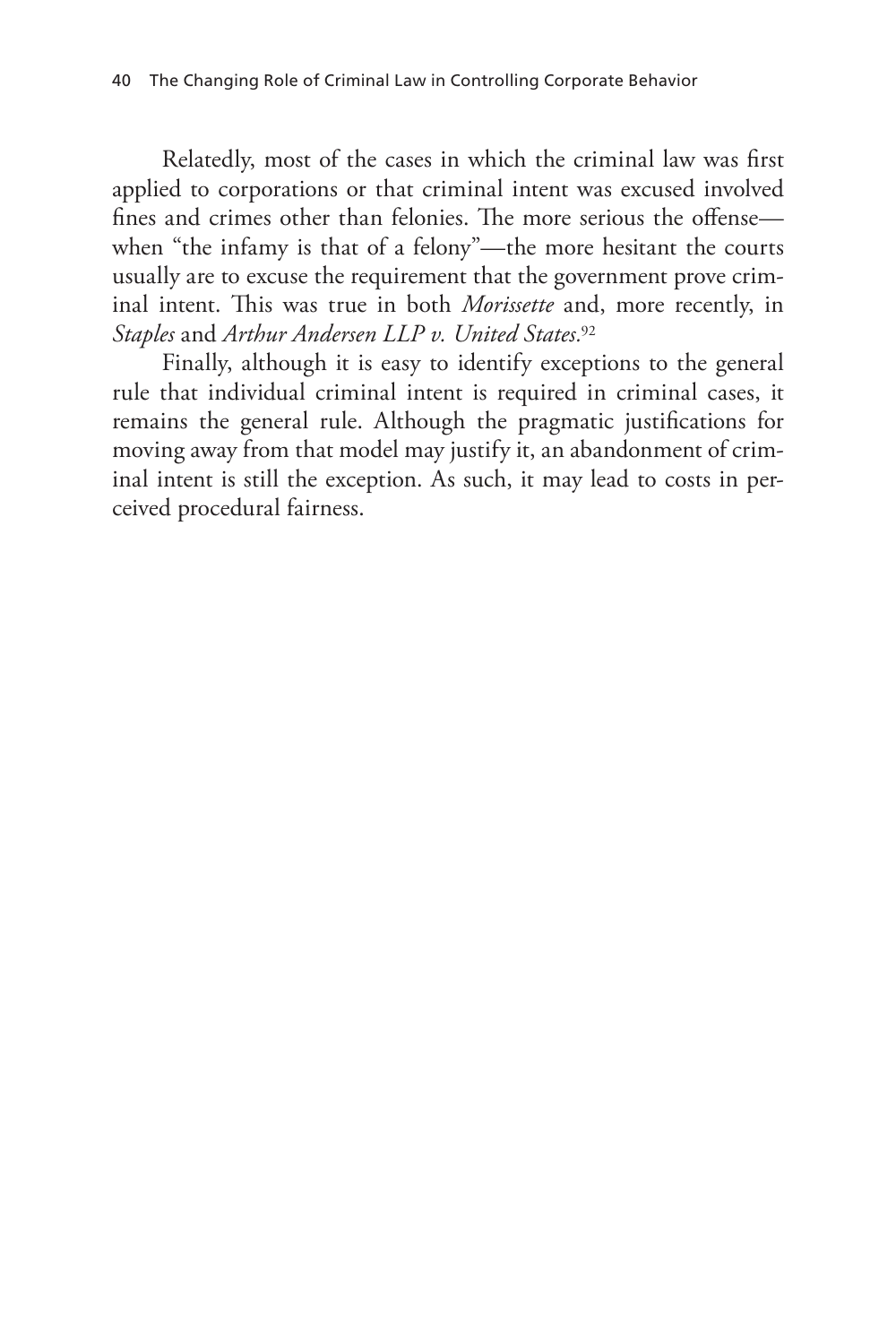Relatedly, most of the cases in which the criminal law was first applied to corporations or that criminal intent was excused involved fines and crimes other than felonies. The more serious the offense—when "the infamy is that of a felony"—the more hesitant the courts usually are to excuse the requirement that the government prove criminal intent. This was true in both *Morissette* and, more recently, in *Staples* and *Arthur Andersen LLP v. United States*.[92]

Finally, although it is easy to identify exceptions to the general rule that individual criminal intent is required in criminal cases, it remains the general rule. Although the pragmatic justifications for moving away from that model may justify it, an abandonment of criminal intent is still the exception. As such, it may lead to costs in perceived procedural fairness.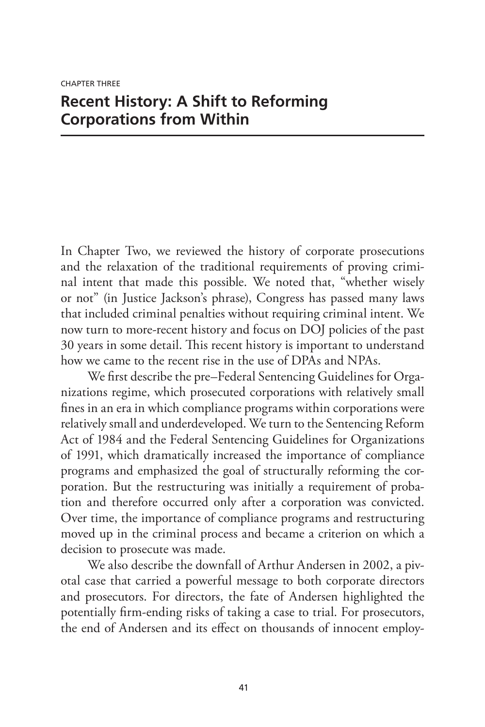CHAPTER THREE

# Recent History: A Shift to Reforming Corporations from Within

In Chapter Two, we reviewed the history of corporate prosecutions and the relaxation of the traditional requirements of proving criminal intent that made this possible. We noted that, "whether wisely or not" (in Justice Jackson's phrase), Congress has passed many laws that included criminal penalties without requiring criminal intent. We now turn to more-recent history and focus on DOJ policies of the past 30 years in some detail. This recent history is important to understand how we came to the recent rise in the use of DPAs and NPAs.

We first describe the pre–Federal Sentencing Guidelines for Organizations regime, which prosecuted corporations with relatively small fines in an era in which compliance programs within corporations were relatively small and underdeveloped. We turn to the Sentencing Reform Act of 1984 and the Federal Sentencing Guidelines for Organizations of 1991, which dramatically increased the importance of compliance programs and emphasized the goal of structurally reforming the corporation. But the restructuring was initially a requirement of probation and therefore occurred only after a corporation was convicted. Over time, the importance of compliance programs and restructuring moved up in the criminal process and became a criterion on which a decision to prosecute was made.

We also describe the downfall of Arthur Andersen in 2002, a pivotal case that carried a powerful message to both corporate directors and prosecutors. For directors, the fate of Andersen highlighted the potentially firm-ending risks of taking a case to trial. For prosecutors, the end of Andersen and its effect on thousands of innocent employ-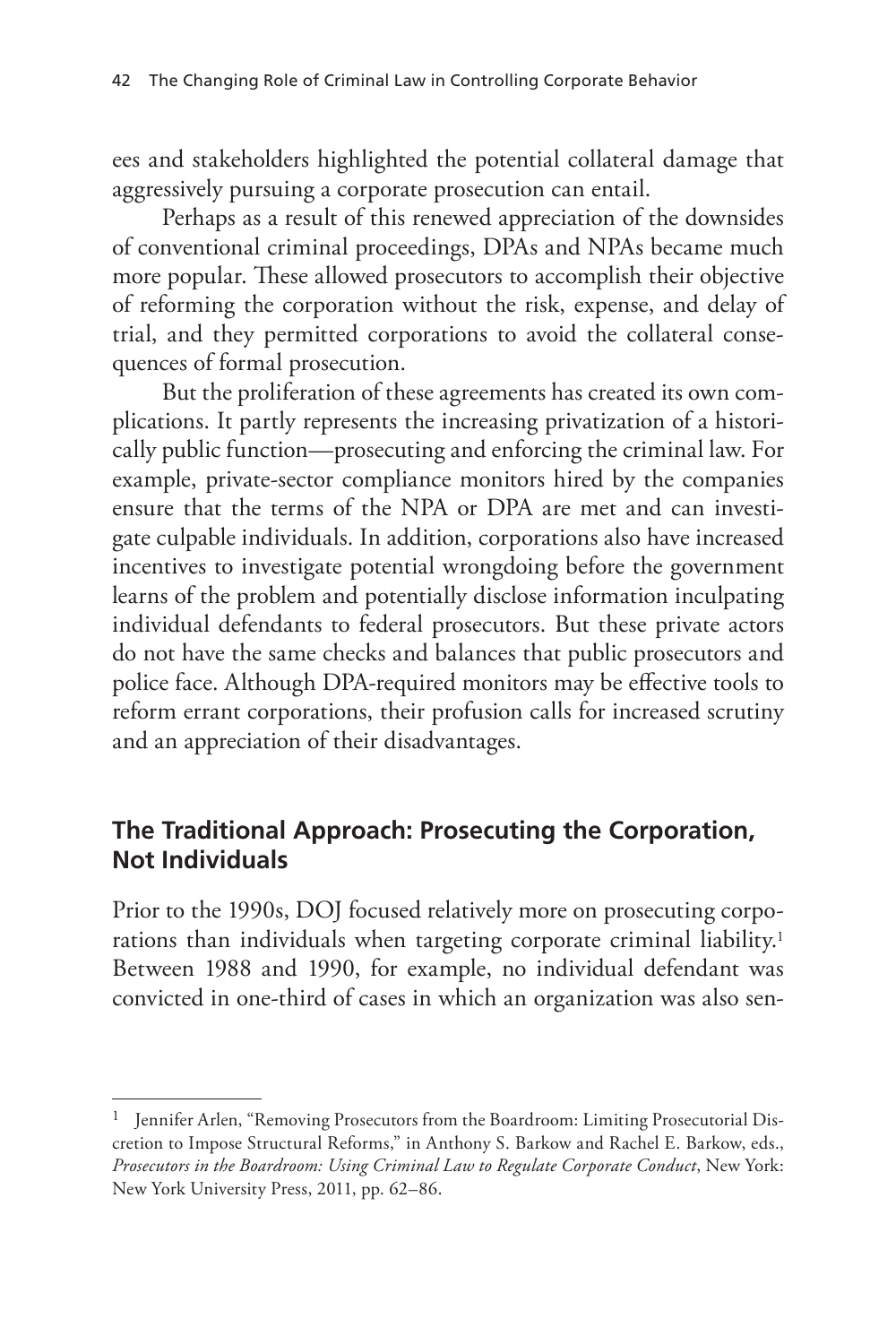ees and stakeholders highlighted the potential collateral damage that aggressively pursuing a corporate prosecution can entail.

Perhaps as a result of this renewed appreciation of the downsides of conventional criminal proceedings, DPAs and NPAs became much more popular. These allowed prosecutors to accomplish their objective of reforming the corporation without the risk, expense, and delay of trial, and they permitted corporations to avoid the collateral consequences of formal prosecution.

But the proliferation of these agreements has created its own complications. It partly represents the increasing privatization of a historically public function—prosecuting and enforcing the criminal law. For example, private-sector compliance monitors hired by the companies ensure that the terms of the NPA or DPA are met and can investigate culpable individuals. In addition, corporations also have increased incentives to investigate potential wrongdoing before the government learns of the problem and potentially disclose information inculpating individual defendants to federal prosecutors. But these private actors do not have the same checks and balances that public prosecutors and police face. Although DPA-required monitors may be effective tools to reform errant corporations, their profusion calls for increased scrutiny and an appreciation of their disadvantages.

## The Traditional Approach: Prosecuting the Corporation, Not Individuals

Prior to the 1990s, DOJ focused relatively more on prosecuting corporations than individuals when targeting corporate criminal liability.[1] Between 1988 and 1990, for example, no individual defendant was convicted in one-third of cases in which an organization was also sen-

[1] Jennifer Arlen, "Removing Prosecutors from the Boardroom: Limiting Prosecutorial Discretion to Impose Structural Reforms," in Anthony S. Barkow and Rachel E. Barkow, eds., *Prosecutors in the Boardroom: Using Criminal Law to Regulate Corporate Conduct*, New York: New York University Press, 2011, pp. 62–86.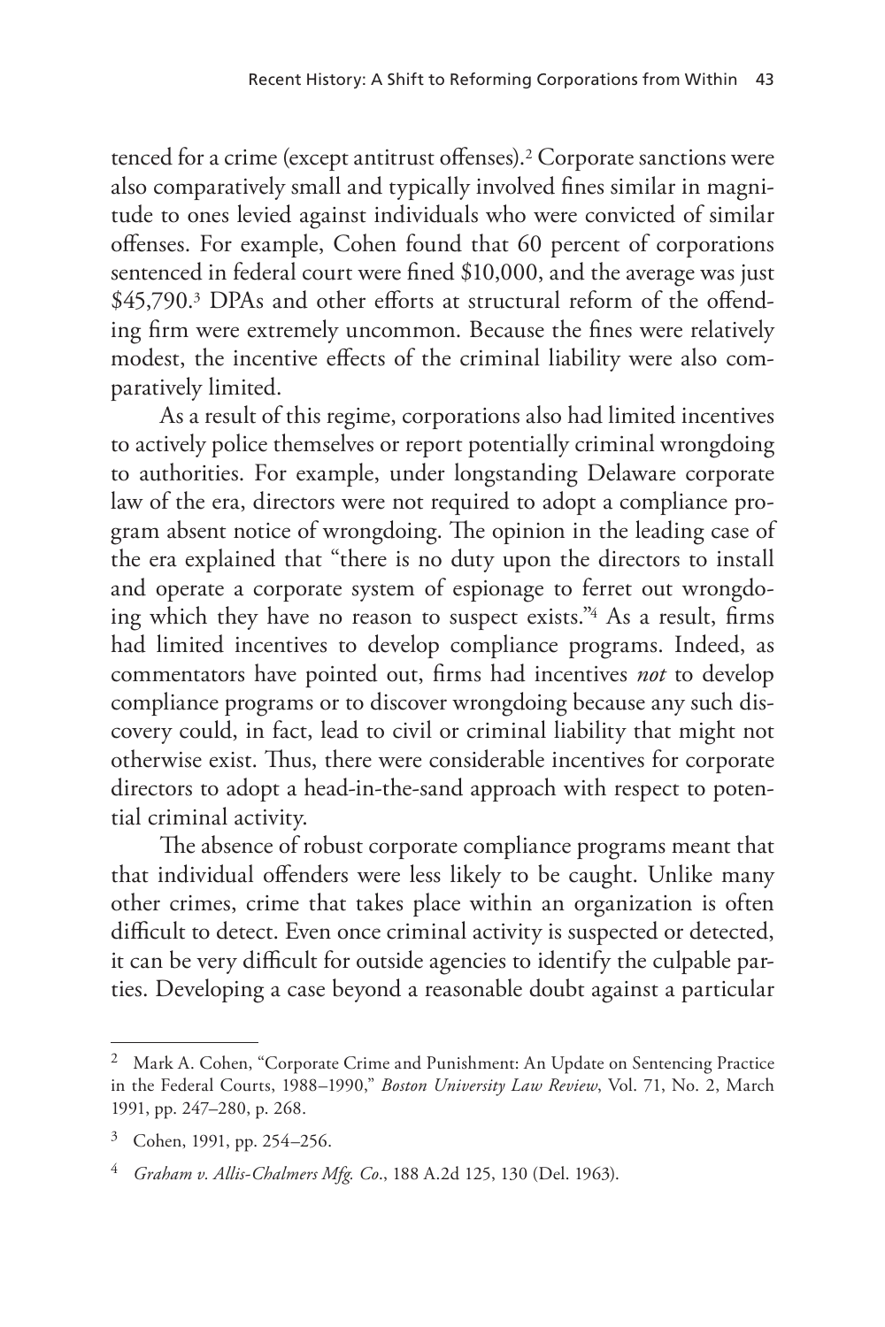tenced for a crime (except antitrust offenses).[2] Corporate sanctions were also comparatively small and typically involved fines similar in magnitude to ones levied against individuals who were convicted of similar offenses. For example, Cohen found that 60 percent of corporations sentenced in federal court were fined $10,000, and the average was just $45,790.[3] DPAs and other efforts at structural reform of the offending firm were extremely uncommon. Because the fines were relatively modest, the incentive effects of the criminal liability were also comparatively limited.

As a result of this regime, corporations also had limited incentives to actively police themselves or report potentially criminal wrongdoing to authorities. For example, under longstanding Delaware corporate law of the era, directors were not required to adopt a compliance program absent notice of wrongdoing. The opinion in the leading case of the era explained that "there is no duty upon the directors to install and operate a corporate system of espionage to ferret out wrongdoing which they have no reason to suspect exists."[4] As a result, firms had limited incentives to develop compliance programs. Indeed, as commentators have pointed out, firms had incentives *not* to develop compliance programs or to discover wrongdoing because any such discovery could, in fact, lead to civil or criminal liability that might not otherwise exist. Thus, there were considerable incentives for corporate directors to adopt a head-in-the-sand approach with respect to potential criminal activity.

The absence of robust corporate compliance programs meant that that individual offenders were less likely to be caught. Unlike many other crimes, crime that takes place within an organization is often difficult to detect. Even once criminal activity is suspected or detected, it can be very difficult for outside agencies to identify the culpable parties. Developing a case beyond a reasonable doubt against a particular

---

[2] Mark A. Cohen, "Corporate Crime and Punishment: An Update on Sentencing Practice in the Federal Courts, 1988–1990," *Boston University Law Review*, Vol. 71, No. 2, March 1991, pp. 247–280, p. 268.

[3] Cohen, 1991, pp. 254–256.

[4] *Graham v. Allis-Chalmers Mfg. Co*., 188 A.2d 125, 130 (Del. 1963).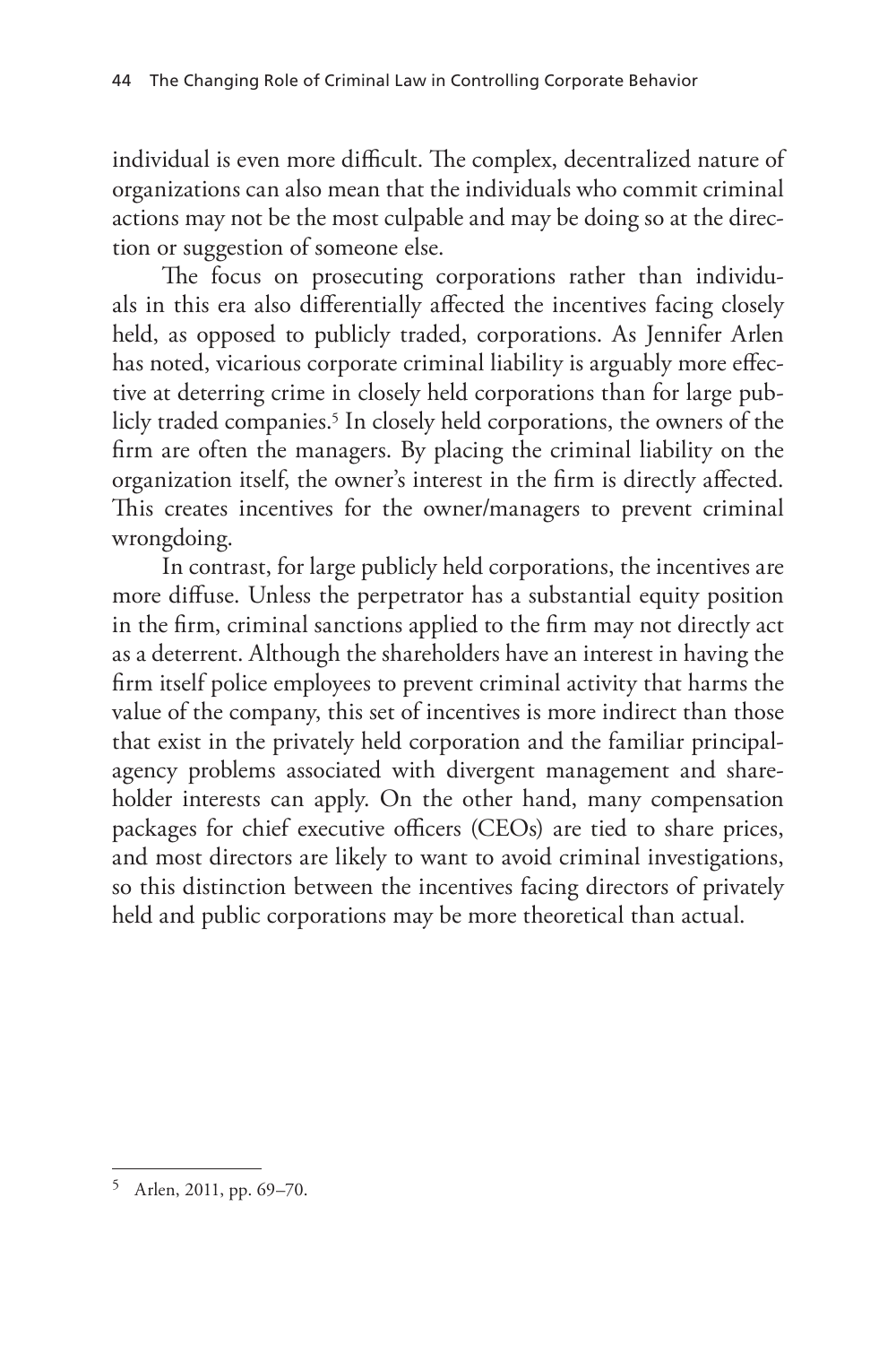individual is even more difficult. The complex, decentralized nature of organizations can also mean that the individuals who commit criminal actions may not be the most culpable and may be doing so at the direction or suggestion of someone else.

The focus on prosecuting corporations rather than individuals in this era also differentially affected the incentives facing closely held, as opposed to publicly traded, corporations. As Jennifer Arlen has noted, vicarious corporate criminal liability is arguably more effective at deterring crime in closely held corporations than for large publicly traded companies.[5] In closely held corporations, the owners of the firm are often the managers. By placing the criminal liability on the organization itself, the owner's interest in the firm is directly affected. This creates incentives for the owner/managers to prevent criminal wrongdoing.

In contrast, for large publicly held corporations, the incentives are more diffuse. Unless the perpetrator has a substantial equity position in the firm, criminal sanctions applied to the firm may not directly act as a deterrent. Although the shareholders have an interest in having the firm itself police employees to prevent criminal activity that harms the value of the company, this set of incentives is more indirect than those that exist in the privately held corporation and the familiar principal-agency problems associated with divergent management and shareholder interests can apply. On the other hand, many compensation packages for chief executive officers (CEOs) are tied to share prices, and most directors are likely to want to avoid criminal investigations, so this distinction between the incentives facing directors of privately held and public corporations may be more theoretical than actual.

---

[5] Arlen, 2011, pp. 69–70.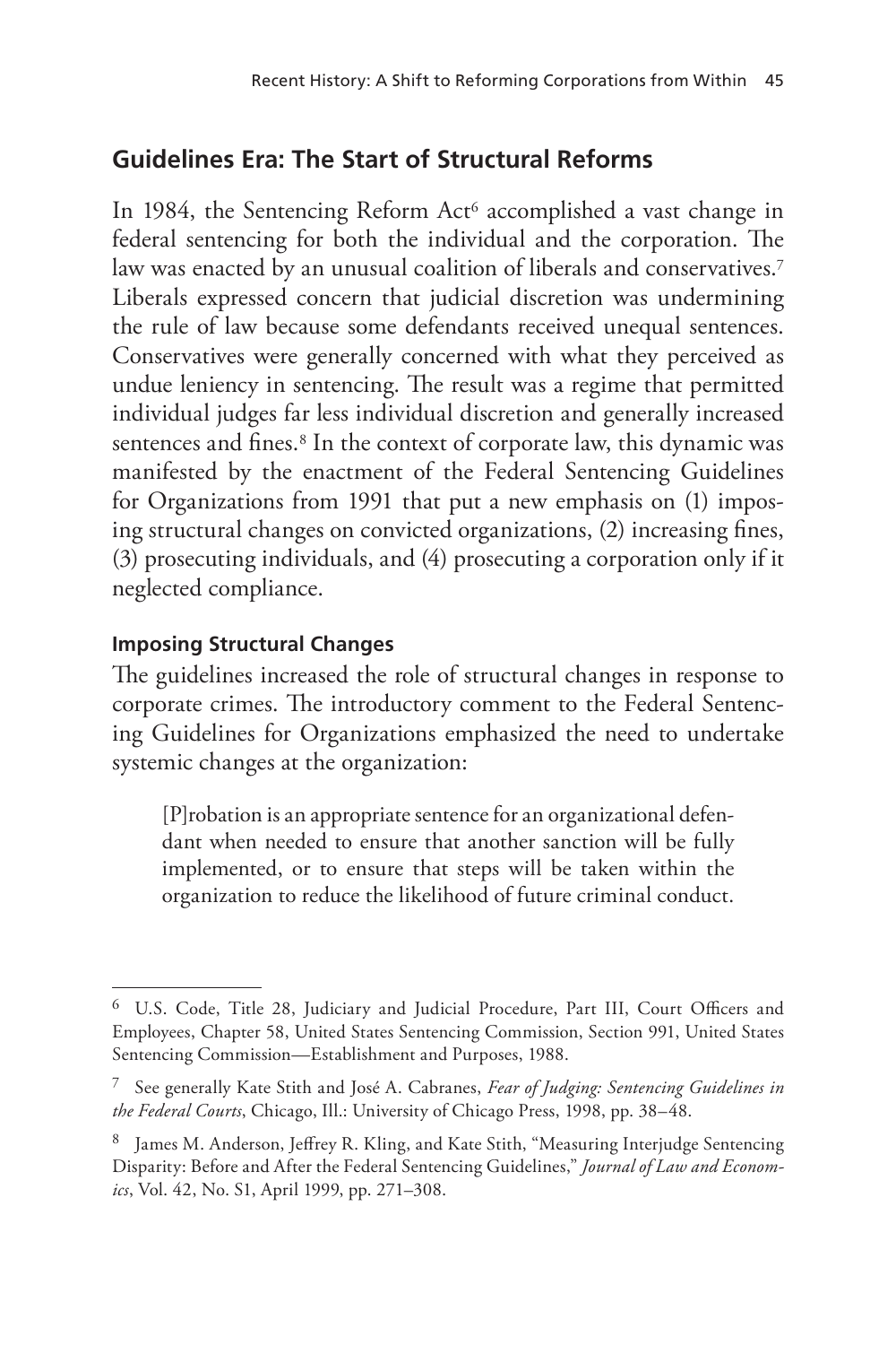## Guidelines Era: The Start of Structural Reforms

In 1984, the Sentencing Reform Act[6] accomplished a vast change in federal sentencing for both the individual and the corporation. The law was enacted by an unusual coalition of liberals and conservatives.[7] Liberals expressed concern that judicial discretion was undermining the rule of law because some defendants received unequal sentences. Conservatives were generally concerned with what they perceived as undue leniency in sentencing. The result was a regime that permitted individual judges far less individual discretion and generally increased sentences and fines.[8] In the context of corporate law, this dynamic was manifested by the enactment of the Federal Sentencing Guidelines for Organizations from 1991 that put a new emphasis on (1) imposing structural changes on convicted organizations, (2) increasing fines, (3) prosecuting individuals, and (4) prosecuting a corporation only if it neglected compliance.

### Imposing Structural Changes

The guidelines increased the role of structural changes in response to corporate crimes. The introductory comment to the Federal Sentencing Guidelines for Organizations emphasized the need to undertake systemic changes at the organization:

> [P]robation is an appropriate sentence for an organizational defendant when needed to ensure that another sanction will be fully implemented, or to ensure that steps will be taken within the organization to reduce the likelihood of future criminal conduct.

---

[6] U.S. Code, Title 28, Judiciary and Judicial Procedure, Part III, Court Officers and Employees, Chapter 58, United States Sentencing Commission, Section 991, United States Sentencing Commission—Establishment and Purposes, 1988.

[7] See generally Kate Stith and José A. Cabranes, *Fear of Judging: Sentencing Guidelines in the Federal Courts*, Chicago, Ill.: University of Chicago Press, 1998, pp. 38–48.

[8] James M. Anderson, Jeffrey R. Kling, and Kate Stith, "Measuring Interjudge Sentencing Disparity: Before and After the Federal Sentencing Guidelines," *Journal of Law and Economics*, Vol. 42, No. S1, April 1999, pp. 271–308.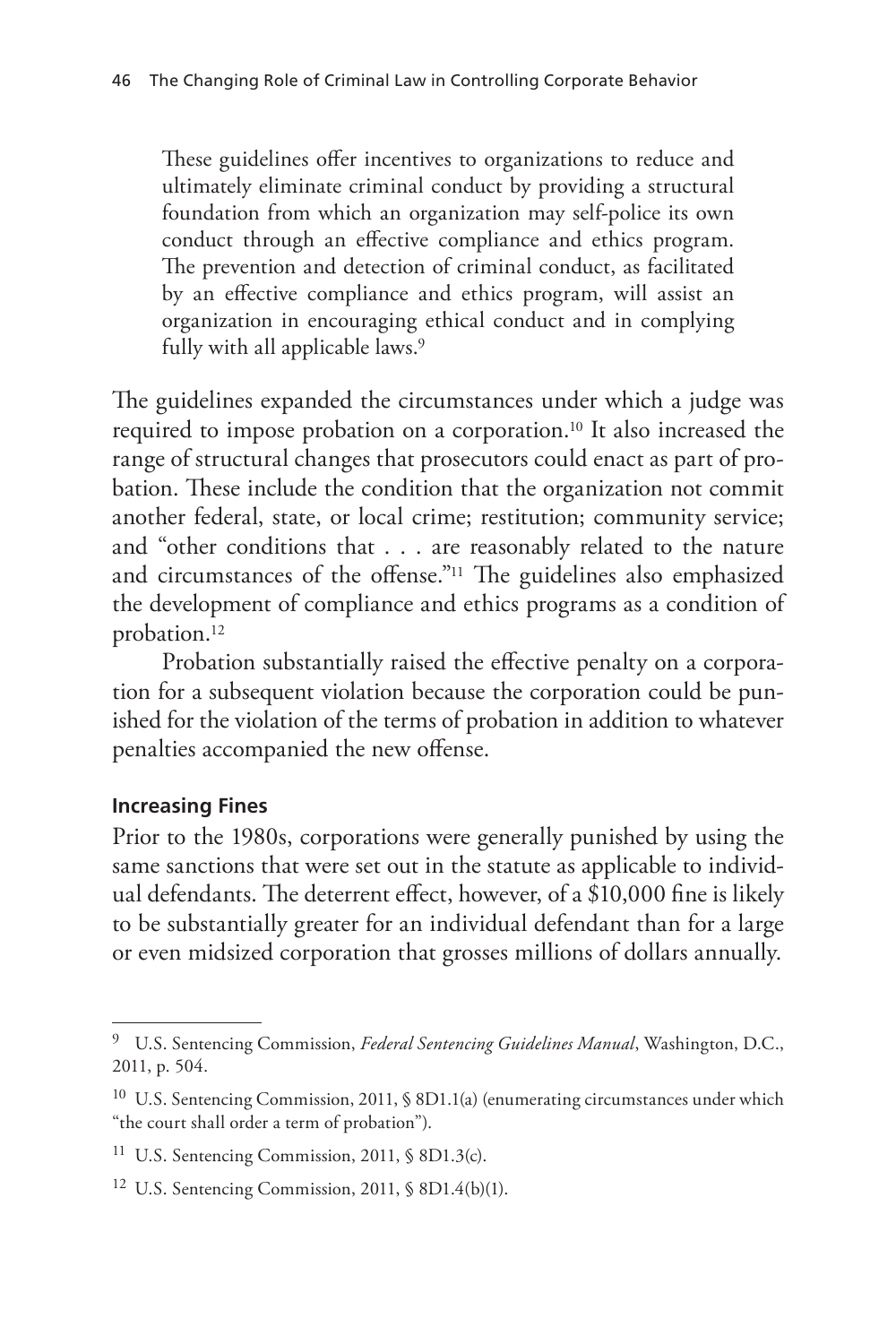> These guidelines offer incentives to organizations to reduce and ultimately eliminate criminal conduct by providing a structural foundation from which an organization may self-police its own conduct through an effective compliance and ethics program. The prevention and detection of criminal conduct, as facilitated by an effective compliance and ethics program, will assist an organization in encouraging ethical conduct and in complying fully with all applicable laws.[9]

The guidelines expanded the circumstances under which a judge was required to impose probation on a corporation.[10] It also increased the range of structural changes that prosecutors could enact as part of probation. These include the condition that the organization not commit another federal, state, or local crime; restitution; community service; and "other conditions that . . . are reasonably related to the nature and circumstances of the offense."[11] The guidelines also emphasized the development of compliance and ethics programs as a condition of probation.[12]

Probation substantially raised the effective penalty on a corporation for a subsequent violation because the corporation could be punished for the violation of the terms of probation in addition to whatever penalties accompanied the new offense.

#### Increasing Fines

Prior to the 1980s, corporations were generally punished by using the same sanctions that were set out in the statute as applicable to individual defendants. The deterrent effect, however, of a $10,000 fine is likely to be substantially greater for an individual defendant than for a large or even midsized corporation that grosses millions of dollars annually.

---

[9] U.S. Sentencing Commission, *Federal Sentencing Guidelines Manual*, Washington, D.C., 2011, p. 504.

[10] U.S. Sentencing Commission, 2011, § 8D1.1(a) (enumerating circumstances under which "the court shall order a term of probation").

[11] U.S. Sentencing Commission, 2011, § 8D1.3(c).

[12] U.S. Sentencing Commission, 2011, § 8D1.4(b)(1).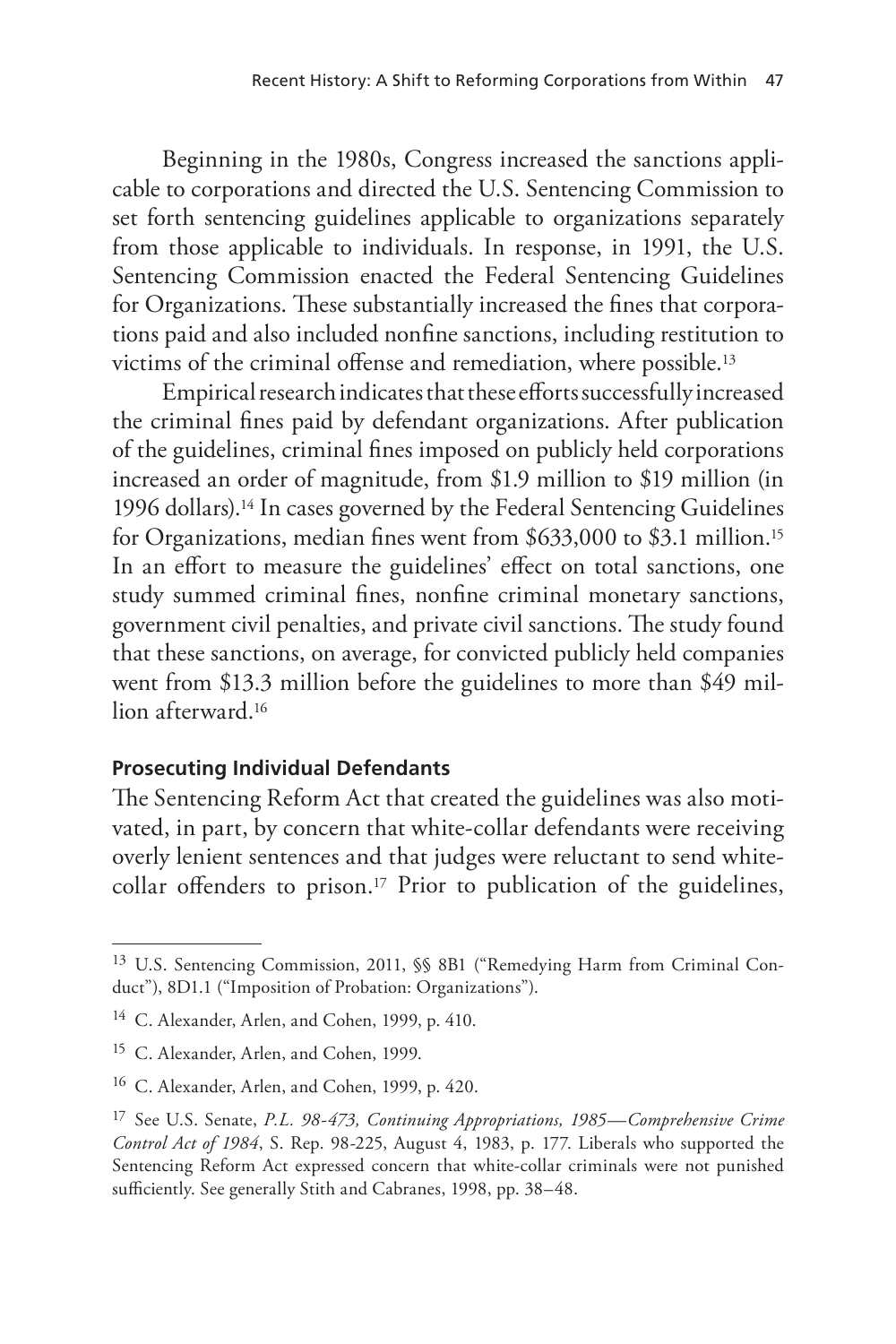Beginning in the 1980s, Congress increased the sanctions applicable to corporations and directed the U.S. Sentencing Commission to set forth sentencing guidelines applicable to organizations separately from those applicable to individuals. In response, in 1991, the U.S. Sentencing Commission enacted the Federal Sentencing Guidelines for Organizations. These substantially increased the fines that corporations paid and also included nonfine sanctions, including restitution to victims of the criminal offense and remediation, where possible.[13]

Empirical research indicates that these efforts successfully increased the criminal fines paid by defendant organizations. After publication of the guidelines, criminal fines imposed on publicly held corporations increased an order of magnitude, from $1.9 million to $19 million (in 1996 dollars).[14] In cases governed by the Federal Sentencing Guidelines for Organizations, median fines went from $633,000 to $3.1 million.[15] In an effort to measure the guidelines' effect on total sanctions, one study summed criminal fines, nonfine criminal monetary sanctions, government civil penalties, and private civil sanctions. The study found that these sanctions, on average, for convicted publicly held companies went from $13.3 million before the guidelines to more than $49 million afterward.[16]

### Prosecuting Individual Defendants

The Sentencing Reform Act that created the guidelines was also motivated, in part, by concern that white-collar defendants were receiving overly lenient sentences and that judges were reluctant to send white-collar offenders to prison.[17] Prior to publication of the guidelines,

---

[13] U.S. Sentencing Commission, 2011, §§ 8B1 ("Remedying Harm from Criminal Conduct"), 8D1.1 ("Imposition of Probation: Organizations").

[14] C. Alexander, Arlen, and Cohen, 1999, p. 410.

[15] C. Alexander, Arlen, and Cohen, 1999.

[16] C. Alexander, Arlen, and Cohen, 1999, p. 420.

[17] See U.S. Senate, *P.L. 98-473, Continuing Appropriations, 1985—Comprehensive Crime Control Act of 1984*, S. Rep. 98-225, August 4, 1983, p. 177. Liberals who supported the Sentencing Reform Act expressed concern that white-collar criminals were not punished sufficiently. See generally Stith and Cabranes, 1998, pp. 38–48.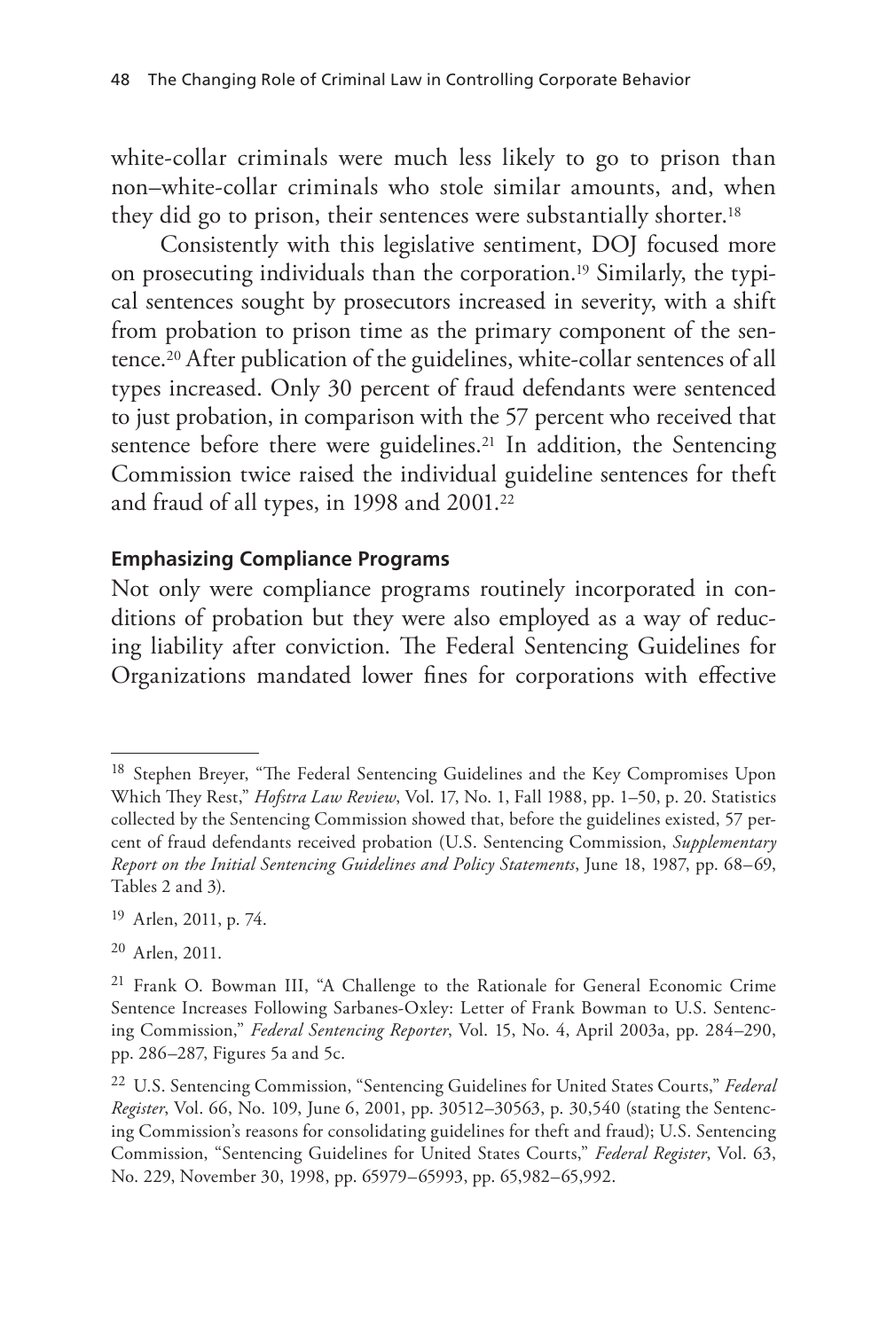white-collar criminals were much less likely to go to prison than non–white-collar criminals who stole similar amounts, and, when they did go to prison, their sentences were substantially shorter.[18]

Consistently with this legislative sentiment, DOJ focused more on prosecuting individuals than the corporation.[19] Similarly, the typical sentences sought by prosecutors increased in severity, with a shift from probation to prison time as the primary component of the sentence.[20] After publication of the guidelines, white-collar sentences of all types increased. Only 30 percent of fraud defendants were sentenced to just probation, in comparison with the 57 percent who received that sentence before there were guidelines.[21] In addition, the Sentencing Commission twice raised the individual guideline sentences for theft and fraud of all types, in 1998 and 2001.[22]

### Emphasizing Compliance Programs

Not only were compliance programs routinely incorporated in conditions of probation but they were also employed as a way of reducing liability after conviction. The Federal Sentencing Guidelines for Organizations mandated lower fines for corporations with effective

---

[18] Stephen Breyer, "The Federal Sentencing Guidelines and the Key Compromises Upon Which They Rest," *Hofstra Law Review*, Vol. 17, No. 1, Fall 1988, pp. 1–50, p. 20. Statistics collected by the Sentencing Commission showed that, before the guidelines existed, 57 percent of fraud defendants received probation (U.S. Sentencing Commission, *Supplementary Report on the Initial Sentencing Guidelines and Policy Statements*, June 18, 1987, pp. 68–69, Tables 2 and 3).

[19] Arlen, 2011, p. 74.

[20] Arlen, 2011.

[21] Frank O. Bowman III, "A Challenge to the Rationale for General Economic Crime Sentence Increases Following Sarbanes-Oxley: Letter of Frank Bowman to U.S. Sentencing Commission," *Federal Sentencing Reporter*, Vol. 15, No. 4, April 2003a, pp. 284–290, pp. 286–287, Figures 5a and 5c.

[22] U.S. Sentencing Commission, "Sentencing Guidelines for United States Courts," *Federal Register*, Vol. 66, No. 109, June 6, 2001, pp. 30512–30563, p. 30,540 (stating the Sentencing Commission's reasons for consolidating guidelines for theft and fraud); U.S. Sentencing Commission, "Sentencing Guidelines for United States Courts," *Federal Register*, Vol. 63, No. 229, November 30, 1998, pp. 65979–65993, pp. 65,982–65,992.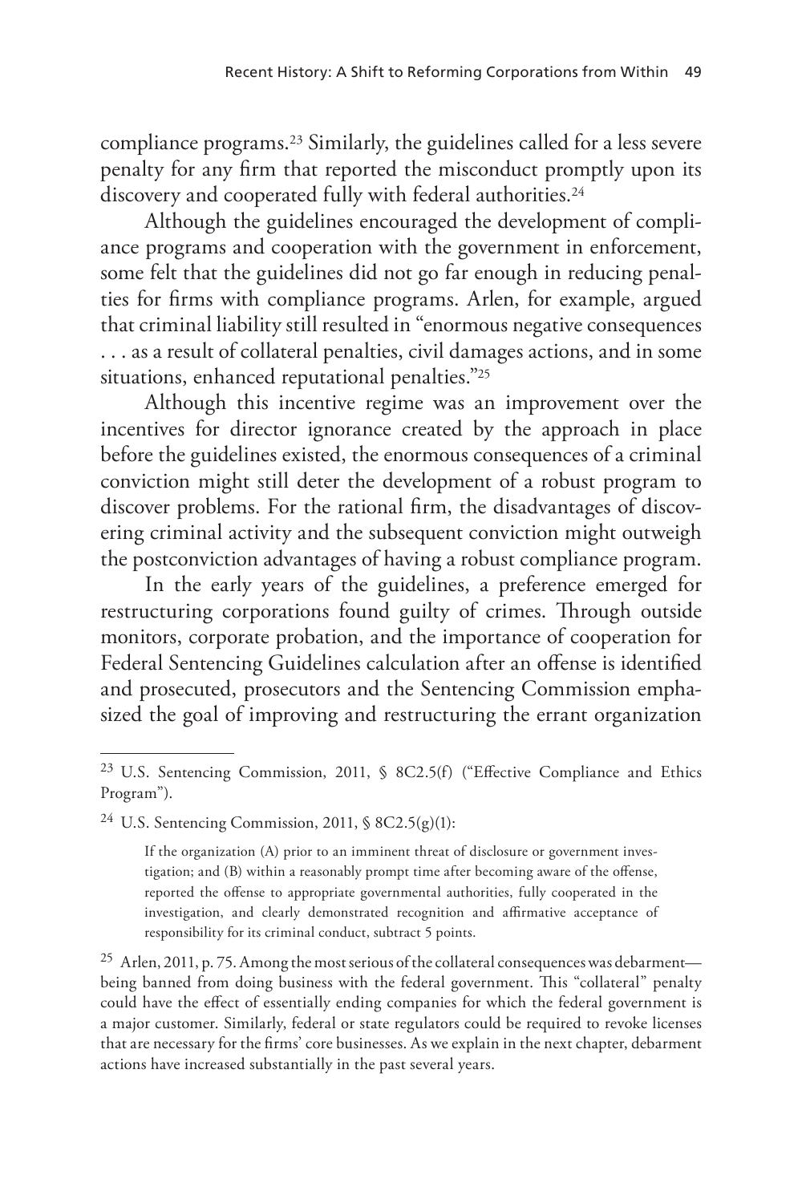compliance programs.[23] Similarly, the guidelines called for a less severe penalty for any firm that reported the misconduct promptly upon its discovery and cooperated fully with federal authorities.[24]

Although the guidelines encouraged the development of compliance programs and cooperation with the government in enforcement, some felt that the guidelines did not go far enough in reducing penalties for firms with compliance programs. Arlen, for example, argued that criminal liability still resulted in "enormous negative consequences . . . as a result of collateral penalties, civil damages actions, and in some situations, enhanced reputational penalties."[25]

Although this incentive regime was an improvement over the incentives for director ignorance created by the approach in place before the guidelines existed, the enormous consequences of a criminal conviction might still deter the development of a robust program to discover problems. For the rational firm, the disadvantages of discovering criminal activity and the subsequent conviction might outweigh the postconviction advantages of having a robust compliance program.

In the early years of the guidelines, a preference emerged for restructuring corporations found guilty of crimes. Through outside monitors, corporate probation, and the importance of cooperation for Federal Sentencing Guidelines calculation after an offense is identified and prosecuted, prosecutors and the Sentencing Commission emphasized the goal of improving and restructuring the errant organization

---

[23] U.S. Sentencing Commission, 2011, § 8C2.5(f) ("Effective Compliance and Ethics Program").

[24] U.S. Sentencing Commission, 2011, § 8C2.5(g)(1):

> If the organization (A) prior to an imminent threat of disclosure or government investigation; and (B) within a reasonably prompt time after becoming aware of the offense, reported the offense to appropriate governmental authorities, fully cooperated in the investigation, and clearly demonstrated recognition and affirmative acceptance of responsibility for its criminal conduct, subtract 5 points.

[25] Arlen, 2011, p. 75. Among the most serious of the collateral consequences was debarment—being banned from doing business with the federal government. This "collateral" penalty could have the effect of essentially ending companies for which the federal government is a major customer. Similarly, federal or state regulators could be required to revoke licenses that are necessary for the firms' core businesses. As we explain in the next chapter, debarment actions have increased substantially in the past several years.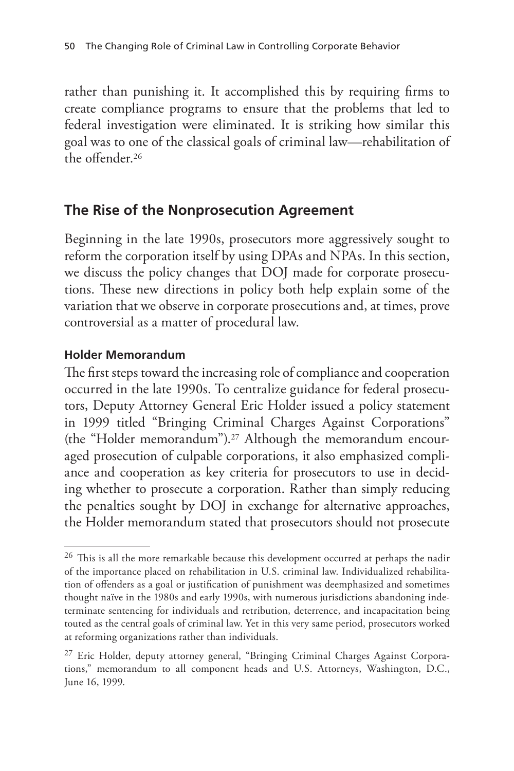rather than punishing it. It accomplished this by requiring firms to create compliance programs to ensure that the problems that led to federal investigation were eliminated. It is striking how similar this goal was to one of the classical goals of criminal law—rehabilitation of the offender.[26]

## The Rise of the Nonprosecution Agreement

Beginning in the late 1990s, prosecutors more aggressively sought to reform the corporation itself by using DPAs and NPAs. In this section, we discuss the policy changes that DOJ made for corporate prosecutions. These new directions in policy both help explain some of the variation that we observe in corporate prosecutions and, at times, prove controversial as a matter of procedural law.

### Holder Memorandum

The first steps toward the increasing role of compliance and cooperation occurred in the late 1990s. To centralize guidance for federal prosecutors, Deputy Attorney General Eric Holder issued a policy statement in 1999 titled "Bringing Criminal Charges Against Corporations" (the "Holder memorandum").[27] Although the memorandum encouraged prosecution of culpable corporations, it also emphasized compliance and cooperation as key criteria for prosecutors to use in deciding whether to prosecute a corporation. Rather than simply reducing the penalties sought by DOJ in exchange for alternative approaches, the Holder memorandum stated that prosecutors should not prosecute

---

[26] This is all the more remarkable because this development occurred at perhaps the nadir of the importance placed on rehabilitation in U.S. criminal law. Individualized rehabilitation of offenders as a goal or justification of punishment was deemphasized and sometimes thought naïve in the 1980s and early 1990s, with numerous jurisdictions abandoning indeterminate sentencing for individuals and retribution, deterrence, and incapacitation being touted as the central goals of criminal law. Yet in this very same period, prosecutors worked at reforming organizations rather than individuals.

[27] Eric Holder, deputy attorney general, "Bringing Criminal Charges Against Corporations," memorandum to all component heads and U.S. Attorneys, Washington, D.C., June 16, 1999.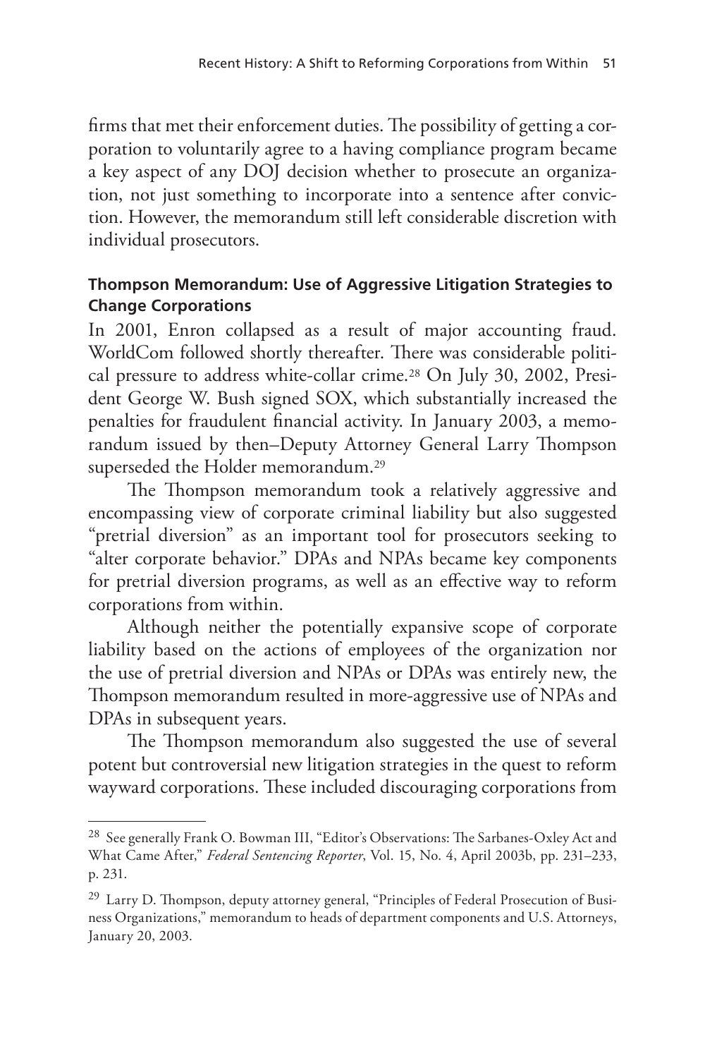firms that met their enforcement duties. The possibility of getting a corporation to voluntarily agree to a having compliance program became a key aspect of any DOJ decision whether to prosecute an organization, not just something to incorporate into a sentence after conviction. However, the memorandum still left considerable discretion with individual prosecutors.

### Thompson Memorandum: Use of Aggressive Litigation Strategies to Change Corporations

In 2001, Enron collapsed as a result of major accounting fraud. WorldCom followed shortly thereafter. There was considerable political pressure to address white-collar crime.[28] On July 30, 2002, President George W. Bush signed SOX, which substantially increased the penalties for fraudulent financial activity. In January 2003, a memorandum issued by then–Deputy Attorney General Larry Thompson superseded the Holder memorandum.[29]

The Thompson memorandum took a relatively aggressive and encompassing view of corporate criminal liability but also suggested "pretrial diversion" as an important tool for prosecutors seeking to "alter corporate behavior." DPAs and NPAs became key components for pretrial diversion programs, as well as an effective way to reform corporations from within.

Although neither the potentially expansive scope of corporate liability based on the actions of employees of the organization nor the use of pretrial diversion and NPAs or DPAs was entirely new, the Thompson memorandum resulted in more-aggressive use of NPAs and DPAs in subsequent years.

The Thompson memorandum also suggested the use of several potent but controversial new litigation strategies in the quest to reform wayward corporations. These included discouraging corporations from

---

[28] See generally Frank O. Bowman III, "Editor's Observations: The Sarbanes-Oxley Act and What Came After," *Federal Sentencing Reporter*, Vol. 15, No. 4, April 2003b, pp. 231–233, p. 231.

[29] Larry D. Thompson, deputy attorney general, "Principles of Federal Prosecution of Business Organizations," memorandum to heads of department components and U.S. Attorneys, January 20, 2003.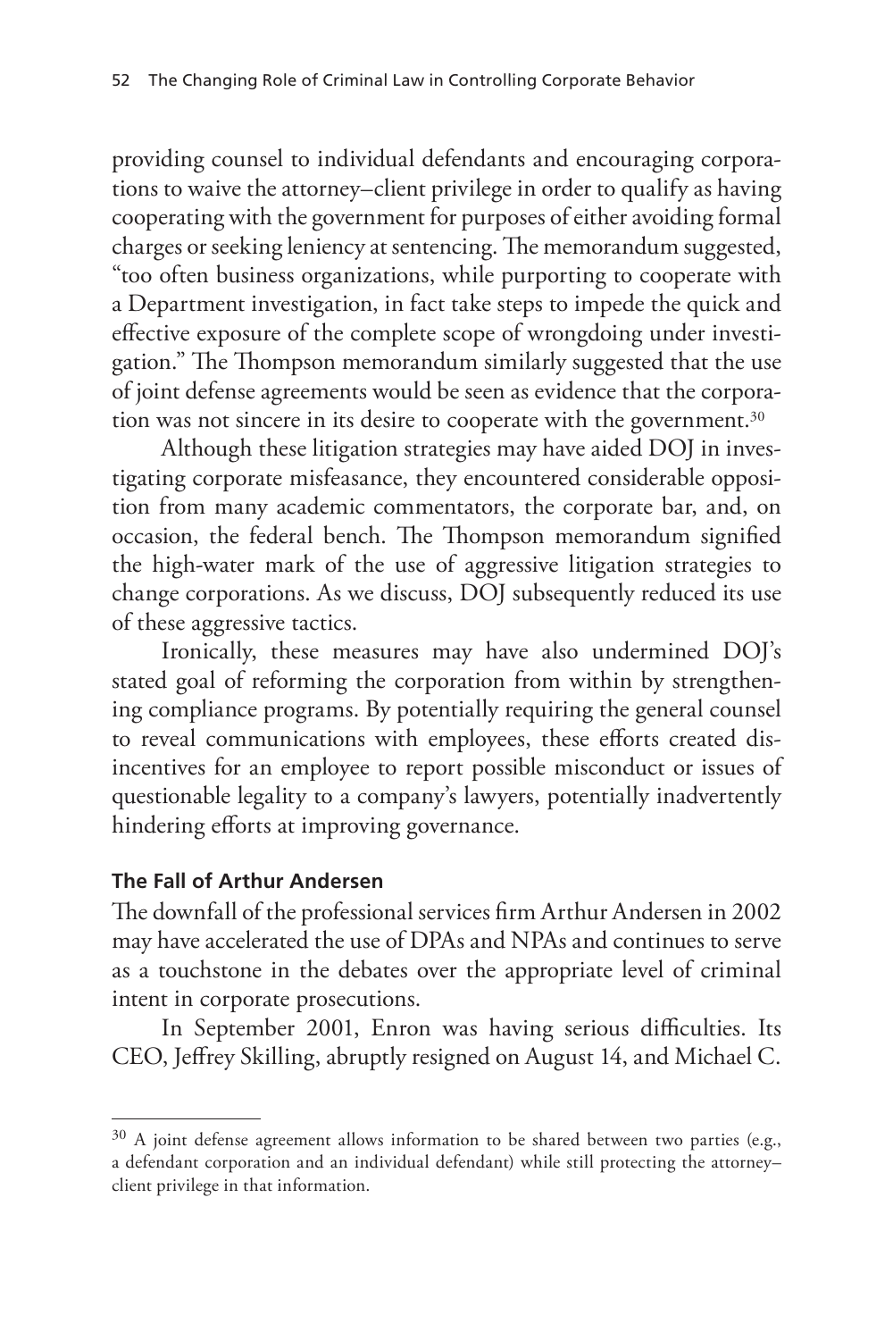providing counsel to individual defendants and encouraging corporations to waive the attorney–client privilege in order to qualify as having cooperating with the government for purposes of either avoiding formal charges or seeking leniency at sentencing. The memorandum suggested, "too often business organizations, while purporting to cooperate with a Department investigation, in fact take steps to impede the quick and effective exposure of the complete scope of wrongdoing under investigation." The Thompson memorandum similarly suggested that the use of joint defense agreements would be seen as evidence that the corporation was not sincere in its desire to cooperate with the government.[30]

Although these litigation strategies may have aided DOJ in investigating corporate misfeasance, they encountered considerable opposition from many academic commentators, the corporate bar, and, on occasion, the federal bench. The Thompson memorandum signified the high-water mark of the use of aggressive litigation strategies to change corporations. As we discuss, DOJ subsequently reduced its use of these aggressive tactics.

Ironically, these measures may have also undermined DOJ's stated goal of reforming the corporation from within by strengthening compliance programs. By potentially requiring the general counsel to reveal communications with employees, these efforts created disincentives for an employee to report possible misconduct or issues of questionable legality to a company's lawyers, potentially inadvertently hindering efforts at improving governance.

### The Fall of Arthur Andersen

The downfall of the professional services firm Arthur Andersen in 2002 may have accelerated the use of DPAs and NPAs and continues to serve as a touchstone in the debates over the appropriate level of criminal intent in corporate prosecutions.

In September 2001, Enron was having serious difficulties. Its CEO, Jeffrey Skilling, abruptly resigned on August 14, and Michael C.

---

[30] A joint defense agreement allows information to be shared between two parties (e.g., a defendant corporation and an individual defendant) while still protecting the attorney–client privilege in that information.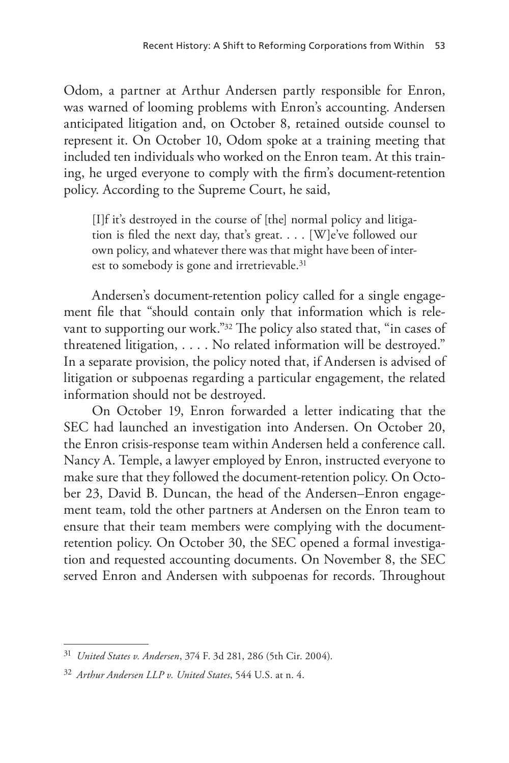Odom, a partner at Arthur Andersen partly responsible for Enron, was warned of looming problems with Enron's accounting. Andersen anticipated litigation and, on October 8, retained outside counsel to represent it. On October 10, Odom spoke at a training meeting that included ten individuals who worked on the Enron team. At this training, he urged everyone to comply with the firm's document-retention policy. According to the Supreme Court, he said,

> [I]f it's destroyed in the course of [the] normal policy and litigation is filed the next day, that's great. . . . [W]e've followed our own policy, and whatever there was that might have been of interest to somebody is gone and irretrievable.[31]

Andersen's document-retention policy called for a single engagement file that "should contain only that information which is relevant to supporting our work."[32] The policy also stated that, "in cases of threatened litigation, . . . . No related information will be destroyed." In a separate provision, the policy noted that, if Andersen is advised of litigation or subpoenas regarding a particular engagement, the related information should not be destroyed.

On October 19, Enron forwarded a letter indicating that the SEC had launched an investigation into Andersen. On October 20, the Enron crisis-response team within Andersen held a conference call. Nancy A. Temple, a lawyer employed by Enron, instructed everyone to make sure that they followed the document-retention policy. On October 23, David B. Duncan, the head of the Andersen–Enron engagement team, told the other partners at Andersen on the Enron team to ensure that their team members were complying with the document-retention policy. On October 30, the SEC opened a formal investigation and requested accounting documents. On November 8, the SEC served Enron and Andersen with subpoenas for records. Throughout

---

[31] *United States v. Andersen*, 374 F. 3d 281, 286 (5th Cir. 2004).

[32] *Arthur Andersen LLP v. United States*, 544 U.S. at n. 4.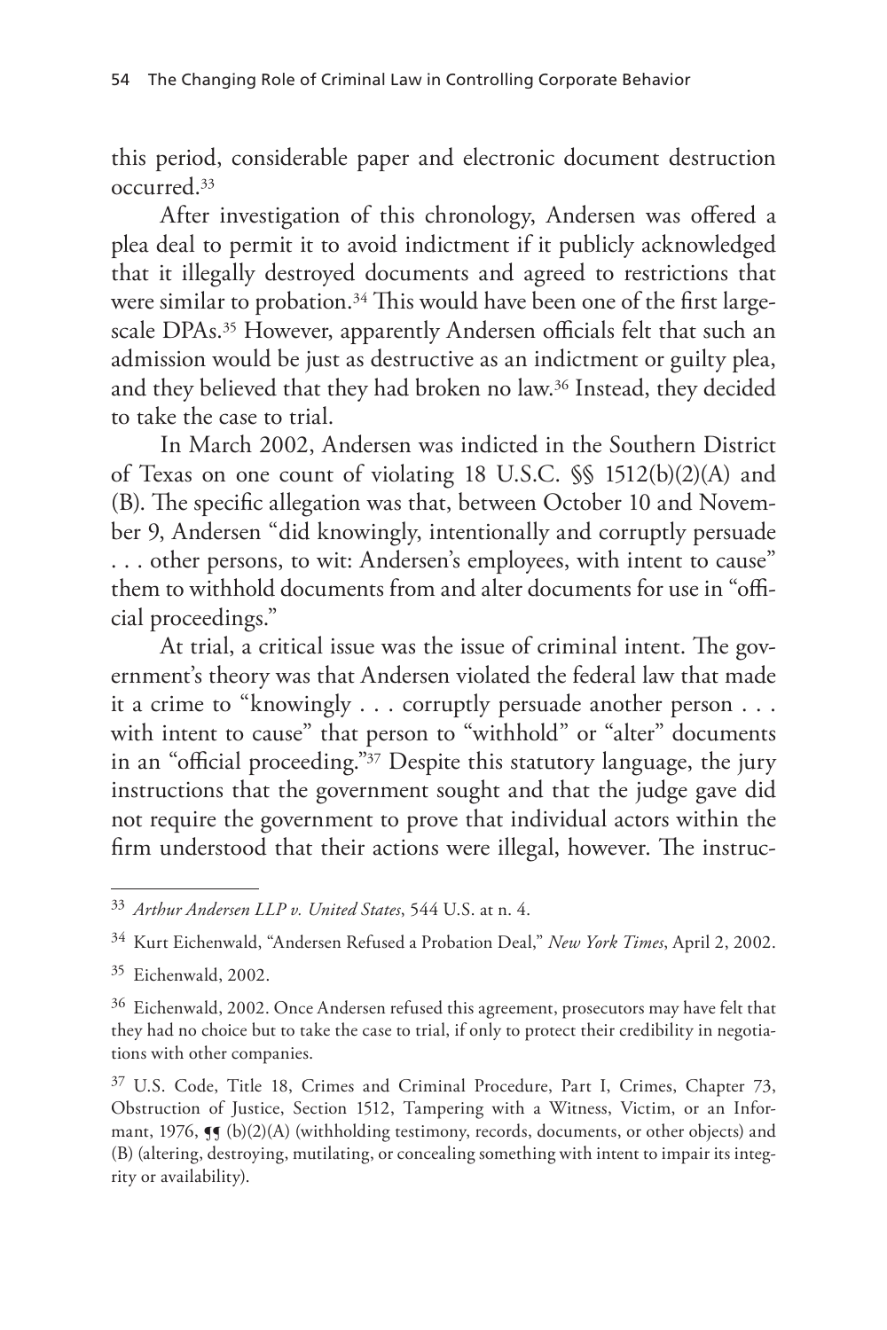this period, considerable paper and electronic document destruction occurred.[33]

After investigation of this chronology, Andersen was offered a plea deal to permit it to avoid indictment if it publicly acknowledged that it illegally destroyed documents and agreed to restrictions that were similar to probation.[34] This would have been one of the first large-scale DPAs.[35] However, apparently Andersen officials felt that such an admission would be just as destructive as an indictment or guilty plea, and they believed that they had broken no law.[36] Instead, they decided to take the case to trial.

In March 2002, Andersen was indicted in the Southern District of Texas on one count of violating 18 U.S.C. §§ 1512(b)(2)(A) and (B). The specific allegation was that, between October 10 and November 9, Andersen "did knowingly, intentionally and corruptly persuade . . . other persons, to wit: Andersen's employees, with intent to cause" them to withhold documents from and alter documents for use in "official proceedings."

At trial, a critical issue was the issue of criminal intent. The government's theory was that Andersen violated the federal law that made it a crime to "knowingly . . . corruptly persuade another person . . . with intent to cause" that person to "withhold" or "alter" documents in an "official proceeding."[37] Despite this statutory language, the jury instructions that the government sought and that the judge gave did not require the government to prove that individual actors within the firm understood that their actions were illegal, however. The instruc-

---

[33] *Arthur Andersen LLP v. United States*, 544 U.S. at n. 4.

[34] Kurt Eichenwald, "Andersen Refused a Probation Deal," *New York Times*, April 2, 2002.

[35] Eichenwald, 2002.

[36] Eichenwald, 2002. Once Andersen refused this agreement, prosecutors may have felt that they had no choice but to take the case to trial, if only to protect their credibility in negotiations with other companies.

[37] U.S. Code, Title 18, Crimes and Criminal Procedure, Part I, Crimes, Chapter 73, Obstruction of Justice, Section 1512, Tampering with a Witness, Victim, or an Informant, 1976, ¶¶ (b)(2)(A) (withholding testimony, records, documents, or other objects) and (B) (altering, destroying, mutilating, or concealing something with intent to impair its integrity or availability).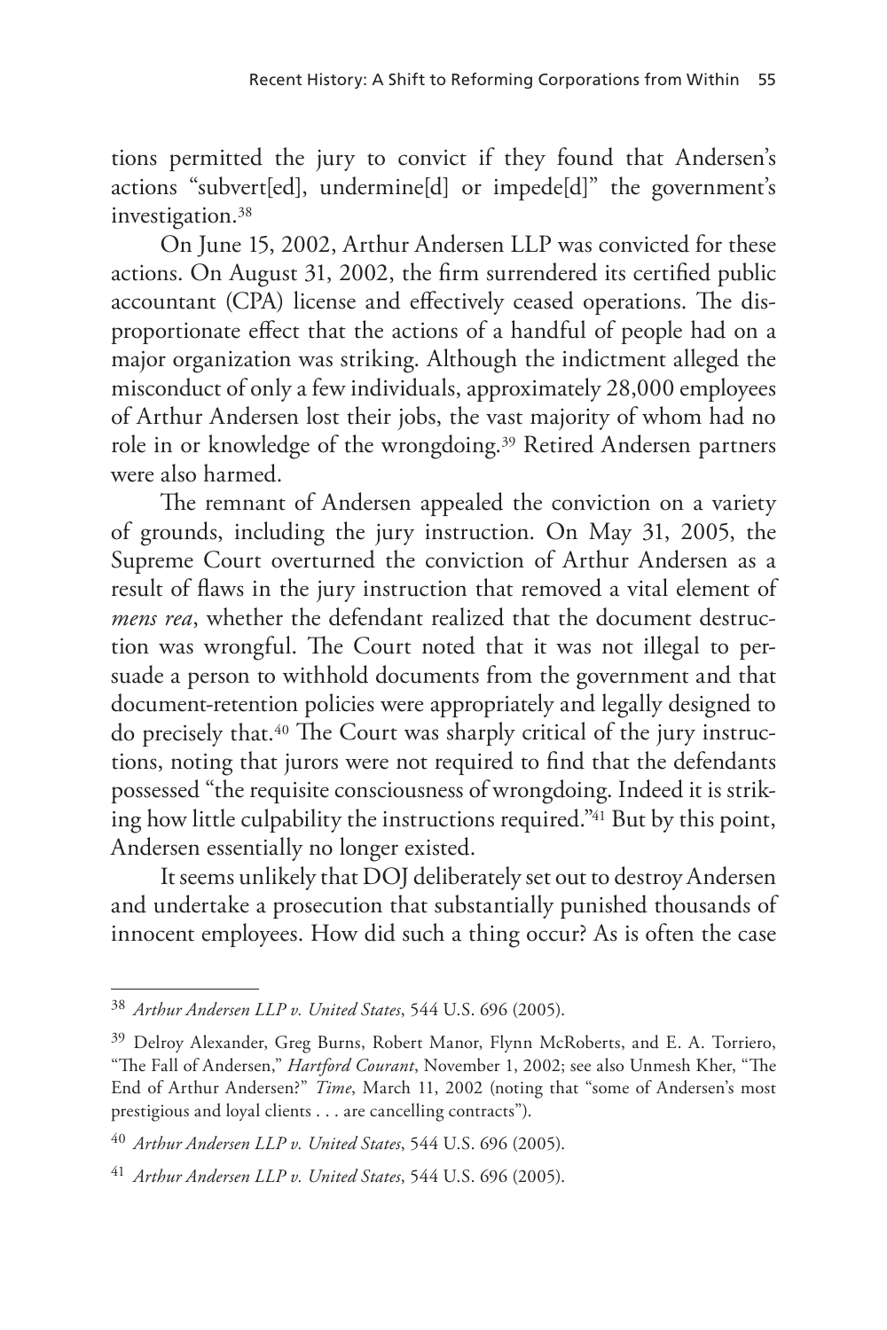tions permitted the jury to convict if they found that Andersen's actions "subvert[ed], undermine[d] or impede[d]" the government's investigation.[38]

On June 15, 2002, Arthur Andersen LLP was convicted for these actions. On August 31, 2002, the firm surrendered its certified public accountant (CPA) license and effectively ceased operations. The disproportionate effect that the actions of a handful of people had on a major organization was striking. Although the indictment alleged the misconduct of only a few individuals, approximately 28,000 employees of Arthur Andersen lost their jobs, the vast majority of whom had no role in or knowledge of the wrongdoing.[39] Retired Andersen partners were also harmed.

The remnant of Andersen appealed the conviction on a variety of grounds, including the jury instruction. On May 31, 2005, the Supreme Court overturned the conviction of Arthur Andersen as a result of flaws in the jury instruction that removed a vital element of *mens rea*, whether the defendant realized that the document destruction was wrongful. The Court noted that it was not illegal to persuade a person to withhold documents from the government and that document-retention policies were appropriately and legally designed to do precisely that.[40] The Court was sharply critical of the jury instructions, noting that jurors were not required to find that the defendants possessed "the requisite consciousness of wrongdoing. Indeed it is striking how little culpability the instructions required."[41] But by this point, Andersen essentially no longer existed.

It seems unlikely that DOJ deliberately set out to destroy Andersen and undertake a prosecution that substantially punished thousands of innocent employees. How did such a thing occur? As is often the case

---

[38] *Arthur Andersen LLP v. United States*, 544 U.S. 696 (2005).

[39] Delroy Alexander, Greg Burns, Robert Manor, Flynn McRoberts, and E. A. Torriero, "The Fall of Andersen," *Hartford Courant*, November 1, 2002; see also Unmesh Kher, "The End of Arthur Andersen?" *Time*, March 11, 2002 (noting that "some of Andersen's most prestigious and loyal clients . . . are cancelling contracts").

[40] *Arthur Andersen LLP v. United States*, 544 U.S. 696 (2005).

[41] *Arthur Andersen LLP v. United States*, 544 U.S. 696 (2005).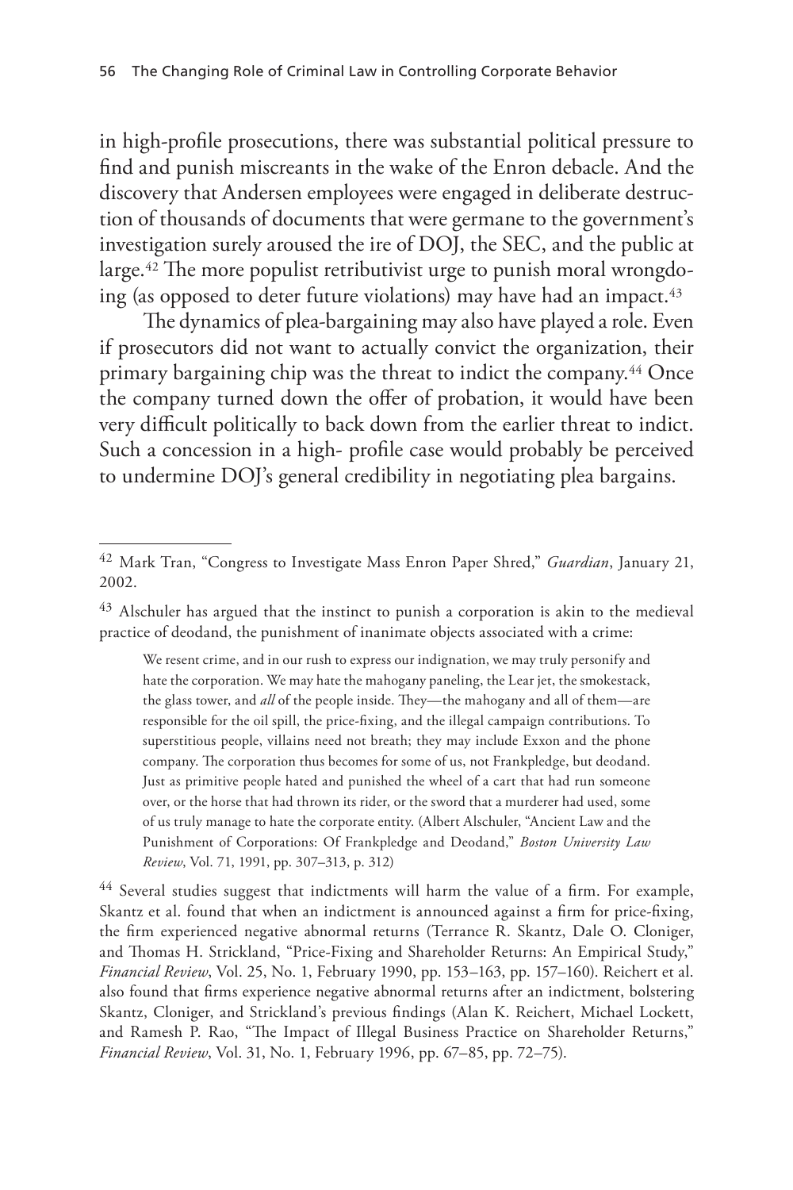in high-profile prosecutions, there was substantial political pressure to find and punish miscreants in the wake of the Enron debacle. And the discovery that Andersen employees were engaged in deliberate destruction of thousands of documents that were germane to the government's investigation surely aroused the ire of DOJ, the SEC, and the public at large.[42] The more populist retributivist urge to punish moral wrongdoing (as opposed to deter future violations) may have had an impact.[43]

The dynamics of plea-bargaining may also have played a role. Even if prosecutors did not want to actually convict the organization, their primary bargaining chip was the threat to indict the company.[44] Once the company turned down the offer of probation, it would have been very difficult politically to back down from the earlier threat to indict. Such a concession in a high- profile case would probably be perceived to undermine DOJ's general credibility in negotiating plea bargains.

---

[42] Mark Tran, "Congress to Investigate Mass Enron Paper Shred," *Guardian*, January 21, 2002.

[43] Alschuler has argued that the instinct to punish a corporation is akin to the medieval practice of deodand, the punishment of inanimate objects associated with a crime:

> We resent crime, and in our rush to express our indignation, we may truly personify and hate the corporation. We may hate the mahogany paneling, the Lear jet, the smokestack, the glass tower, and *all* of the people inside. They—the mahogany and all of them—are responsible for the oil spill, the price-fixing, and the illegal campaign contributions. To superstitious people, villains need not breath; they may include Exxon and the phone company. The corporation thus becomes for some of us, not Frankpledge, but deodand. Just as primitive people hated and punished the wheel of a cart that had run someone over, or the horse that had thrown its rider, or the sword that a murderer had used, some of us truly manage to hate the corporate entity. (Albert Alschuler, "Ancient Law and the Punishment of Corporations: Of Frankpledge and Deodand," *Boston University Law Review*, Vol. 71, 1991, pp. 307–313, p. 312)

[44] Several studies suggest that indictments will harm the value of a firm. For example, Skantz et al. found that when an indictment is announced against a firm for price-fixing, the firm experienced negative abnormal returns (Terrance R. Skantz, Dale O. Cloniger, and Thomas H. Strickland, "Price-Fixing and Shareholder Returns: An Empirical Study," *Financial Review*, Vol. 25, No. 1, February 1990, pp. 153–163, pp. 157–160). Reichert et al. also found that firms experience negative abnormal returns after an indictment, bolstering Skantz, Cloniger, and Strickland's previous findings (Alan K. Reichert, Michael Lockett, and Ramesh P. Rao, "The Impact of Illegal Business Practice on Shareholder Returns," *Financial Review*, Vol. 31, No. 1, February 1996, pp. 67–85, pp. 72–75).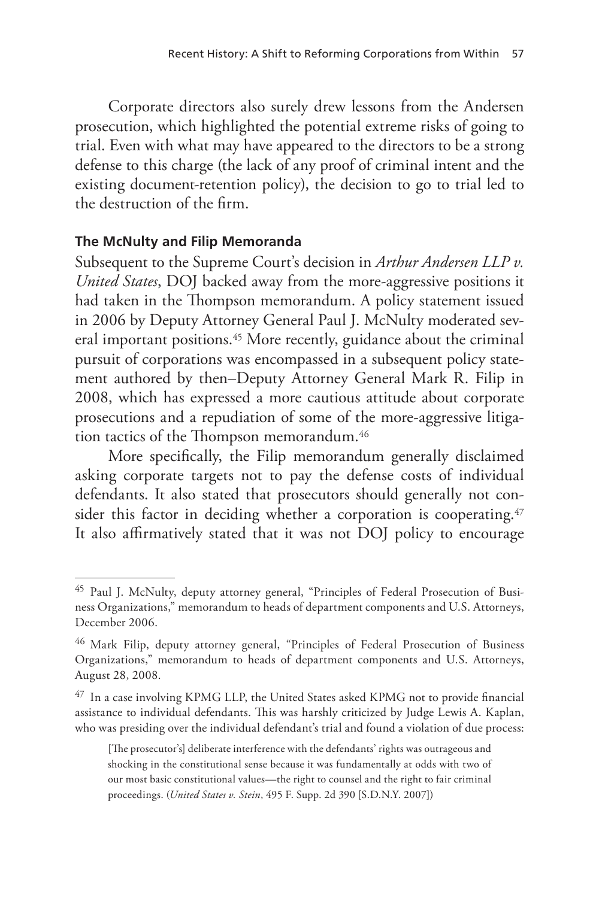Corporate directors also surely drew lessons from the Andersen prosecution, which highlighted the potential extreme risks of going to trial. Even with what may have appeared to the directors to be a strong defense to this charge (the lack of any proof of criminal intent and the existing document-retention policy), the decision to go to trial led to the destruction of the firm.

### The McNulty and Filip Memoranda

Subsequent to the Supreme Court's decision in *Arthur Andersen LLP v. United States*, DOJ backed away from the more-aggressive positions it had taken in the Thompson memorandum. A policy statement issued in 2006 by Deputy Attorney General Paul J. McNulty moderated several important positions.[45] More recently, guidance about the criminal pursuit of corporations was encompassed in a subsequent policy statement authored by then–Deputy Attorney General Mark R. Filip in 2008, which has expressed a more cautious attitude about corporate prosecutions and a repudiation of some of the more-aggressive litigation tactics of the Thompson memorandum.[46]

More specifically, the Filip memorandum generally disclaimed asking corporate targets not to pay the defense costs of individual defendants. It also stated that prosecutors should generally not consider this factor in deciding whether a corporation is cooperating.[47] It also affirmatively stated that it was not DOJ policy to encourage

---

[45] Paul J. McNulty, deputy attorney general, "Principles of Federal Prosecution of Business Organizations," memorandum to heads of department components and U.S. Attorneys, December 2006.

[46] Mark Filip, deputy attorney general, "Principles of Federal Prosecution of Business Organizations," memorandum to heads of department components and U.S. Attorneys, August 28, 2008.

[47] In a case involving KPMG LLP, the United States asked KPMG not to provide financial assistance to individual defendants. This was harshly criticized by Judge Lewis A. Kaplan, who was presiding over the individual defendant's trial and found a violation of due process:

> [The prosecutor's] deliberate interference with the defendants' rights was outrageous and shocking in the constitutional sense because it was fundamentally at odds with two of our most basic constitutional values—the right to counsel and the right to fair criminal proceedings. (*United States v. Stein*, 495 F. Supp. 2d 390 [S.D.N.Y. 2007])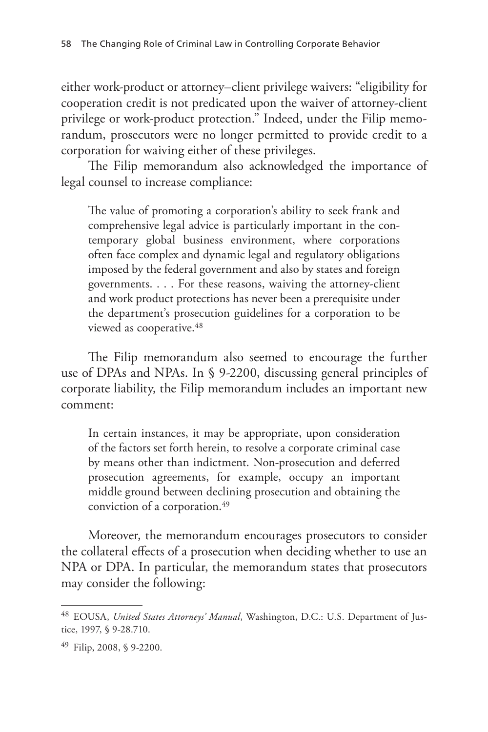either work-product or attorney–client privilege waivers: "eligibility for cooperation credit is not predicated upon the waiver of attorney-client privilege or work-product protection." Indeed, under the Filip memorandum, prosecutors were no longer permitted to provide credit to a corporation for waiving either of these privileges.

The Filip memorandum also acknowledged the importance of legal counsel to increase compliance:

> The value of promoting a corporation's ability to seek frank and comprehensive legal advice is particularly important in the contemporary global business environment, where corporations often face complex and dynamic legal and regulatory obligations imposed by the federal government and also by states and foreign governments. . . . For these reasons, waiving the attorney-client and work product protections has never been a prerequisite under the department's prosecution guidelines for a corporation to be viewed as cooperative.[48]

The Filip memorandum also seemed to encourage the further use of DPAs and NPAs. In § 9-2200, discussing general principles of corporate liability, the Filip memorandum includes an important new comment:

> In certain instances, it may be appropriate, upon consideration of the factors set forth herein, to resolve a corporate criminal case by means other than indictment. Non-prosecution and deferred prosecution agreements, for example, occupy an important middle ground between declining prosecution and obtaining the conviction of a corporation.[49]

Moreover, the memorandum encourages prosecutors to consider the collateral effects of a prosecution when deciding whether to use an NPA or DPA. In particular, the memorandum states that prosecutors may consider the following:

---

[48] EOUSA, *United States Attorneys' Manual*, Washington, D.C.: U.S. Department of Justice, 1997, § 9-28.710.

[49] Filip, 2008, § 9-2200.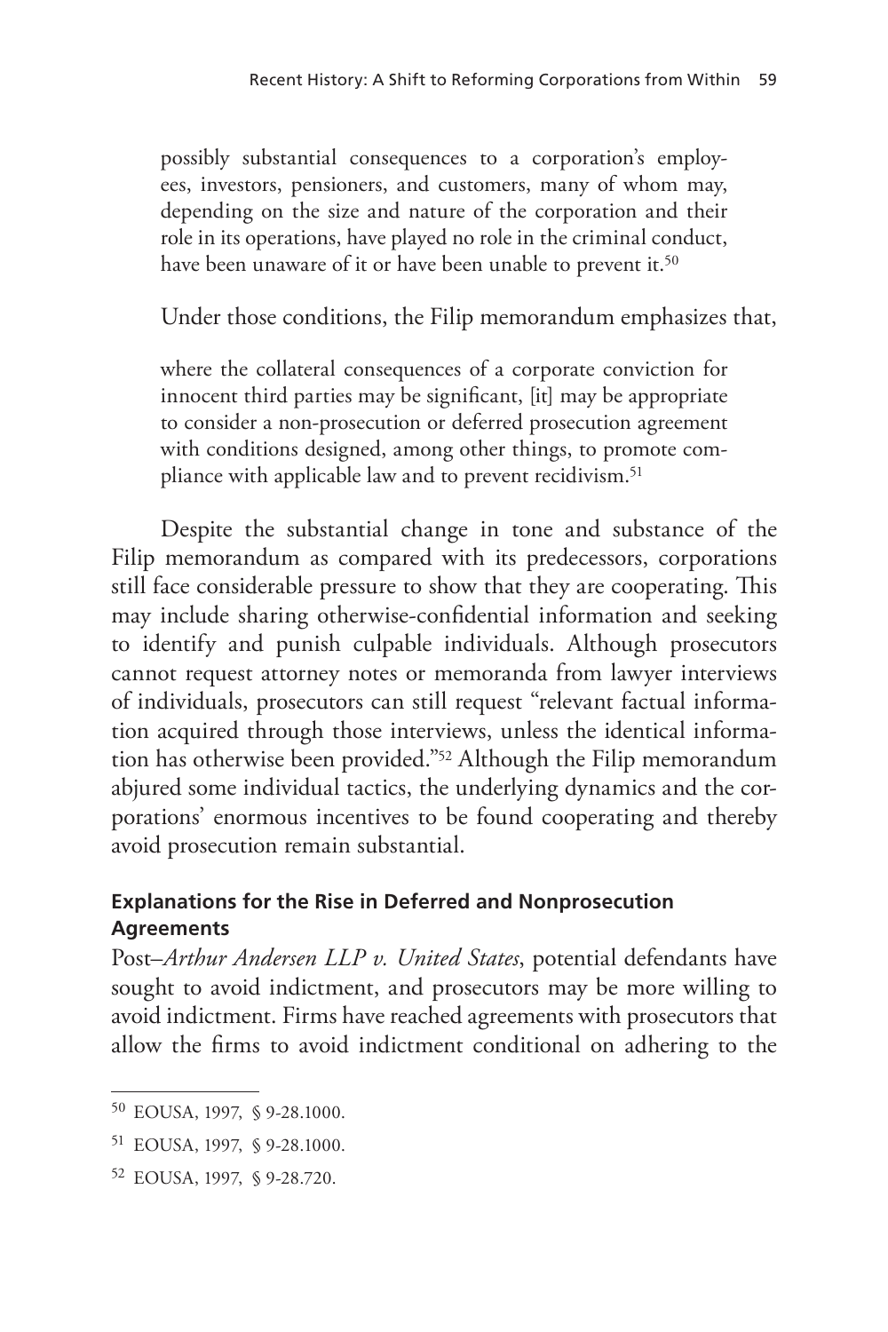> possibly substantial consequences to a corporation's employees, investors, pensioners, and customers, many of whom may, depending on the size and nature of the corporation and their role in its operations, have played no role in the criminal conduct, have been unaware of it or have been unable to prevent it.[50]

Under those conditions, the Filip memorandum emphasizes that,

> where the collateral consequences of a corporate conviction for innocent third parties may be significant, [it] may be appropriate to consider a non-prosecution or deferred prosecution agreement with conditions designed, among other things, to promote compliance with applicable law and to prevent recidivism.[51]

Despite the substantial change in tone and substance of the Filip memorandum as compared with its predecessors, corporations still face considerable pressure to show that they are cooperating. This may include sharing otherwise-confidential information and seeking to identify and punish culpable individuals. Although prosecutors cannot request attorney notes or memoranda from lawyer interviews of individuals, prosecutors can still request "relevant factual information acquired through those interviews, unless the identical information has otherwise been provided."[52] Although the Filip memorandum abjured some individual tactics, the underlying dynamics and the corporations' enormous incentives to be found cooperating and thereby avoid prosecution remain substantial.

### Explanations for the Rise in Deferred and Nonprosecution Agreements

Post–*Arthur Andersen LLP v. United States*, potential defendants have sought to avoid indictment, and prosecutors may be more willing to avoid indictment. Firms have reached agreements with prosecutors that allow the firms to avoid indictment conditional on adhering to the

---

[50] EOUSA, 1997, § 9-28.1000.

[51] EOUSA, 1997, § 9-28.1000.

[52] EOUSA, 1997, § 9-28.720.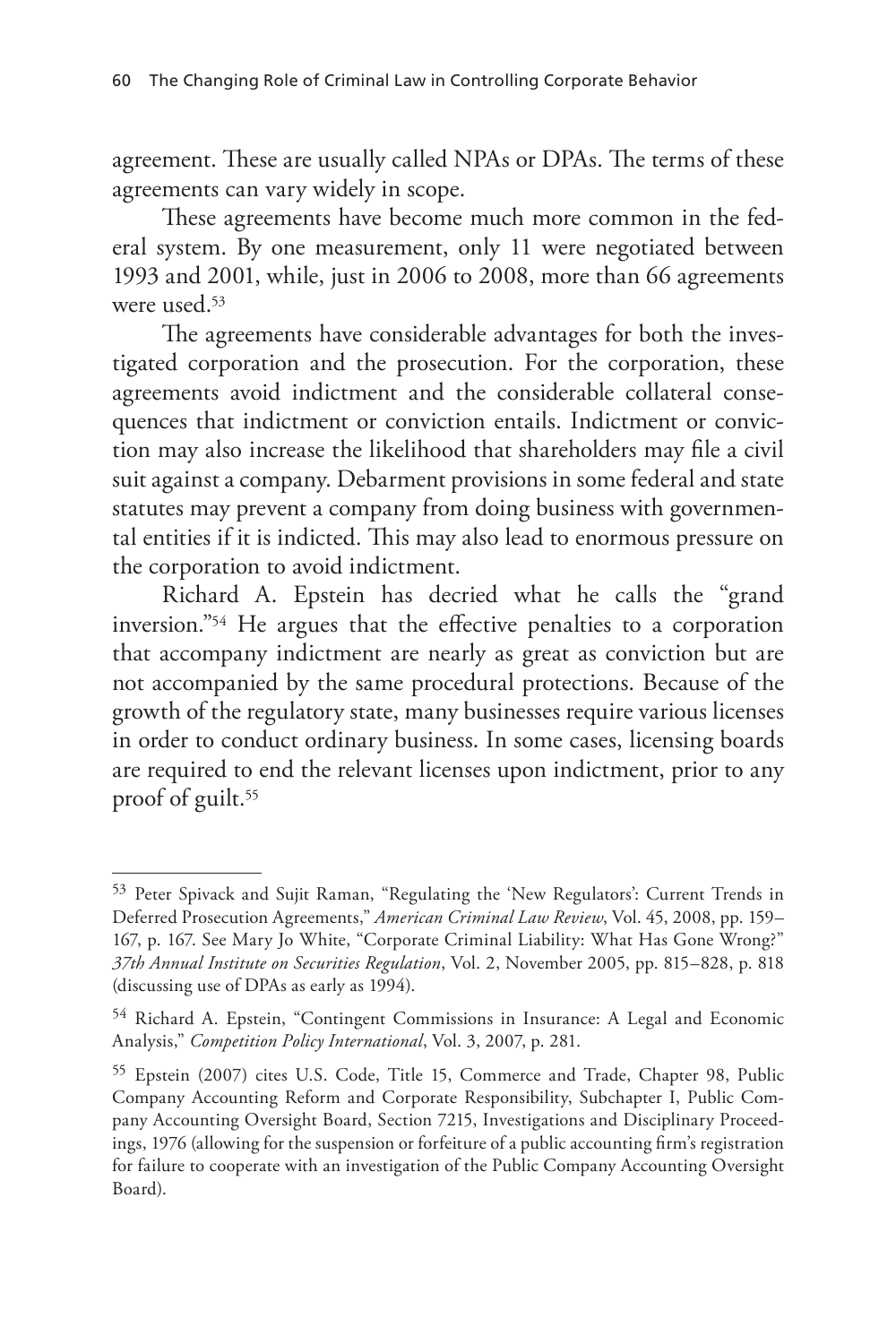agreement. These are usually called NPAs or DPAs. The terms of these agreements can vary widely in scope.

These agreements have become much more common in the federal system. By one measurement, only 11 were negotiated between 1993 and 2001, while, just in 2006 to 2008, more than 66 agreements were used.[53]

The agreements have considerable advantages for both the investigated corporation and the prosecution. For the corporation, these agreements avoid indictment and the considerable collateral consequences that indictment or conviction entails. Indictment or conviction may also increase the likelihood that shareholders may file a civil suit against a company. Debarment provisions in some federal and state statutes may prevent a company from doing business with governmental entities if it is indicted. This may also lead to enormous pressure on the corporation to avoid indictment.

Richard A. Epstein has decried what he calls the "grand inversion."[54] He argues that the effective penalties to a corporation that accompany indictment are nearly as great as conviction but are not accompanied by the same procedural protections. Because of the growth of the regulatory state, many businesses require various licenses in order to conduct ordinary business. In some cases, licensing boards are required to end the relevant licenses upon indictment, prior to any proof of guilt.[55]

---

[53] Peter Spivack and Sujit Raman, "Regulating the 'New Regulators': Current Trends in Deferred Prosecution Agreements," *American Criminal Law Review*, Vol. 45, 2008, pp. 159–167, p. 167. See Mary Jo White, "Corporate Criminal Liability: What Has Gone Wrong?" *37th Annual Institute on Securities Regulation*, Vol. 2, November 2005, pp. 815–828, p. 818 (discussing use of DPAs as early as 1994).

[54] Richard A. Epstein, "Contingent Commissions in Insurance: A Legal and Economic Analysis," *Competition Policy International*, Vol. 3, 2007, p. 281.

[55] Epstein (2007) cites U.S. Code, Title 15, Commerce and Trade, Chapter 98, Public Company Accounting Reform and Corporate Responsibility, Subchapter I, Public Company Accounting Oversight Board, Section 7215, Investigations and Disciplinary Proceedings, 1976 (allowing for the suspension or forfeiture of a public accounting firm's registration for failure to cooperate with an investigation of the Public Company Accounting Oversight Board).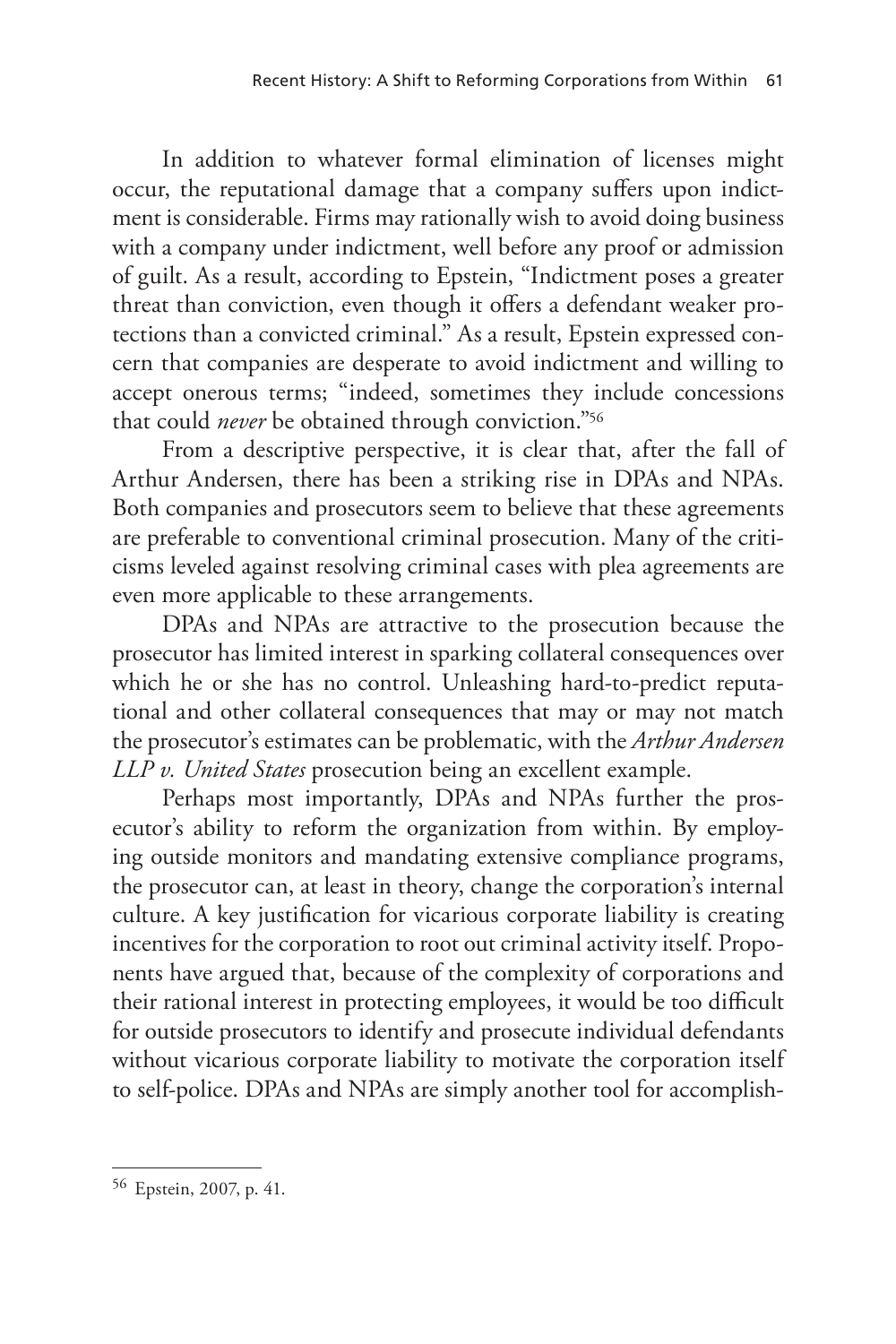In addition to whatever formal elimination of licenses might occur, the reputational damage that a company suffers upon indictment is considerable. Firms may rationally wish to avoid doing business with a company under indictment, well before any proof or admission of guilt. As a result, according to Epstein, "Indictment poses a greater threat than conviction, even though it offers a defendant weaker protections than a convicted criminal." As a result, Epstein expressed concern that companies are desperate to avoid indictment and willing to accept onerous terms; "indeed, sometimes they include concessions that could *never* be obtained through conviction."[56]

From a descriptive perspective, it is clear that, after the fall of Arthur Andersen, there has been a striking rise in DPAs and NPAs. Both companies and prosecutors seem to believe that these agreements are preferable to conventional criminal prosecution. Many of the criticisms leveled against resolving criminal cases with plea agreements are even more applicable to these arrangements.

DPAs and NPAs are attractive to the prosecution because the prosecutor has limited interest in sparking collateral consequences over which he or she has no control. Unleashing hard-to-predict reputational and other collateral consequences that may or may not match the prosecutor's estimates can be problematic, with the *Arthur Andersen LLP v. United States* prosecution being an excellent example.

Perhaps most importantly, DPAs and NPAs further the prosecutor's ability to reform the organization from within. By employing outside monitors and mandating extensive compliance programs, the prosecutor can, at least in theory, change the corporation's internal culture. A key justification for vicarious corporate liability is creating incentives for the corporation to root out criminal activity itself. Proponents have argued that, because of the complexity of corporations and their rational interest in protecting employees, it would be too difficult for outside prosecutors to identify and prosecute individual defendants without vicarious corporate liability to motivate the corporation itself to self-police. DPAs and NPAs are simply another tool for accomplish-

[56] Epstein, 2007, p. 41.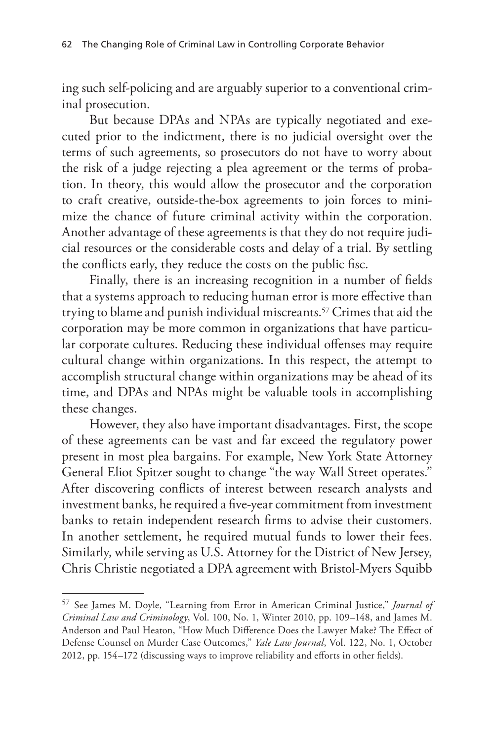ing such self-policing and are arguably superior to a conventional criminal prosecution.

But because DPAs and NPAs are typically negotiated and executed prior to the indictment, there is no judicial oversight over the terms of such agreements, so prosecutors do not have to worry about the risk of a judge rejecting a plea agreement or the terms of probation. In theory, this would allow the prosecutor and the corporation to craft creative, outside-the-box agreements to join forces to minimize the chance of future criminal activity within the corporation. Another advantage of these agreements is that they do not require judicial resources or the considerable costs and delay of a trial. By settling the conflicts early, they reduce the costs on the public fisc.

Finally, there is an increasing recognition in a number of fields that a systems approach to reducing human error is more effective than trying to blame and punish individual miscreants.[57] Crimes that aid the corporation may be more common in organizations that have particular corporate cultures. Reducing these individual offenses may require cultural change within organizations. In this respect, the attempt to accomplish structural change within organizations may be ahead of its time, and DPAs and NPAs might be valuable tools in accomplishing these changes.

However, they also have important disadvantages. First, the scope of these agreements can be vast and far exceed the regulatory power present in most plea bargains. For example, New York State Attorney General Eliot Spitzer sought to change "the way Wall Street operates." After discovering conflicts of interest between research analysts and investment banks, he required a five-year commitment from investment banks to retain independent research firms to advise their customers. In another settlement, he required mutual funds to lower their fees. Similarly, while serving as U.S. Attorney for the District of New Jersey, Chris Christie negotiated a DPA agreement with Bristol-Myers Squibb

---

[57] See James M. Doyle, "Learning from Error in American Criminal Justice," *Journal of Criminal Law and Criminology*, Vol. 100, No. 1, Winter 2010, pp. 109–148, and James M. Anderson and Paul Heaton, "How Much Difference Does the Lawyer Make? The Effect of Defense Counsel on Murder Case Outcomes," *Yale Law Journal*, Vol. 122, No. 1, October 2012, pp. 154–172 (discussing ways to improve reliability and efforts in other fields).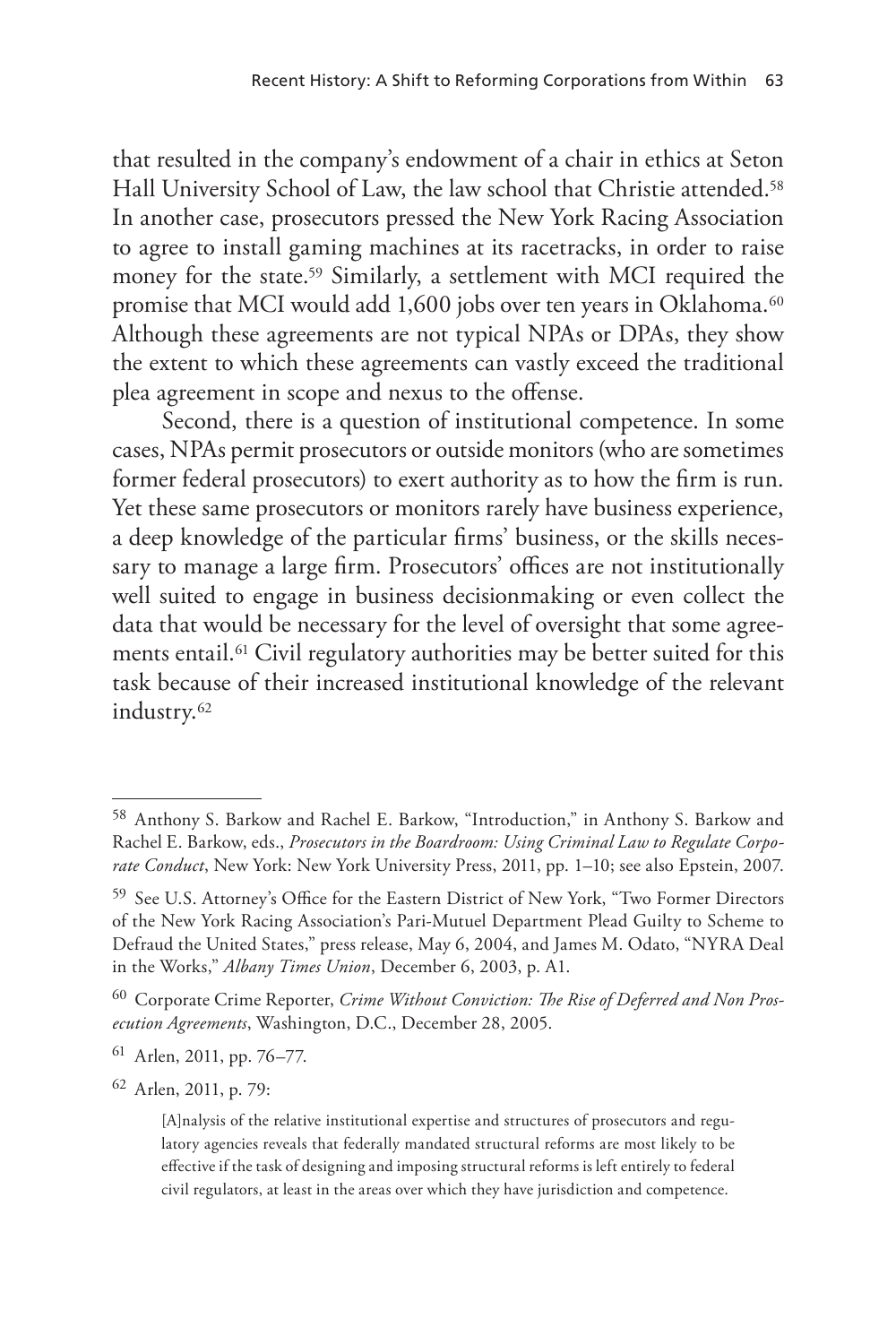that resulted in the company's endowment of a chair in ethics at Seton Hall University School of Law, the law school that Christie attended.[58] In another case, prosecutors pressed the New York Racing Association to agree to install gaming machines at its racetracks, in order to raise money for the state.[59] Similarly, a settlement with MCI required the promise that MCI would add 1,600 jobs over ten years in Oklahoma.[60] Although these agreements are not typical NPAs or DPAs, they show the extent to which these agreements can vastly exceed the traditional plea agreement in scope and nexus to the offense.

Second, there is a question of institutional competence. In some cases, NPAs permit prosecutors or outside monitors (who are sometimes former federal prosecutors) to exert authority as to how the firm is run. Yet these same prosecutors or monitors rarely have business experience, a deep knowledge of the particular firms' business, or the skills necessary to manage a large firm. Prosecutors' offices are not institutionally well suited to engage in business decisionmaking or even collect the data that would be necessary for the level of oversight that some agreements entail.[61] Civil regulatory authorities may be better suited for this task because of their increased institutional knowledge of the relevant industry.[62]

---

[58] Anthony S. Barkow and Rachel E. Barkow, "Introduction," in Anthony S. Barkow and Rachel E. Barkow, eds., *Prosecutors in the Boardroom: Using Criminal Law to Regulate Corporate Conduct*, New York: New York University Press, 2011, pp. 1–10; see also Epstein, 2007.

[59] See U.S. Attorney's Office for the Eastern District of New York, "Two Former Directors of the New York Racing Association's Pari-Mutuel Department Plead Guilty to Scheme to Defraud the United States," press release, May 6, 2004, and James M. Odato, "NYRA Deal in the Works," *Albany Times Union*, December 6, 2003, p. A1.

[60] Corporate Crime Reporter, *Crime Without Conviction: The Rise of Deferred and Non Prosecution Agreements*, Washington, D.C., December 28, 2005.

[61] Arlen, 2011, pp. 76–77.

[62] Arlen, 2011, p. 79:

> [A]nalysis of the relative institutional expertise and structures of prosecutors and regulatory agencies reveals that federally mandated structural reforms are most likely to be effective if the task of designing and imposing structural reforms is left entirely to federal civil regulators, at least in the areas over which they have jurisdiction and competence.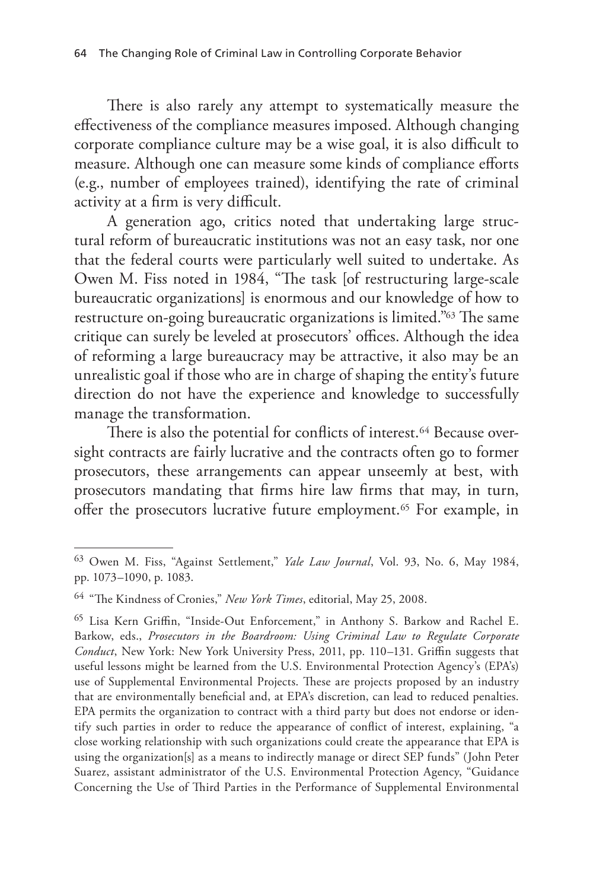There is also rarely any attempt to systematically measure the effectiveness of the compliance measures imposed. Although changing corporate compliance culture may be a wise goal, it is also difficult to measure. Although one can measure some kinds of compliance efforts (e.g., number of employees trained), identifying the rate of criminal activity at a firm is very difficult.

A generation ago, critics noted that undertaking large structural reform of bureaucratic institutions was not an easy task, nor one that the federal courts were particularly well suited to undertake. As Owen M. Fiss noted in 1984, "The task [of restructuring large-scale bureaucratic organizations] is enormous and our knowledge of how to restructure on-going bureaucratic organizations is limited."[63] The same critique can surely be leveled at prosecutors' offices. Although the idea of reforming a large bureaucracy may be attractive, it also may be an unrealistic goal if those who are in charge of shaping the entity's future direction do not have the experience and knowledge to successfully manage the transformation.

There is also the potential for conflicts of interest.[64] Because oversight contracts are fairly lucrative and the contracts often go to former prosecutors, these arrangements can appear unseemly at best, with prosecutors mandating that firms hire law firms that may, in turn, offer the prosecutors lucrative future employment.[65] For example, in

---

[63] Owen M. Fiss, "Against Settlement," *Yale Law Journal*, Vol. 93, No. 6, May 1984, pp. 1073–1090, p. 1083.

[64] "The Kindness of Cronies," *New York Times*, editorial, May 25, 2008.

[65] Lisa Kern Griffin, "Inside-Out Enforcement," in Anthony S. Barkow and Rachel E. Barkow, eds., *Prosecutors in the Boardroom: Using Criminal Law to Regulate Corporate Conduct*, New York: New York University Press, 2011, pp. 110–131. Griffin suggests that useful lessons might be learned from the U.S. Environmental Protection Agency's (EPA's) use of Supplemental Environmental Projects. These are projects proposed by an industry that are environmentally beneficial and, at EPA's discretion, can lead to reduced penalties. EPA permits the organization to contract with a third party but does not endorse or identify such parties in order to reduce the appearance of conflict of interest, explaining, "a close working relationship with such organizations could create the appearance that EPA is using the organization[s] as a means to indirectly manage or direct SEP funds" (John Peter Suarez, assistant administrator of the U.S. Environmental Protection Agency, "Guidance Concerning the Use of Third Parties in the Performance of Supplemental Environmental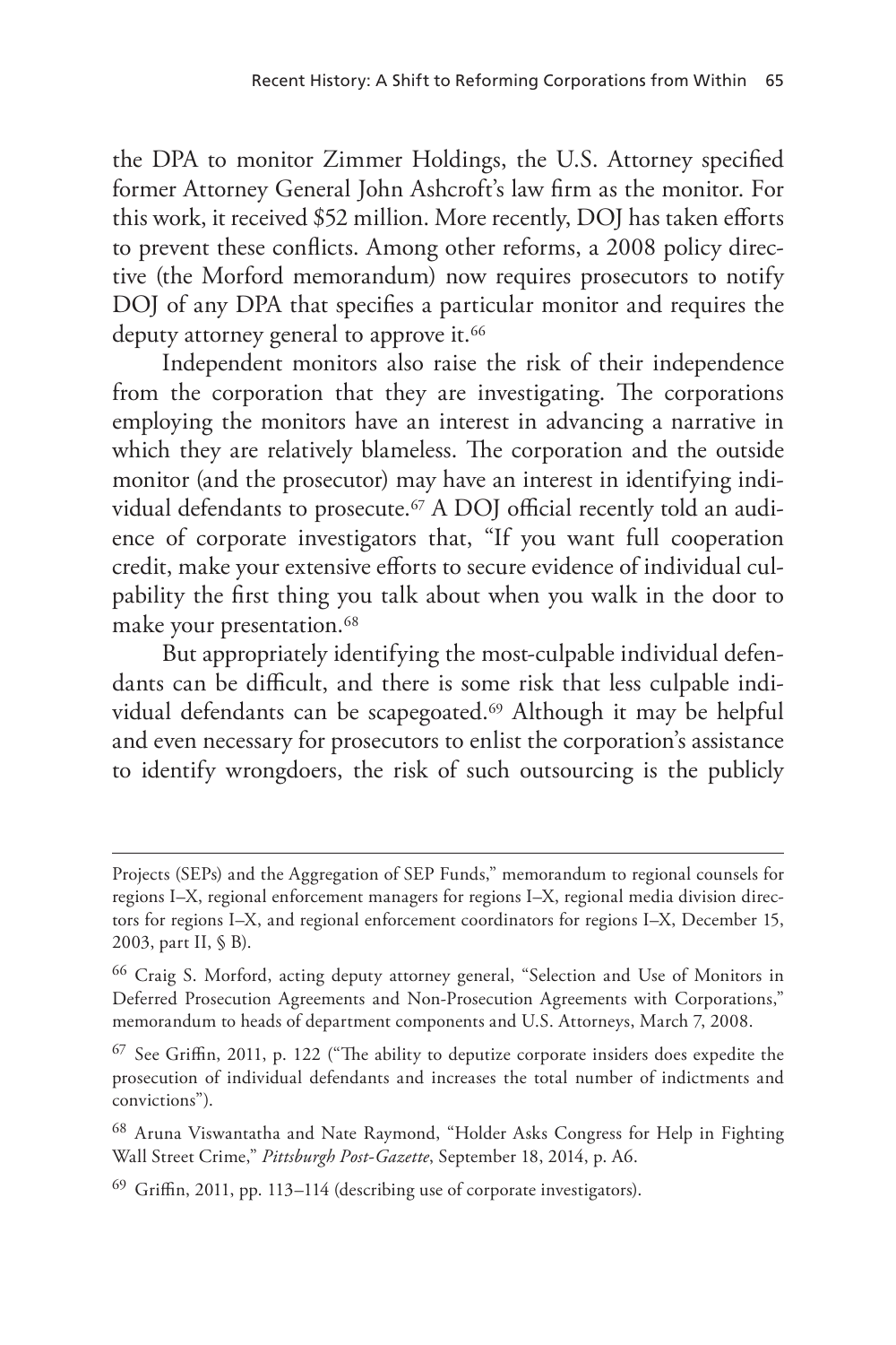the DPA to monitor Zimmer Holdings, the U.S. Attorney specified former Attorney General John Ashcroft's law firm as the monitor. For this work, it received $52 million. More recently, DOJ has taken efforts to prevent these conflicts. Among other reforms, a 2008 policy directive (the Morford memorandum) now requires prosecutors to notify DOJ of any DPA that specifies a particular monitor and requires the deputy attorney general to approve it.[66]

Independent monitors also raise the risk of their independence from the corporation that they are investigating. The corporations employing the monitors have an interest in advancing a narrative in which they are relatively blameless. The corporation and the outside monitor (and the prosecutor) may have an interest in identifying individual defendants to prosecute.[67] A DOJ official recently told an audience of corporate investigators that, "If you want full cooperation credit, make your extensive efforts to secure evidence of individual culpability the first thing you talk about when you walk in the door to make your presentation.[68]

But appropriately identifying the most-culpable individual defendants can be difficult, and there is some risk that less culpable individual defendants can be scapegoated.[69] Although it may be helpful and even necessary for prosecutors to enlist the corporation's assistance to identify wrongdoers, the risk of such outsourcing is the publicly

---

Projects (SEPs) and the Aggregation of SEP Funds," memorandum to regional counsels for regions I–X, regional enforcement managers for regions I–X, regional media division directors for regions I–X, and regional enforcement coordinators for regions I–X, December 15, 2003, part II, § B).

[66] Craig S. Morford, acting deputy attorney general, "Selection and Use of Monitors in Deferred Prosecution Agreements and Non-Prosecution Agreements with Corporations," memorandum to heads of department components and U.S. Attorneys, March 7, 2008.

[67] See Griffin, 2011, p. 122 ("The ability to deputize corporate insiders does expedite the prosecution of individual defendants and increases the total number of indictments and convictions").

[68] Aruna Viswantatha and Nate Raymond, "Holder Asks Congress for Help in Fighting Wall Street Crime," *Pittsburgh Post-Gazette*, September 18, 2014, p. A6.

[69] Griffin, 2011, pp. 113–114 (describing use of corporate investigators).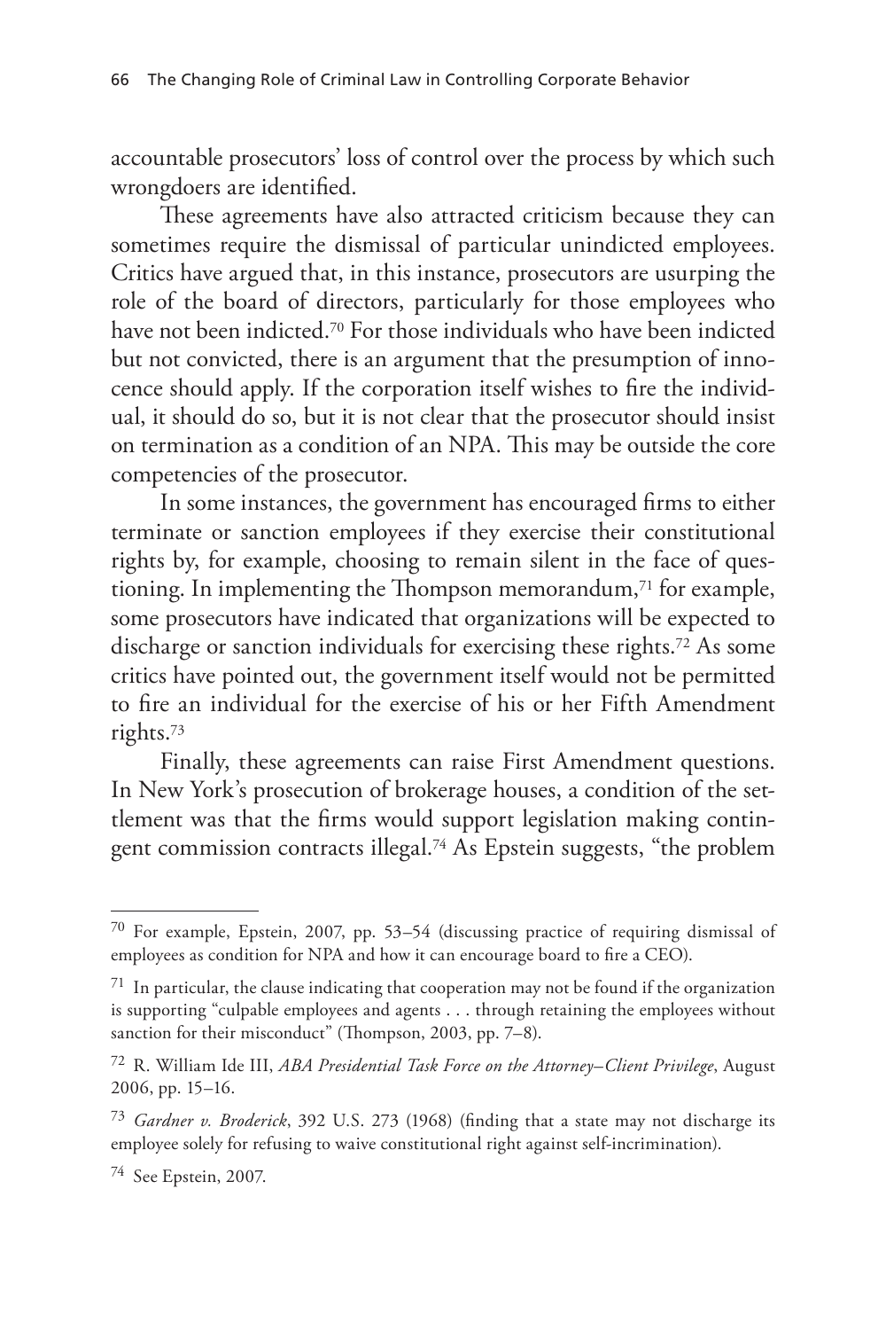accountable prosecutors' loss of control over the process by which such wrongdoers are identified.

These agreements have also attracted criticism because they can sometimes require the dismissal of particular unindicted employees. Critics have argued that, in this instance, prosecutors are usurping the role of the board of directors, particularly for those employees who have not been indicted.[70] For those individuals who have been indicted but not convicted, there is an argument that the presumption of innocence should apply. If the corporation itself wishes to fire the individual, it should do so, but it is not clear that the prosecutor should insist on termination as a condition of an NPA. This may be outside the core competencies of the prosecutor.

In some instances, the government has encouraged firms to either terminate or sanction employees if they exercise their constitutional rights by, for example, choosing to remain silent in the face of questioning. In implementing the Thompson memorandum,[71] for example, some prosecutors have indicated that organizations will be expected to discharge or sanction individuals for exercising these rights.[72] As some critics have pointed out, the government itself would not be permitted to fire an individual for the exercise of his or her Fifth Amendment rights.[73]

Finally, these agreements can raise First Amendment questions. In New York's prosecution of brokerage houses, a condition of the settlement was that the firms would support legislation making contingent commission contracts illegal.[74] As Epstein suggests, "the problem

---

[70] For example, Epstein, 2007, pp. 53–54 (discussing practice of requiring dismissal of employees as condition for NPA and how it can encourage board to fire a CEO).

[71] In particular, the clause indicating that cooperation may not be found if the organization is supporting "culpable employees and agents . . . through retaining the employees without sanction for their misconduct" (Thompson, 2003, pp. 7–8).

[72] R. William Ide III, *ABA Presidential Task Force on the Attorney–Client Privilege*, August 2006, pp. 15–16.

[73] *Gardner v. Broderick*, 392 U.S. 273 (1968) (finding that a state may not discharge its employee solely for refusing to waive constitutional right against self-incrimination).

[74] See Epstein, 2007.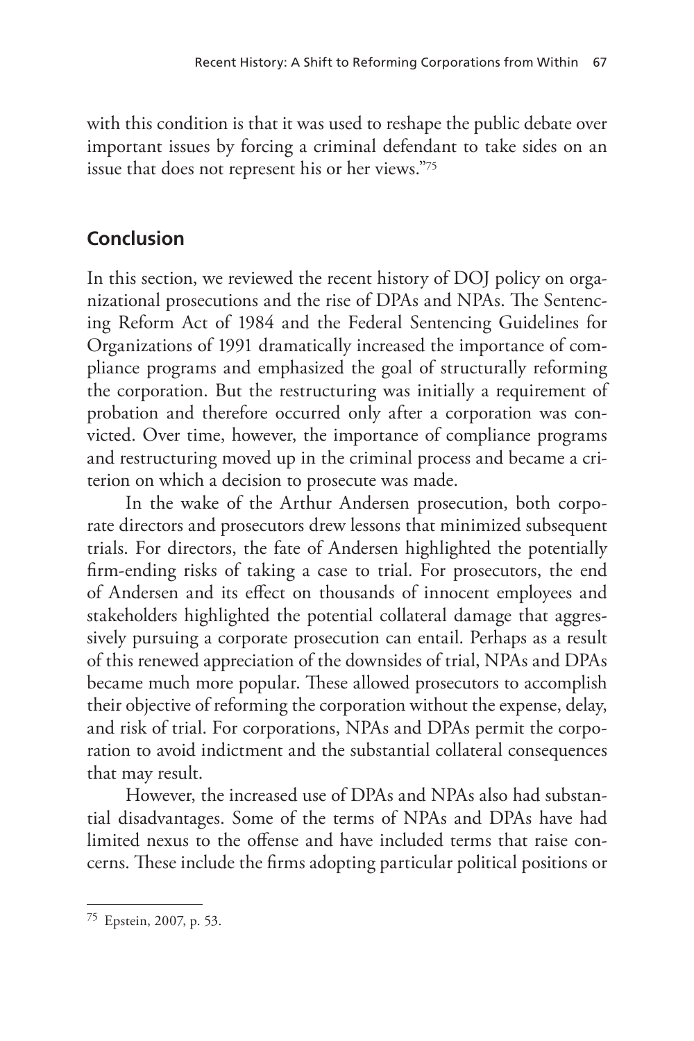with this condition is that it was used to reshape the public debate over important issues by forcing a criminal defendant to take sides on an issue that does not represent his or her views."[75]

## Conclusion

In this section, we reviewed the recent history of DOJ policy on organizational prosecutions and the rise of DPAs and NPAs. The Sentencing Reform Act of 1984 and the Federal Sentencing Guidelines for Organizations of 1991 dramatically increased the importance of compliance programs and emphasized the goal of structurally reforming the corporation. But the restructuring was initially a requirement of probation and therefore occurred only after a corporation was convicted. Over time, however, the importance of compliance programs and restructuring moved up in the criminal process and became a criterion on which a decision to prosecute was made.

In the wake of the Arthur Andersen prosecution, both corporate directors and prosecutors drew lessons that minimized subsequent trials. For directors, the fate of Andersen highlighted the potentially firm-ending risks of taking a case to trial. For prosecutors, the end of Andersen and its effect on thousands of innocent employees and stakeholders highlighted the potential collateral damage that aggressively pursuing a corporate prosecution can entail. Perhaps as a result of this renewed appreciation of the downsides of trial, NPAs and DPAs became much more popular. These allowed prosecutors to accomplish their objective of reforming the corporation without the expense, delay, and risk of trial. For corporations, NPAs and DPAs permit the corporation to avoid indictment and the substantial collateral consequences that may result.

However, the increased use of DPAs and NPAs also had substantial disadvantages. Some of the terms of NPAs and DPAs have had limited nexus to the offense and have included terms that raise concerns. These include the firms adopting particular political positions or

[75] Epstein, 2007, p. 53.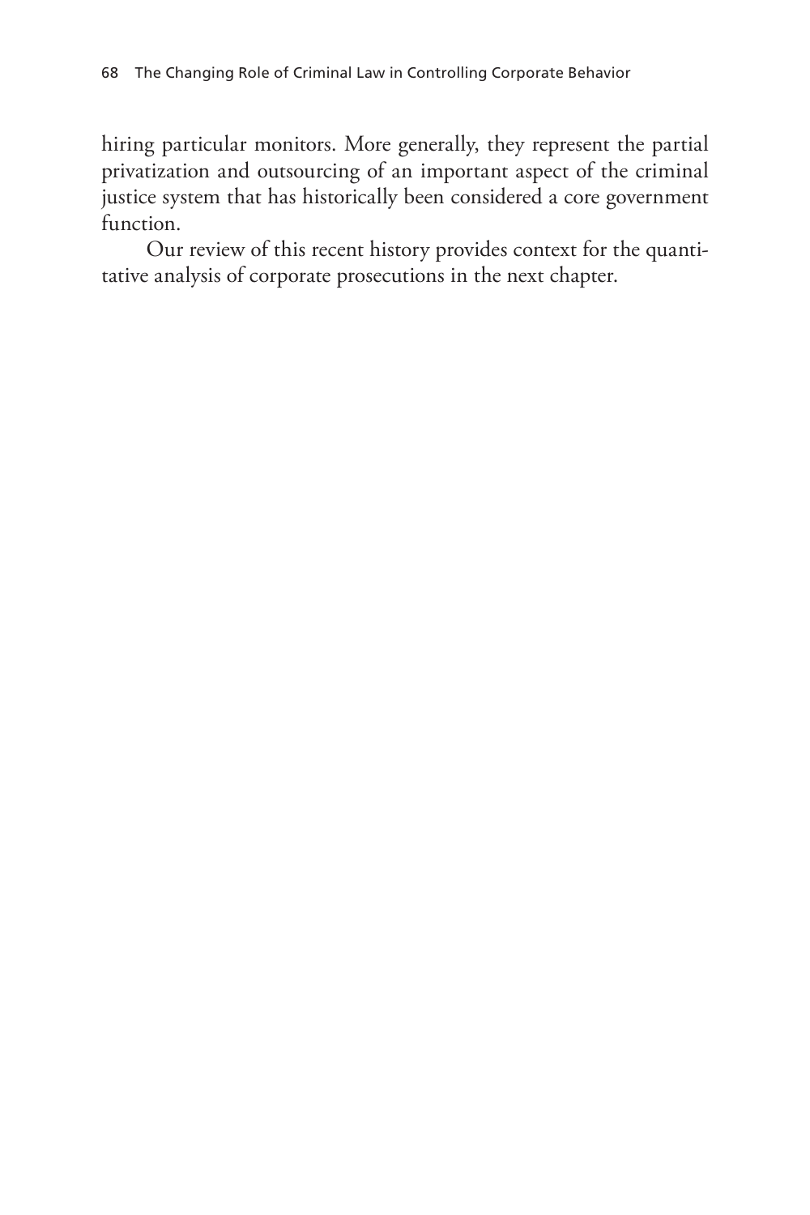hiring particular monitors. More generally, they represent the partial privatization and outsourcing of an important aspect of the criminal justice system that has historically been considered a core government function.

Our review of this recent history provides context for the quantitative analysis of corporate prosecutions in the next chapter.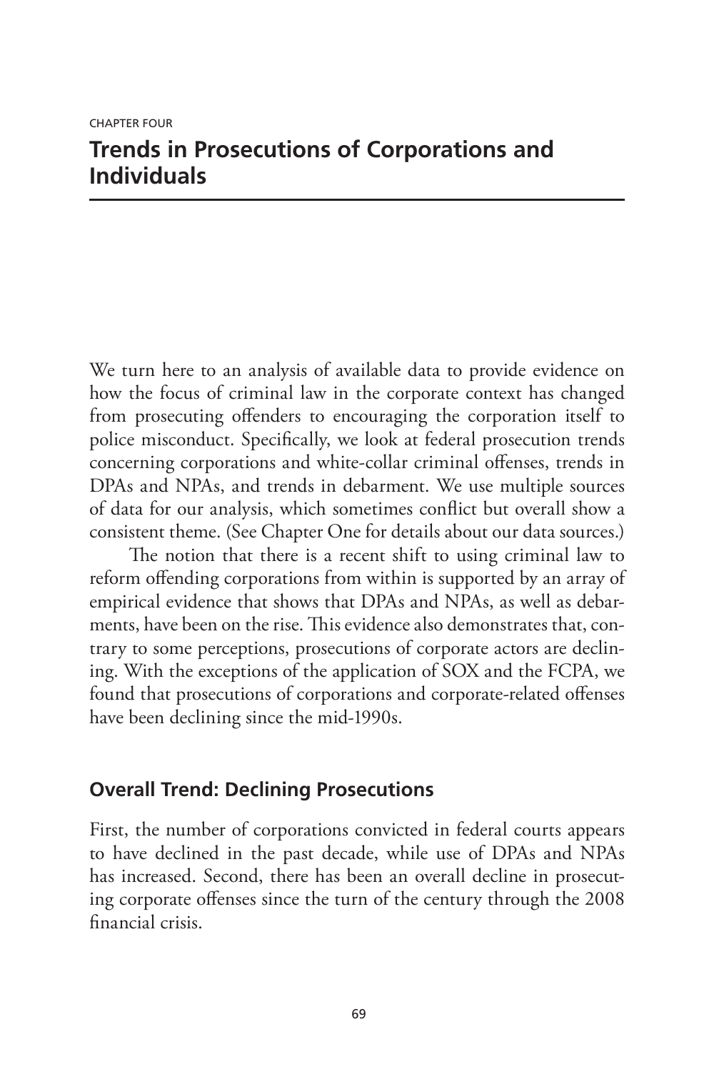CHAPTER FOUR

# Trends in Prosecutions of Corporations and Individuals

We turn here to an analysis of available data to provide evidence on how the focus of criminal law in the corporate context has changed from prosecuting offenders to encouraging the corporation itself to police misconduct. Specifically, we look at federal prosecution trends concerning corporations and white-collar criminal offenses, trends in DPAs and NPAs, and trends in debarment. We use multiple sources of data for our analysis, which sometimes conflict but overall show a consistent theme. (See Chapter One for details about our data sources.)

The notion that there is a recent shift to using criminal law to reform offending corporations from within is supported by an array of empirical evidence that shows that DPAs and NPAs, as well as debarments, have been on the rise. This evidence also demonstrates that, contrary to some perceptions, prosecutions of corporate actors are declining. With the exceptions of the application of SOX and the FCPA, we found that prosecutions of corporations and corporate-related offenses have been declining since the mid-1990s.

## Overall Trend: Declining Prosecutions

First, the number of corporations convicted in federal courts appears to have declined in the past decade, while use of DPAs and NPAs has increased. Second, there has been an overall decline in prosecuting corporate offenses since the turn of the century through the 2008 financial crisis.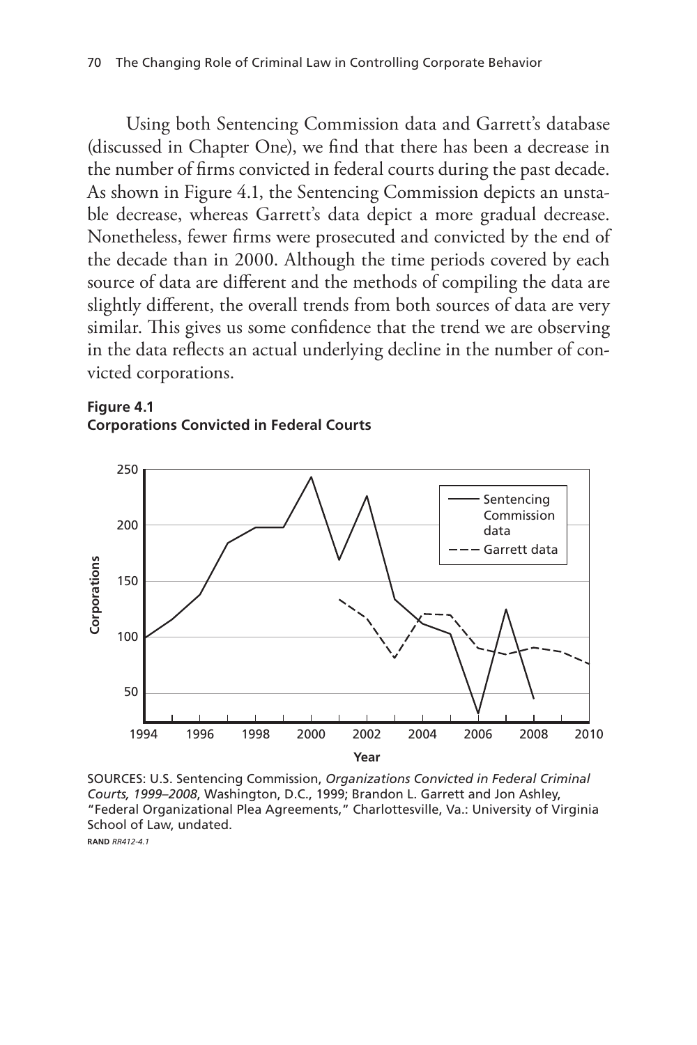Using both Sentencing Commission data and Garrett's database (discussed in Chapter One), we find that there has been a decrease in the number of firms convicted in federal courts during the past decade. As shown in Figure 4.1, the Sentencing Commission depicts an unstable decrease, whereas Garrett's data depict a more gradual decrease. Nonetheless, fewer firms were prosecuted and convicted by the end of the decade than in 2000. Although the time periods covered by each source of data are different and the methods of compiling the data are slightly different, the overall trends from both sources of data are very similar. This gives us some confidence that the trend we are observing in the data reflects an actual underlying decline in the number of convicted corporations.

**Figure 4.1**
**Corporations Convicted in Federal Courts**

SOURCES: U.S. Sentencing Commission, *Organizations Convicted in Federal Criminal Courts, 1999–2008*, Washington, D.C., 1999; Brandon L. Garrett and Jon Ashley, "Federal Organizational Plea Agreements," Charlottesville, Va.: University of Virginia School of Law, undated.

**RAND** *RR412-4.1*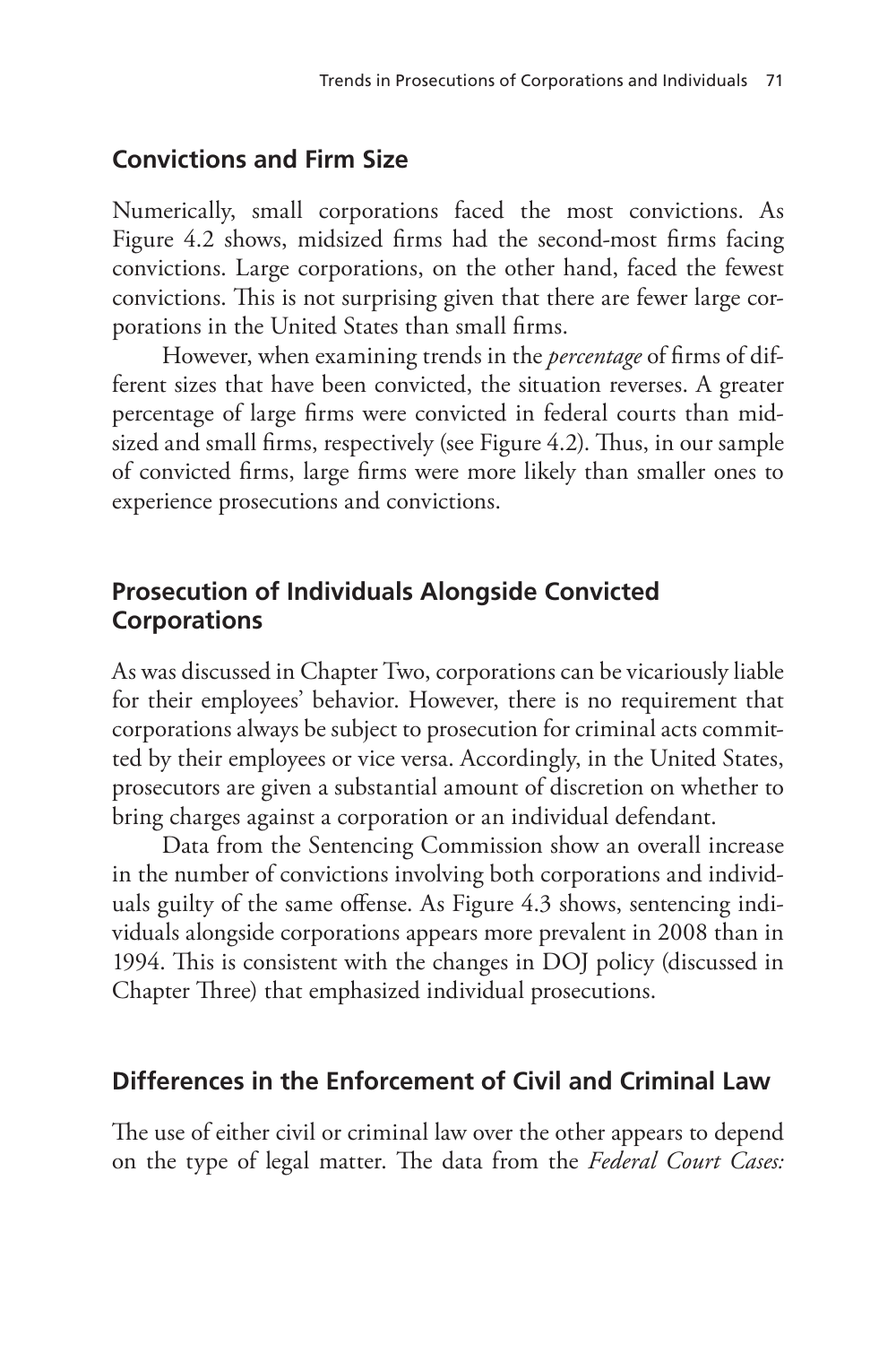## Convictions and Firm Size

Numerically, small corporations faced the most convictions. As Figure 4.2 shows, midsized firms had the second-most firms facing convictions. Large corporations, on the other hand, faced the fewest convictions. This is not surprising given that there are fewer large corporations in the United States than small firms.

However, when examining trends in the *percentage* of firms of different sizes that have been convicted, the situation reverses. A greater percentage of large firms were convicted in federal courts than midsized and small firms, respectively (see Figure 4.2). Thus, in our sample of convicted firms, large firms were more likely than smaller ones to experience prosecutions and convictions.

## Prosecution of Individuals Alongside Convicted Corporations

As was discussed in Chapter Two, corporations can be vicariously liable for their employees' behavior. However, there is no requirement that corporations always be subject to prosecution for criminal acts committed by their employees or vice versa. Accordingly, in the United States, prosecutors are given a substantial amount of discretion on whether to bring charges against a corporation or an individual defendant.

Data from the Sentencing Commission show an overall increase in the number of convictions involving both corporations and individuals guilty of the same offense. As Figure 4.3 shows, sentencing individuals alongside corporations appears more prevalent in 2008 than in 1994. This is consistent with the changes in DOJ policy (discussed in Chapter Three) that emphasized individual prosecutions.

## Differences in the Enforcement of Civil and Criminal Law

The use of either civil or criminal law over the other appears to depend on the type of legal matter. The data from the *Federal Court Cases:*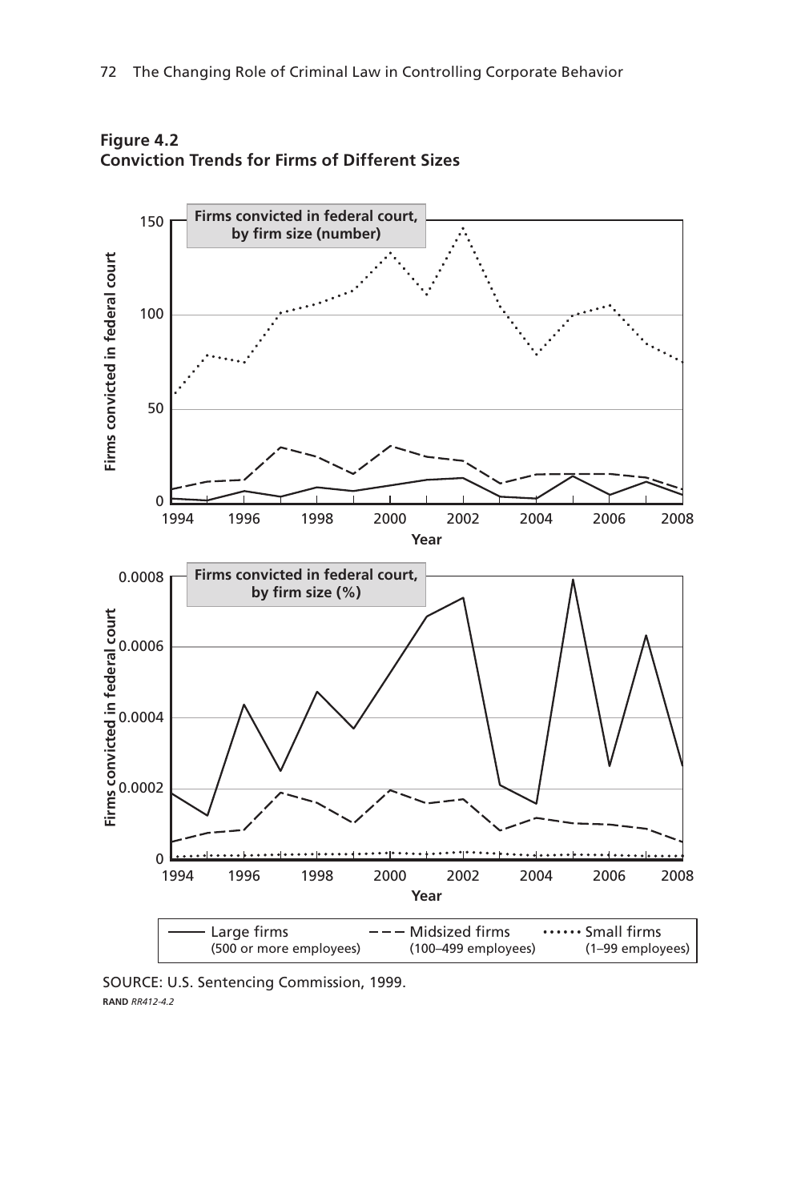**Figure 4.2**
**Conviction Trends for Firms of Different Sizes**

SOURCE: U.S. Sentencing Commission, 1999.

RAND *RR412-4.2*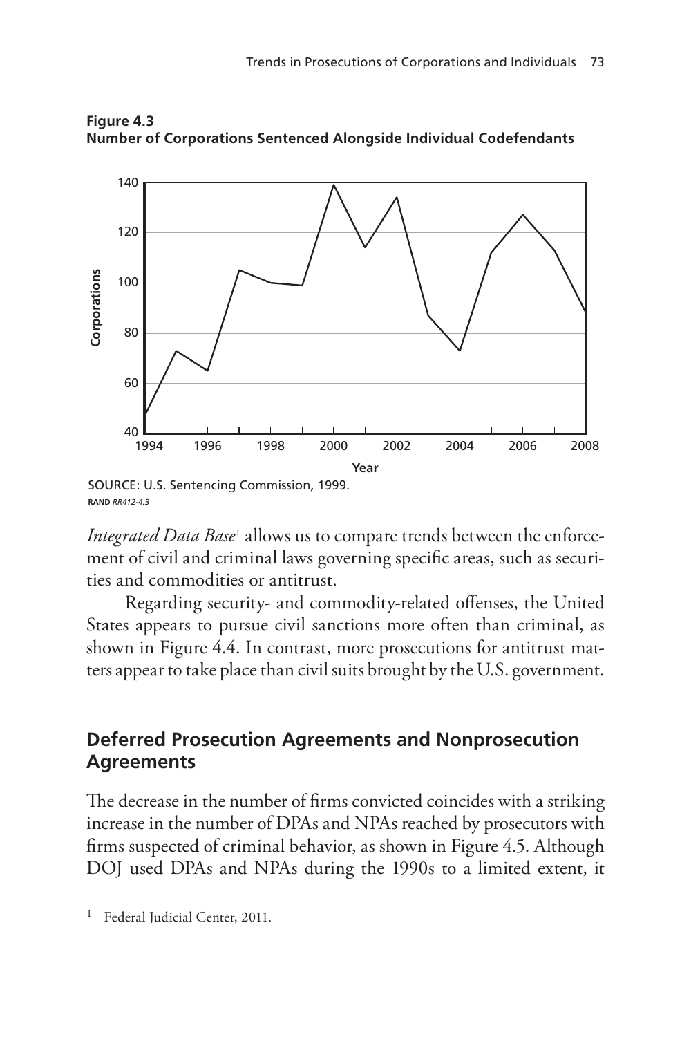**Figure 4.3**
**Number of Corporations Sentenced Alongside Individual Codefendants**

SOURCE: U.S. Sentencing Commission, 1999.
RAND *RR412-4.3*

*Integrated Data Base*[1] allows us to compare trends between the enforcement of civil and criminal laws governing specific areas, such as securities and commodities or antitrust.

Regarding security- and commodity-related offenses, the United States appears to pursue civil sanctions more often than criminal, as shown in Figure 4.4. In contrast, more prosecutions for antitrust matters appear to take place than civil suits brought by the U.S. government.

## Deferred Prosecution Agreements and Nonprosecution Agreements

The decrease in the number of firms convicted coincides with a striking increase in the number of DPAs and NPAs reached by prosecutors with firms suspected of criminal behavior, as shown in Figure 4.5. Although DOJ used DPAs and NPAs during the 1990s to a limited extent, it

[1] Federal Judicial Center, 2011.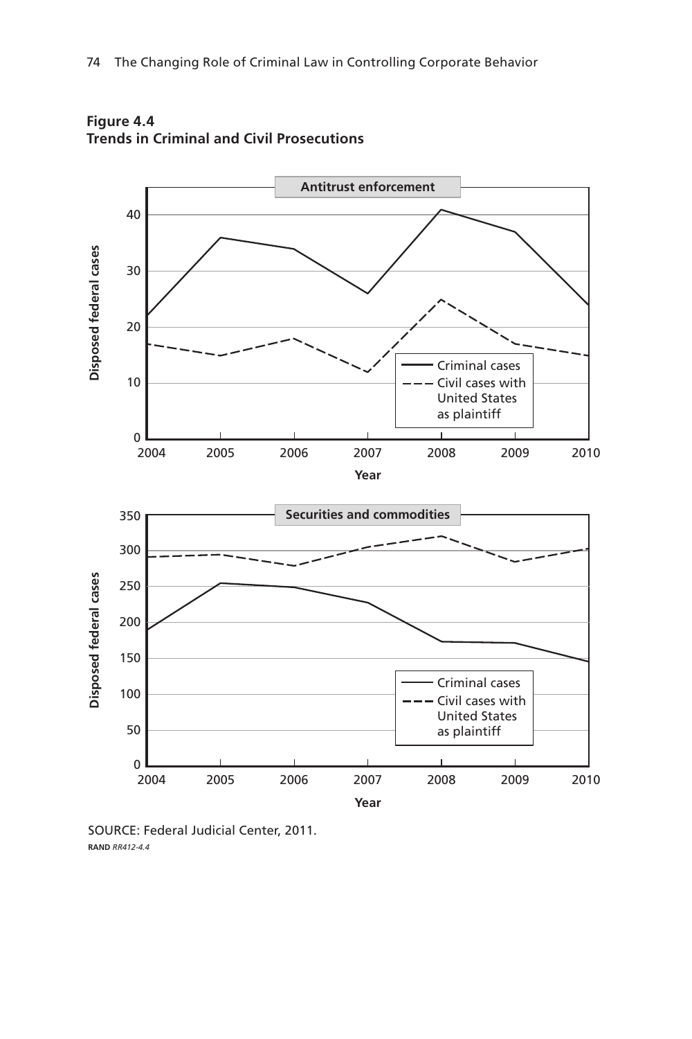**Figure 4.4**
**Trends in Criminal and Civil Prosecutions**

SOURCE: Federal Judicial Center, 2011.

RAND *RR412-4.4*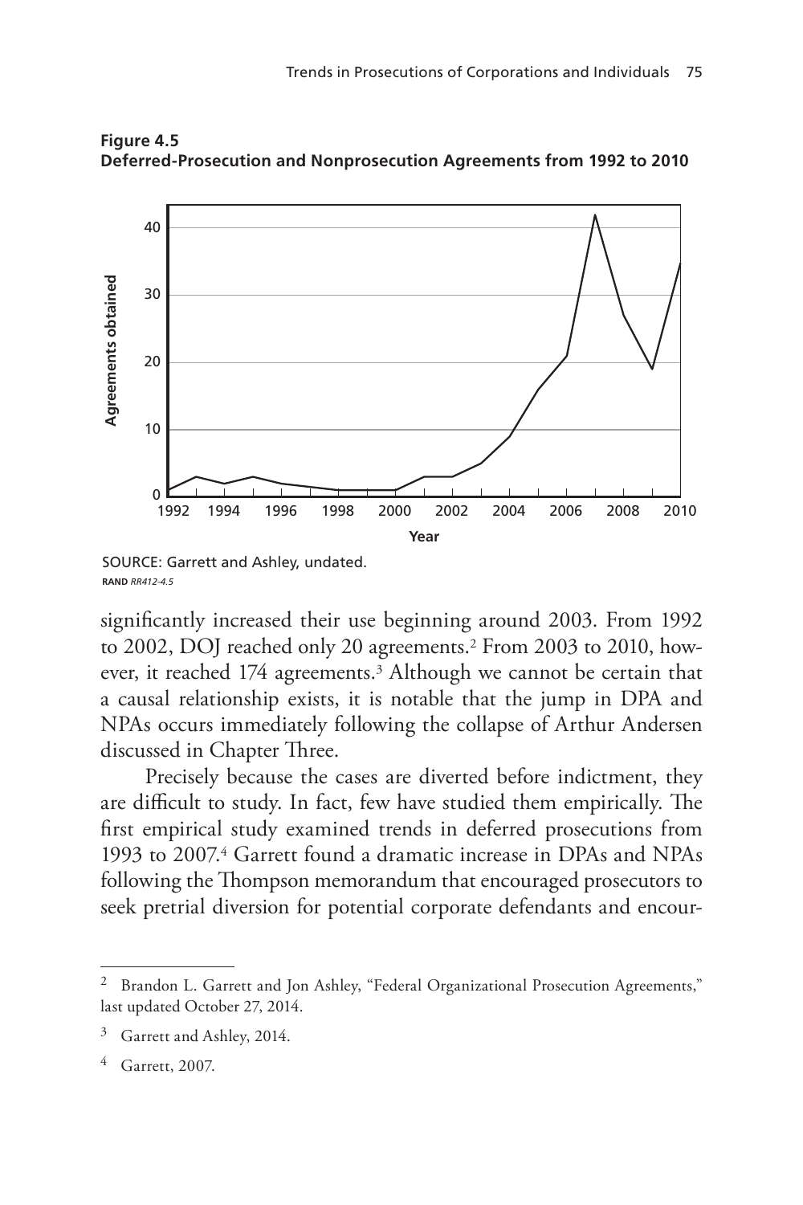**Figure 4.5**
**Deferred-Prosecution and Nonprosecution Agreements from 1992 to 2010**

SOURCE: Garrett and Ashley, undated.
RAND *RR412-4.5*

significantly increased their use beginning around 2003. From 1992 to 2002, DOJ reached only 20 agreements.[2] From 2003 to 2010, however, it reached 174 agreements.[3] Although we cannot be certain that a causal relationship exists, it is notable that the jump in DPA and NPAs occurs immediately following the collapse of Arthur Andersen discussed in Chapter Three.

Precisely because the cases are diverted before indictment, they are difficult to study. In fact, few have studied them empirically. The first empirical study examined trends in deferred prosecutions from 1993 to 2007.[4] Garrett found a dramatic increase in DPAs and NPAs following the Thompson memorandum that encouraged prosecutors to seek pretrial diversion for potential corporate defendants and encour-

---

[2] Brandon L. Garrett and Jon Ashley, "Federal Organizational Prosecution Agreements," last updated October 27, 2014.

[3] Garrett and Ashley, 2014.

[4] Garrett, 2007.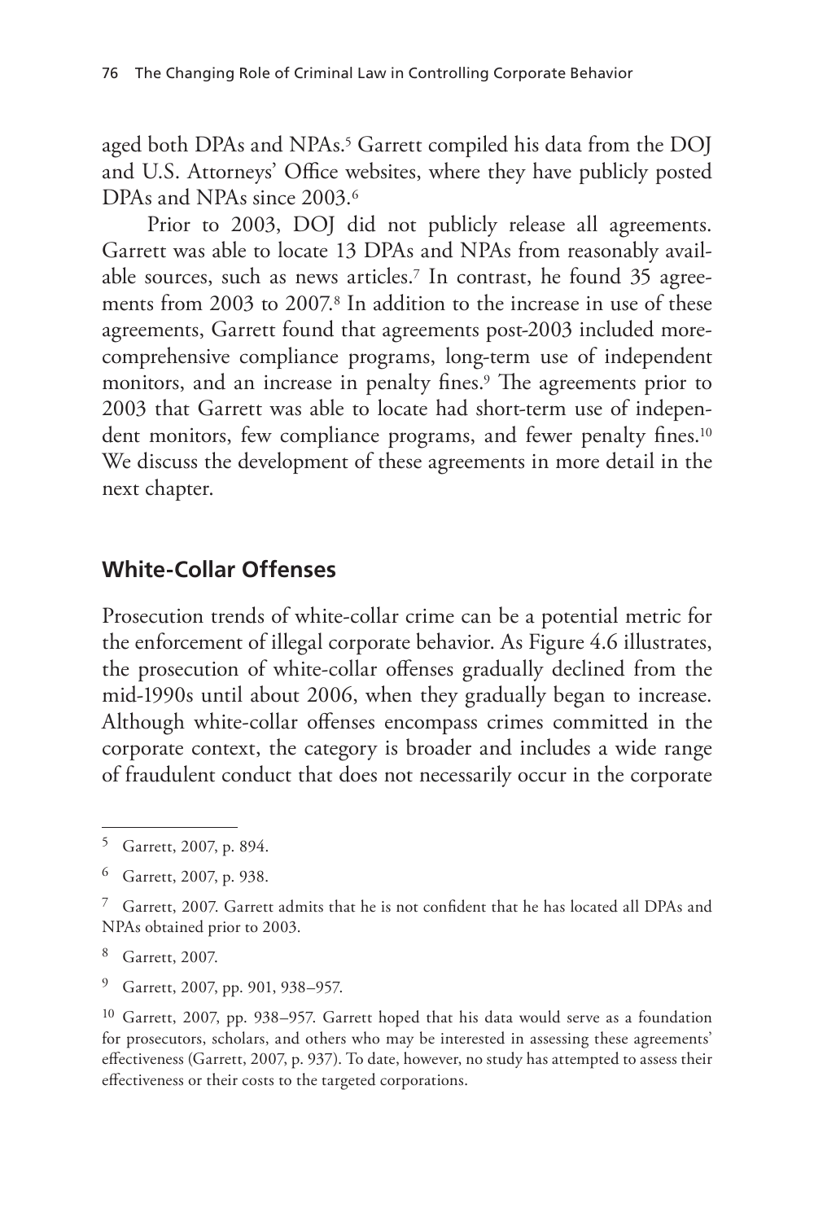aged both DPAs and NPAs.[5] Garrett compiled his data from the DOJ and U.S. Attorneys' Office websites, where they have publicly posted DPAs and NPAs since 2003.[6]

Prior to 2003, DOJ did not publicly release all agreements. Garrett was able to locate 13 DPAs and NPAs from reasonably available sources, such as news articles.[7] In contrast, he found 35 agreements from 2003 to 2007.[8] In addition to the increase in use of these agreements, Garrett found that agreements post-2003 included more-comprehensive compliance programs, long-term use of independent monitors, and an increase in penalty fines.[9] The agreements prior to 2003 that Garrett was able to locate had short-term use of independent monitors, few compliance programs, and fewer penalty fines.[10] We discuss the development of these agreements in more detail in the next chapter.

## White-Collar Offenses

Prosecution trends of white-collar crime can be a potential metric for the enforcement of illegal corporate behavior. As Figure 4.6 illustrates, the prosecution of white-collar offenses gradually declined from the mid-1990s until about 2006, when they gradually began to increase. Although white-collar offenses encompass crimes committed in the corporate context, the category is broader and includes a wide range of fraudulent conduct that does not necessarily occur in the corporate

---

[5] Garrett, 2007, p. 894.

[6] Garrett, 2007, p. 938.

[7] Garrett, 2007. Garrett admits that he is not confident that he has located all DPAs and NPAs obtained prior to 2003.

[8] Garrett, 2007.

[9] Garrett, 2007, pp. 901, 938–957.

[10] Garrett, 2007, pp. 938–957. Garrett hoped that his data would serve as a foundation for prosecutors, scholars, and others who may be interested in assessing these agreements' effectiveness (Garrett, 2007, p. 937). To date, however, no study has attempted to assess their effectiveness or their costs to the targeted corporations.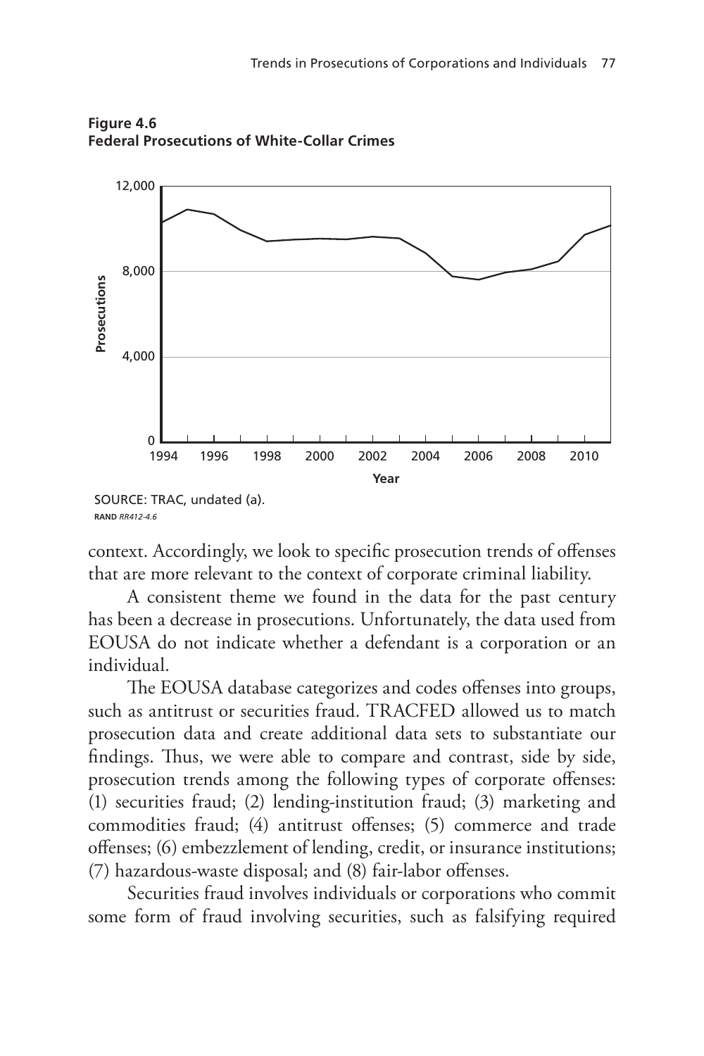**Figure 4.6**
**Federal Prosecutions of White-Collar Crimes**

SOURCE: TRAC, undated (a).

RAND *RR412-4.6*

context. Accordingly, we look to specific prosecution trends of offenses that are more relevant to the context of corporate criminal liability.

A consistent theme we found in the data for the past century has been a decrease in prosecutions. Unfortunately, the data used from EOUSA do not indicate whether a defendant is a corporation or an individual.

The EOUSA database categorizes and codes offenses into groups, such as antitrust or securities fraud. TRACFED allowed us to match prosecution data and create additional data sets to substantiate our findings. Thus, we were able to compare and contrast, side by side, prosecution trends among the following types of corporate offenses: (1) securities fraud; (2) lending-institution fraud; (3) marketing and commodities fraud; (4) antitrust offenses; (5) commerce and trade offenses; (6) embezzlement of lending, credit, or insurance institutions; (7) hazardous-waste disposal; and (8) fair-labor offenses.

Securities fraud involves individuals or corporations who commit some form of fraud involving securities, such as falsifying required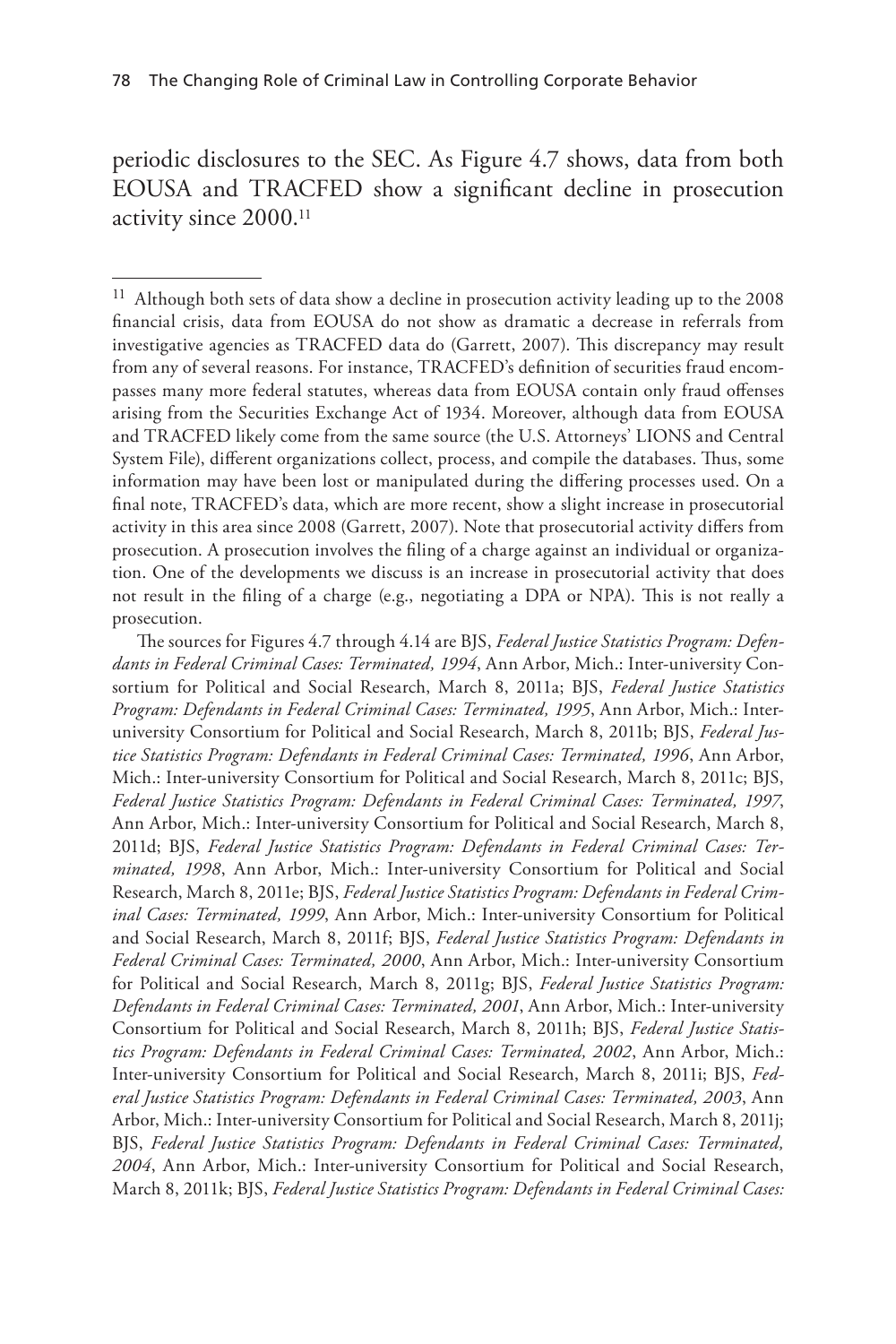periodic disclosures to the SEC. As Figure 4.7 shows, data from both EOUSA and TRACFED show a significant decline in prosecution activity since 2000.[11]

---

[11] Although both sets of data show a decline in prosecution activity leading up to the 2008 financial crisis, data from EOUSA do not show as dramatic a decrease in referrals from investigative agencies as TRACFED data do (Garrett, 2007). This discrepancy may result from any of several reasons. For instance, TRACFED's definition of securities fraud encompasses many more federal statutes, whereas data from EOUSA contain only fraud offenses arising from the Securities Exchange Act of 1934. Moreover, although data from EOUSA and TRACFED likely come from the same source (the U.S. Attorneys' LIONS and Central System File), different organizations collect, process, and compile the databases. Thus, some information may have been lost or manipulated during the differing processes used. On a final note, TRACFED's data, which are more recent, show a slight increase in prosecutorial activity in this area since 2008 (Garrett, 2007). Note that prosecutorial activity differs from prosecution. A prosecution involves the filing of a charge against an individual or organization. One of the developments we discuss is an increase in prosecutorial activity that does not result in the filing of a charge (e.g., negotiating a DPA or NPA). This is not really a prosecution.

The sources for Figures 4.7 through 4.14 are BJS, *Federal Justice Statistics Program: Defendants in Federal Criminal Cases: Terminated, 1994*, Ann Arbor, Mich.: Inter-university Consortium for Political and Social Research, March 8, 2011a; BJS, *Federal Justice Statistics Program: Defendants in Federal Criminal Cases: Terminated, 1995*, Ann Arbor, Mich.: Inter-university Consortium for Political and Social Research, March 8, 2011b; BJS, *Federal Justice Statistics Program: Defendants in Federal Criminal Cases: Terminated, 1996*, Ann Arbor, Mich.: Inter-university Consortium for Political and Social Research, March 8, 2011c; BJS, *Federal Justice Statistics Program: Defendants in Federal Criminal Cases: Terminated, 1997*, Ann Arbor, Mich.: Inter-university Consortium for Political and Social Research, March 8, 2011d; BJS, *Federal Justice Statistics Program: Defendants in Federal Criminal Cases: Terminated, 1998*, Ann Arbor, Mich.: Inter-university Consortium for Political and Social Research, March 8, 2011e; BJS, *Federal Justice Statistics Program: Defendants in Federal Criminal Cases: Terminated, 1999*, Ann Arbor, Mich.: Inter-university Consortium for Political and Social Research, March 8, 2011f; BJS, *Federal Justice Statistics Program: Defendants in Federal Criminal Cases: Terminated, 2000*, Ann Arbor, Mich.: Inter-university Consortium for Political and Social Research, March 8, 2011g; BJS, *Federal Justice Statistics Program: Defendants in Federal Criminal Cases: Terminated, 2001*, Ann Arbor, Mich.: Inter-university Consortium for Political and Social Research, March 8, 2011h; BJS, *Federal Justice Statistics Program: Defendants in Federal Criminal Cases: Terminated, 2002*, Ann Arbor, Mich.: Inter-university Consortium for Political and Social Research, March 8, 2011i; BJS, *Federal Justice Statistics Program: Defendants in Federal Criminal Cases: Terminated, 2003*, Ann Arbor, Mich.: Inter-university Consortium for Political and Social Research, March 8, 2011j; BJS, *Federal Justice Statistics Program: Defendants in Federal Criminal Cases: Terminated, 2004*, Ann Arbor, Mich.: Inter-university Consortium for Political and Social Research, March 8, 2011k; BJS, *Federal Justice Statistics Program: Defendants in Federal Criminal Cases:*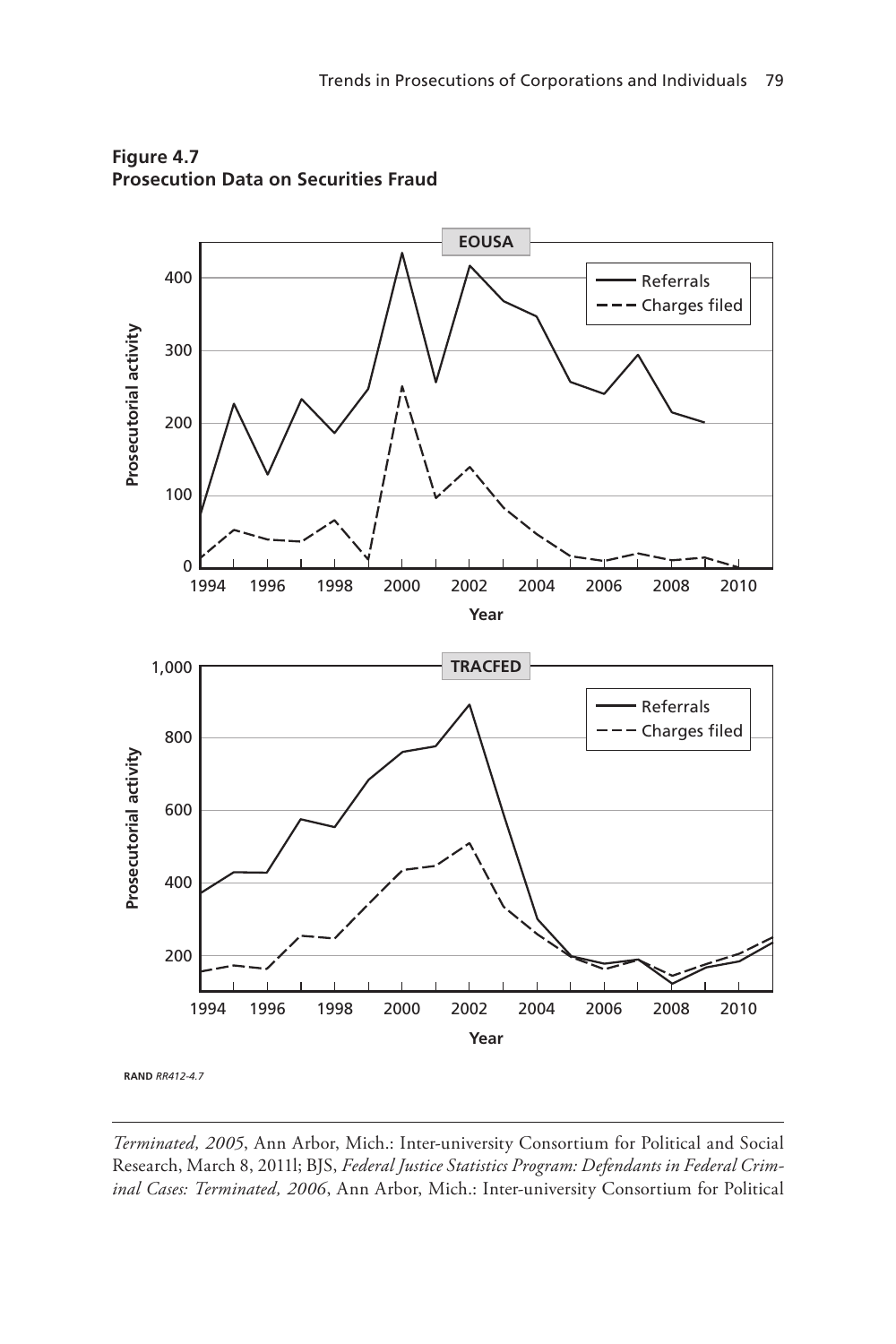**Figure 4.7**
**Prosecution Data on Securities Fraud**

RAND *RR412-4.7*

---

*Terminated, 2005*, Ann Arbor, Mich.: Inter-university Consortium for Political and Social Research, March 8, 2011l; BJS, *Federal Justice Statistics Program: Defendants in Federal Criminal Cases: Terminated, 2006*, Ann Arbor, Mich.: Inter-university Consortium for Political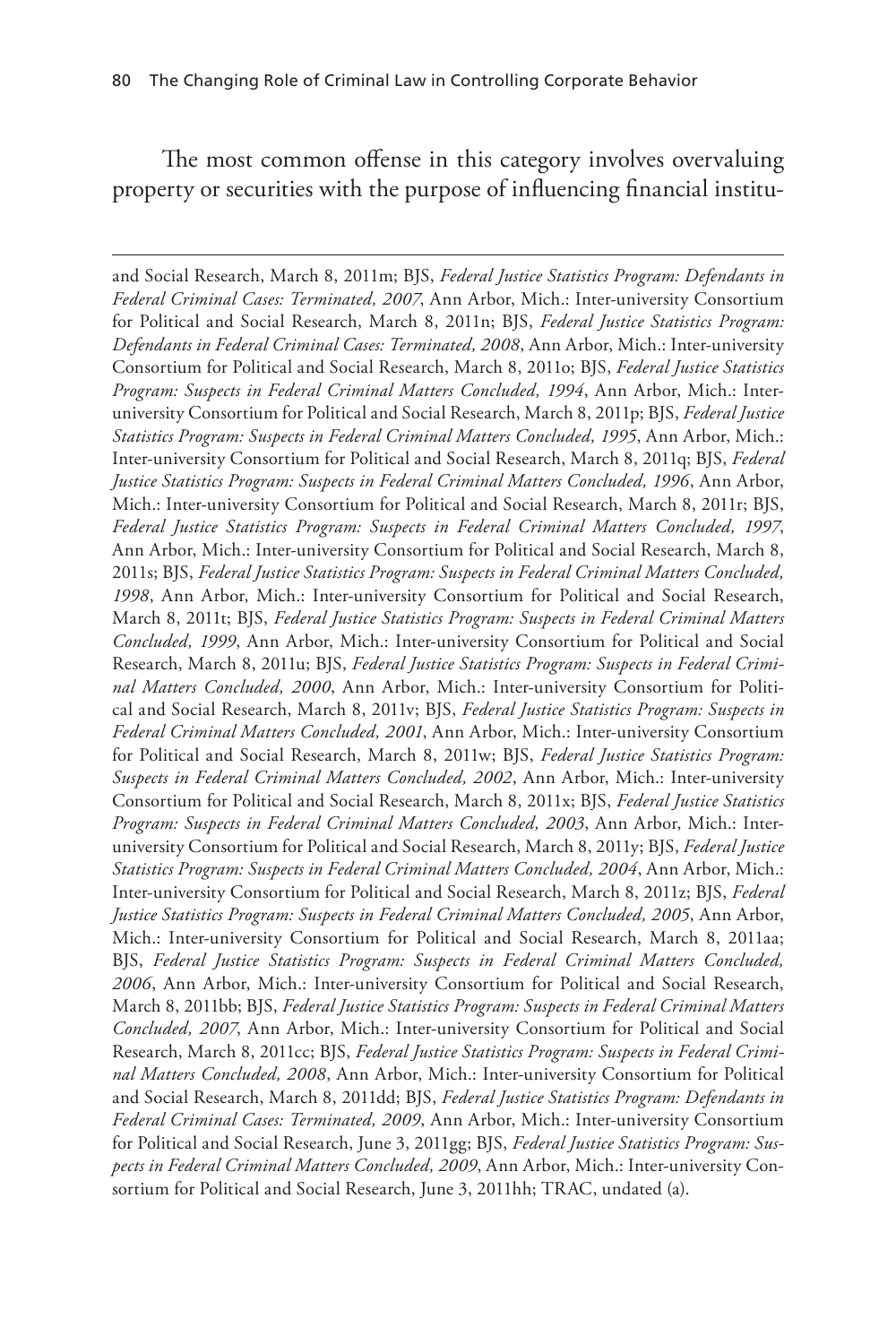The most common offense in this category involves overvaluing property or securities with the purpose of influencing financial institu-

---

and Social Research, March 8, 2011m; BJS, *Federal Justice Statistics Program: Defendants in Federal Criminal Cases: Terminated, 2007*, Ann Arbor, Mich.: Inter-university Consortium for Political and Social Research, March 8, 2011n; BJS, *Federal Justice Statistics Program: Defendants in Federal Criminal Cases: Terminated, 2008*, Ann Arbor, Mich.: Inter-university Consortium for Political and Social Research, March 8, 2011o; BJS, *Federal Justice Statistics Program: Suspects in Federal Criminal Matters Concluded, 1994*, Ann Arbor, Mich.: Inter-university Consortium for Political and Social Research, March 8, 2011p; BJS, *Federal Justice Statistics Program: Suspects in Federal Criminal Matters Concluded, 1995*, Ann Arbor, Mich.: Inter-university Consortium for Political and Social Research, March 8, 2011q; BJS, *Federal Justice Statistics Program: Suspects in Federal Criminal Matters Concluded, 1996*, Ann Arbor, Mich.: Inter-university Consortium for Political and Social Research, March 8, 2011r; BJS, *Federal Justice Statistics Program: Suspects in Federal Criminal Matters Concluded, 1997*, Ann Arbor, Mich.: Inter-university Consortium for Political and Social Research, March 8, 2011s; BJS, *Federal Justice Statistics Program: Suspects in Federal Criminal Matters Concluded, 1998*, Ann Arbor, Mich.: Inter-university Consortium for Political and Social Research, March 8, 2011t; BJS, *Federal Justice Statistics Program: Suspects in Federal Criminal Matters Concluded, 1999*, Ann Arbor, Mich.: Inter-university Consortium for Political and Social Research, March 8, 2011u; BJS, *Federal Justice Statistics Program: Suspects in Federal Criminal Matters Concluded, 2000*, Ann Arbor, Mich.: Inter-university Consortium for Political and Social Research, March 8, 2011v; BJS, *Federal Justice Statistics Program: Suspects in Federal Criminal Matters Concluded, 2001*, Ann Arbor, Mich.: Inter-university Consortium for Political and Social Research, March 8, 2011w; BJS, *Federal Justice Statistics Program: Suspects in Federal Criminal Matters Concluded, 2002*, Ann Arbor, Mich.: Inter-university Consortium for Political and Social Research, March 8, 2011x; BJS, *Federal Justice Statistics Program: Suspects in Federal Criminal Matters Concluded, 2003*, Ann Arbor, Mich.: Inter-university Consortium for Political and Social Research, March 8, 2011y; BJS, *Federal Justice Statistics Program: Suspects in Federal Criminal Matters Concluded, 2004*, Ann Arbor, Mich.: Inter-university Consortium for Political and Social Research, March 8, 2011z; BJS, *Federal Justice Statistics Program: Suspects in Federal Criminal Matters Concluded, 2005*, Ann Arbor, Mich.: Inter-university Consortium for Political and Social Research, March 8, 2011aa; BJS, *Federal Justice Statistics Program: Suspects in Federal Criminal Matters Concluded, 2006*, Ann Arbor, Mich.: Inter-university Consortium for Political and Social Research, March 8, 2011bb; BJS, *Federal Justice Statistics Program: Suspects in Federal Criminal Matters Concluded, 2007*, Ann Arbor, Mich.: Inter-university Consortium for Political and Social Research, March 8, 2011cc; BJS, *Federal Justice Statistics Program: Suspects in Federal Criminal Matters Concluded, 2008*, Ann Arbor, Mich.: Inter-university Consortium for Political and Social Research, March 8, 2011dd; BJS, *Federal Justice Statistics Program: Defendants in Federal Criminal Cases: Terminated, 2009*, Ann Arbor, Mich.: Inter-university Consortium for Political and Social Research, June 3, 2011gg; BJS, *Federal Justice Statistics Program: Suspects in Federal Criminal Matters Concluded, 2009*, Ann Arbor, Mich.: Inter-university Consortium for Political and Social Research, June 3, 2011hh; TRAC, undated (a).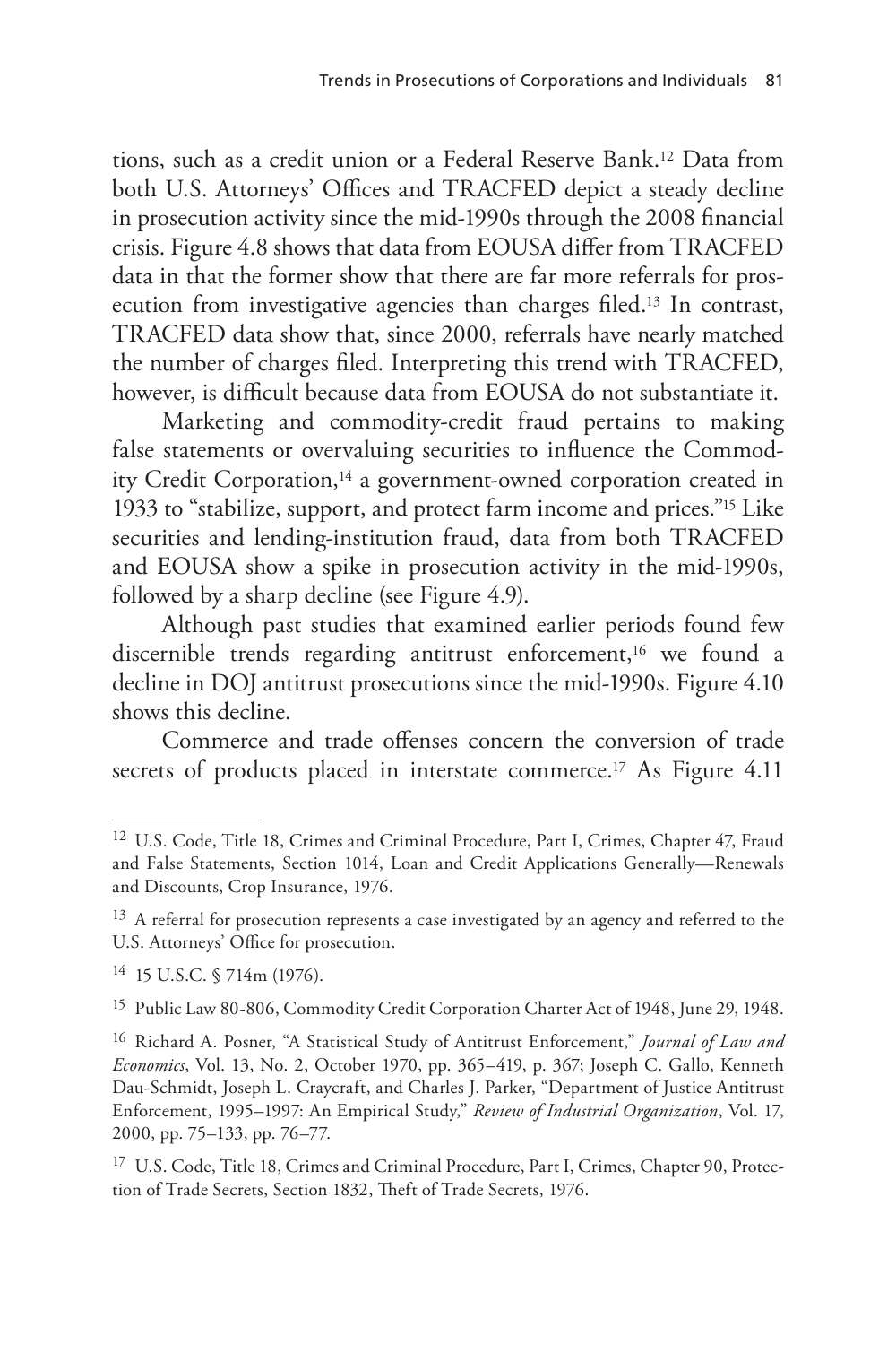tions, such as a credit union or a Federal Reserve Bank.[12] Data from both U.S. Attorneys' Offices and TRACFED depict a steady decline in prosecution activity since the mid-1990s through the 2008 financial crisis. Figure 4.8 shows that data from EOUSA differ from TRACFED data in that the former show that there are far more referrals for prosecution from investigative agencies than charges filed.[13] In contrast, TRACFED data show that, since 2000, referrals have nearly matched the number of charges filed. Interpreting this trend with TRACFED, however, is difficult because data from EOUSA do not substantiate it.

Marketing and commodity-credit fraud pertains to making false statements or overvaluing securities to influence the Commodity Credit Corporation,[14] a government-owned corporation created in 1933 to "stabilize, support, and protect farm income and prices."[15] Like securities and lending-institution fraud, data from both TRACFED and EOUSA show a spike in prosecution activity in the mid-1990s, followed by a sharp decline (see Figure 4.9).

Although past studies that examined earlier periods found few discernible trends regarding antitrust enforcement,[16] we found a decline in DOJ antitrust prosecutions since the mid-1990s. Figure 4.10 shows this decline.

Commerce and trade offenses concern the conversion of trade secrets of products placed in interstate commerce.[17] As Figure 4.11

---

[12] U.S. Code, Title 18, Crimes and Criminal Procedure, Part I, Crimes, Chapter 47, Fraud and False Statements, Section 1014, Loan and Credit Applications Generally—Renewals and Discounts, Crop Insurance, 1976.

[13] A referral for prosecution represents a case investigated by an agency and referred to the U.S. Attorneys' Office for prosecution.

[14] 15 U.S.C. § 714m (1976).

[15] Public Law 80-806, Commodity Credit Corporation Charter Act of 1948, June 29, 1948.

[16] Richard A. Posner, "A Statistical Study of Antitrust Enforcement," *Journal of Law and Economics*, Vol. 13, No. 2, October 1970, pp. 365–419, p. 367; Joseph C. Gallo, Kenneth Dau-Schmidt, Joseph L. Craycraft, and Charles J. Parker, "Department of Justice Antitrust Enforcement, 1995–1997: An Empirical Study," *Review of Industrial Organization*, Vol. 17, 2000, pp. 75–133, pp. 76–77.

[17] U.S. Code, Title 18, Crimes and Criminal Procedure, Part I, Crimes, Chapter 90, Protection of Trade Secrets, Section 1832, Theft of Trade Secrets, 1976.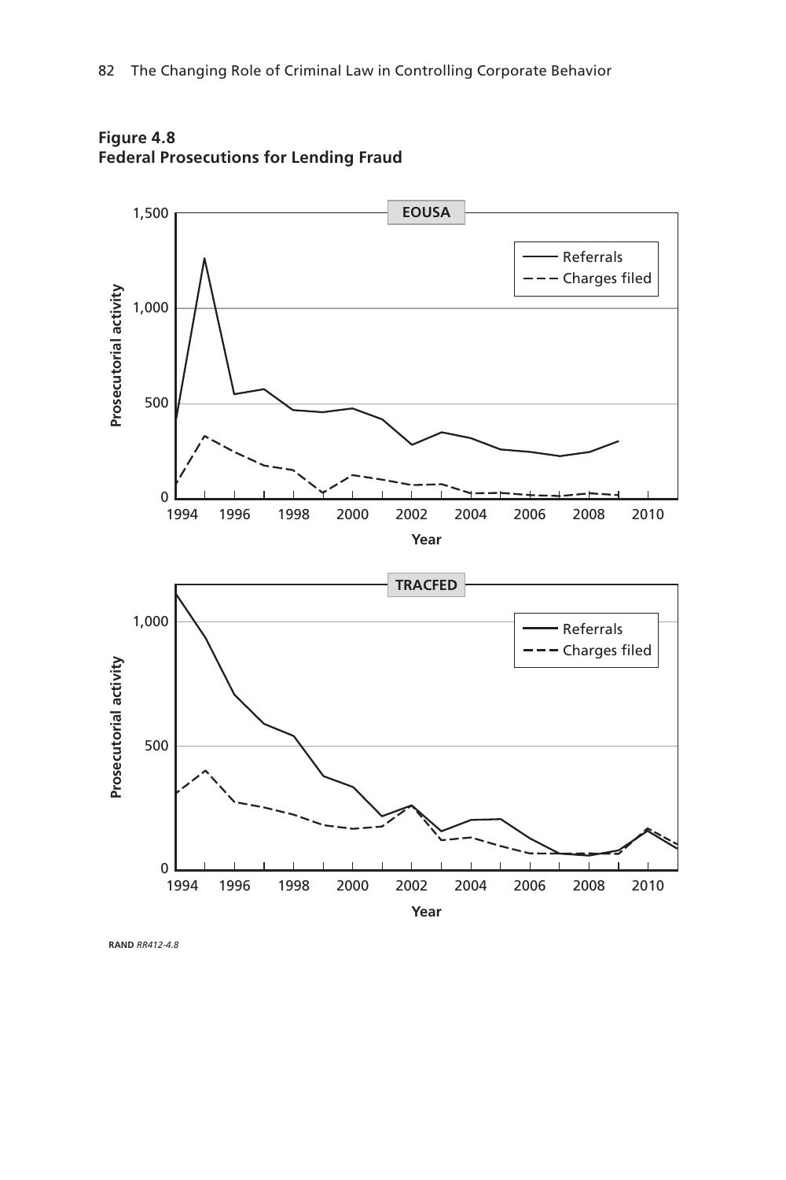**Figure 4.8**
**Federal Prosecutions for Lending Fraud**

RAND *RR412-4.8*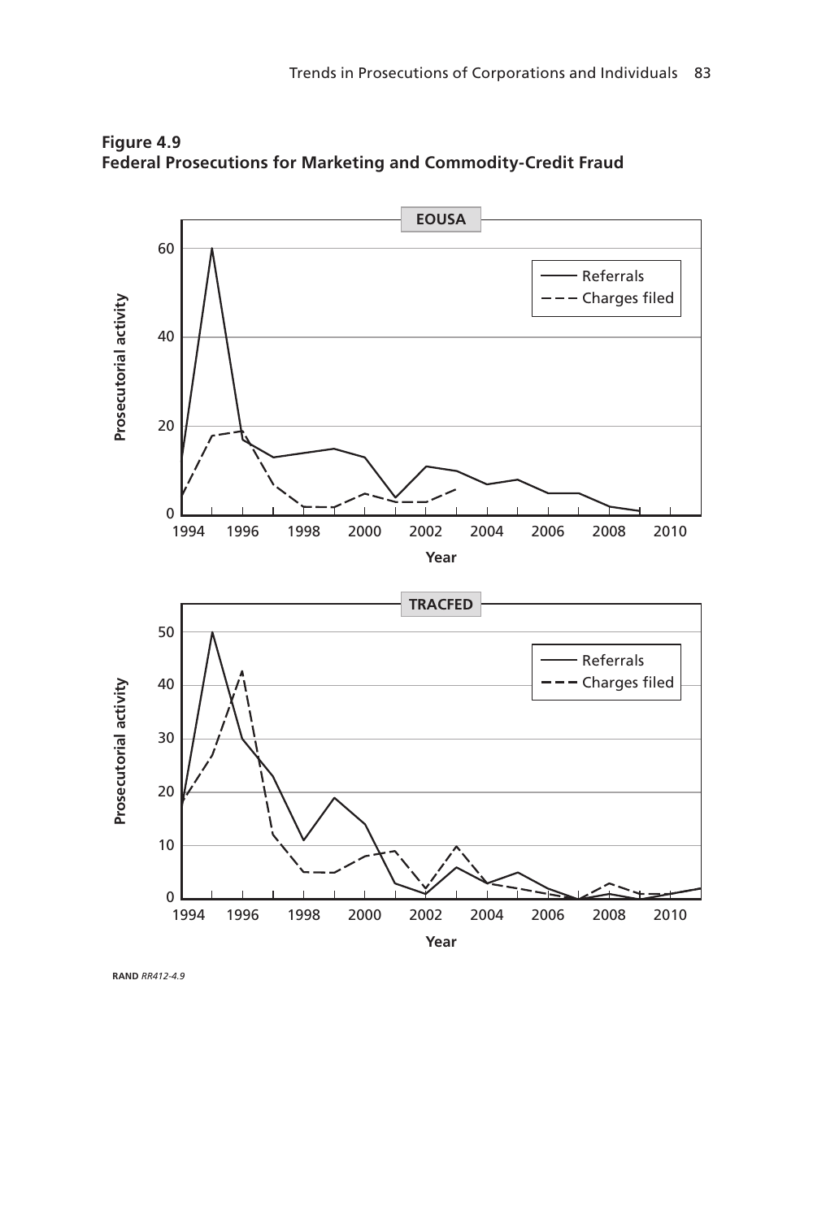**Figure 4.9**
**Federal Prosecutions for Marketing and Commodity-Credit Fraud**

RAND *RR412-4.9*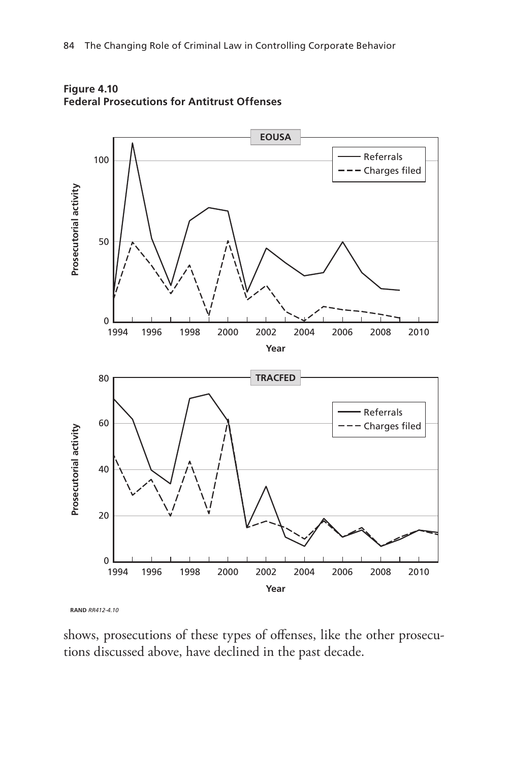**Figure 4.10**
**Federal Prosecutions for Antitrust Offenses**

RAND RR412-4.10

shows, prosecutions of these types of offenses, like the other prosecutions discussed above, have declined in the past decade.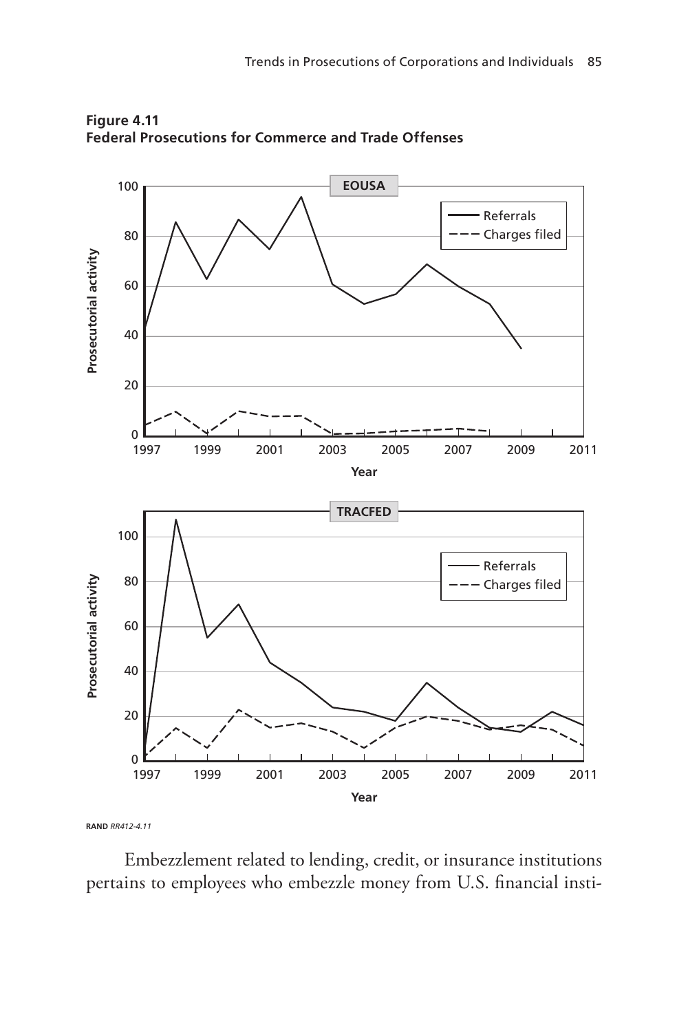**Figure 4.11**
**Federal Prosecutions for Commerce and Trade Offenses**

RAND *RR412-4.11*

Embezzlement related to lending, credit, or insurance institutions pertains to employees who embezzle money from U.S. financial insti-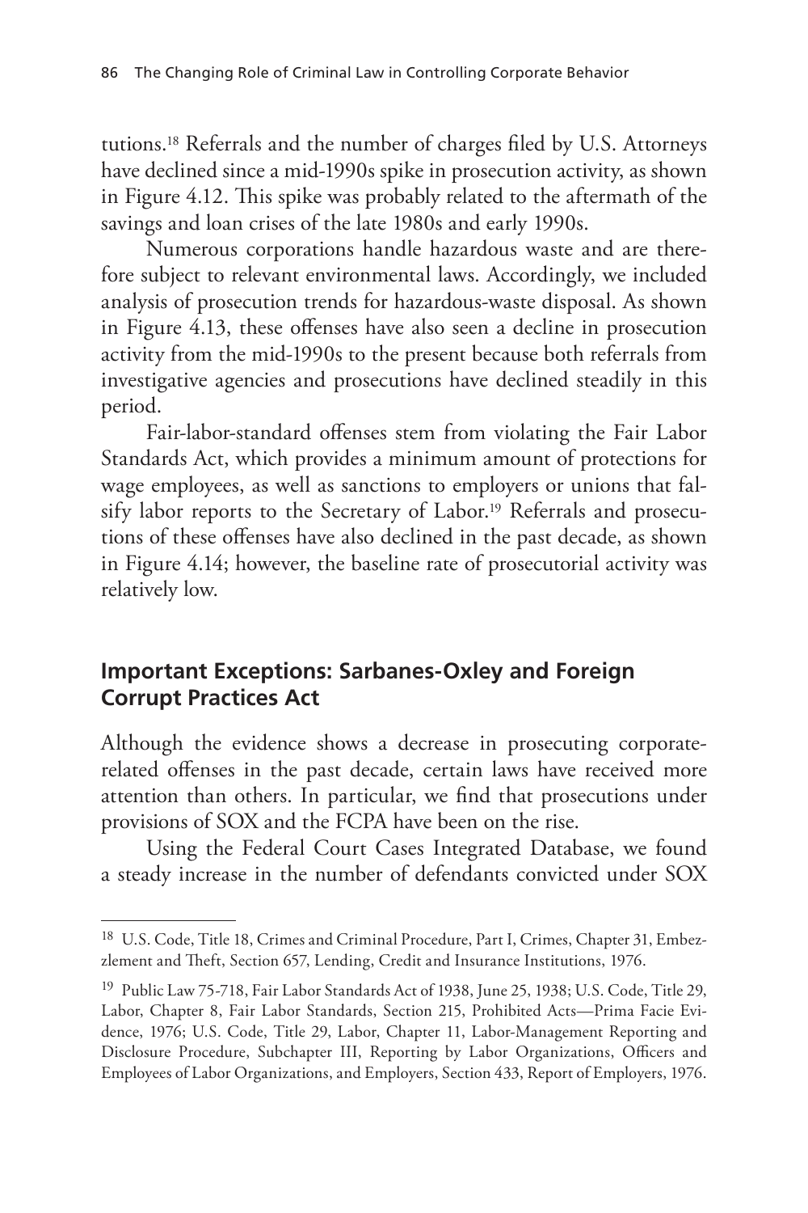tutions.[18] Referrals and the number of charges filed by U.S. Attorneys have declined since a mid-1990s spike in prosecution activity, as shown in Figure 4.12. This spike was probably related to the aftermath of the savings and loan crises of the late 1980s and early 1990s.

Numerous corporations handle hazardous waste and are therefore subject to relevant environmental laws. Accordingly, we included analysis of prosecution trends for hazardous-waste disposal. As shown in Figure 4.13, these offenses have also seen a decline in prosecution activity from the mid-1990s to the present because both referrals from investigative agencies and prosecutions have declined steadily in this period.

Fair-labor-standard offenses stem from violating the Fair Labor Standards Act, which provides a minimum amount of protections for wage employees, as well as sanctions to employers or unions that falsify labor reports to the Secretary of Labor.[19] Referrals and prosecutions of these offenses have also declined in the past decade, as shown in Figure 4.14; however, the baseline rate of prosecutorial activity was relatively low.

## Important Exceptions: Sarbanes-Oxley and Foreign Corrupt Practices Act

Although the evidence shows a decrease in prosecuting corporate-related offenses in the past decade, certain laws have received more attention than others. In particular, we find that prosecutions under provisions of SOX and the FCPA have been on the rise.

Using the Federal Court Cases Integrated Database, we found a steady increase in the number of defendants convicted under SOX

---

[18] U.S. Code, Title 18, Crimes and Criminal Procedure, Part I, Crimes, Chapter 31, Embezzlement and Theft, Section 657, Lending, Credit and Insurance Institutions, 1976.

[19] Public Law 75-718, Fair Labor Standards Act of 1938, June 25, 1938; U.S. Code, Title 29, Labor, Chapter 8, Fair Labor Standards, Section 215, Prohibited Acts—Prima Facie Evidence, 1976; U.S. Code, Title 29, Labor, Chapter 11, Labor-Management Reporting and Disclosure Procedure, Subchapter III, Reporting by Labor Organizations, Officers and Employees of Labor Organizations, and Employers, Section 433, Report of Employers, 1976.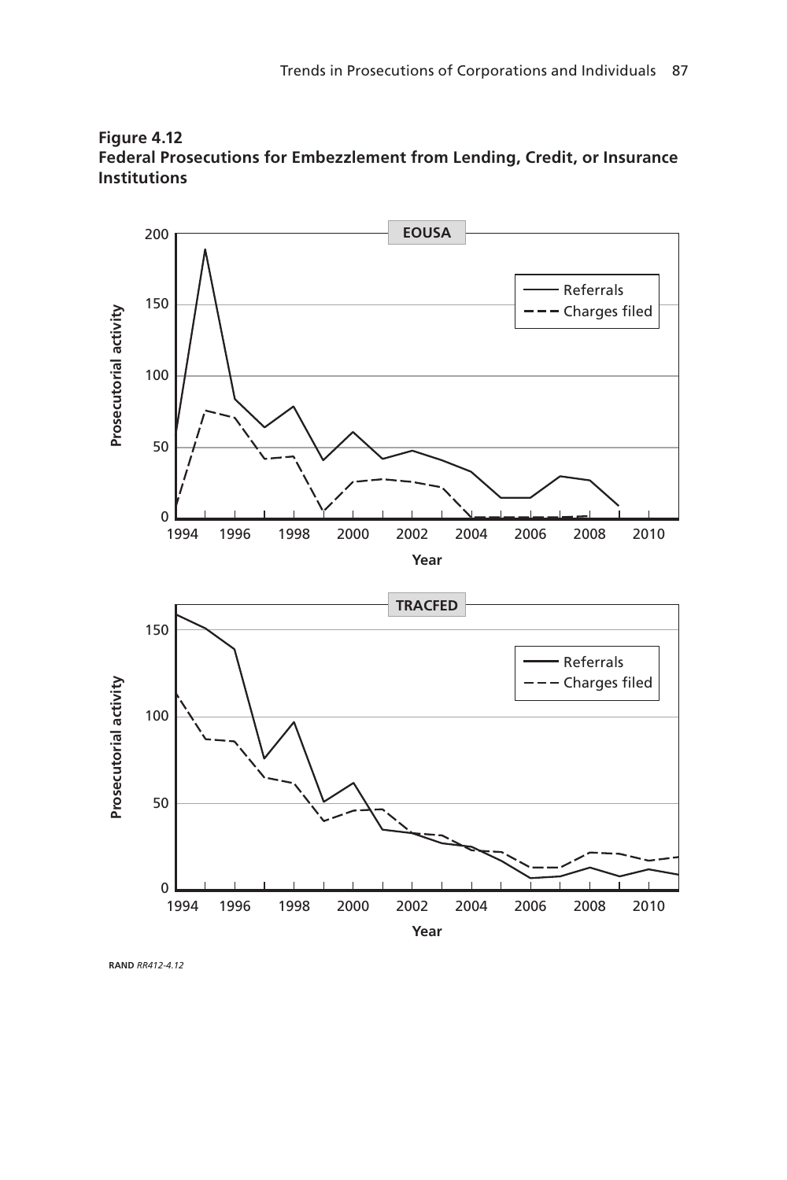**Figure 4.12**
**Federal Prosecutions for Embezzlement from Lending, Credit, or Insurance Institutions**

RAND *RR412-4.12*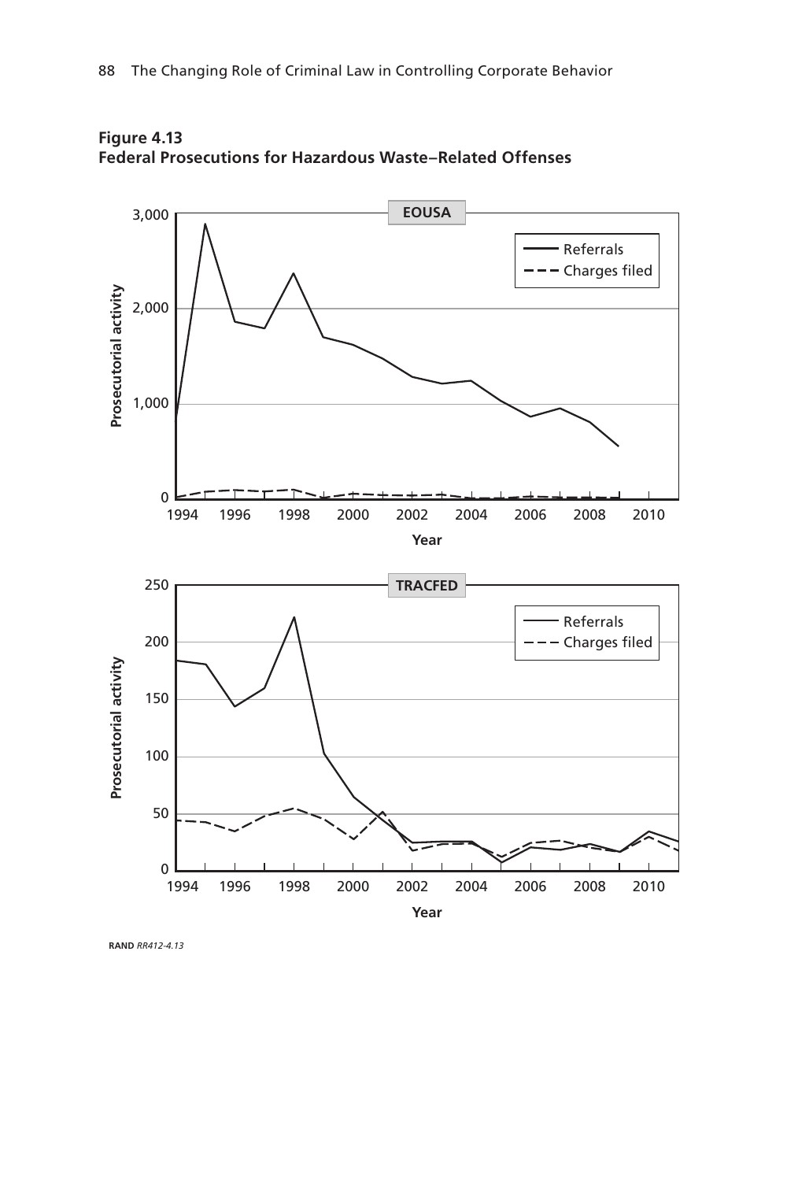**Figure 4.13**
**Federal Prosecutions for Hazardous Waste–Related Offenses**

RAND *RR412-4.13*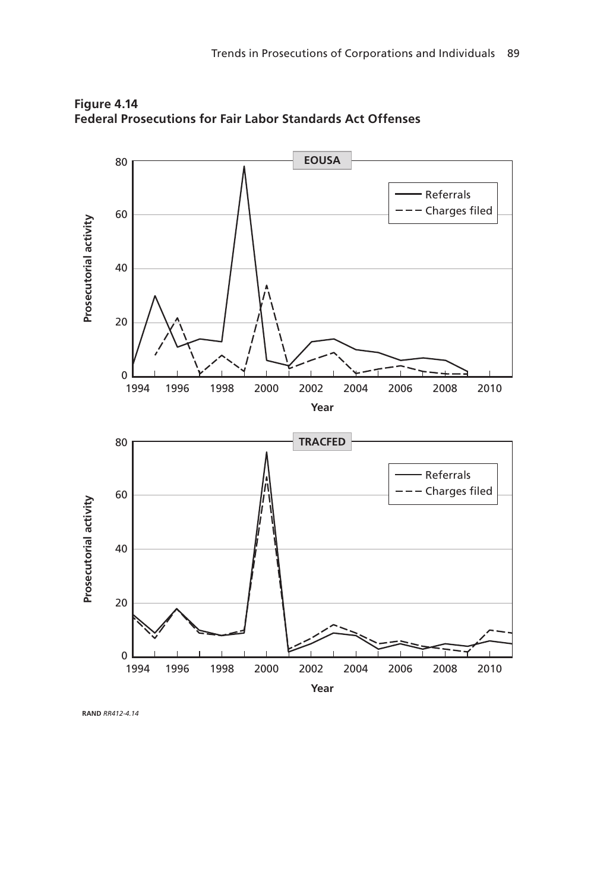**Figure 4.14**
**Federal Prosecutions for Fair Labor Standards Act Offenses**

RAND *RR412-4.14*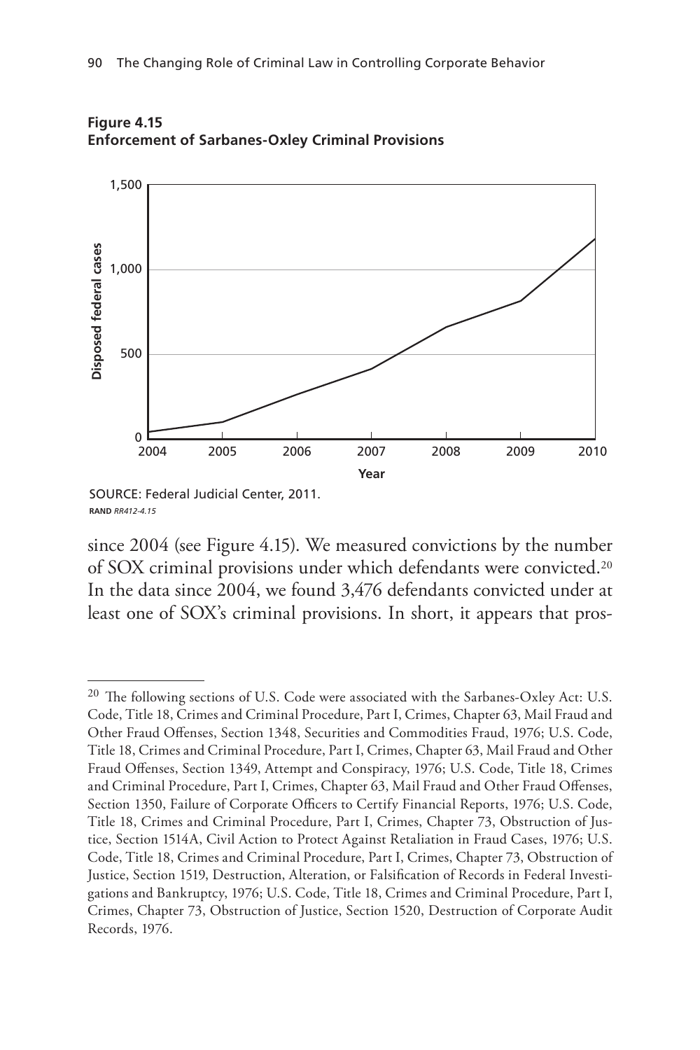**Figure 4.15**
**Enforcement of Sarbanes-Oxley Criminal Provisions**

SOURCE: Federal Judicial Center, 2011.
RAND *RR412-4.15*

since 2004 (see Figure 4.15). We measured convictions by the number of SOX criminal provisions under which defendants were convicted.[20] In the data since 2004, we found 3,476 defendants convicted under at least one of SOX's criminal provisions. In short, it appears that pros-

---

[20] The following sections of U.S. Code were associated with the Sarbanes-Oxley Act: U.S. Code, Title 18, Crimes and Criminal Procedure, Part I, Crimes, Chapter 63, Mail Fraud and Other Fraud Offenses, Section 1348, Securities and Commodities Fraud, 1976; U.S. Code, Title 18, Crimes and Criminal Procedure, Part I, Crimes, Chapter 63, Mail Fraud and Other Fraud Offenses, Section 1349, Attempt and Conspiracy, 1976; U.S. Code, Title 18, Crimes and Criminal Procedure, Part I, Crimes, Chapter 63, Mail Fraud and Other Fraud Offenses, Section 1350, Failure of Corporate Officers to Certify Financial Reports, 1976; U.S. Code, Title 18, Crimes and Criminal Procedure, Part I, Crimes, Chapter 73, Obstruction of Justice, Section 1514A, Civil Action to Protect Against Retaliation in Fraud Cases, 1976; U.S. Code, Title 18, Crimes and Criminal Procedure, Part I, Crimes, Chapter 73, Obstruction of Justice, Section 1519, Destruction, Alteration, or Falsification of Records in Federal Investigations and Bankruptcy, 1976; U.S. Code, Title 18, Crimes and Criminal Procedure, Part I, Crimes, Chapter 73, Obstruction of Justice, Section 1520, Destruction of Corporate Audit Records, 1976.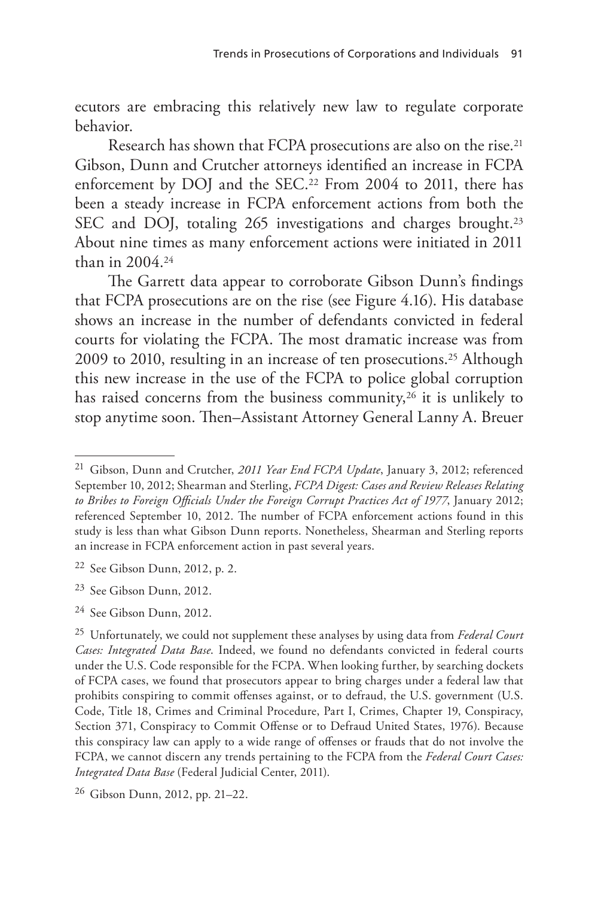ecutors are embracing this relatively new law to regulate corporate behavior.

Research has shown that FCPA prosecutions are also on the rise.[21] Gibson, Dunn and Crutcher attorneys identified an increase in FCPA enforcement by DOJ and the SEC.[22] From 2004 to 2011, there has been a steady increase in FCPA enforcement actions from both the SEC and DOJ, totaling 265 investigations and charges brought.[23] About nine times as many enforcement actions were initiated in 2011 than in 2004.[24]

The Garrett data appear to corroborate Gibson Dunn's findings that FCPA prosecutions are on the rise (see Figure 4.16). His database shows an increase in the number of defendants convicted in federal courts for violating the FCPA. The most dramatic increase was from 2009 to 2010, resulting in an increase of ten prosecutions.[25] Although this new increase in the use of the FCPA to police global corruption has raised concerns from the business community,[26] it is unlikely to stop anytime soon. Then–Assistant Attorney General Lanny A. Breuer

---

[21] Gibson, Dunn and Crutcher, *2011 Year End FCPA Update*, January 3, 2012; referenced September 10, 2012; Shearman and Sterling, *FCPA Digest: Cases and Review Releases Relating to Bribes to Foreign Officials Under the Foreign Corrupt Practices Act of 1977*, January 2012; referenced September 10, 2012. The number of FCPA enforcement actions found in this study is less than what Gibson Dunn reports. Nonetheless, Shearman and Sterling reports an increase in FCPA enforcement action in past several years.

[22] See Gibson Dunn, 2012, p. 2.

[23] See Gibson Dunn, 2012.

[24] See Gibson Dunn, 2012.

[25] Unfortunately, we could not supplement these analyses by using data from *Federal Court Cases: Integrated Data Base*. Indeed, we found no defendants convicted in federal courts under the U.S. Code responsible for the FCPA. When looking further, by searching dockets of FCPA cases, we found that prosecutors appear to bring charges under a federal law that prohibits conspiring to commit offenses against, or to defraud, the U.S. government (U.S. Code, Title 18, Crimes and Criminal Procedure, Part I, Crimes, Chapter 19, Conspiracy, Section 371, Conspiracy to Commit Offense or to Defraud United States, 1976). Because this conspiracy law can apply to a wide range of offenses or frauds that do not involve the FCPA, we cannot discern any trends pertaining to the FCPA from the *Federal Court Cases: Integrated Data Base* (Federal Judicial Center, 2011).

[26] Gibson Dunn, 2012, pp. 21–22.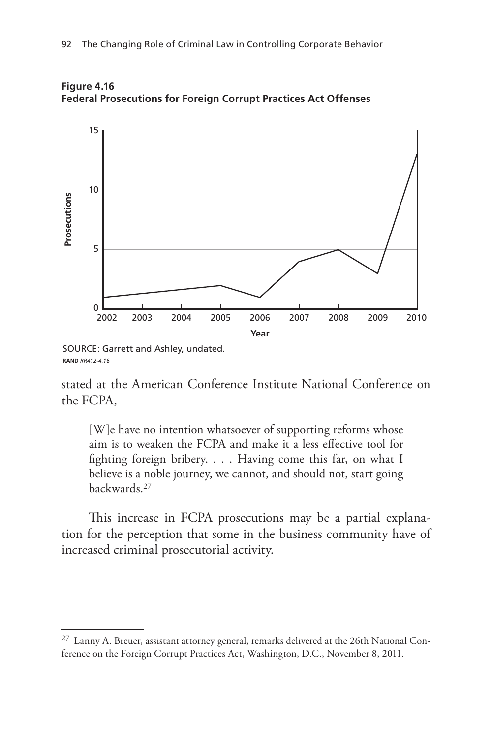**Figure 4.16**
**Federal Prosecutions for Foreign Corrupt Practices Act Offenses**

SOURCE: Garrett and Ashley, undated.
RAND *RR412-4.16*

stated at the American Conference Institute National Conference on the FCPA,

> [W]e have no intention whatsoever of supporting reforms whose aim is to weaken the FCPA and make it a less effective tool for fighting foreign bribery. . . . Having come this far, on what I believe is a noble journey, we cannot, and should not, start going backwards.[27]

This increase in FCPA prosecutions may be a partial explanation for the perception that some in the business community have of increased criminal prosecutorial activity.

---

[27] Lanny A. Breuer, assistant attorney general, remarks delivered at the 26th National Conference on the Foreign Corrupt Practices Act, Washington, D.C., November 8, 2011.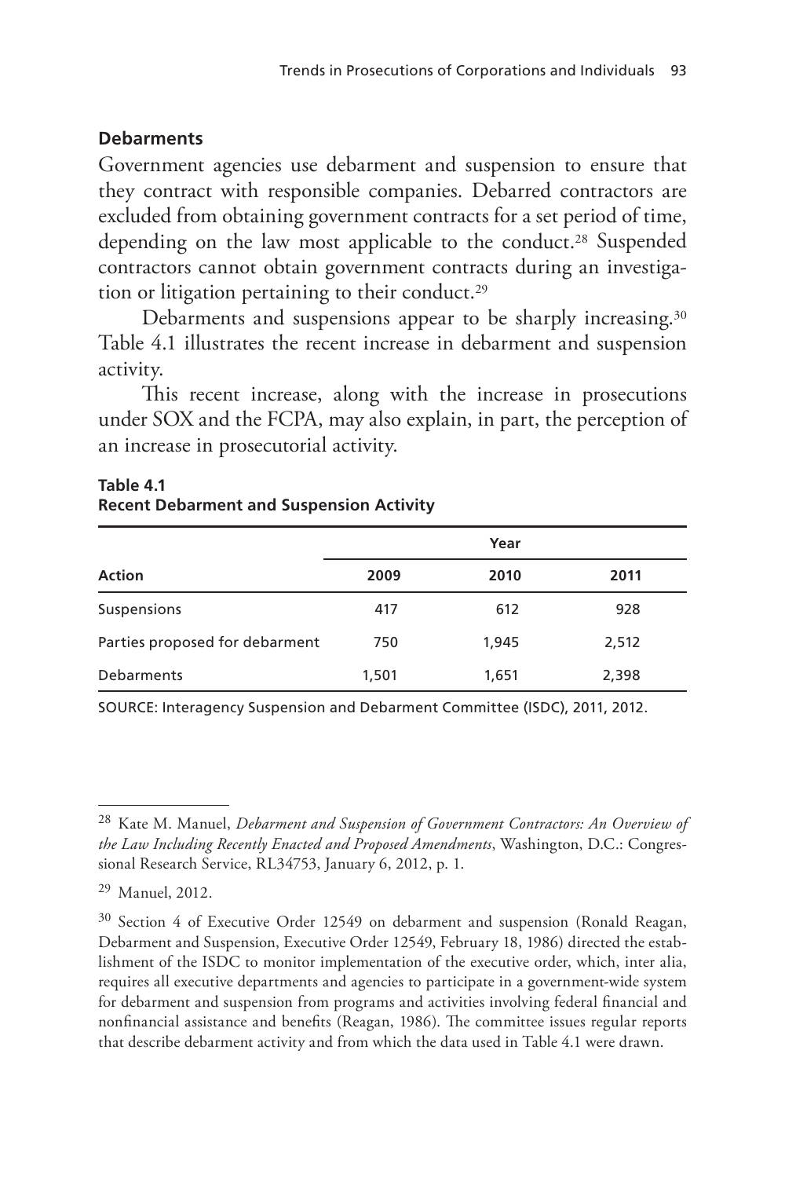### Debarments

Government agencies use debarment and suspension to ensure that they contract with responsible companies. Debarred contractors are excluded from obtaining government contracts for a set period of time, depending on the law most applicable to the conduct.[28] Suspended contractors cannot obtain government contracts during an investigation or litigation pertaining to their conduct.[29]

Debarments and suspensions appear to be sharply increasing.[30] Table 4.1 illustrates the recent increase in debarment and suspension activity.

This recent increase, along with the increase in prosecutions under SOX and the FCPA, may also explain, in part, the perception of an increase in prosecutorial activity.

**Table 4.1**
**Recent Debarment and Suspension Activity**

| | Year | | |
|---|---|---|---|
| **Action** | **2009** | **2010** | **2011** |
| Suspensions | 417 | 612 | 928 |
| Parties proposed for debarment | 750 | 1,945 | 2,512 |
| Debarments | 1,501 | 1,651 | 2,398 |

SOURCE: Interagency Suspension and Debarment Committee (ISDC), 2011, 2012.

---

[28] Kate M. Manuel, *Debarment and Suspension of Government Contractors: An Overview of the Law Including Recently Enacted and Proposed Amendments*, Washington, D.C.: Congressional Research Service, RL34753, January 6, 2012, p. 1.

[29] Manuel, 2012.

[30] Section 4 of Executive Order 12549 on debarment and suspension (Ronald Reagan, Debarment and Suspension, Executive Order 12549, February 18, 1986) directed the establishment of the ISDC to monitor implementation of the executive order, which, inter alia, requires all executive departments and agencies to participate in a government-wide system for debarment and suspension from programs and activities involving federal financial and nonfinancial assistance and benefits (Reagan, 1986). The committee issues regular reports that describe debarment activity and from which the data used in Table 4.1 were drawn.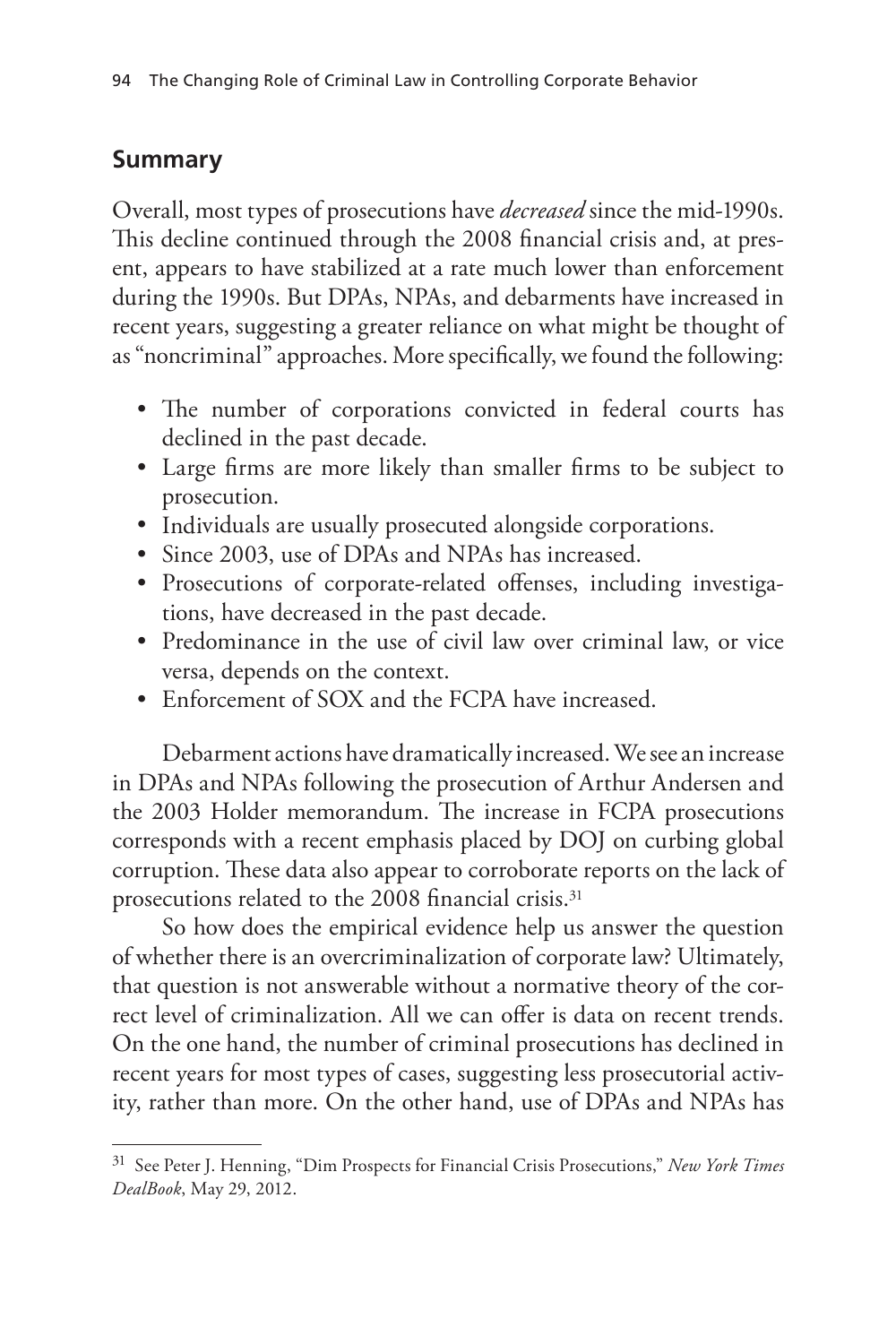## Summary

Overall, most types of prosecutions have *decreased* since the mid-1990s. This decline continued through the 2008 financial crisis and, at present, appears to have stabilized at a rate much lower than enforcement during the 1990s. But DPAs, NPAs, and debarments have increased in recent years, suggesting a greater reliance on what might be thought of as "noncriminal" approaches. More specifically, we found the following:

- The number of corporations convicted in federal courts has declined in the past decade.
- Large firms are more likely than smaller firms to be subject to prosecution.
- Individuals are usually prosecuted alongside corporations.
- Since 2003, use of DPAs and NPAs has increased.
- Prosecutions of corporate-related offenses, including investigations, have decreased in the past decade.
- Predominance in the use of civil law over criminal law, or vice versa, depends on the context.
- Enforcement of SOX and the FCPA have increased.

Debarment actions have dramatically increased. We see an increase in DPAs and NPAs following the prosecution of Arthur Andersen and the 2003 Holder memorandum. The increase in FCPA prosecutions corresponds with a recent emphasis placed by DOJ on curbing global corruption. These data also appear to corroborate reports on the lack of prosecutions related to the 2008 financial crisis.[31]

So how does the empirical evidence help us answer the question of whether there is an overcriminalization of corporate law? Ultimately, that question is not answerable without a normative theory of the correct level of criminalization. All we can offer is data on recent trends. On the one hand, the number of criminal prosecutions has declined in recent years for most types of cases, suggesting less prosecutorial activity, rather than more. On the other hand, use of DPAs and NPAs has

[31] See Peter J. Henning, "Dim Prospects for Financial Crisis Prosecutions," *New York Times DealBook*, May 29, 2012.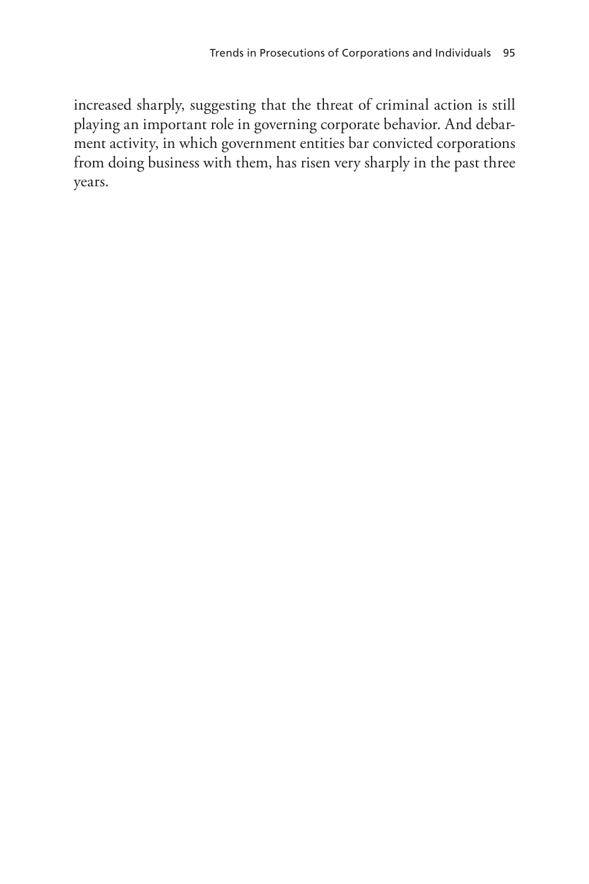increased sharply, suggesting that the threat of criminal action is still playing an important role in governing corporate behavior. And debarment activity, in which government entities bar convicted corporations from doing business with them, has risen very sharply in the past three years.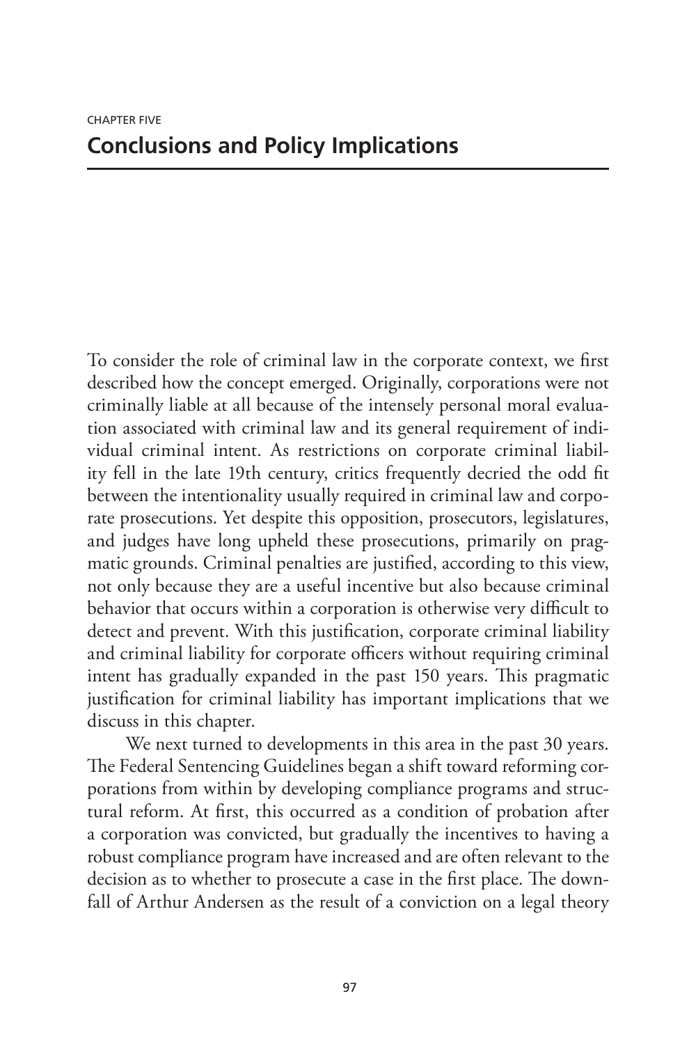CHAPTER FIVE

# Conclusions and Policy Implications

To consider the role of criminal law in the corporate context, we first described how the concept emerged. Originally, corporations were not criminally liable at all because of the intensely personal moral evaluation associated with criminal law and its general requirement of individual criminal intent. As restrictions on corporate criminal liability fell in the late 19th century, critics frequently decried the odd fit between the intentionality usually required in criminal law and corporate prosecutions. Yet despite this opposition, prosecutors, legislatures, and judges have long upheld these prosecutions, primarily on pragmatic grounds. Criminal penalties are justified, according to this view, not only because they are a useful incentive but also because criminal behavior that occurs within a corporation is otherwise very difficult to detect and prevent. With this justification, corporate criminal liability and criminal liability for corporate officers without requiring criminal intent has gradually expanded in the past 150 years. This pragmatic justification for criminal liability has important implications that we discuss in this chapter.

We next turned to developments in this area in the past 30 years. The Federal Sentencing Guidelines began a shift toward reforming corporations from within by developing compliance programs and structural reform. At first, this occurred as a condition of probation after a corporation was convicted, but gradually the incentives to having a robust compliance program have increased and are often relevant to the decision as to whether to prosecute a case in the first place. The downfall of Arthur Andersen as the result of a conviction on a legal theory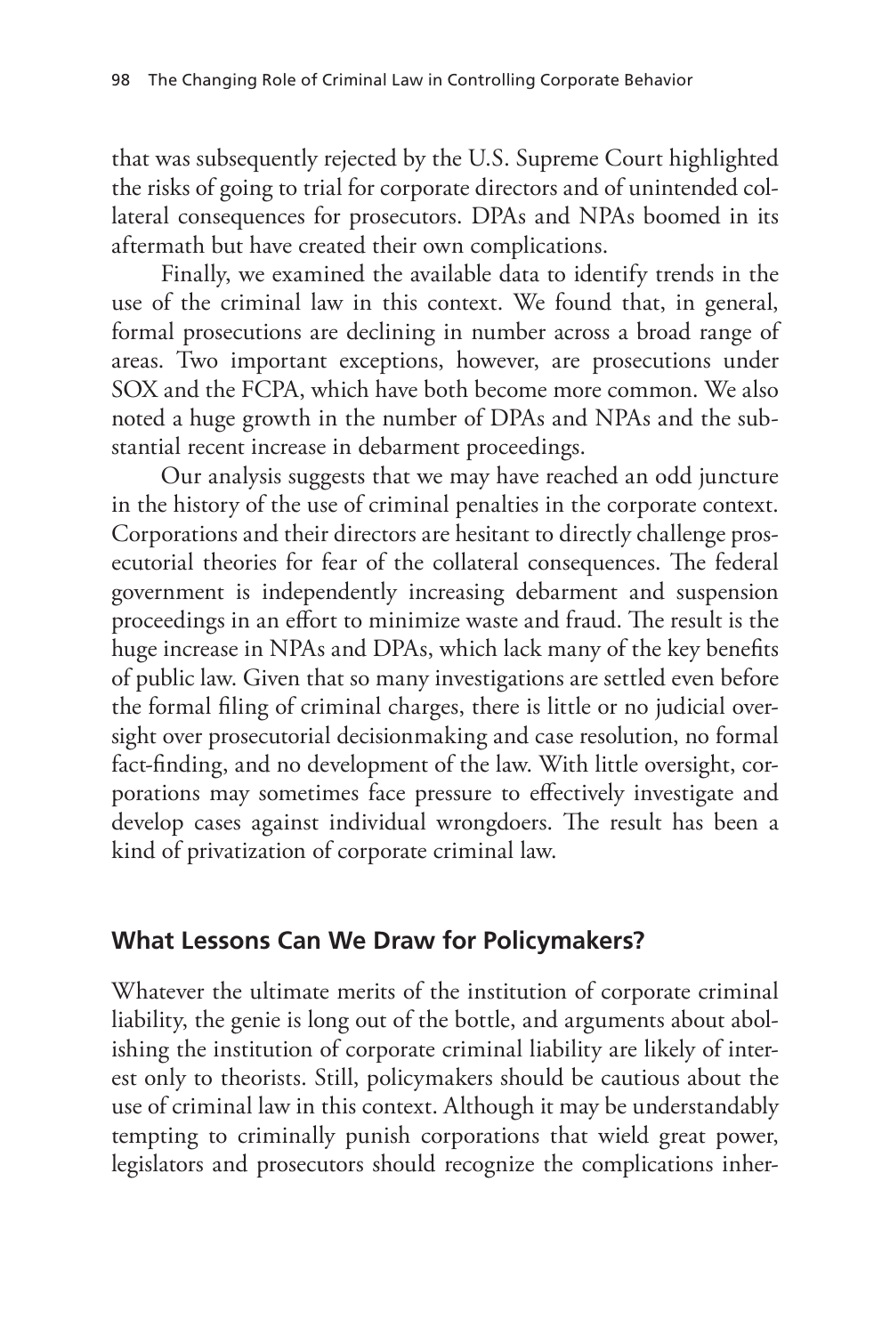that was subsequently rejected by the U.S. Supreme Court highlighted the risks of going to trial for corporate directors and of unintended collateral consequences for prosecutors. DPAs and NPAs boomed in its aftermath but have created their own complications.

Finally, we examined the available data to identify trends in the use of the criminal law in this context. We found that, in general, formal prosecutions are declining in number across a broad range of areas. Two important exceptions, however, are prosecutions under SOX and the FCPA, which have both become more common. We also noted a huge growth in the number of DPAs and NPAs and the substantial recent increase in debarment proceedings.

Our analysis suggests that we may have reached an odd juncture in the history of the use of criminal penalties in the corporate context. Corporations and their directors are hesitant to directly challenge prosecutorial theories for fear of the collateral consequences. The federal government is independently increasing debarment and suspension proceedings in an effort to minimize waste and fraud. The result is the huge increase in NPAs and DPAs, which lack many of the key benefits of public law. Given that so many investigations are settled even before the formal filing of criminal charges, there is little or no judicial oversight over prosecutorial decisionmaking and case resolution, no formal fact-finding, and no development of the law. With little oversight, corporations may sometimes face pressure to effectively investigate and develop cases against individual wrongdoers. The result has been a kind of privatization of corporate criminal law.

## What Lessons Can We Draw for Policymakers?

Whatever the ultimate merits of the institution of corporate criminal liability, the genie is long out of the bottle, and arguments about abolishing the institution of corporate criminal liability are likely of interest only to theorists. Still, policymakers should be cautious about the use of criminal law in this context. Although it may be understandably tempting to criminally punish corporations that wield great power, legislators and prosecutors should recognize the complications inher-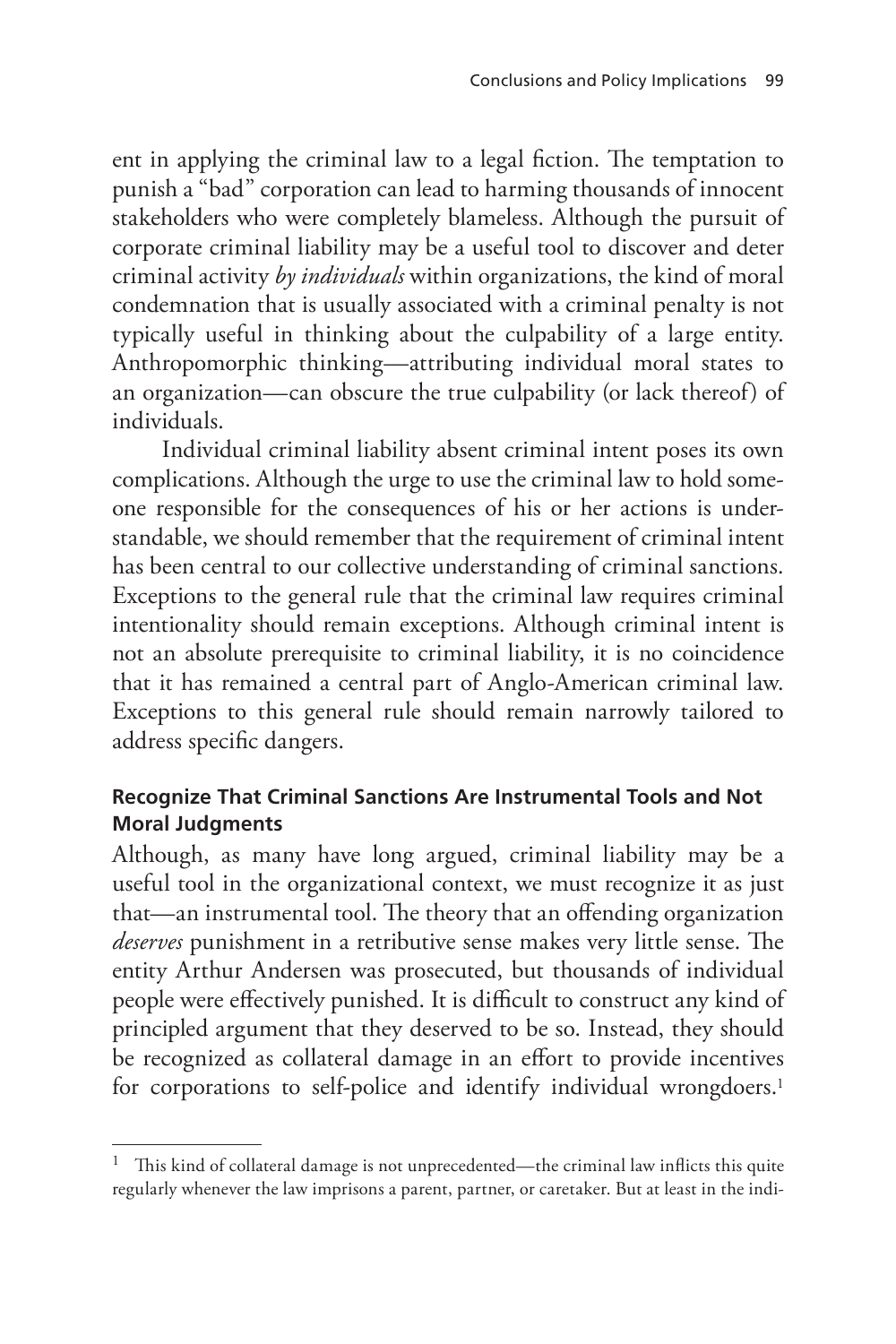ent in applying the criminal law to a legal fiction. The temptation to punish a "bad" corporation can lead to harming thousands of innocent stakeholders who were completely blameless. Although the pursuit of corporate criminal liability may be a useful tool to discover and deter criminal activity *by individuals* within organizations, the kind of moral condemnation that is usually associated with a criminal penalty is not typically useful in thinking about the culpability of a large entity. Anthropomorphic thinking—attributing individual moral states to an organization—can obscure the true culpability (or lack thereof) of individuals.

Individual criminal liability absent criminal intent poses its own complications. Although the urge to use the criminal law to hold someone responsible for the consequences of his or her actions is understandable, we should remember that the requirement of criminal intent has been central to our collective understanding of criminal sanctions. Exceptions to the general rule that the criminal law requires criminal intentionality should remain exceptions. Although criminal intent is not an absolute prerequisite to criminal liability, it is no coincidence that it has remained a central part of Anglo-American criminal law. Exceptions to this general rule should remain narrowly tailored to address specific dangers.

### Recognize That Criminal Sanctions Are Instrumental Tools and Not Moral Judgments

Although, as many have long argued, criminal liability may be a useful tool in the organizational context, we must recognize it as just that—an instrumental tool. The theory that an offending organization *deserves* punishment in a retributive sense makes very little sense. The entity Arthur Andersen was prosecuted, but thousands of individual people were effectively punished. It is difficult to construct any kind of principled argument that they deserved to be so. Instead, they should be recognized as collateral damage in an effort to provide incentives for corporations to self-police and identify individual wrongdoers.[1]

[1] This kind of collateral damage is not unprecedented—the criminal law inflicts this quite regularly whenever the law imprisons a parent, partner, or caretaker. But at least in the indi-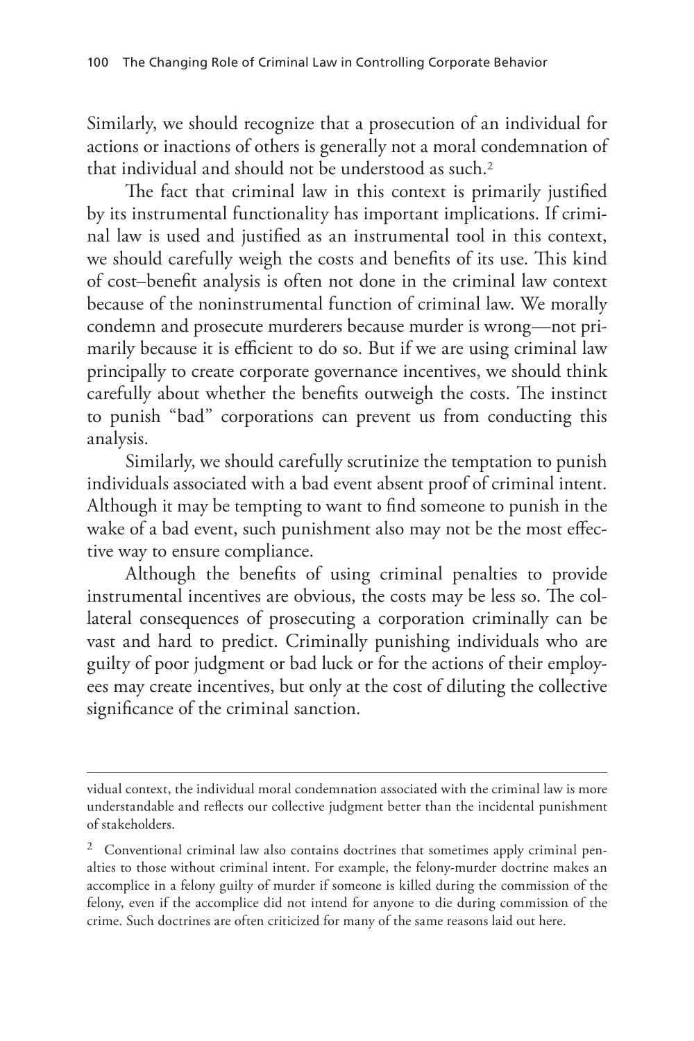Similarly, we should recognize that a prosecution of an individual for actions or inactions of others is generally not a moral condemnation of that individual and should not be understood as such.[2]

The fact that criminal law in this context is primarily justified by its instrumental functionality has important implications. If criminal law is used and justified as an instrumental tool in this context, we should carefully weigh the costs and benefits of its use. This kind of cost–benefit analysis is often not done in the criminal law context because of the noninstrumental function of criminal law. We morally condemn and prosecute murderers because murder is wrong—not primarily because it is efficient to do so. But if we are using criminal law principally to create corporate governance incentives, we should think carefully about whether the benefits outweigh the costs. The instinct to punish "bad" corporations can prevent us from conducting this analysis.

Similarly, we should carefully scrutinize the temptation to punish individuals associated with a bad event absent proof of criminal intent. Although it may be tempting to want to find someone to punish in the wake of a bad event, such punishment also may not be the most effective way to ensure compliance.

Although the benefits of using criminal penalties to provide instrumental incentives are obvious, the costs may be less so. The collateral consequences of prosecuting a corporation criminally can be vast and hard to predict. Criminally punishing individuals who are guilty of poor judgment or bad luck or for the actions of their employees may create incentives, but only at the cost of diluting the collective significance of the criminal sanction.

---

vidual context, the individual moral condemnation associated with the criminal law is more understandable and reflects our collective judgment better than the incidental punishment of stakeholders.

[2] Conventional criminal law also contains doctrines that sometimes apply criminal penalties to those without criminal intent. For example, the felony-murder doctrine makes an accomplice in a felony guilty of murder if someone is killed during the commission of the felony, even if the accomplice did not intend for anyone to die during commission of the crime. Such doctrines are often criticized for many of the same reasons laid out here.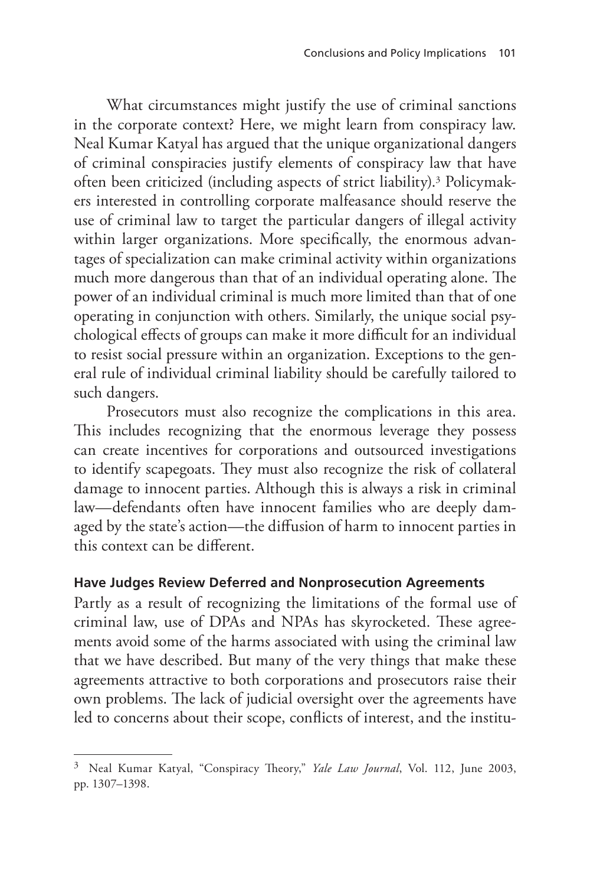What circumstances might justify the use of criminal sanctions in the corporate context? Here, we might learn from conspiracy law. Neal Kumar Katyal has argued that the unique organizational dangers of criminal conspiracies justify elements of conspiracy law that have often been criticized (including aspects of strict liability).[3] Policymakers interested in controlling corporate malfeasance should reserve the use of criminal law to target the particular dangers of illegal activity within larger organizations. More specifically, the enormous advantages of specialization can make criminal activity within organizations much more dangerous than that of an individual operating alone. The power of an individual criminal is much more limited than that of one operating in conjunction with others. Similarly, the unique social psychological effects of groups can make it more difficult for an individual to resist social pressure within an organization. Exceptions to the general rule of individual criminal liability should be carefully tailored to such dangers.

Prosecutors must also recognize the complications in this area. This includes recognizing that the enormous leverage they possess can create incentives for corporations and outsourced investigations to identify scapegoats. They must also recognize the risk of collateral damage to innocent parties. Although this is always a risk in criminal law—defendants often have innocent families who are deeply damaged by the state's action—the diffusion of harm to innocent parties in this context can be different.

### Have Judges Review Deferred and Nonprosecution Agreements

Partly as a result of recognizing the limitations of the formal use of criminal law, use of DPAs and NPAs has skyrocketed. These agreements avoid some of the harms associated with using the criminal law that we have described. But many of the very things that make these agreements attractive to both corporations and prosecutors raise their own problems. The lack of judicial oversight over the agreements have led to concerns about their scope, conflicts of interest, and the institu-

---

[3] Neal Kumar Katyal, "Conspiracy Theory," *Yale Law Journal*, Vol. 112, June 2003, pp. 1307–1398.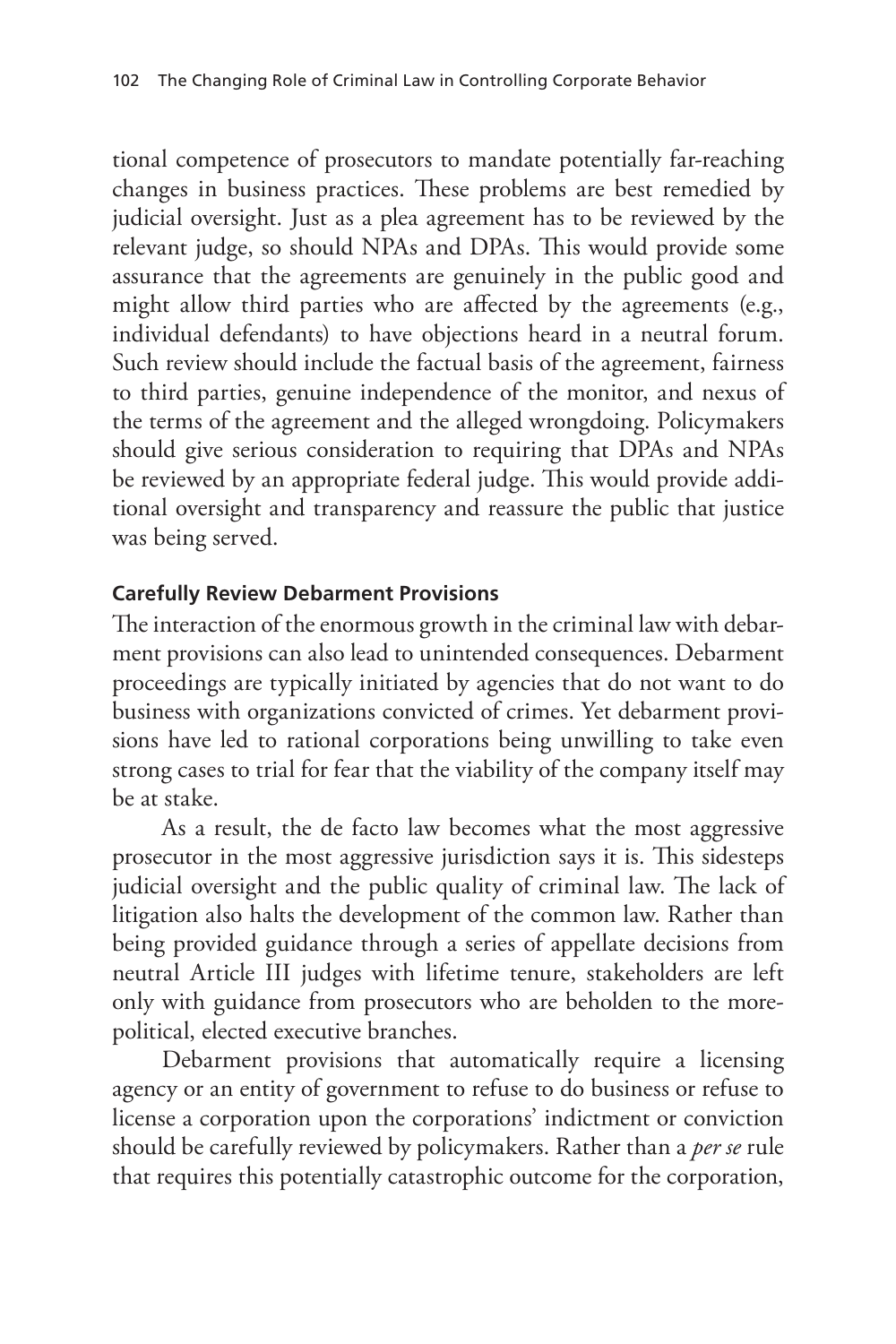tional competence of prosecutors to mandate potentially far-reaching changes in business practices. These problems are best remedied by judicial oversight. Just as a plea agreement has to be reviewed by the relevant judge, so should NPAs and DPAs. This would provide some assurance that the agreements are genuinely in the public good and might allow third parties who are affected by the agreements (e.g., individual defendants) to have objections heard in a neutral forum. Such review should include the factual basis of the agreement, fairness to third parties, genuine independence of the monitor, and nexus of the terms of the agreement and the alleged wrongdoing. Policymakers should give serious consideration to requiring that DPAs and NPAs be reviewed by an appropriate federal judge. This would provide additional oversight and transparency and reassure the public that justice was being served.

### Carefully Review Debarment Provisions

The interaction of the enormous growth in the criminal law with debarment provisions can also lead to unintended consequences. Debarment proceedings are typically initiated by agencies that do not want to do business with organizations convicted of crimes. Yet debarment provisions have led to rational corporations being unwilling to take even strong cases to trial for fear that the viability of the company itself may be at stake.

As a result, the de facto law becomes what the most aggressive prosecutor in the most aggressive jurisdiction says it is. This sidesteps judicial oversight and the public quality of criminal law. The lack of litigation also halts the development of the common law. Rather than being provided guidance through a series of appellate decisions from neutral Article III judges with lifetime tenure, stakeholders are left only with guidance from prosecutors who are beholden to the more-political, elected executive branches.

Debarment provisions that automatically require a licensing agency or an entity of government to refuse to do business or refuse to license a corporation upon the corporations' indictment or conviction should be carefully reviewed by policymakers. Rather than a *per se* rule that requires this potentially catastrophic outcome for the corporation,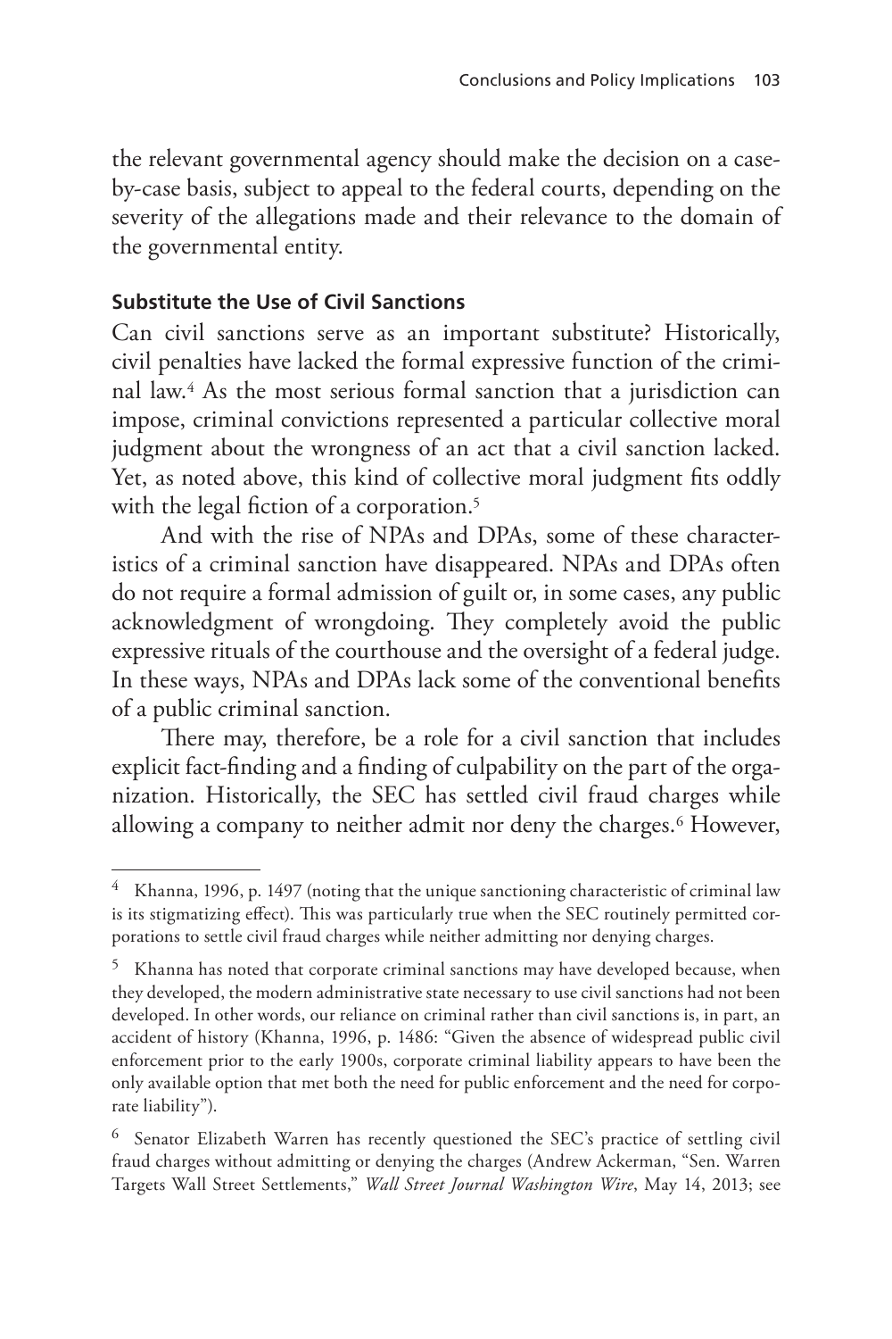the relevant governmental agency should make the decision on a case-by-case basis, subject to appeal to the federal courts, depending on the severity of the allegations made and their relevance to the domain of the governmental entity.

### Substitute the Use of Civil Sanctions

Can civil sanctions serve as an important substitute? Historically, civil penalties have lacked the formal expressive function of the criminal law.[4] As the most serious formal sanction that a jurisdiction can impose, criminal convictions represented a particular collective moral judgment about the wrongness of an act that a civil sanction lacked. Yet, as noted above, this kind of collective moral judgment fits oddly with the legal fiction of a corporation.[5]

And with the rise of NPAs and DPAs, some of these characteristics of a criminal sanction have disappeared. NPAs and DPAs often do not require a formal admission of guilt or, in some cases, any public acknowledgment of wrongdoing. They completely avoid the public expressive rituals of the courthouse and the oversight of a federal judge. In these ways, NPAs and DPAs lack some of the conventional benefits of a public criminal sanction.

There may, therefore, be a role for a civil sanction that includes explicit fact-finding and a finding of culpability on the part of the organization. Historically, the SEC has settled civil fraud charges while allowing a company to neither admit nor deny the charges.[6] However,

---

[4] Khanna, 1996, p. 1497 (noting that the unique sanctioning characteristic of criminal law is its stigmatizing effect). This was particularly true when the SEC routinely permitted corporations to settle civil fraud charges while neither admitting nor denying charges.

[5] Khanna has noted that corporate criminal sanctions may have developed because, when they developed, the modern administrative state necessary to use civil sanctions had not been developed. In other words, our reliance on criminal rather than civil sanctions is, in part, an accident of history (Khanna, 1996, p. 1486: "Given the absence of widespread public civil enforcement prior to the early 1900s, corporate criminal liability appears to have been the only available option that met both the need for public enforcement and the need for corporate liability").

[6] Senator Elizabeth Warren has recently questioned the SEC's practice of settling civil fraud charges without admitting or denying the charges (Andrew Ackerman, "Sen. Warren Targets Wall Street Settlements," *Wall Street Journal Washington Wire*, May 14, 2013; see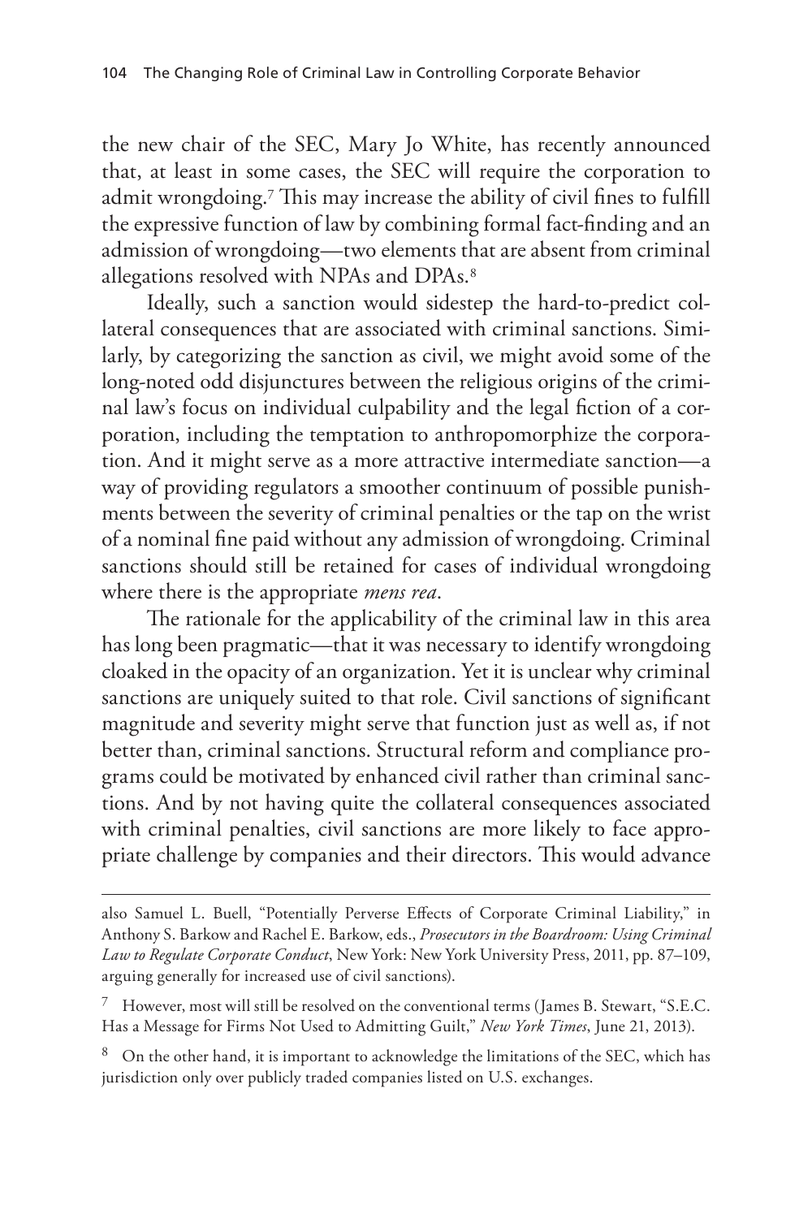the new chair of the SEC, Mary Jo White, has recently announced that, at least in some cases, the SEC will require the corporation to admit wrongdoing.[7] This may increase the ability of civil fines to fulfill the expressive function of law by combining formal fact-finding and an admission of wrongdoing—two elements that are absent from criminal allegations resolved with NPAs and DPAs.[8]

Ideally, such a sanction would sidestep the hard-to-predict collateral consequences that are associated with criminal sanctions. Similarly, by categorizing the sanction as civil, we might avoid some of the long-noted odd disjunctures between the religious origins of the criminal law's focus on individual culpability and the legal fiction of a corporation, including the temptation to anthropomorphize the corporation. And it might serve as a more attractive intermediate sanction—a way of providing regulators a smoother continuum of possible punishments between the severity of criminal penalties or the tap on the wrist of a nominal fine paid without any admission of wrongdoing. Criminal sanctions should still be retained for cases of individual wrongdoing where there is the appropriate *mens rea*.

The rationale for the applicability of the criminal law in this area has long been pragmatic—that it was necessary to identify wrongdoing cloaked in the opacity of an organization. Yet it is unclear why criminal sanctions are uniquely suited to that role. Civil sanctions of significant magnitude and severity might serve that function just as well as, if not better than, criminal sanctions. Structural reform and compliance programs could be motivated by enhanced civil rather than criminal sanctions. And by not having quite the collateral consequences associated with criminal penalties, civil sanctions are more likely to face appropriate challenge by companies and their directors. This would advance

---

also Samuel L. Buell, "Potentially Perverse Effects of Corporate Criminal Liability," in Anthony S. Barkow and Rachel E. Barkow, eds., *Prosecutors in the Boardroom: Using Criminal Law to Regulate Corporate Conduct*, New York: New York University Press, 2011, pp. 87–109, arguing generally for increased use of civil sanctions).

[7] However, most will still be resolved on the conventional terms (James B. Stewart, "S.E.C. Has a Message for Firms Not Used to Admitting Guilt," *New York Times*, June 21, 2013).

[8] On the other hand, it is important to acknowledge the limitations of the SEC, which has jurisdiction only over publicly traded companies listed on U.S. exchanges.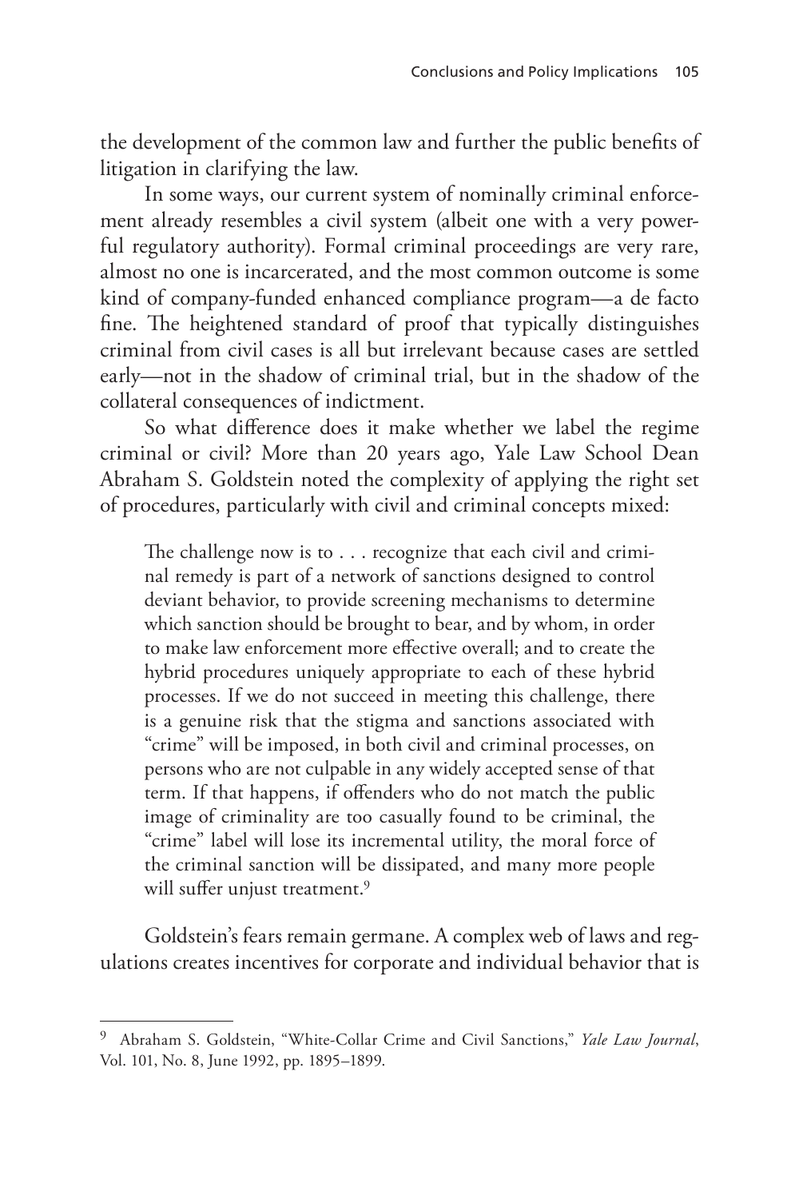the development of the common law and further the public benefits of litigation in clarifying the law.

In some ways, our current system of nominally criminal enforcement already resembles a civil system (albeit one with a very powerful regulatory authority). Formal criminal proceedings are very rare, almost no one is incarcerated, and the most common outcome is some kind of company-funded enhanced compliance program—a de facto fine. The heightened standard of proof that typically distinguishes criminal from civil cases is all but irrelevant because cases are settled early—not in the shadow of criminal trial, but in the shadow of the collateral consequences of indictment.

So what difference does it make whether we label the regime criminal or civil? More than 20 years ago, Yale Law School Dean Abraham S. Goldstein noted the complexity of applying the right set of procedures, particularly with civil and criminal concepts mixed:

> The challenge now is to . . . recognize that each civil and criminal remedy is part of a network of sanctions designed to control deviant behavior, to provide screening mechanisms to determine which sanction should be brought to bear, and by whom, in order to make law enforcement more effective overall; and to create the hybrid procedures uniquely appropriate to each of these hybrid processes. If we do not succeed in meeting this challenge, there is a genuine risk that the stigma and sanctions associated with "crime" will be imposed, in both civil and criminal processes, on persons who are not culpable in any widely accepted sense of that term. If that happens, if offenders who do not match the public image of criminality are too casually found to be criminal, the "crime" label will lose its incremental utility, the moral force of the criminal sanction will be dissipated, and many more people will suffer unjust treatment.[9]

Goldstein's fears remain germane. A complex web of laws and regulations creates incentives for corporate and individual behavior that is

---

[9] Abraham S. Goldstein, "White-Collar Crime and Civil Sanctions," *Yale Law Journal*, Vol. 101, No. 8, June 1992, pp. 1895–1899.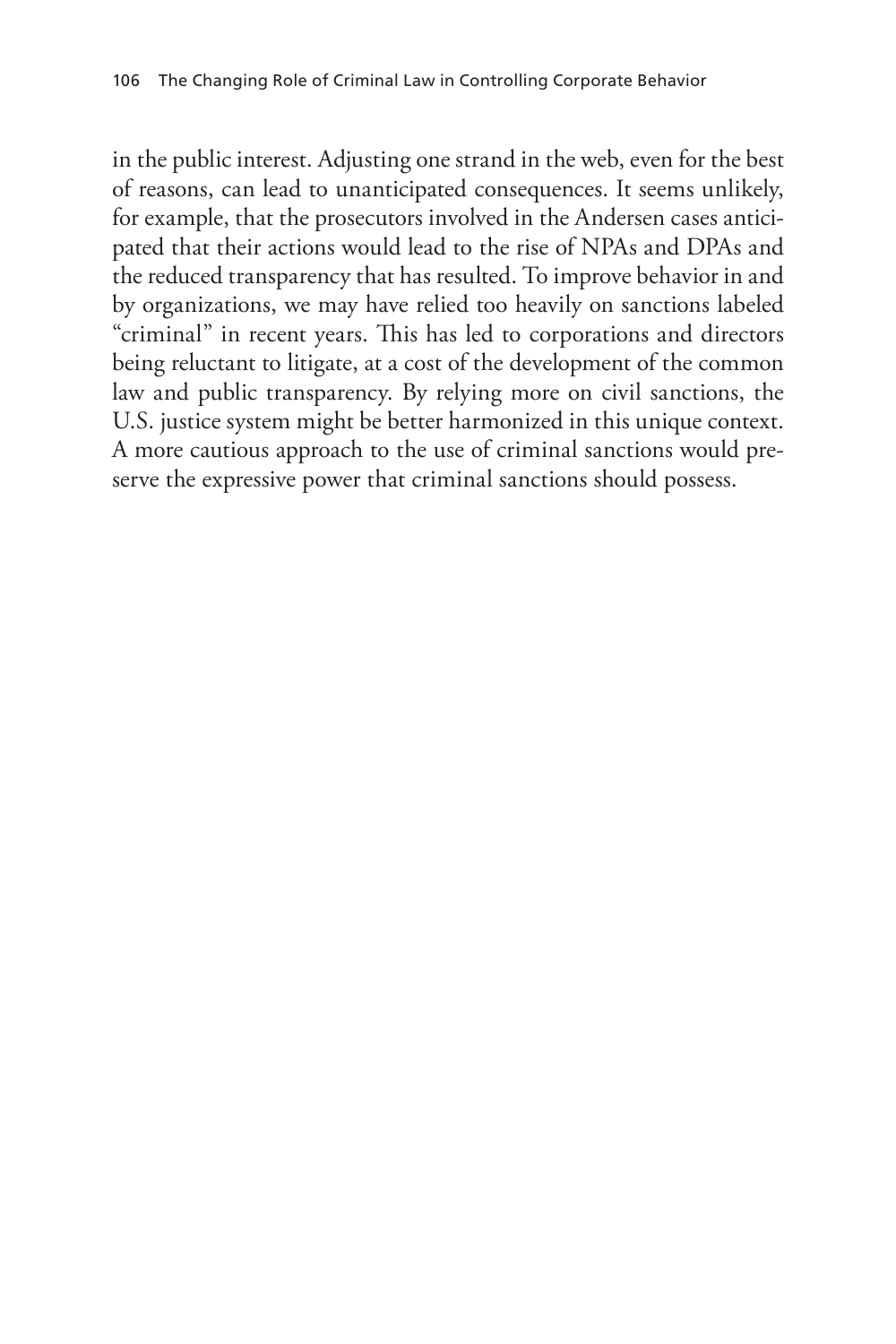in the public interest. Adjusting one strand in the web, even for the best of reasons, can lead to unanticipated consequences. It seems unlikely, for example, that the prosecutors involved in the Andersen cases anticipated that their actions would lead to the rise of NPAs and DPAs and the reduced transparency that has resulted. To improve behavior in and by organizations, we may have relied too heavily on sanctions labeled "criminal" in recent years. This has led to corporations and directors being reluctant to litigate, at a cost of the development of the common law and public transparency. By relying more on civil sanctions, the U.S. justice system might be better harmonized in this unique context. A more cautious approach to the use of criminal sanctions would preserve the expressive power that criminal sanctions should possess.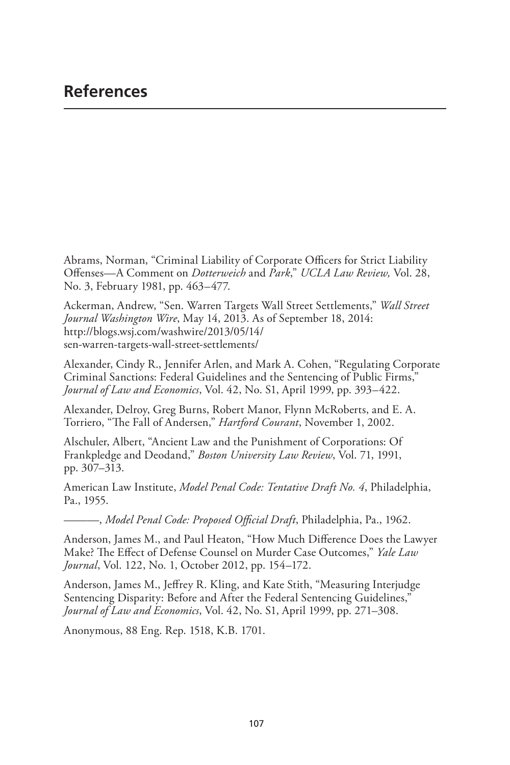## References

Abrams, Norman, "Criminal Liability of Corporate Officers for Strict Liability Offenses—A Comment on *Dotterweich* and *Park*," *UCLA Law Review,* Vol. 28, No. 3, February 1981, pp. 463–477.

Ackerman, Andrew, "Sen. Warren Targets Wall Street Settlements," *Wall Street Journal Washington Wire*, May 14, 2013. As of September 18, 2014: http://blogs.wsj.com/washwire/2013/05/14/sen-warren-targets-wall-street-settlements/

Alexander, Cindy R., Jennifer Arlen, and Mark A. Cohen, "Regulating Corporate Criminal Sanctions: Federal Guidelines and the Sentencing of Public Firms," *Journal of Law and Economics*, Vol. 42, No. S1, April 1999, pp. 393–422.

Alexander, Delroy, Greg Burns, Robert Manor, Flynn McRoberts, and E. A. Torriero, "The Fall of Andersen," *Hartford Courant*, November 1, 2002.

Alschuler, Albert, "Ancient Law and the Punishment of Corporations: Of Frankpledge and Deodand," *Boston University Law Review*, Vol. 71, 1991, pp. 307–313.

American Law Institute, *Model Penal Code: Tentative Draft No. 4*, Philadelphia, Pa., 1955.

———, *Model Penal Code: Proposed Official Draft*, Philadelphia, Pa., 1962.

Anderson, James M., and Paul Heaton, "How Much Difference Does the Lawyer Make? The Effect of Defense Counsel on Murder Case Outcomes," *Yale Law Journal*, Vol. 122, No. 1, October 2012, pp. 154–172.

Anderson, James M., Jeffrey R. Kling, and Kate Stith, "Measuring Interjudge Sentencing Disparity: Before and After the Federal Sentencing Guidelines," *Journal of Law and Economics*, Vol. 42, No. S1, April 1999, pp. 271–308.

Anonymous, 88 Eng. Rep. 1518, K.B. 1701.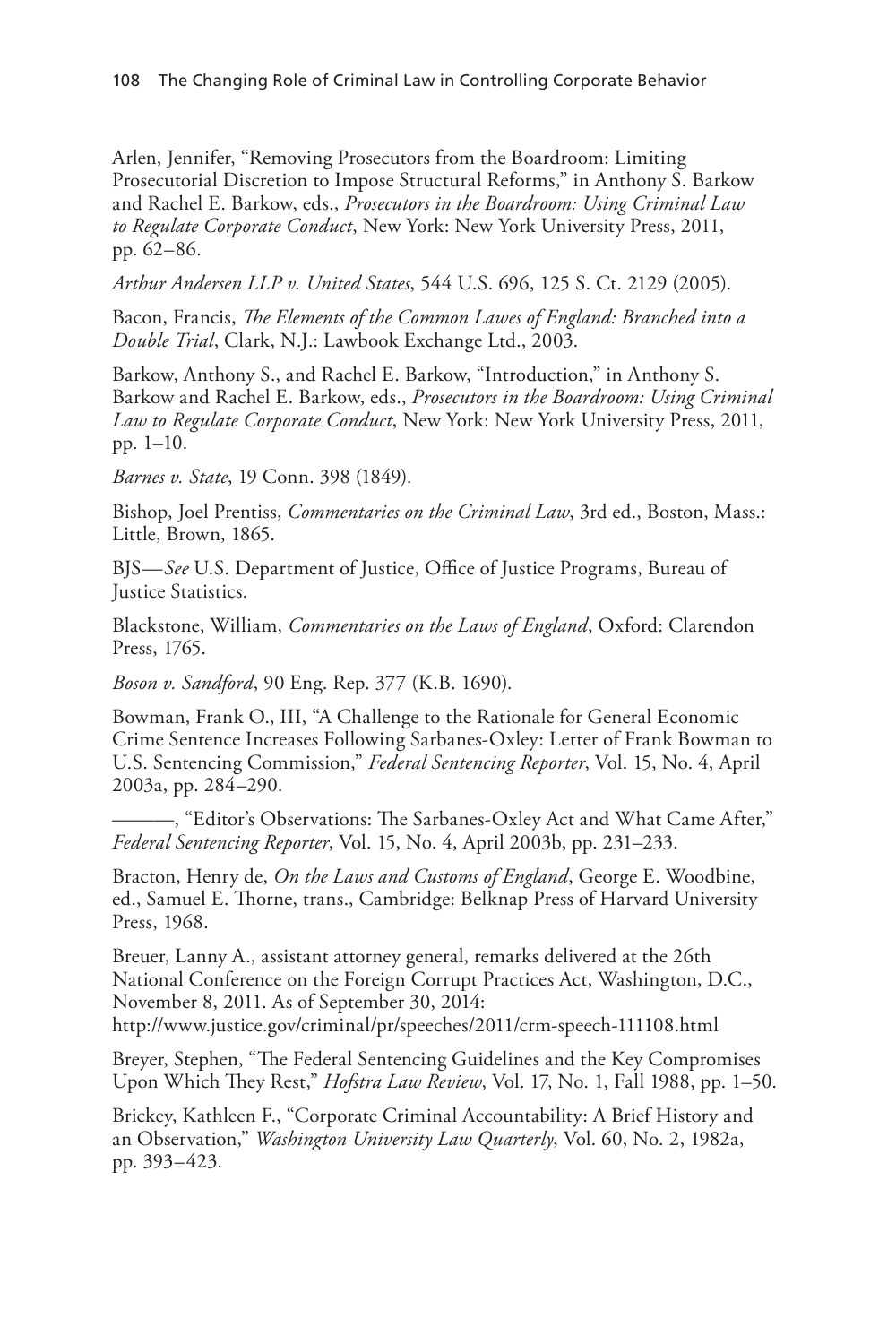Arlen, Jennifer, "Removing Prosecutors from the Boardroom: Limiting Prosecutorial Discretion to Impose Structural Reforms," in Anthony S. Barkow and Rachel E. Barkow, eds., *Prosecutors in the Boardroom: Using Criminal Law to Regulate Corporate Conduct*, New York: New York University Press, 2011, pp. 62–86.

*Arthur Andersen LLP v. United States*, 544 U.S. 696, 125 S. Ct. 2129 (2005).

Bacon, Francis, *The Elements of the Common Lawes of England: Branched into a Double Trial*, Clark, N.J.: Lawbook Exchange Ltd., 2003.

Barkow, Anthony S., and Rachel E. Barkow, "Introduction," in Anthony S. Barkow and Rachel E. Barkow, eds., *Prosecutors in the Boardroom: Using Criminal Law to Regulate Corporate Conduct*, New York: New York University Press, 2011, pp. 1–10.

*Barnes v. State*, 19 Conn. 398 (1849).

Bishop, Joel Prentiss, *Commentaries on the Criminal Law*, 3rd ed., Boston, Mass.: Little, Brown, 1865.

BJS—*See* U.S. Department of Justice, Office of Justice Programs, Bureau of Justice Statistics.

Blackstone, William, *Commentaries on the Laws of England*, Oxford: Clarendon Press, 1765.

*Boson v. Sandford*, 90 Eng. Rep. 377 (K.B. 1690).

Bowman, Frank O., III, "A Challenge to the Rationale for General Economic Crime Sentence Increases Following Sarbanes-Oxley: Letter of Frank Bowman to U.S. Sentencing Commission," *Federal Sentencing Reporter*, Vol. 15, No. 4, April 2003a, pp. 284–290.

———, "Editor's Observations: The Sarbanes-Oxley Act and What Came After," *Federal Sentencing Reporter*, Vol. 15, No. 4, April 2003b, pp. 231–233.

Bracton, Henry de, *On the Laws and Customs of England*, George E. Woodbine, ed., Samuel E. Thorne, trans., Cambridge: Belknap Press of Harvard University Press, 1968.

Breuer, Lanny A., assistant attorney general, remarks delivered at the 26th National Conference on the Foreign Corrupt Practices Act, Washington, D.C., November 8, 2011. As of September 30, 2014:
http://www.justice.gov/criminal/pr/speeches/2011/crm-speech-111108.html

Breyer, Stephen, "The Federal Sentencing Guidelines and the Key Compromises Upon Which They Rest," *Hofstra Law Review*, Vol. 17, No. 1, Fall 1988, pp. 1–50.

Brickey, Kathleen F., "Corporate Criminal Accountability: A Brief History and an Observation," *Washington University Law Quarterly*, Vol. 60, No. 2, 1982a, pp. 393–423.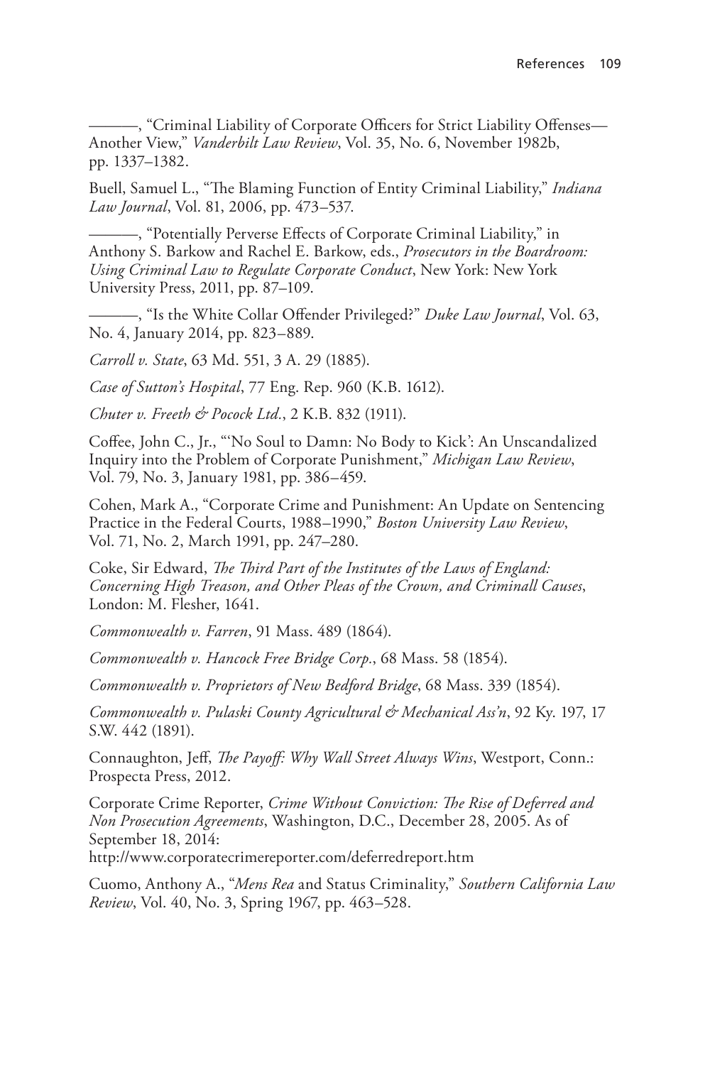———, "Criminal Liability of Corporate Officers for Strict Liability Offenses—Another View," *Vanderbilt Law Review*, Vol. 35, No. 6, November 1982b, pp. 1337–1382.

Buell, Samuel L., "The Blaming Function of Entity Criminal Liability," *Indiana Law Journal*, Vol. 81, 2006, pp. 473–537.

———, "Potentially Perverse Effects of Corporate Criminal Liability," in Anthony S. Barkow and Rachel E. Barkow, eds., *Prosecutors in the Boardroom: Using Criminal Law to Regulate Corporate Conduct*, New York: New York University Press, 2011, pp. 87–109.

———, "Is the White Collar Offender Privileged?" *Duke Law Journal*, Vol. 63, No. 4, January 2014, pp. 823–889.

*Carroll v. State*, 63 Md. 551, 3 A. 29 (1885).

*Case of Sutton's Hospital*, 77 Eng. Rep. 960 (K.B. 1612).

*Chuter v. Freeth & Pocock Ltd.*, 2 K.B. 832 (1911).

Coffee, John C., Jr., "'No Soul to Damn: No Body to Kick': An Unscandalized Inquiry into the Problem of Corporate Punishment," *Michigan Law Review*, Vol. 79, No. 3, January 1981, pp. 386–459.

Cohen, Mark A., "Corporate Crime and Punishment: An Update on Sentencing Practice in the Federal Courts, 1988–1990," *Boston University Law Review*, Vol. 71, No. 2, March 1991, pp. 247–280.

Coke, Sir Edward, *The Third Part of the Institutes of the Laws of England: Concerning High Treason, and Other Pleas of the Crown, and Criminall Causes*, London: M. Flesher, 1641.

*Commonwealth v. Farren*, 91 Mass. 489 (1864).

*Commonwealth v. Hancock Free Bridge Corp.*, 68 Mass. 58 (1854).

*Commonwealth v. Proprietors of New Bedford Bridge*, 68 Mass. 339 (1854).

*Commonwealth v. Pulaski County Agricultural & Mechanical Ass'n*, 92 Ky. 197, 17 S.W. 442 (1891).

Connaughton, Jeff, *The Payoff: Why Wall Street Always Wins*, Westport, Conn.: Prospecta Press, 2012.

Corporate Crime Reporter, *Crime Without Conviction: The Rise of Deferred and Non Prosecution Agreements*, Washington, D.C., December 28, 2005. As of September 18, 2014:
http://www.corporatecrimereporter.com/deferredreport.htm

Cuomo, Anthony A., "*Mens Rea* and Status Criminality," *Southern California Law Review*, Vol. 40, No. 3, Spring 1967, pp. 463–528.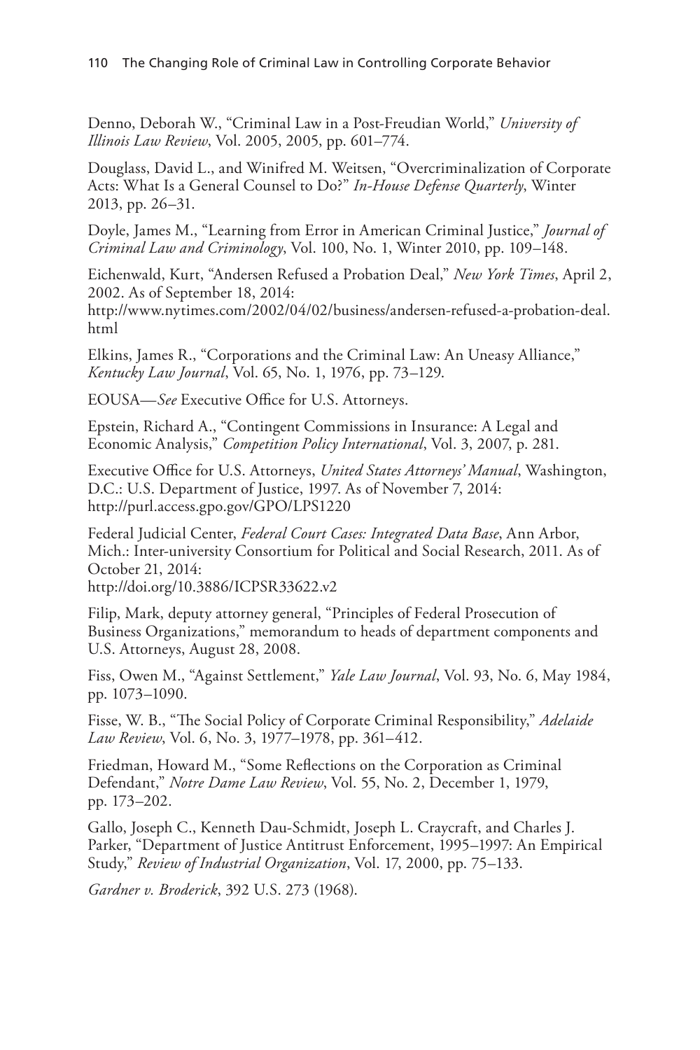Denno, Deborah W., "Criminal Law in a Post-Freudian World," *University of Illinois Law Review*, Vol. 2005, 2005, pp. 601–774.

Douglass, David L., and Winifred M. Weitsen, "Overcriminalization of Corporate Acts: What Is a General Counsel to Do?" *In-House Defense Quarterly*, Winter 2013, pp. 26–31.

Doyle, James M., "Learning from Error in American Criminal Justice," *Journal of Criminal Law and Criminology*, Vol. 100, No. 1, Winter 2010, pp. 109–148.

Eichenwald, Kurt, "Andersen Refused a Probation Deal," *New York Times*, April 2, 2002. As of September 18, 2014:
http://www.nytimes.com/2002/04/02/business/andersen-refused-a-probation-deal.html

Elkins, James R., "Corporations and the Criminal Law: An Uneasy Alliance," *Kentucky Law Journal*, Vol. 65, No. 1, 1976, pp. 73–129.

EOUSA—*See* Executive Office for U.S. Attorneys.

Epstein, Richard A., "Contingent Commissions in Insurance: A Legal and Economic Analysis," *Competition Policy International*, Vol. 3, 2007, p. 281.

Executive Office for U.S. Attorneys, *United States Attorneys' Manual*, Washington, D.C.: U.S. Department of Justice, 1997. As of November 7, 2014:
http://purl.access.gpo.gov/GPO/LPS1220

Federal Judicial Center, *Federal Court Cases: Integrated Data Base*, Ann Arbor, Mich.: Inter-university Consortium for Political and Social Research, 2011. As of October 21, 2014:
http://doi.org/10.3886/ICPSR33622.v2

Filip, Mark, deputy attorney general, "Principles of Federal Prosecution of Business Organizations," memorandum to heads of department components and U.S. Attorneys, August 28, 2008.

Fiss, Owen M., "Against Settlement," *Yale Law Journal*, Vol. 93, No. 6, May 1984, pp. 1073–1090.

Fisse, W. B., "The Social Policy of Corporate Criminal Responsibility," *Adelaide Law Review*, Vol. 6, No. 3, 1977–1978, pp. 361–412.

Friedman, Howard M., "Some Reflections on the Corporation as Criminal Defendant," *Notre Dame Law Review*, Vol. 55, No. 2, December 1, 1979, pp. 173–202.

Gallo, Joseph C., Kenneth Dau-Schmidt, Joseph L. Craycraft, and Charles J. Parker, "Department of Justice Antitrust Enforcement, 1995–1997: An Empirical Study," *Review of Industrial Organization*, Vol. 17, 2000, pp. 75–133.

*Gardner v. Broderick*, 392 U.S. 273 (1968).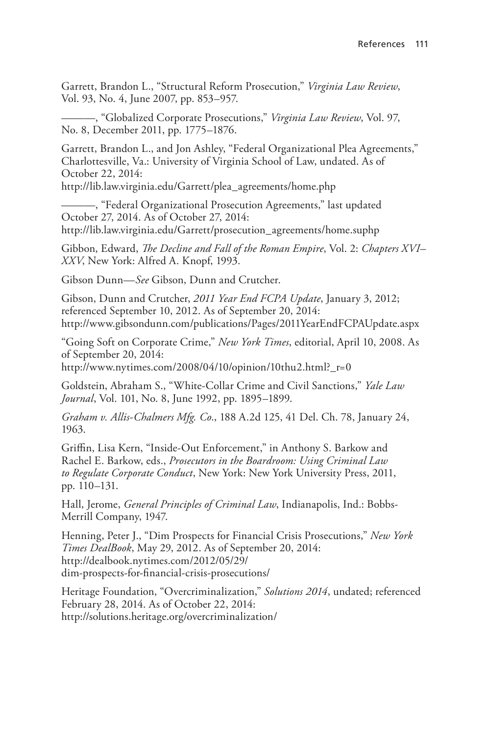Garrett, Brandon L., "Structural Reform Prosecution," *Virginia Law Review*, Vol. 93, No. 4, June 2007, pp. 853–957.

———, "Globalized Corporate Prosecutions," *Virginia Law Review*, Vol. 97, No. 8, December 2011, pp. 1775–1876.

Garrett, Brandon L., and Jon Ashley, "Federal Organizational Plea Agreements," Charlottesville, Va.: University of Virginia School of Law, undated. As of October 22, 2014:
http://lib.law.virginia.edu/Garrett/plea_agreements/home.php

———, "Federal Organizational Prosecution Agreements," last updated October 27, 2014. As of October 27, 2014:
http://lib.law.virginia.edu/Garrett/prosecution_agreements/home.suphp

Gibbon, Edward, *The Decline and Fall of the Roman Empire*, Vol. 2: *Chapters XVI–XXV*, New York: Alfred A. Knopf, 1993.

Gibson Dunn—*See* Gibson, Dunn and Crutcher.

Gibson, Dunn and Crutcher, *2011 Year End FCPA Update*, January 3, 2012; referenced September 10, 2012. As of September 20, 2014:
http://www.gibsondunn.com/publications/Pages/2011YearEndFCPAUpdate.aspx

"Going Soft on Corporate Crime," *New York Times*, editorial, April 10, 2008. As of September 20, 2014:
http://www.nytimes.com/2008/04/10/opinion/10thu2.html?_r=0

Goldstein, Abraham S., "White-Collar Crime and Civil Sanctions," *Yale Law Journal*, Vol. 101, No. 8, June 1992, pp. 1895–1899.

*Graham v. Allis-Chalmers Mfg. Co*., 188 A.2d 125, 41 Del. Ch. 78, January 24, 1963.

Griffin, Lisa Kern, "Inside-Out Enforcement," in Anthony S. Barkow and Rachel E. Barkow, eds., *Prosecutors in the Boardroom: Using Criminal Law to Regulate Corporate Conduct*, New York: New York University Press, 2011, pp. 110–131.

Hall, Jerome, *General Principles of Criminal Law*, Indianapolis, Ind.: Bobbs-Merrill Company, 1947.

Henning, Peter J., "Dim Prospects for Financial Crisis Prosecutions," *New York Times DealBook*, May 29, 2012. As of September 20, 2014:
http://dealbook.nytimes.com/2012/05/29/dim-prospects-for-financial-crisis-prosecutions/

Heritage Foundation, "Overcriminalization," *Solutions 2014*, undated; referenced February 28, 2014. As of October 22, 2014:
http://solutions.heritage.org/overcriminalization/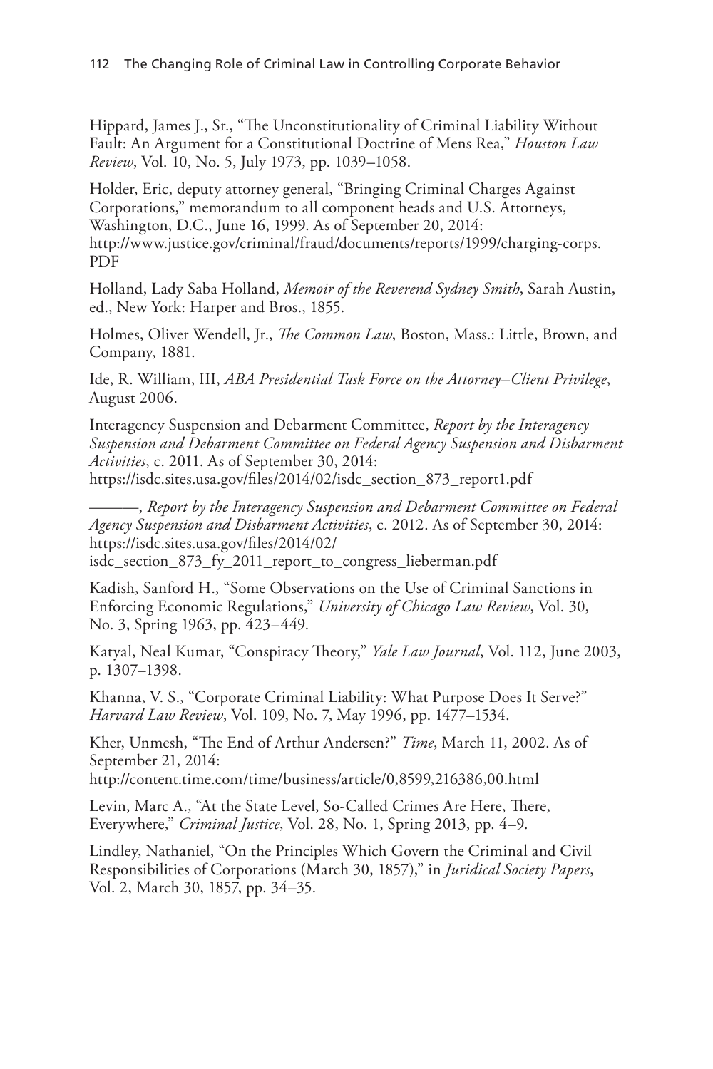Hippard, James J., Sr., "The Unconstitutionality of Criminal Liability Without Fault: An Argument for a Constitutional Doctrine of Mens Rea," *Houston Law Review*, Vol. 10, No. 5, July 1973, pp. 1039–1058.

Holder, Eric, deputy attorney general, "Bringing Criminal Charges Against Corporations," memorandum to all component heads and U.S. Attorneys, Washington, D.C., June 16, 1999. As of September 20, 2014: http://www.justice.gov/criminal/fraud/documents/reports/1999/charging-corps.PDF

Holland, Lady Saba Holland, *Memoir of the Reverend Sydney Smith*, Sarah Austin, ed., New York: Harper and Bros., 1855.

Holmes, Oliver Wendell, Jr., *The Common Law*, Boston, Mass.: Little, Brown, and Company, 1881.

Ide, R. William, III, *ABA Presidential Task Force on the Attorney–Client Privilege*, August 2006.

Interagency Suspension and Debarment Committee, *Report by the Interagency Suspension and Debarment Committee on Federal Agency Suspension and Disbarment Activities*, c. 2011. As of September 30, 2014: https://isdc.sites.usa.gov/files/2014/02/isdc_section_873_report1.pdf

———, *Report by the Interagency Suspension and Debarment Committee on Federal Agency Suspension and Disbarment Activities*, c. 2012. As of September 30, 2014: https://isdc.sites.usa.gov/files/2014/02/isdc_section_873_fy_2011_report_to_congress_lieberman.pdf

Kadish, Sanford H., "Some Observations on the Use of Criminal Sanctions in Enforcing Economic Regulations," *University of Chicago Law Review*, Vol. 30, No. 3, Spring 1963, pp. 423–449.

Katyal, Neal Kumar, "Conspiracy Theory," *Yale Law Journal*, Vol. 112, June 2003, p. 1307–1398.

Khanna, V. S., "Corporate Criminal Liability: What Purpose Does It Serve?" *Harvard Law Review*, Vol. 109, No. 7, May 1996, pp. 1477–1534.

Kher, Unmesh, "The End of Arthur Andersen?" *Time*, March 11, 2002. As of September 21, 2014: http://content.time.com/time/business/article/0,8599,216386,00.html

Levin, Marc A., "At the State Level, So-Called Crimes Are Here, There, Everywhere," *Criminal Justice*, Vol. 28, No. 1, Spring 2013, pp. 4–9.

Lindley, Nathaniel, "On the Principles Which Govern the Criminal and Civil Responsibilities of Corporations (March 30, 1857)," in *Juridical Society Papers*, Vol. 2, March 30, 1857, pp. 34–35.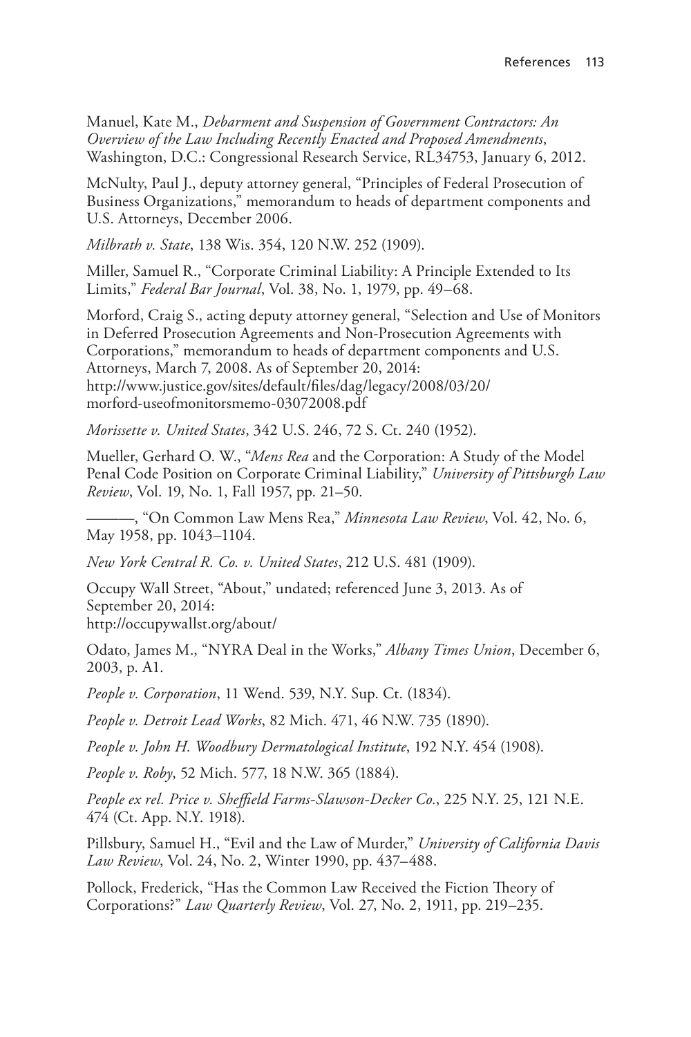Manuel, Kate M., *Debarment and Suspension of Government Contractors: An Overview of the Law Including Recently Enacted and Proposed Amendments*, Washington, D.C.: Congressional Research Service, RL34753, January 6, 2012.

McNulty, Paul J., deputy attorney general, "Principles of Federal Prosecution of Business Organizations," memorandum to heads of department components and U.S. Attorneys, December 2006.

*Milbrath v. State*, 138 Wis. 354, 120 N.W. 252 (1909).

Miller, Samuel R., "Corporate Criminal Liability: A Principle Extended to Its Limits," *Federal Bar Journal*, Vol. 38, No. 1, 1979, pp. 49–68.

Morford, Craig S., acting deputy attorney general, "Selection and Use of Monitors in Deferred Prosecution Agreements and Non-Prosecution Agreements with Corporations," memorandum to heads of department components and U.S. Attorneys, March 7, 2008. As of September 20, 2014: http://www.justice.gov/sites/default/files/dag/legacy/2008/03/20/morford-useofmonitorsmemo-03072008.pdf

*Morissette v. United States*, 342 U.S. 246, 72 S. Ct. 240 (1952).

Mueller, Gerhard O. W., "*Mens Rea* and the Corporation: A Study of the Model Penal Code Position on Corporate Criminal Liability," *University of Pittsburgh Law Review*, Vol. 19, No. 1, Fall 1957, pp. 21–50.

———, "On Common Law Mens Rea," *Minnesota Law Review*, Vol. 42, No. 6, May 1958, pp. 1043–1104.

*New York Central R. Co. v. United States*, 212 U.S. 481 (1909).

Occupy Wall Street, "About," undated; referenced June 3, 2013. As of September 20, 2014: http://occupywallst.org/about/

Odato, James M., "NYRA Deal in the Works," *Albany Times Union*, December 6, 2003, p. A1.

*People v. Corporation*, 11 Wend. 539, N.Y. Sup. Ct. (1834).

*People v. Detroit Lead Works*, 82 Mich. 471, 46 N.W. 735 (1890).

*People v. John H. Woodbury Dermatological Institute*, 192 N.Y. 454 (1908).

*People v. Roby*, 52 Mich. 577, 18 N.W. 365 (1884).

*People ex rel. Price v. Sheffield Farms-Slawson-Decker Co.*, 225 N.Y. 25, 121 N.E. 474 (Ct. App. N.Y. 1918).

Pillsbury, Samuel H., "Evil and the Law of Murder," *University of California Davis Law Review*, Vol. 24, No. 2, Winter 1990, pp. 437–488.

Pollock, Frederick, "Has the Common Law Received the Fiction Theory of Corporations?" *Law Quarterly Review*, Vol. 27, No. 2, 1911, pp. 219–235.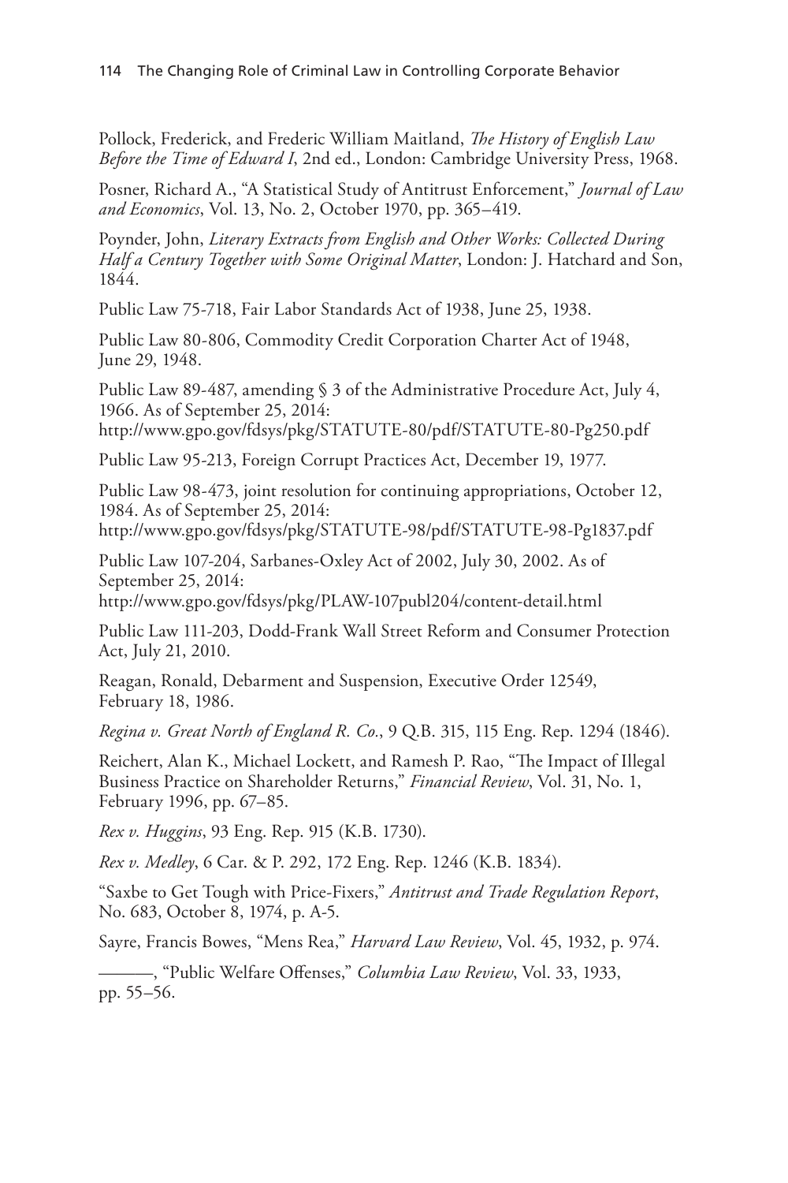Pollock, Frederick, and Frederic William Maitland, *The History of English Law Before the Time of Edward I*, 2nd ed., London: Cambridge University Press, 1968.

Posner, Richard A., "A Statistical Study of Antitrust Enforcement," *Journal of Law and Economics*, Vol. 13, No. 2, October 1970, pp. 365–419.

Poynder, John, *Literary Extracts from English and Other Works: Collected During Half a Century Together with Some Original Matter*, London: J. Hatchard and Son, 1844.

Public Law 75-718, Fair Labor Standards Act of 1938, June 25, 1938.

Public Law 80-806, Commodity Credit Corporation Charter Act of 1948, June 29, 1948.

Public Law 89-487, amending § 3 of the Administrative Procedure Act, July 4, 1966. As of September 25, 2014:
http://www.gpo.gov/fdsys/pkg/STATUTE-80/pdf/STATUTE-80-Pg250.pdf

Public Law 95-213, Foreign Corrupt Practices Act, December 19, 1977.

Public Law 98-473, joint resolution for continuing appropriations, October 12, 1984. As of September 25, 2014:
http://www.gpo.gov/fdsys/pkg/STATUTE-98/pdf/STATUTE-98-Pg1837.pdf

Public Law 107-204, Sarbanes-Oxley Act of 2002, July 30, 2002. As of September 25, 2014:
http://www.gpo.gov/fdsys/pkg/PLAW-107publ204/content-detail.html

Public Law 111-203, Dodd-Frank Wall Street Reform and Consumer Protection Act, July 21, 2010.

Reagan, Ronald, Debarment and Suspension, Executive Order 12549, February 18, 1986.

*Regina v. Great North of England R. Co.*, 9 Q.B. 315, 115 Eng. Rep. 1294 (1846).

Reichert, Alan K., Michael Lockett, and Ramesh P. Rao, "The Impact of Illegal Business Practice on Shareholder Returns," *Financial Review*, Vol. 31, No. 1, February 1996, pp. 67–85.

*Rex v. Huggins*, 93 Eng. Rep. 915 (K.B. 1730).

*Rex v. Medley*, 6 Car. & P. 292, 172 Eng. Rep. 1246 (K.B. 1834).

"Saxbe to Get Tough with Price-Fixers," *Antitrust and Trade Regulation Report*, No. 683, October 8, 1974, p. A-5.

Sayre, Francis Bowes, "Mens Rea," *Harvard Law Review*, Vol. 45, 1932, p. 974.

———, "Public Welfare Offenses," *Columbia Law Review*, Vol. 33, 1933, pp. 55–56.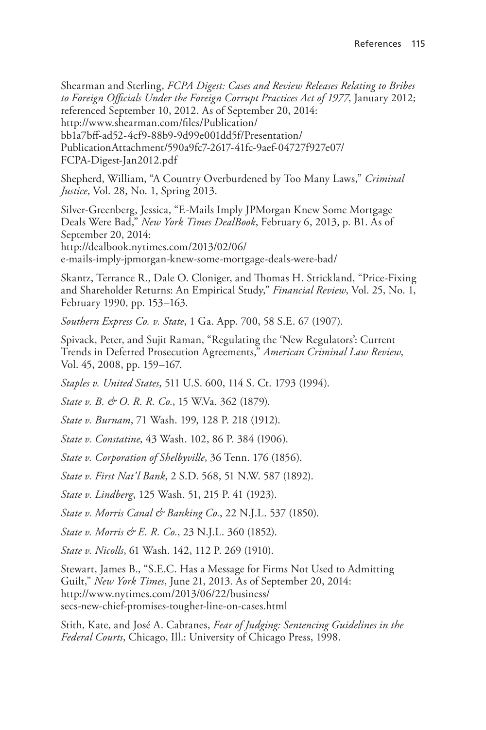Shearman and Sterling, *FCPA Digest: Cases and Review Releases Relating to Bribes to Foreign Officials Under the Foreign Corrupt Practices Act of 1977*, January 2012; referenced September 10, 2012. As of September 20, 2014: http://www.shearman.com/files/Publication/bb1a7bff-ad52-4cf9-88b9-9d99e001dd5f/Presentation/PublicationAttachment/590a9fc7-2617-41fc-9aef-04727f927e07/FCPA-Digest-Jan2012.pdf

Shepherd, William, "A Country Overburdened by Too Many Laws," *Criminal Justice*, Vol. 28, No. 1, Spring 2013.

Silver-Greenberg, Jessica, "E-Mails Imply JPMorgan Knew Some Mortgage Deals Were Bad," *New York Times DealBook*, February 6, 2013, p. B1. As of September 20, 2014: http://dealbook.nytimes.com/2013/02/06/e-mails-imply-jpmorgan-knew-some-mortgage-deals-were-bad/

Skantz, Terrance R., Dale O. Cloniger, and Thomas H. Strickland, "Price-Fixing and Shareholder Returns: An Empirical Study," *Financial Review*, Vol. 25, No. 1, February 1990, pp. 153–163.

*Southern Express Co. v. State*, 1 Ga. App. 700, 58 S.E. 67 (1907).

Spivack, Peter, and Sujit Raman, "Regulating the 'New Regulators': Current Trends in Deferred Prosecution Agreements," *American Criminal Law Review*, Vol. 45, 2008, pp. 159–167.

*Staples v. United States*, 511 U.S. 600, 114 S. Ct. 1793 (1994).

*State v. B. & O. R. R. Co.*, 15 W.Va. 362 (1879).

*State v. Burnam*, 71 Wash. 199, 128 P. 218 (1912).

*State v. Constatine*, 43 Wash. 102, 86 P. 384 (1906).

*State v. Corporation of Shelbyville*, 36 Tenn. 176 (1856).

*State v. First Nat'l Bank*, 2 S.D. 568, 51 N.W. 587 (1892).

*State v. Lindberg*, 125 Wash. 51, 215 P. 41 (1923).

*State v. Morris Canal & Banking Co.*, 22 N.J.L. 537 (1850).

*State v. Morris & E. R. Co.*, 23 N.J.L. 360 (1852).

*State v. Nicolls*, 61 Wash. 142, 112 P. 269 (1910).

Stewart, James B., "S.E.C. Has a Message for Firms Not Used to Admitting Guilt," *New York Times*, June 21, 2013. As of September 20, 2014: http://www.nytimes.com/2013/06/22/business/secs-new-chief-promises-tougher-line-on-cases.html

Stith, Kate, and José A. Cabranes, *Fear of Judging: Sentencing Guidelines in the Federal Courts*, Chicago, Ill.: University of Chicago Press, 1998.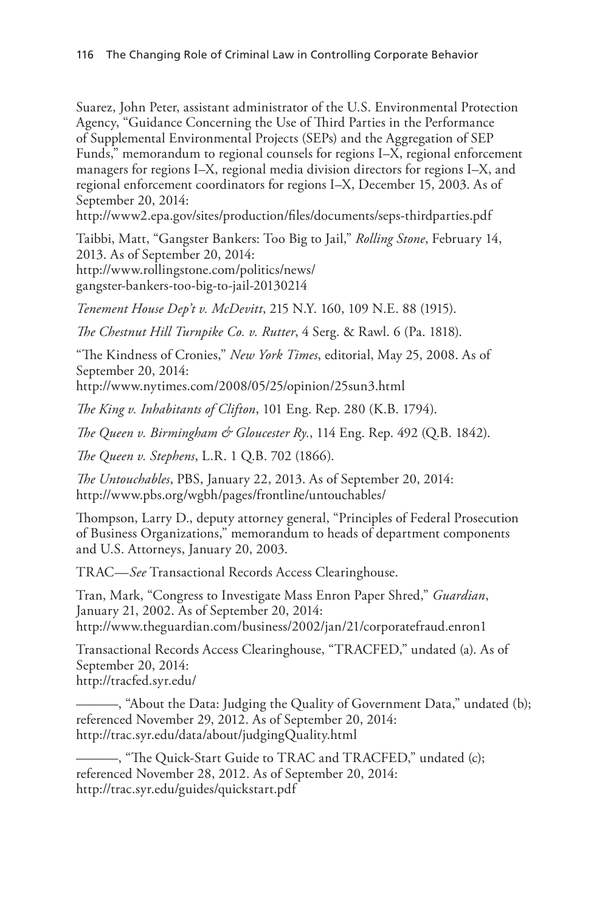Suarez, John Peter, assistant administrator of the U.S. Environmental Protection Agency, "Guidance Concerning the Use of Third Parties in the Performance of Supplemental Environmental Projects (SEPs) and the Aggregation of SEP Funds," memorandum to regional counsels for regions I–X, regional enforcement managers for regions I–X, regional media division directors for regions I–X, and regional enforcement coordinators for regions I–X, December 15, 2003. As of September 20, 2014:
http://www2.epa.gov/sites/production/files/documents/seps-thirdparties.pdf

Taibbi, Matt, "Gangster Bankers: Too Big to Jail," *Rolling Stone*, February 14, 2013. As of September 20, 2014:
http://www.rollingstone.com/politics/news/gangster-bankers-too-big-to-jail-20130214

*Tenement House Dep't v. McDevitt*, 215 N.Y. 160, 109 N.E. 88 (1915).

*The Chestnut Hill Turnpike Co. v. Rutter*, 4 Serg. & Rawl. 6 (Pa. 1818).

"The Kindness of Cronies," *New York Times*, editorial, May 25, 2008. As of September 20, 2014:
http://www.nytimes.com/2008/05/25/opinion/25sun3.html

*The King v. Inhabitants of Clifton*, 101 Eng. Rep. 280 (K.B. 1794).

*The Queen v. Birmingham & Gloucester Ry.*, 114 Eng. Rep. 492 (Q.B. 1842).

*The Queen v. Stephens*, L.R. 1 Q.B. 702 (1866).

*The Untouchables*, PBS, January 22, 2013. As of September 20, 2014:
http://www.pbs.org/wgbh/pages/frontline/untouchables/

Thompson, Larry D., deputy attorney general, "Principles of Federal Prosecution of Business Organizations," memorandum to heads of department components and U.S. Attorneys, January 20, 2003.

TRAC—*See* Transactional Records Access Clearinghouse.

Tran, Mark, "Congress to Investigate Mass Enron Paper Shred," *Guardian*, January 21, 2002. As of September 20, 2014:
http://www.theguardian.com/business/2002/jan/21/corporatefraud.enron1

Transactional Records Access Clearinghouse, "TRACFED," undated (a). As of September 20, 2014:
http://tracfed.syr.edu/

———, "About the Data: Judging the Quality of Government Data," undated (b); referenced November 29, 2012. As of September 20, 2014:
http://trac.syr.edu/data/about/judgingQuality.html

———, "The Quick-Start Guide to TRAC and TRACFED," undated (c); referenced November 28, 2012. As of September 20, 2014:
http://trac.syr.edu/guides/quickstart.pdf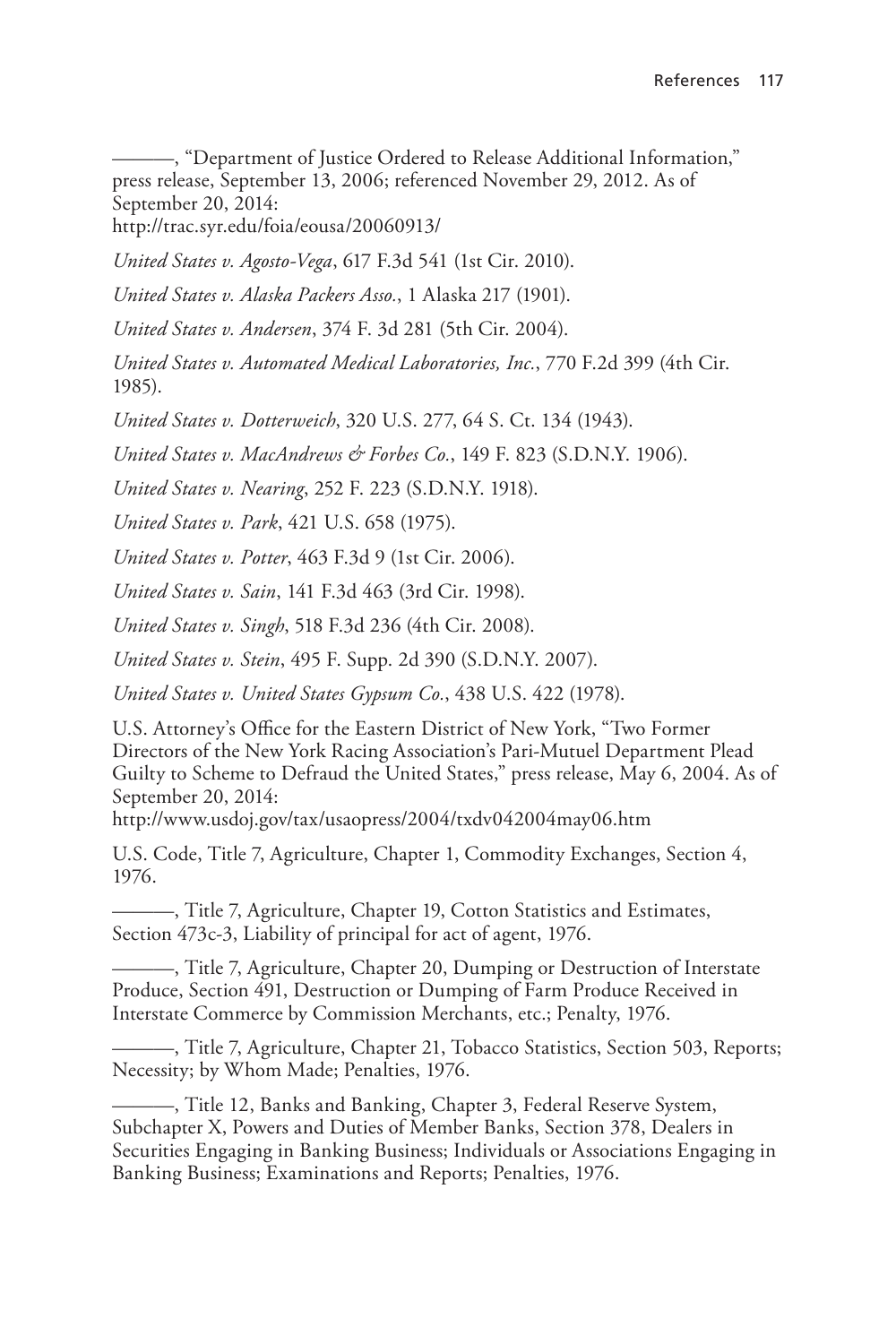———, "Department of Justice Ordered to Release Additional Information," press release, September 13, 2006; referenced November 29, 2012. As of September 20, 2014:
http://trac.syr.edu/foia/eousa/20060913/

*United States v. Agosto-Vega*, 617 F.3d 541 (1st Cir. 2010).

*United States v. Alaska Packers Asso.*, 1 Alaska 217 (1901).

*United States v. Andersen*, 374 F. 3d 281 (5th Cir. 2004).

*United States v. Automated Medical Laboratories, Inc.*, 770 F.2d 399 (4th Cir. 1985).

*United States v. Dotterweich*, 320 U.S. 277, 64 S. Ct. 134 (1943).

*United States v. MacAndrews & Forbes Co.*, 149 F. 823 (S.D.N.Y. 1906).

*United States v. Nearing*, 252 F. 223 (S.D.N.Y. 1918).

*United States v. Park*, 421 U.S. 658 (1975).

*United States v. Potter*, 463 F.3d 9 (1st Cir. 2006).

*United States v. Sain*, 141 F.3d 463 (3rd Cir. 1998).

*United States v. Singh*, 518 F.3d 236 (4th Cir. 2008).

*United States v. Stein*, 495 F. Supp. 2d 390 (S.D.N.Y. 2007).

*United States v. United States Gypsum Co.*, 438 U.S. 422 (1978).

U.S. Attorney's Office for the Eastern District of New York, "Two Former Directors of the New York Racing Association's Pari-Mutuel Department Plead Guilty to Scheme to Defraud the United States," press release, May 6, 2004. As of September 20, 2014:
http://www.usdoj.gov/tax/usaopress/2004/txdv042004may06.htm

U.S. Code, Title 7, Agriculture, Chapter 1, Commodity Exchanges, Section 4, 1976.

———, Title 7, Agriculture, Chapter 19, Cotton Statistics and Estimates, Section 473c-3, Liability of principal for act of agent, 1976.

———, Title 7, Agriculture, Chapter 20, Dumping or Destruction of Interstate Produce, Section 491, Destruction or Dumping of Farm Produce Received in Interstate Commerce by Commission Merchants, etc.; Penalty, 1976.

———, Title 7, Agriculture, Chapter 21, Tobacco Statistics, Section 503, Reports; Necessity; by Whom Made; Penalties, 1976.

———, Title 12, Banks and Banking, Chapter 3, Federal Reserve System, Subchapter X, Powers and Duties of Member Banks, Section 378, Dealers in Securities Engaging in Banking Business; Individuals or Associations Engaging in Banking Business; Examinations and Reports; Penalties, 1976.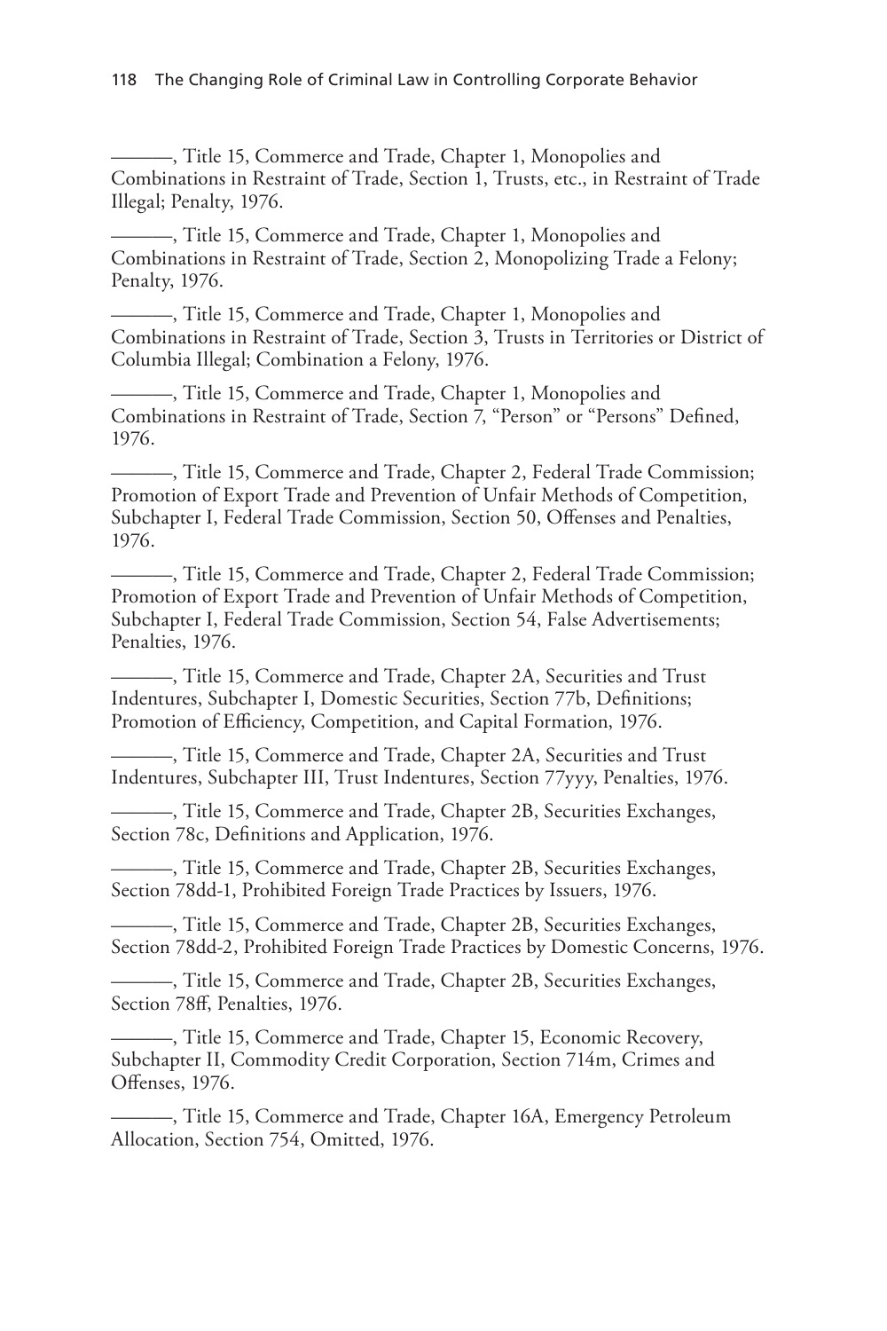———, Title 15, Commerce and Trade, Chapter 1, Monopolies and Combinations in Restraint of Trade, Section 1, Trusts, etc., in Restraint of Trade Illegal; Penalty, 1976.

———, Title 15, Commerce and Trade, Chapter 1, Monopolies and Combinations in Restraint of Trade, Section 2, Monopolizing Trade a Felony; Penalty, 1976.

———, Title 15, Commerce and Trade, Chapter 1, Monopolies and Combinations in Restraint of Trade, Section 3, Trusts in Territories or District of Columbia Illegal; Combination a Felony, 1976.

———, Title 15, Commerce and Trade, Chapter 1, Monopolies and Combinations in Restraint of Trade, Section 7, "Person" or "Persons" Defined, 1976.

———, Title 15, Commerce and Trade, Chapter 2, Federal Trade Commission; Promotion of Export Trade and Prevention of Unfair Methods of Competition, Subchapter I, Federal Trade Commission, Section 50, Offenses and Penalties, 1976.

———, Title 15, Commerce and Trade, Chapter 2, Federal Trade Commission; Promotion of Export Trade and Prevention of Unfair Methods of Competition, Subchapter I, Federal Trade Commission, Section 54, False Advertisements; Penalties, 1976.

———, Title 15, Commerce and Trade, Chapter 2A, Securities and Trust Indentures, Subchapter I, Domestic Securities, Section 77b, Definitions; Promotion of Efficiency, Competition, and Capital Formation, 1976.

———, Title 15, Commerce and Trade, Chapter 2A, Securities and Trust Indentures, Subchapter III, Trust Indentures, Section 77yyy, Penalties, 1976.

———, Title 15, Commerce and Trade, Chapter 2B, Securities Exchanges, Section 78c, Definitions and Application, 1976.

———, Title 15, Commerce and Trade, Chapter 2B, Securities Exchanges, Section 78dd-1, Prohibited Foreign Trade Practices by Issuers, 1976.

———, Title 15, Commerce and Trade, Chapter 2B, Securities Exchanges, Section 78dd-2, Prohibited Foreign Trade Practices by Domestic Concerns, 1976.

———, Title 15, Commerce and Trade, Chapter 2B, Securities Exchanges, Section 78ff, Penalties, 1976.

———, Title 15, Commerce and Trade, Chapter 15, Economic Recovery, Subchapter II, Commodity Credit Corporation, Section 714m, Crimes and Offenses, 1976.

———, Title 15, Commerce and Trade, Chapter 16A, Emergency Petroleum Allocation, Section 754, Omitted, 1976.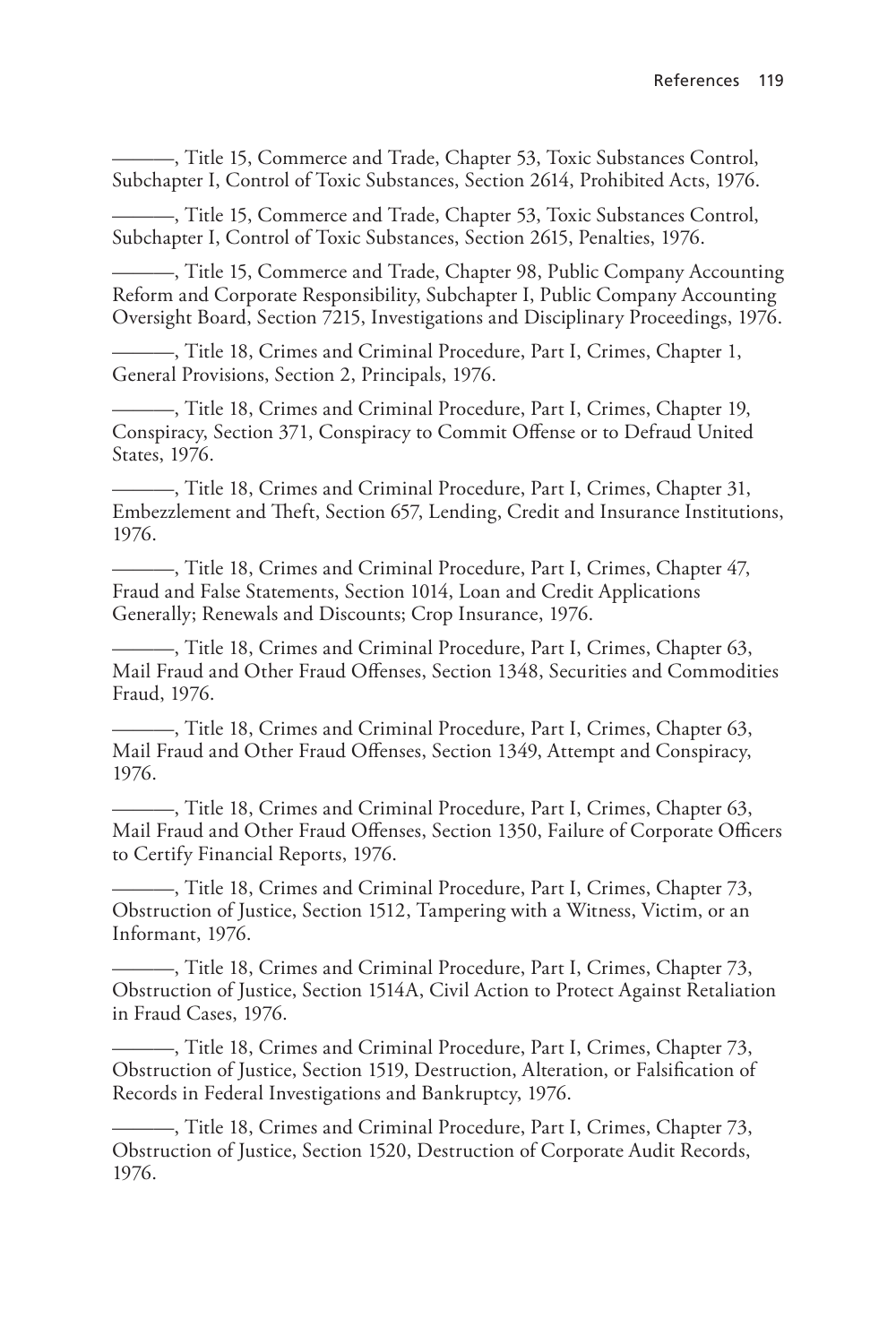———, Title 15, Commerce and Trade, Chapter 53, Toxic Substances Control, Subchapter I, Control of Toxic Substances, Section 2614, Prohibited Acts, 1976.

———, Title 15, Commerce and Trade, Chapter 53, Toxic Substances Control, Subchapter I, Control of Toxic Substances, Section 2615, Penalties, 1976.

———, Title 15, Commerce and Trade, Chapter 98, Public Company Accounting Reform and Corporate Responsibility, Subchapter I, Public Company Accounting Oversight Board, Section 7215, Investigations and Disciplinary Proceedings, 1976.

———, Title 18, Crimes and Criminal Procedure, Part I, Crimes, Chapter 1, General Provisions, Section 2, Principals, 1976.

———, Title 18, Crimes and Criminal Procedure, Part I, Crimes, Chapter 19, Conspiracy, Section 371, Conspiracy to Commit Offense or to Defraud United States, 1976.

———, Title 18, Crimes and Criminal Procedure, Part I, Crimes, Chapter 31, Embezzlement and Theft, Section 657, Lending, Credit and Insurance Institutions, 1976.

———, Title 18, Crimes and Criminal Procedure, Part I, Crimes, Chapter 47, Fraud and False Statements, Section 1014, Loan and Credit Applications Generally; Renewals and Discounts; Crop Insurance, 1976.

———, Title 18, Crimes and Criminal Procedure, Part I, Crimes, Chapter 63, Mail Fraud and Other Fraud Offenses, Section 1348, Securities and Commodities Fraud, 1976.

———, Title 18, Crimes and Criminal Procedure, Part I, Crimes, Chapter 63, Mail Fraud and Other Fraud Offenses, Section 1349, Attempt and Conspiracy, 1976.

———, Title 18, Crimes and Criminal Procedure, Part I, Crimes, Chapter 63, Mail Fraud and Other Fraud Offenses, Section 1350, Failure of Corporate Officers to Certify Financial Reports, 1976.

———, Title 18, Crimes and Criminal Procedure, Part I, Crimes, Chapter 73, Obstruction of Justice, Section 1512, Tampering with a Witness, Victim, or an Informant, 1976.

———, Title 18, Crimes and Criminal Procedure, Part I, Crimes, Chapter 73, Obstruction of Justice, Section 1514A, Civil Action to Protect Against Retaliation in Fraud Cases, 1976.

———, Title 18, Crimes and Criminal Procedure, Part I, Crimes, Chapter 73, Obstruction of Justice, Section 1519, Destruction, Alteration, or Falsification of Records in Federal Investigations and Bankruptcy, 1976.

———, Title 18, Crimes and Criminal Procedure, Part I, Crimes, Chapter 73, Obstruction of Justice, Section 1520, Destruction of Corporate Audit Records, 1976.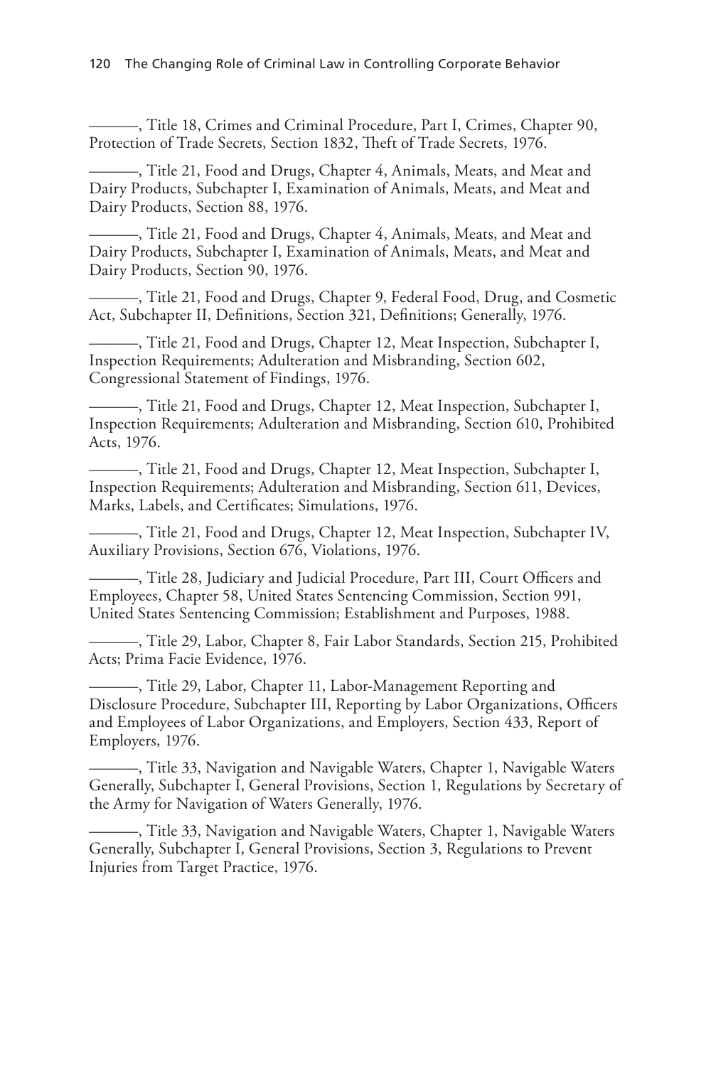———, Title 18, Crimes and Criminal Procedure, Part I, Crimes, Chapter 90, Protection of Trade Secrets, Section 1832, Theft of Trade Secrets, 1976.

———, Title 21, Food and Drugs, Chapter 4, Animals, Meats, and Meat and Dairy Products, Subchapter I, Examination of Animals, Meats, and Meat and Dairy Products, Section 88, 1976.

———, Title 21, Food and Drugs, Chapter 4, Animals, Meats, and Meat and Dairy Products, Subchapter I, Examination of Animals, Meats, and Meat and Dairy Products, Section 90, 1976.

———, Title 21, Food and Drugs, Chapter 9, Federal Food, Drug, and Cosmetic Act, Subchapter II, Definitions, Section 321, Definitions; Generally, 1976.

———, Title 21, Food and Drugs, Chapter 12, Meat Inspection, Subchapter I, Inspection Requirements; Adulteration and Misbranding, Section 602, Congressional Statement of Findings, 1976.

———, Title 21, Food and Drugs, Chapter 12, Meat Inspection, Subchapter I, Inspection Requirements; Adulteration and Misbranding, Section 610, Prohibited Acts, 1976.

———, Title 21, Food and Drugs, Chapter 12, Meat Inspection, Subchapter I, Inspection Requirements; Adulteration and Misbranding, Section 611, Devices, Marks, Labels, and Certificates; Simulations, 1976.

———, Title 21, Food and Drugs, Chapter 12, Meat Inspection, Subchapter IV, Auxiliary Provisions, Section 676, Violations, 1976.

———, Title 28, Judiciary and Judicial Procedure, Part III, Court Officers and Employees, Chapter 58, United States Sentencing Commission, Section 991, United States Sentencing Commission; Establishment and Purposes, 1988.

———, Title 29, Labor, Chapter 8, Fair Labor Standards, Section 215, Prohibited Acts; Prima Facie Evidence, 1976.

———, Title 29, Labor, Chapter 11, Labor-Management Reporting and Disclosure Procedure, Subchapter III, Reporting by Labor Organizations, Officers and Employees of Labor Organizations, and Employers, Section 433, Report of Employers, 1976.

———, Title 33, Navigation and Navigable Waters, Chapter 1, Navigable Waters Generally, Subchapter I, General Provisions, Section 1, Regulations by Secretary of the Army for Navigation of Waters Generally, 1976.

———, Title 33, Navigation and Navigable Waters, Chapter 1, Navigable Waters Generally, Subchapter I, General Provisions, Section 3, Regulations to Prevent Injuries from Target Practice, 1976.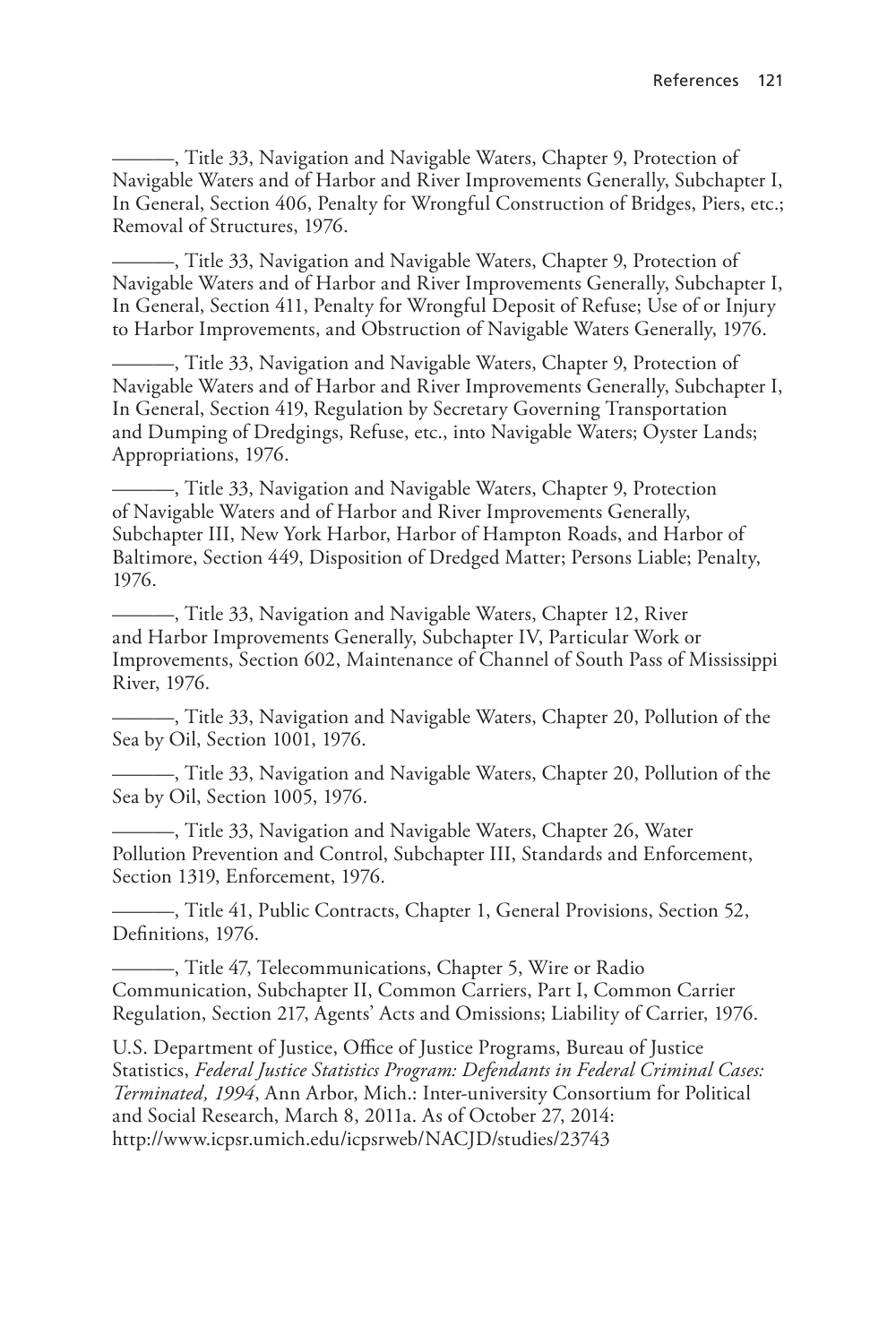———, Title 33, Navigation and Navigable Waters, Chapter 9, Protection of Navigable Waters and of Harbor and River Improvements Generally, Subchapter I, In General, Section 406, Penalty for Wrongful Construction of Bridges, Piers, etc.; Removal of Structures, 1976.

———, Title 33, Navigation and Navigable Waters, Chapter 9, Protection of Navigable Waters and of Harbor and River Improvements Generally, Subchapter I, In General, Section 411, Penalty for Wrongful Deposit of Refuse; Use of or Injury to Harbor Improvements, and Obstruction of Navigable Waters Generally, 1976.

———, Title 33, Navigation and Navigable Waters, Chapter 9, Protection of Navigable Waters and of Harbor and River Improvements Generally, Subchapter I, In General, Section 419, Regulation by Secretary Governing Transportation and Dumping of Dredgings, Refuse, etc., into Navigable Waters; Oyster Lands; Appropriations, 1976.

———, Title 33, Navigation and Navigable Waters, Chapter 9, Protection of Navigable Waters and of Harbor and River Improvements Generally, Subchapter III, New York Harbor, Harbor of Hampton Roads, and Harbor of Baltimore, Section 449, Disposition of Dredged Matter; Persons Liable; Penalty, 1976.

———, Title 33, Navigation and Navigable Waters, Chapter 12, River and Harbor Improvements Generally, Subchapter IV, Particular Work or Improvements, Section 602, Maintenance of Channel of South Pass of Mississippi River, 1976.

———, Title 33, Navigation and Navigable Waters, Chapter 20, Pollution of the Sea by Oil, Section 1001, 1976.

———, Title 33, Navigation and Navigable Waters, Chapter 20, Pollution of the Sea by Oil, Section 1005, 1976.

———, Title 33, Navigation and Navigable Waters, Chapter 26, Water Pollution Prevention and Control, Subchapter III, Standards and Enforcement, Section 1319, Enforcement, 1976.

———, Title 41, Public Contracts, Chapter 1, General Provisions, Section 52, Definitions, 1976.

———, Title 47, Telecommunications, Chapter 5, Wire or Radio Communication, Subchapter II, Common Carriers, Part I, Common Carrier Regulation, Section 217, Agents' Acts and Omissions; Liability of Carrier, 1976.

U.S. Department of Justice, Office of Justice Programs, Bureau of Justice Statistics, *Federal Justice Statistics Program: Defendants in Federal Criminal Cases: Terminated, 1994*, Ann Arbor, Mich.: Inter-university Consortium for Political and Social Research, March 8, 2011a. As of October 27, 2014: http://www.icpsr.umich.edu/icpsrweb/NACJD/studies/23743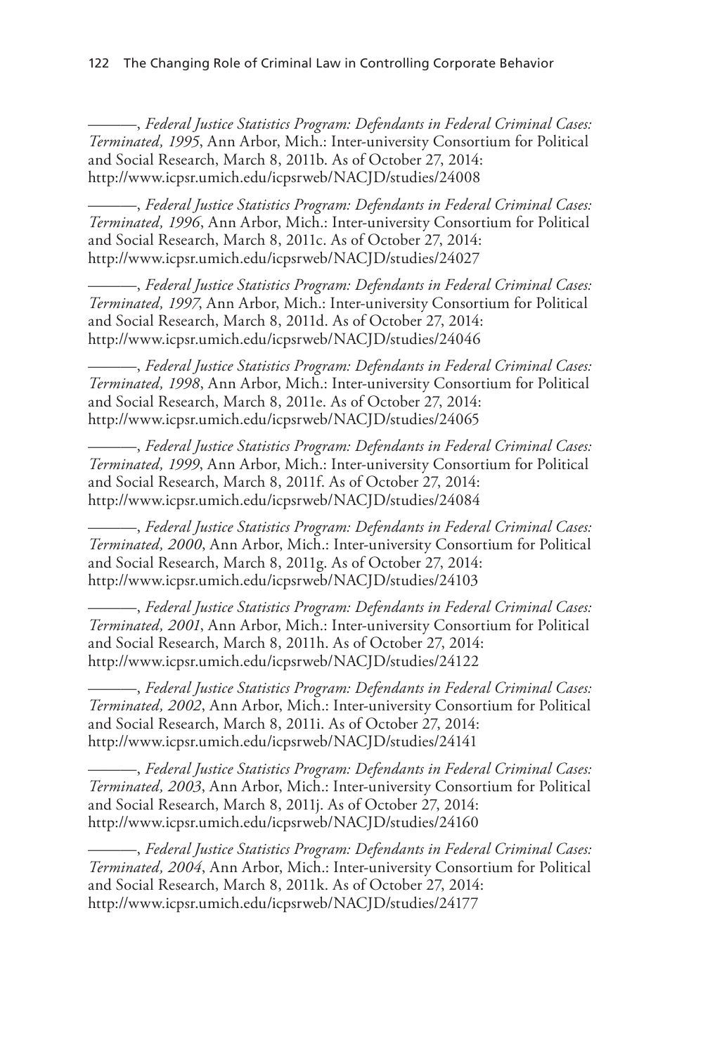———, *Federal Justice Statistics Program: Defendants in Federal Criminal Cases: Terminated, 1995*, Ann Arbor, Mich.: Inter-university Consortium for Political and Social Research, March 8, 2011b. As of October 27, 2014: http://www.icpsr.umich.edu/icpsrweb/NACJD/studies/24008

———, *Federal Justice Statistics Program: Defendants in Federal Criminal Cases: Terminated, 1996*, Ann Arbor, Mich.: Inter-university Consortium for Political and Social Research, March 8, 2011c. As of October 27, 2014: http://www.icpsr.umich.edu/icpsrweb/NACJD/studies/24027

———, *Federal Justice Statistics Program: Defendants in Federal Criminal Cases: Terminated, 1997*, Ann Arbor, Mich.: Inter-university Consortium for Political and Social Research, March 8, 2011d. As of October 27, 2014: http://www.icpsr.umich.edu/icpsrweb/NACJD/studies/24046

———, *Federal Justice Statistics Program: Defendants in Federal Criminal Cases: Terminated, 1998*, Ann Arbor, Mich.: Inter-university Consortium for Political and Social Research, March 8, 2011e. As of October 27, 2014: http://www.icpsr.umich.edu/icpsrweb/NACJD/studies/24065

———, *Federal Justice Statistics Program: Defendants in Federal Criminal Cases: Terminated, 1999*, Ann Arbor, Mich.: Inter-university Consortium for Political and Social Research, March 8, 2011f. As of October 27, 2014: http://www.icpsr.umich.edu/icpsrweb/NACJD/studies/24084

———, *Federal Justice Statistics Program: Defendants in Federal Criminal Cases: Terminated, 2000*, Ann Arbor, Mich.: Inter-university Consortium for Political and Social Research, March 8, 2011g. As of October 27, 2014: http://www.icpsr.umich.edu/icpsrweb/NACJD/studies/24103

———, *Federal Justice Statistics Program: Defendants in Federal Criminal Cases: Terminated, 2001*, Ann Arbor, Mich.: Inter-university Consortium for Political and Social Research, March 8, 2011h. As of October 27, 2014: http://www.icpsr.umich.edu/icpsrweb/NACJD/studies/24122

———, *Federal Justice Statistics Program: Defendants in Federal Criminal Cases: Terminated, 2002*, Ann Arbor, Mich.: Inter-university Consortium for Political and Social Research, March 8, 2011i. As of October 27, 2014: http://www.icpsr.umich.edu/icpsrweb/NACJD/studies/24141

———, *Federal Justice Statistics Program: Defendants in Federal Criminal Cases: Terminated, 2003*, Ann Arbor, Mich.: Inter-university Consortium for Political and Social Research, March 8, 2011j. As of October 27, 2014: http://www.icpsr.umich.edu/icpsrweb/NACJD/studies/24160

———, *Federal Justice Statistics Program: Defendants in Federal Criminal Cases: Terminated, 2004*, Ann Arbor, Mich.: Inter-university Consortium for Political and Social Research, March 8, 2011k. As of October 27, 2014: http://www.icpsr.umich.edu/icpsrweb/NACJD/studies/24177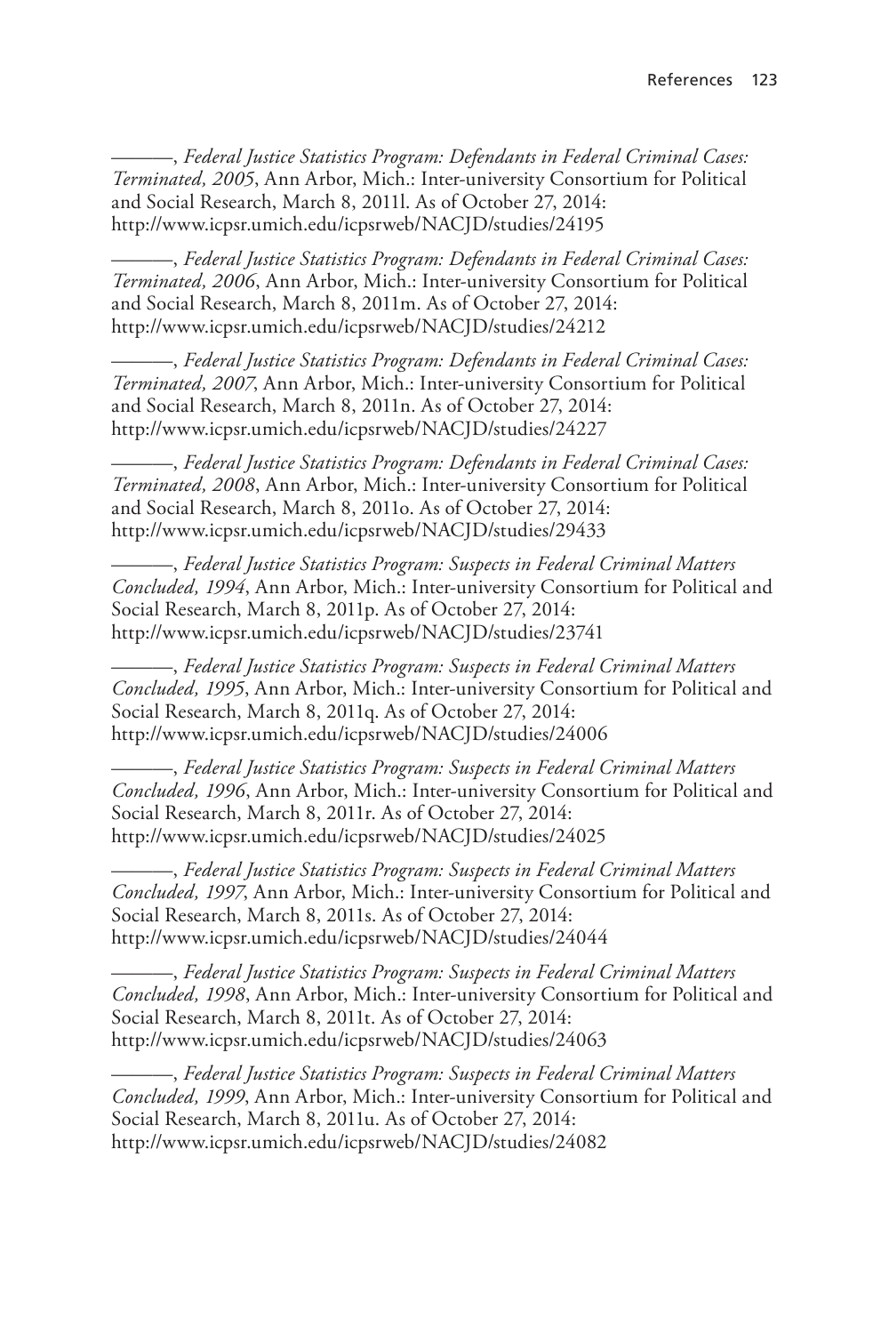———, *Federal Justice Statistics Program: Defendants in Federal Criminal Cases: Terminated, 2005*, Ann Arbor, Mich.: Inter-university Consortium for Political and Social Research, March 8, 2011l. As of October 27, 2014: http://www.icpsr.umich.edu/icpsrweb/NACJD/studies/24195

———, *Federal Justice Statistics Program: Defendants in Federal Criminal Cases: Terminated, 2006*, Ann Arbor, Mich.: Inter-university Consortium for Political and Social Research, March 8, 2011m. As of October 27, 2014: http://www.icpsr.umich.edu/icpsrweb/NACJD/studies/24212

———, *Federal Justice Statistics Program: Defendants in Federal Criminal Cases: Terminated, 2007*, Ann Arbor, Mich.: Inter-university Consortium for Political and Social Research, March 8, 2011n. As of October 27, 2014: http://www.icpsr.umich.edu/icpsrweb/NACJD/studies/24227

———, *Federal Justice Statistics Program: Defendants in Federal Criminal Cases: Terminated, 2008*, Ann Arbor, Mich.: Inter-university Consortium for Political and Social Research, March 8, 2011o. As of October 27, 2014: http://www.icpsr.umich.edu/icpsrweb/NACJD/studies/29433

———, *Federal Justice Statistics Program: Suspects in Federal Criminal Matters Concluded, 1994*, Ann Arbor, Mich.: Inter-university Consortium for Political and Social Research, March 8, 2011p. As of October 27, 2014: http://www.icpsr.umich.edu/icpsrweb/NACJD/studies/23741

———, *Federal Justice Statistics Program: Suspects in Federal Criminal Matters Concluded, 1995*, Ann Arbor, Mich.: Inter-university Consortium for Political and Social Research, March 8, 2011q. As of October 27, 2014: http://www.icpsr.umich.edu/icpsrweb/NACJD/studies/24006

———, *Federal Justice Statistics Program: Suspects in Federal Criminal Matters Concluded, 1996*, Ann Arbor, Mich.: Inter-university Consortium for Political and Social Research, March 8, 2011r. As of October 27, 2014: http://www.icpsr.umich.edu/icpsrweb/NACJD/studies/24025

———, *Federal Justice Statistics Program: Suspects in Federal Criminal Matters Concluded, 1997*, Ann Arbor, Mich.: Inter-university Consortium for Political and Social Research, March 8, 2011s. As of October 27, 2014: http://www.icpsr.umich.edu/icpsrweb/NACJD/studies/24044

———, *Federal Justice Statistics Program: Suspects in Federal Criminal Matters Concluded, 1998*, Ann Arbor, Mich.: Inter-university Consortium for Political and Social Research, March 8, 2011t. As of October 27, 2014: http://www.icpsr.umich.edu/icpsrweb/NACJD/studies/24063

———, *Federal Justice Statistics Program: Suspects in Federal Criminal Matters Concluded, 1999*, Ann Arbor, Mich.: Inter-university Consortium for Political and Social Research, March 8, 2011u. As of October 27, 2014: http://www.icpsr.umich.edu/icpsrweb/NACJD/studies/24082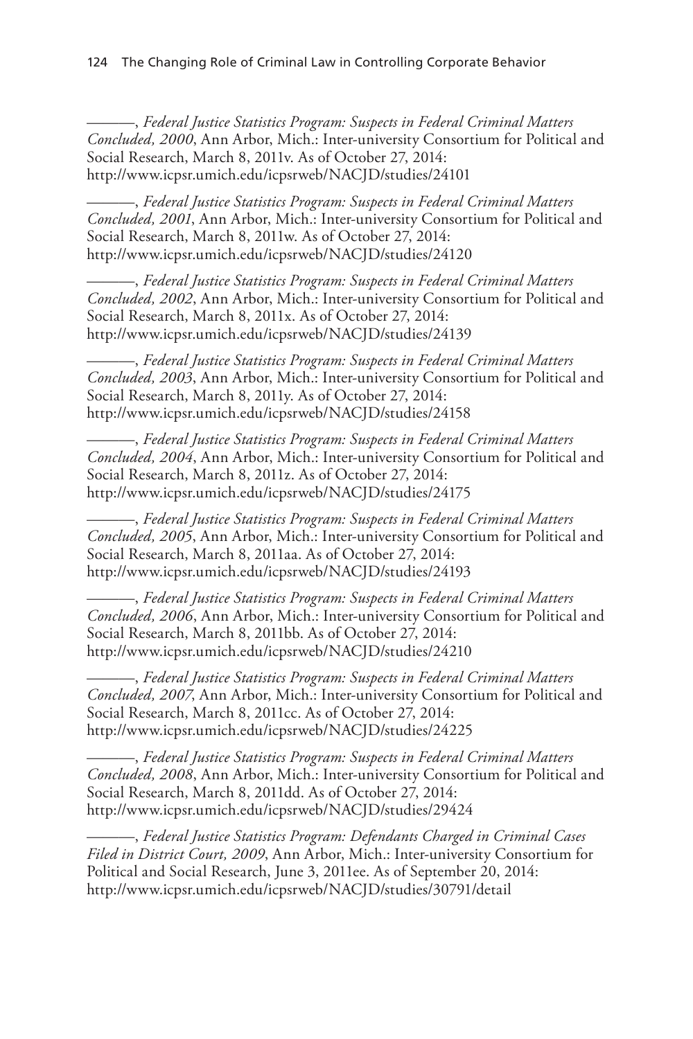———, *Federal Justice Statistics Program: Suspects in Federal Criminal Matters Concluded, 2000*, Ann Arbor, Mich.: Inter-university Consortium for Political and Social Research, March 8, 2011v. As of October 27, 2014: http://www.icpsr.umich.edu/icpsrweb/NACJD/studies/24101

———, *Federal Justice Statistics Program: Suspects in Federal Criminal Matters Concluded, 2001*, Ann Arbor, Mich.: Inter-university Consortium for Political and Social Research, March 8, 2011w. As of October 27, 2014: http://www.icpsr.umich.edu/icpsrweb/NACJD/studies/24120

———, *Federal Justice Statistics Program: Suspects in Federal Criminal Matters Concluded, 2002*, Ann Arbor, Mich.: Inter-university Consortium for Political and Social Research, March 8, 2011x. As of October 27, 2014: http://www.icpsr.umich.edu/icpsrweb/NACJD/studies/24139

———, *Federal Justice Statistics Program: Suspects in Federal Criminal Matters Concluded, 2003*, Ann Arbor, Mich.: Inter-university Consortium for Political and Social Research, March 8, 2011y. As of October 27, 2014: http://www.icpsr.umich.edu/icpsrweb/NACJD/studies/24158

———, *Federal Justice Statistics Program: Suspects in Federal Criminal Matters Concluded, 2004*, Ann Arbor, Mich.: Inter-university Consortium for Political and Social Research, March 8, 2011z. As of October 27, 2014: http://www.icpsr.umich.edu/icpsrweb/NACJD/studies/24175

———, *Federal Justice Statistics Program: Suspects in Federal Criminal Matters Concluded, 2005*, Ann Arbor, Mich.: Inter-university Consortium for Political and Social Research, March 8, 2011aa. As of October 27, 2014: http://www.icpsr.umich.edu/icpsrweb/NACJD/studies/24193

———, *Federal Justice Statistics Program: Suspects in Federal Criminal Matters Concluded, 2006*, Ann Arbor, Mich.: Inter-university Consortium for Political and Social Research, March 8, 2011bb. As of October 27, 2014: http://www.icpsr.umich.edu/icpsrweb/NACJD/studies/24210

———, *Federal Justice Statistics Program: Suspects in Federal Criminal Matters Concluded, 2007*, Ann Arbor, Mich.: Inter-university Consortium for Political and Social Research, March 8, 2011cc. As of October 27, 2014: http://www.icpsr.umich.edu/icpsrweb/NACJD/studies/24225

———, *Federal Justice Statistics Program: Suspects in Federal Criminal Matters Concluded, 2008*, Ann Arbor, Mich.: Inter-university Consortium for Political and Social Research, March 8, 2011dd. As of October 27, 2014: http://www.icpsr.umich.edu/icpsrweb/NACJD/studies/29424

———, *Federal Justice Statistics Program: Defendants Charged in Criminal Cases Filed in District Court, 2009*, Ann Arbor, Mich.: Inter-university Consortium for Political and Social Research, June 3, 2011ee. As of September 20, 2014: http://www.icpsr.umich.edu/icpsrweb/NACJD/studies/30791/detail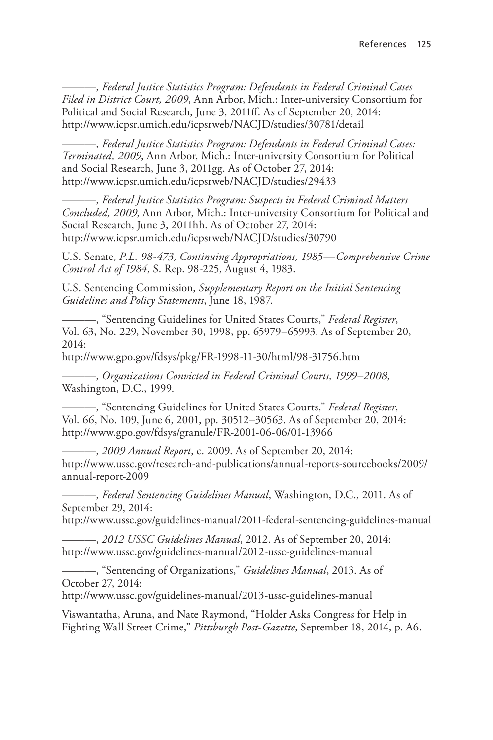———, *Federal Justice Statistics Program: Defendants in Federal Criminal Cases Filed in District Court, 2009*, Ann Arbor, Mich.: Inter-university Consortium for Political and Social Research, June 3, 2011ff. As of September 20, 2014: http://www.icpsr.umich.edu/icpsrweb/NACJD/studies/30781/detail

———, *Federal Justice Statistics Program: Defendants in Federal Criminal Cases: Terminated, 2009*, Ann Arbor, Mich.: Inter-university Consortium for Political and Social Research, June 3, 2011gg. As of October 27, 2014: http://www.icpsr.umich.edu/icpsrweb/NACJD/studies/29433

———, *Federal Justice Statistics Program: Suspects in Federal Criminal Matters Concluded, 2009*, Ann Arbor, Mich.: Inter-university Consortium for Political and Social Research, June 3, 2011hh. As of October 27, 2014: http://www.icpsr.umich.edu/icpsrweb/NACJD/studies/30790

U.S. Senate, *P.L. 98-473, Continuing Appropriations, 1985—Comprehensive Crime Control Act of 1984*, S. Rep. 98-225, August 4, 1983.

U.S. Sentencing Commission, *Supplementary Report on the Initial Sentencing Guidelines and Policy Statements*, June 18, 1987.

———, "Sentencing Guidelines for United States Courts," *Federal Register*, Vol. 63, No. 229, November 30, 1998, pp. 65979–65993. As of September 20, 2014:
http://www.gpo.gov/fdsys/pkg/FR-1998-11-30/html/98-31756.htm

———, *Organizations Convicted in Federal Criminal Courts, 1999–2008*, Washington, D.C., 1999.

———, "Sentencing Guidelines for United States Courts," *Federal Register*, Vol. 66, No. 109, June 6, 2001, pp. 30512–30563. As of September 20, 2014: http://www.gpo.gov/fdsys/granule/FR-2001-06-06/01-13966

———, *2009 Annual Report*, c. 2009. As of September 20, 2014: http://www.ussc.gov/research-and-publications/annual-reports-sourcebooks/2009/annual-report-2009

———, *Federal Sentencing Guidelines Manual*, Washington, D.C., 2011. As of September 29, 2014:
http://www.ussc.gov/guidelines-manual/2011-federal-sentencing-guidelines-manual

———, *2012 USSC Guidelines Manual*, 2012. As of September 20, 2014: http://www.ussc.gov/guidelines-manual/2012-ussc-guidelines-manual

———, "Sentencing of Organizations," *Guidelines Manual*, 2013. As of October 27, 2014:
http://www.ussc.gov/guidelines-manual/2013-ussc-guidelines-manual

Viswantatha, Aruna, and Nate Raymond, "Holder Asks Congress for Help in Fighting Wall Street Crime," *Pittsburgh Post-Gazette*, September 18, 2014, p. A6.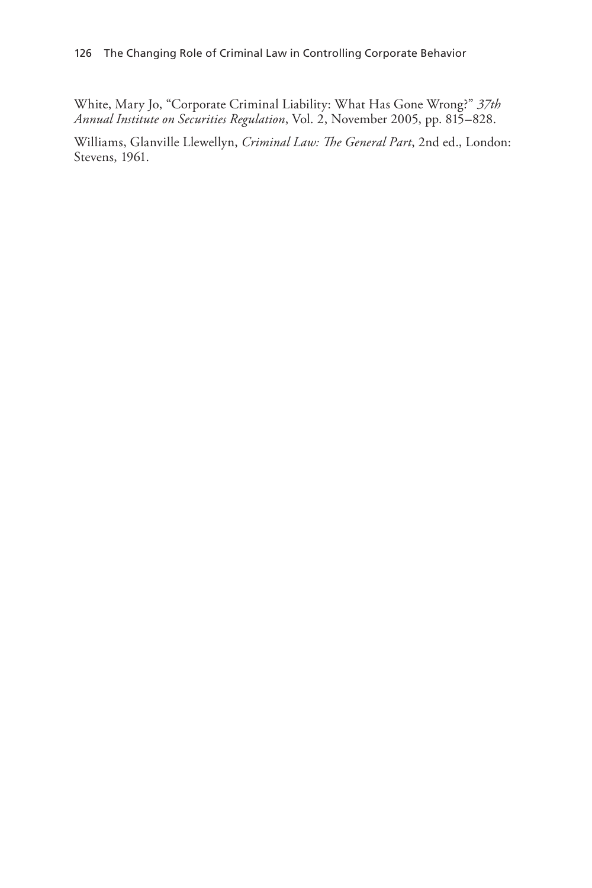White, Mary Jo, "Corporate Criminal Liability: What Has Gone Wrong?" *37th Annual Institute on Securities Regulation*, Vol. 2, November 2005, pp. 815–828.

Williams, Glanville Llewellyn, *Criminal Law: The General Part*, 2nd ed., London: Stevens, 1961.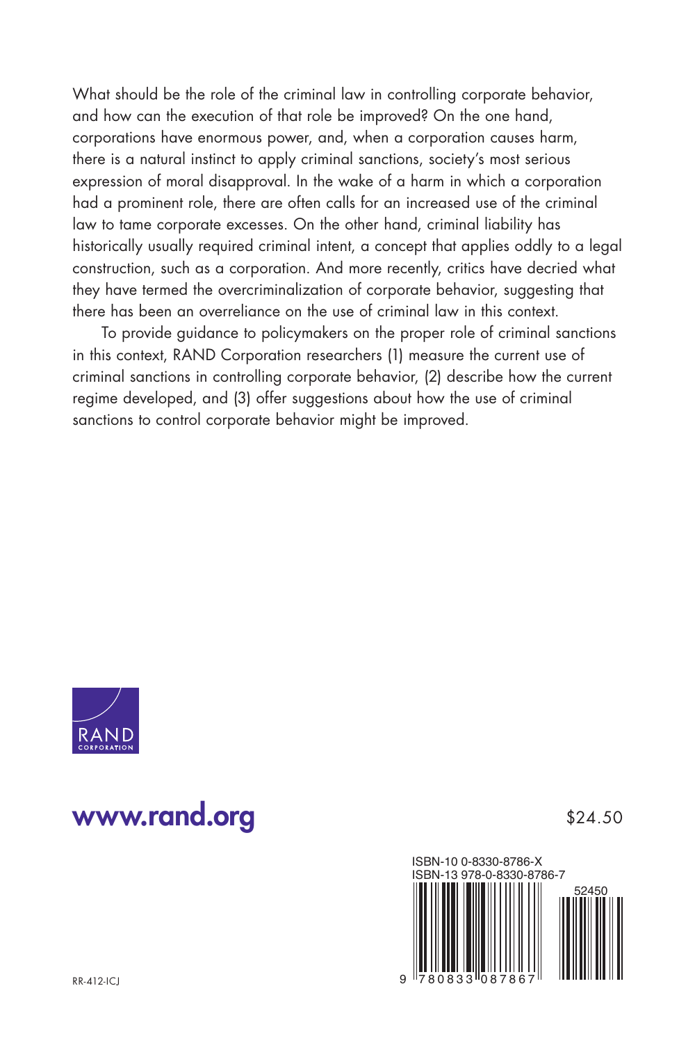What should be the role of the criminal law in controlling corporate behavior, and how can the execution of that role be improved? On the one hand, corporations have enormous power, and, when a corporation causes harm, there is a natural instinct to apply criminal sanctions, society's most serious expression of moral disapproval. In the wake of a harm in which a corporation had a prominent role, there are often calls for an increased use of the criminal law to tame corporate excesses. On the other hand, criminal liability has historically usually required criminal intent, a concept that applies oddly to a legal construction, such as a corporation. And more recently, critics have decried what they have termed the overcriminalization of corporate behavior, suggesting that there has been an overreliance on the use of criminal law in this context.

To provide guidance to policymakers on the proper role of criminal sanctions in this context, RAND Corporation researchers (1) measure the current use of criminal sanctions in controlling corporate behavior, (2) describe how the current regime developed, and (3) offer suggestions about how the use of criminal sanctions to control corporate behavior might be improved.

RAND CORPORATION

**www.rand.org**

$24.50

ISBN-10 0-8330-8786-X
ISBN-13 978-0-8330-8786-7

52450

9 780833 087867

RR-412-ICJ